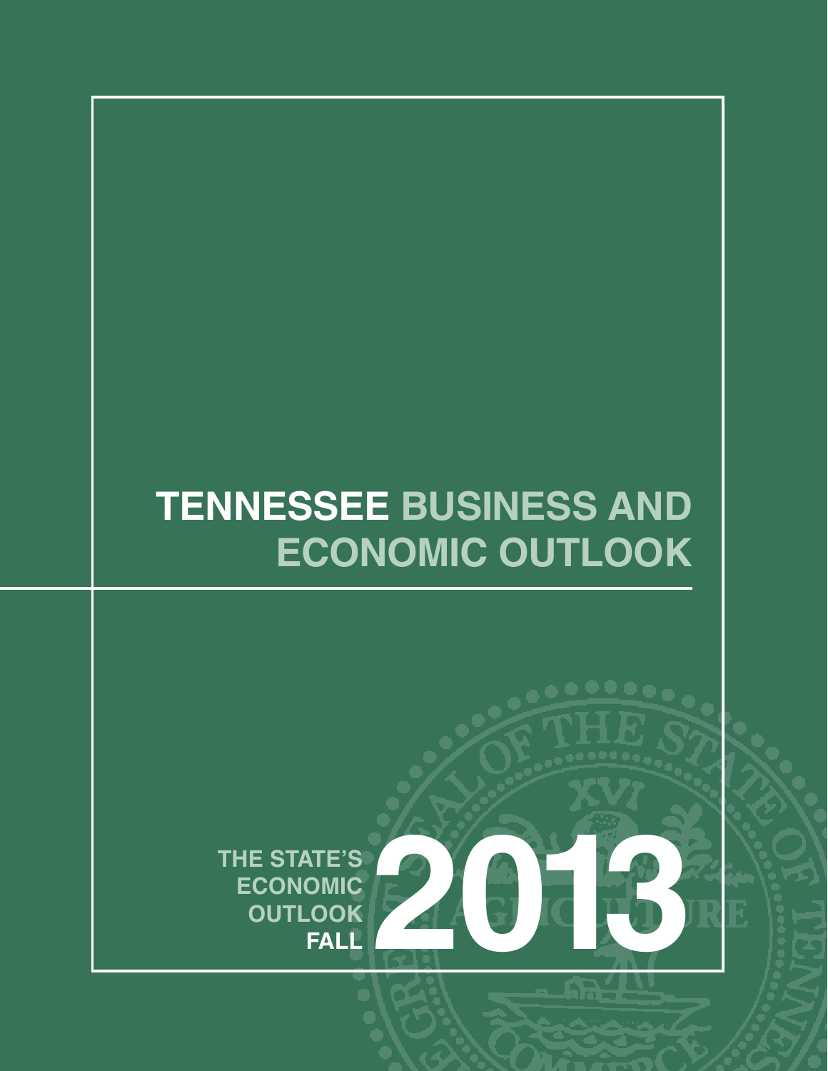# TENNESSEE BUSINESS AND ECONOMIC OUTLOOK

THE STATE'S ECONOMIC OUTLOOK FALL

2013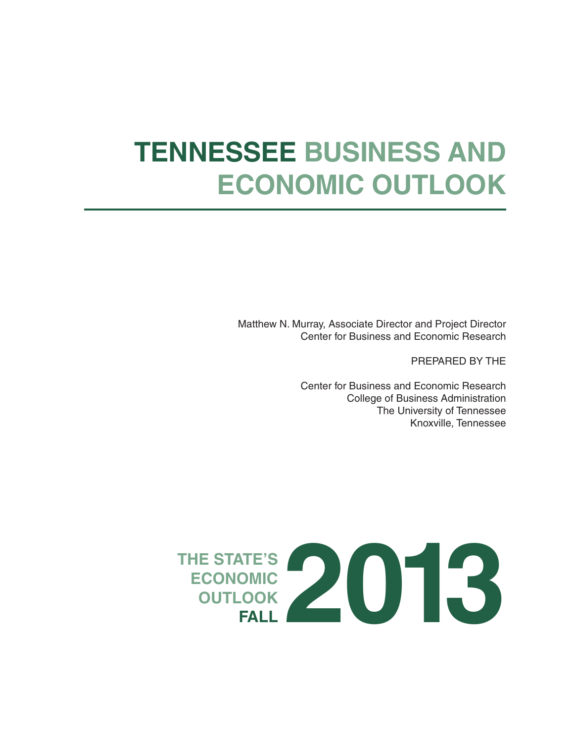# TENNESSEE BUSINESS AND ECONOMIC OUTLOOK

Matthew N. Murray, Associate Director and Project Director
Center for Business and Economic Research

PREPARED BY THE

Center for Business and Economic Research
College of Business Administration
The University of Tennessee
Knoxville, Tennessee

THE STATE'S ECONOMIC OUTLOOK FALL 2013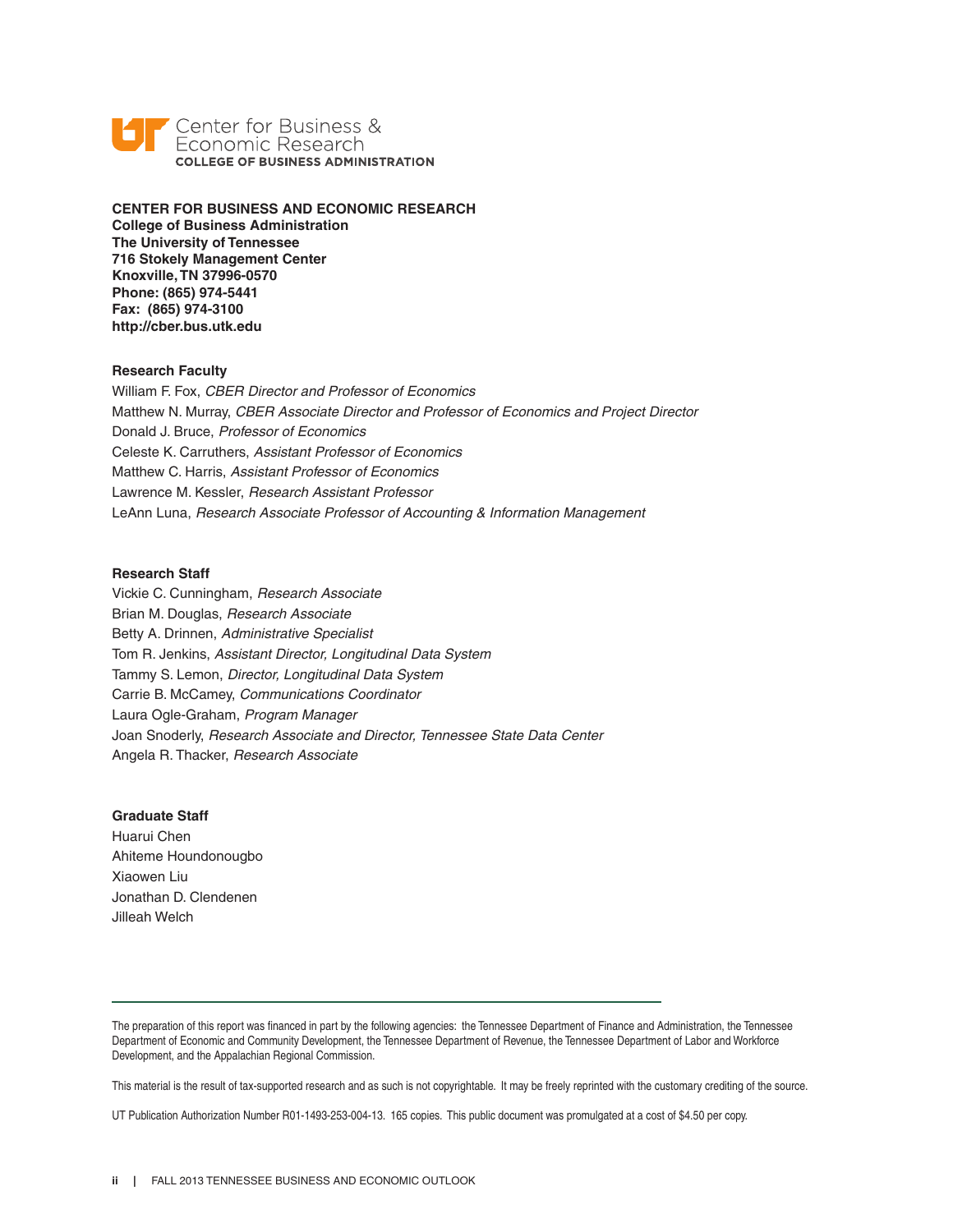Center for Business & Economic Research
COLLEGE OF BUSINESS ADMINISTRATION

**CENTER FOR BUSINESS AND ECONOMIC RESEARCH**
**College of Business Administration**
**The University of Tennessee**
**716 Stokely Management Center**
**Knoxville, TN 37996-0570**
**Phone: (865) 974-5441**
**Fax: (865) 974-3100**
**http://cber.bus.utk.edu**

**Research Faculty**

William F. Fox, *CBER Director and Professor of Economics*
Matthew N. Murray, *CBER Associate Director and Professor of Economics and Project Director*
Donald J. Bruce, *Professor of Economics*
Celeste K. Carruthers, *Assistant Professor of Economics*
Matthew C. Harris, *Assistant Professor of Economics*
Lawrence M. Kessler, *Research Assistant Professor*
LeAnn Luna, *Research Associate Professor of Accounting & Information Management*

**Research Staff**

Vickie C. Cunningham, *Research Associate*
Brian M. Douglas, *Research Associate*
Betty A. Drinnen, *Administrative Specialist*
Tom R. Jenkins, *Assistant Director, Longitudinal Data System*
Tammy S. Lemon, *Director, Longitudinal Data System*
Carrie B. McCamey, *Communications Coordinator*
Laura Ogle-Graham, *Program Manager*
Joan Snoderly, *Research Associate and Director, Tennessee State Data Center*
Angela R. Thacker, *Research Associate*

**Graduate Staff**

Huarui Chen
Ahiteme Houndonougbo
Xiaowen Liu
Jonathan D. Clendenen
Jilleah Welch

---

The preparation of this report was financed in part by the following agencies: the Tennessee Department of Finance and Administration, the Tennessee Department of Economic and Community Development, the Tennessee Department of Revenue, the Tennessee Department of Labor and Workforce Development, and the Appalachian Regional Commission.

This material is the result of tax-supported research and as such is not copyrightable. It may be freely reprinted with the customary crediting of the source.

UT Publication Authorization Number R01-1493-253-004-13. 165 copies. This public document was promulgated at a cost of $4.50 per copy.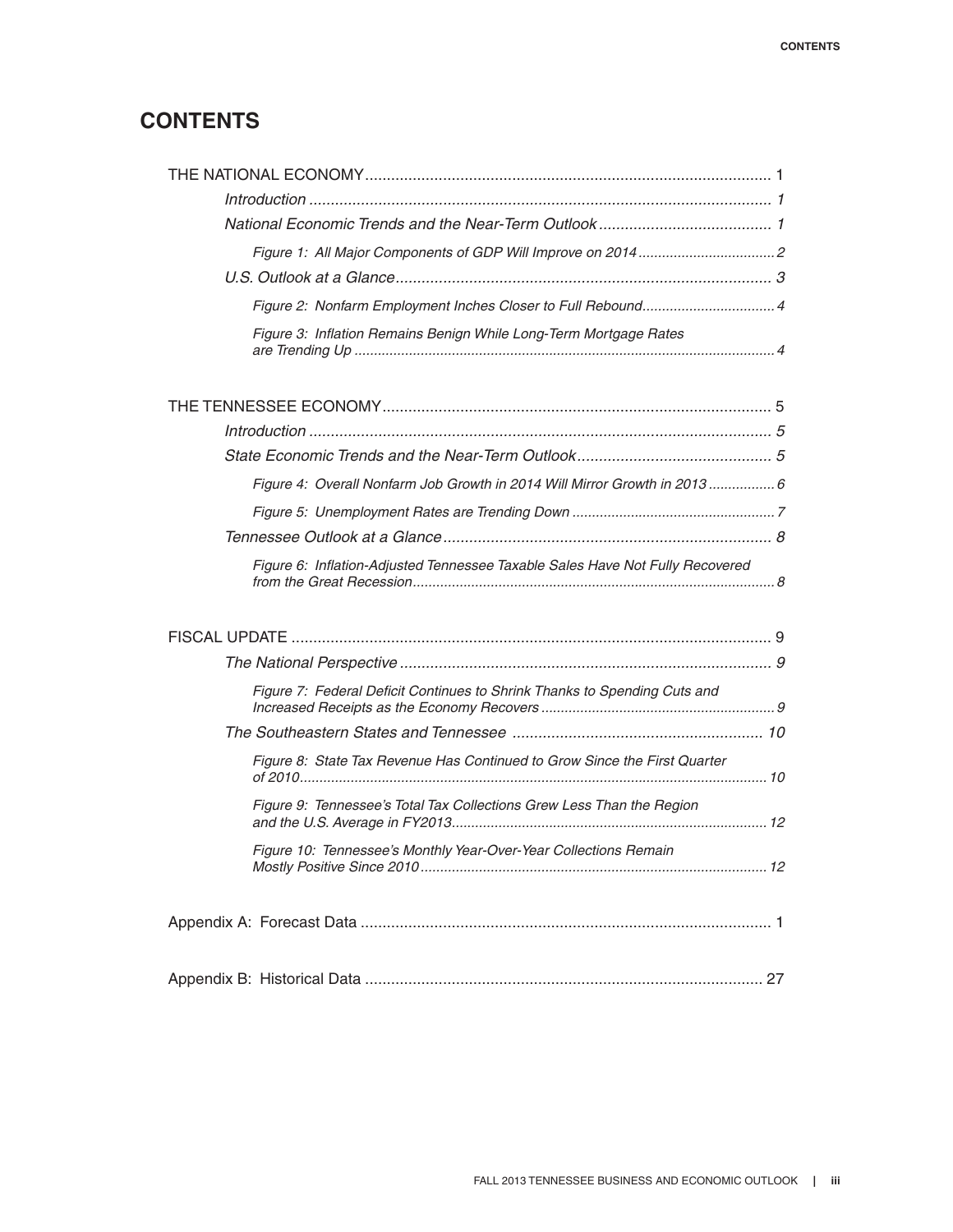# CONTENTS

THE NATIONAL ECONOMY ........................................................................................... 1

- *Introduction* ........................................................................................... 1
- *National Economic Trends and the Near-Term Outlook* ........................................ 1
  - *Figure 1: All Major Components of GDP Will Improve on 2014* .................................. 2
- *U.S. Outlook at a Glance* ...................................................................................... 3
  - *Figure 2: Nonfarm Employment Inches Closer to Full Rebound* ................................. 4
  - *Figure 3: Inflation Remains Benign While Long-Term Mortgage Rates are Trending Up* ........................................................................................................... 4

THE TENNESSEE ECONOMY ........................................................................................ 5

- *Introduction* ........................................................................................... 5
- *State Economic Trends and the Near-Term Outlook* ............................................. 5
  - *Figure 4: Overall Nonfarm Job Growth in 2014 Will Mirror Growth in 2013* ................ 6
  - *Figure 5: Unemployment Rates are Trending Down* .................................................... 7
- *Tennessee Outlook at a Glance* ............................................................................ 8
  - *Figure 6: Inflation-Adjusted Tennessee Taxable Sales Have Not Fully Recovered from the Great Recession* ............................................................................................ 8

FISCAL UPDATE ............................................................................................................. 9

- *The National Perspective* ...................................................................................... 9
  - *Figure 7: Federal Deficit Continues to Shrink Thanks to Spending Cuts and Increased Receipts as the Economy Recovers* ............................................................ 9
- *The Southeastern States and Tennessee* .......................................................... 10
  - *Figure 8: State Tax Revenue Has Continued to Grow Since the First Quarter of 2010* ....................................................................................................................... 10
  - *Figure 9: Tennessee's Total Tax Collections Grew Less Than the Region and the U.S. Average in FY2013* ................................................................................ 12
  - *Figure 10: Tennessee's Monthly Year-Over-Year Collections Remain Mostly Positive Since 2010* ......................................................................................... 12

Appendix A: Forecast Data ............................................................................................ 1

Appendix B: Historical Data ........................................................................................... 27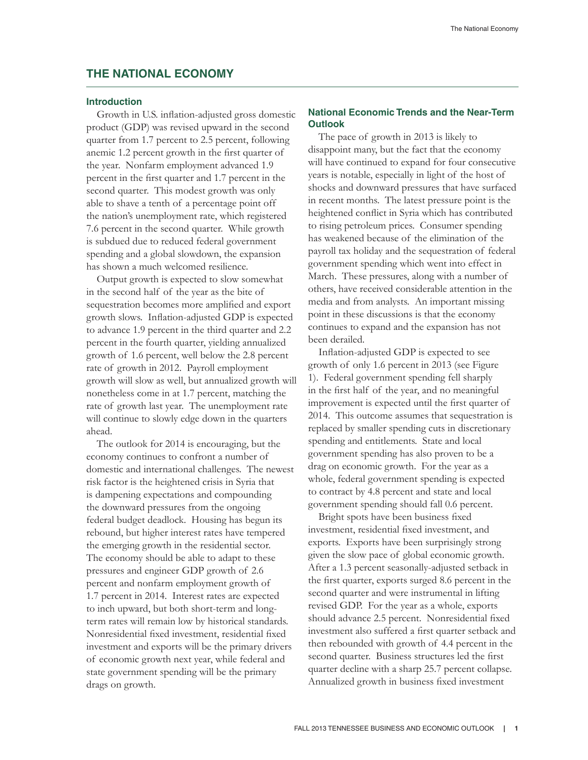# THE NATIONAL ECONOMY

## Introduction

Growth in U.S. inflation-adjusted gross domestic product (GDP) was revised upward in the second quarter from 1.7 percent to 2.5 percent, following anemic 1.2 percent growth in the first quarter of the year. Nonfarm employment advanced 1.9 percent in the first quarter and 1.7 percent in the second quarter. This modest growth was only able to shave a tenth of a percentage point off the nation's unemployment rate, which registered 7.6 percent in the second quarter. While growth is subdued due to reduced federal government spending and a global slowdown, the expansion has shown a much welcomed resilience.

Output growth is expected to slow somewhat in the second half of the year as the bite of sequestration becomes more amplified and export growth slows. Inflation-adjusted GDP is expected to advance 1.9 percent in the third quarter and 2.2 percent in the fourth quarter, yielding annualized growth of 1.6 percent, well below the 2.8 percent rate of growth in 2012. Payroll employment growth will slow as well, but annualized growth will nonetheless come in at 1.7 percent, matching the rate of growth last year. The unemployment rate will continue to slowly edge down in the quarters ahead.

The outlook for 2014 is encouraging, but the economy continues to confront a number of domestic and international challenges. The newest risk factor is the heightened crisis in Syria that is dampening expectations and compounding the downward pressures from the ongoing federal budget deadlock. Housing has begun its rebound, but higher interest rates have tempered the emerging growth in the residential sector. The economy should be able to adapt to these pressures and engineer GDP growth of 2.6 percent and nonfarm employment growth of 1.7 percent in 2014. Interest rates are expected to inch upward, but both short-term and long-term rates will remain low by historical standards. Nonresidential fixed investment, residential fixed investment and exports will be the primary drivers of economic growth next year, while federal and state government spending will be the primary drags on growth.

## National Economic Trends and the Near-Term Outlook

The pace of growth in 2013 is likely to disappoint many, but the fact that the economy will have continued to expand for four consecutive years is notable, especially in light of the host of shocks and downward pressures that have surfaced in recent months. The latest pressure point is the heightened conflict in Syria which has contributed to rising petroleum prices. Consumer spending has weakened because of the elimination of the payroll tax holiday and the sequestration of federal government spending which went into effect in March. These pressures, along with a number of others, have received considerable attention in the media and from analysts. An important missing point in these discussions is that the economy continues to expand and the expansion has not been derailed.

Inflation-adjusted GDP is expected to see growth of only 1.6 percent in 2013 (see Figure 1). Federal government spending fell sharply in the first half of the year, and no meaningful improvement is expected until the first quarter of 2014. This outcome assumes that sequestration is replaced by smaller spending cuts in discretionary spending and entitlements. State and local government spending has also proven to be a drag on economic growth. For the year as a whole, federal government spending is expected to contract by 4.8 percent and state and local government spending should fall 0.6 percent.

Bright spots have been business fixed investment, residential fixed investment, and exports. Exports have been surprisingly strong given the slow pace of global economic growth. After a 1.3 percent seasonally-adjusted setback in the first quarter, exports surged 8.6 percent in the second quarter and were instrumental in lifting revised GDP. For the year as a whole, exports should advance 2.5 percent. Nonresidential fixed investment also suffered a first quarter setback and then rebounded with growth of 4.4 percent in the second quarter. Business structures led the first quarter decline with a sharp 25.7 percent collapse. Annualized growth in business fixed investment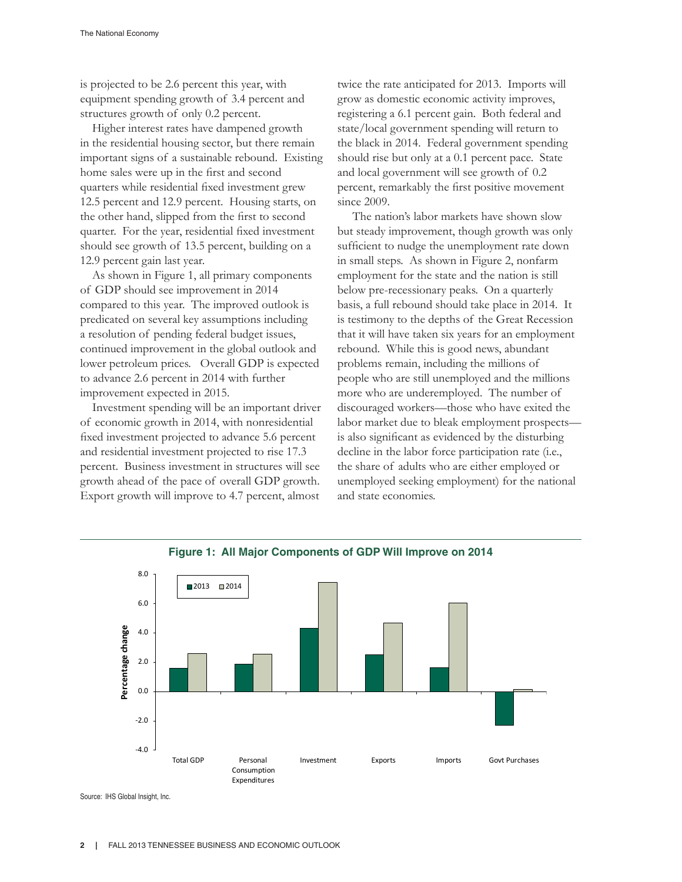is projected to be 2.6 percent this year, with equipment spending growth of 3.4 percent and structures growth of only 0.2 percent.

Higher interest rates have dampened growth in the residential housing sector, but there remain important signs of a sustainable rebound. Existing home sales were up in the first and second quarters while residential fixed investment grew 12.5 percent and 12.9 percent. Housing starts, on the other hand, slipped from the first to second quarter. For the year, residential fixed investment should see growth of 13.5 percent, building on a 12.9 percent gain last year.

As shown in Figure 1, all primary components of GDP should see improvement in 2014 compared to this year. The improved outlook is predicated on several key assumptions including a resolution of pending federal budget issues, continued improvement in the global outlook and lower petroleum prices. Overall GDP is expected to advance 2.6 percent in 2014 with further improvement expected in 2015.

Investment spending will be an important driver of economic growth in 2014, with nonresidential fixed investment projected to advance 5.6 percent and residential investment projected to rise 17.3 percent. Business investment in structures will see growth ahead of the pace of overall GDP growth. Export growth will improve to 4.7 percent, almost twice the rate anticipated for 2013. Imports will grow as domestic economic activity improves, registering a 6.1 percent gain. Both federal and state/local government spending will return to the black in 2014. Federal government spending should rise but only at a 0.1 percent pace. State and local government will see growth of 0.2 percent, remarkably the first positive movement since 2009.

The nation's labor markets have shown slow but steady improvement, though growth was only sufficient to nudge the unemployment rate down in small steps. As shown in Figure 2, nonfarm employment for the state and the nation is still below pre-recessionary peaks. On a quarterly basis, a full rebound should take place in 2014. It is testimony to the depths of the Great Recession that it will have taken six years for an employment rebound. While this is good news, abundant problems remain, including the millions of people who are still unemployed and the millions more who are underemployed. The number of discouraged workers—those who have exited the labor market due to bleak employment prospects—is also significant as evidenced by the disturbing decline in the labor force participation rate (i.e., the share of adults who are either employed or unemployed seeking employment) for the national and state economies.

**Figure 1: All Major Components of GDP Will Improve on 2014**

Source: IHS Global Insight, Inc.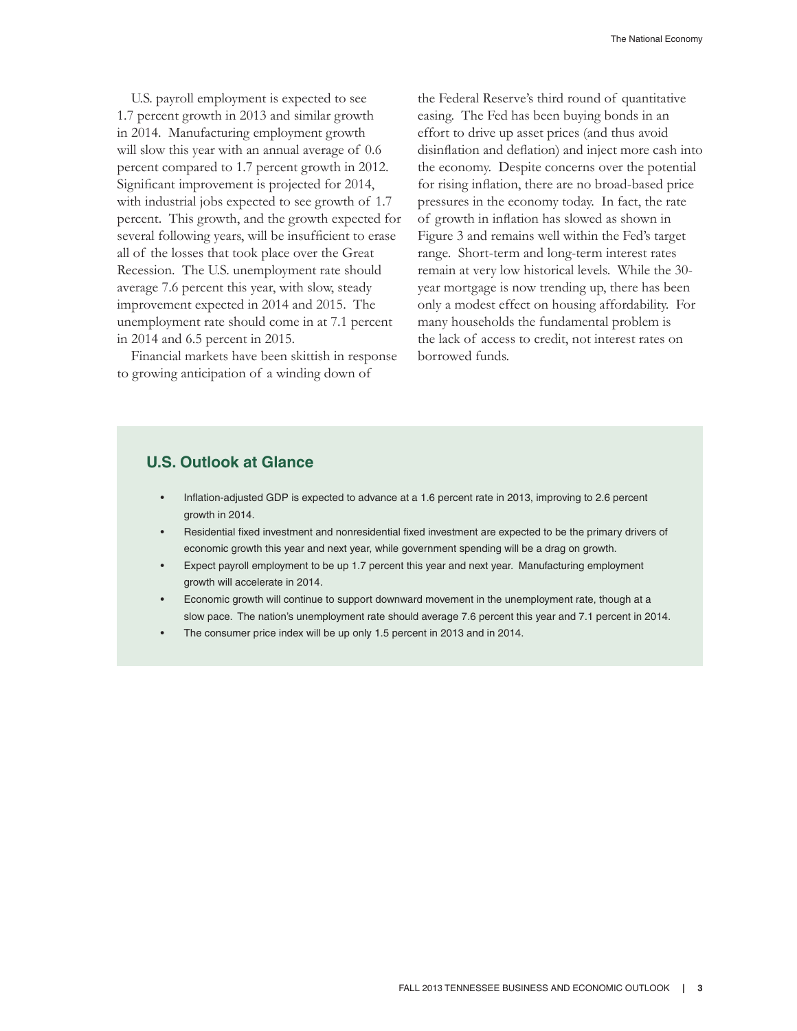U.S. payroll employment is expected to see 1.7 percent growth in 2013 and similar growth in 2014. Manufacturing employment growth will slow this year with an annual average of 0.6 percent compared to 1.7 percent growth in 2012. Significant improvement is projected for 2014, with industrial jobs expected to see growth of 1.7 percent. This growth, and the growth expected for several following years, will be insufficient to erase all of the losses that took place over the Great Recession. The U.S. unemployment rate should average 7.6 percent this year, with slow, steady improvement expected in 2014 and 2015. The unemployment rate should come in at 7.1 percent in 2014 and 6.5 percent in 2015.

Financial markets have been skittish in response to growing anticipation of a winding down of the Federal Reserve's third round of quantitative easing. The Fed has been buying bonds in an effort to drive up asset prices (and thus avoid disinflation and deflation) and inject more cash into the economy. Despite concerns over the potential for rising inflation, there are no broad-based price pressures in the economy today. In fact, the rate of growth in inflation has slowed as shown in Figure 3 and remains well within the Fed's target range. Short-term and long-term interest rates remain at very low historical levels. While the 30-year mortgage is now trending up, there has been only a modest effect on housing affordability. For many households the fundamental problem is the lack of access to credit, not interest rates on borrowed funds.

## U.S. Outlook at Glance

- Inflation-adjusted GDP is expected to advance at a 1.6 percent rate in 2013, improving to 2.6 percent growth in 2014.
- Residential fixed investment and nonresidential fixed investment are expected to be the primary drivers of economic growth this year and next year, while government spending will be a drag on growth.
- Expect payroll employment to be up 1.7 percent this year and next year. Manufacturing employment growth will accelerate in 2014.
- Economic growth will continue to support downward movement in the unemployment rate, though at a slow pace. The nation's unemployment rate should average 7.6 percent this year and 7.1 percent in 2014.
- The consumer price index will be up only 1.5 percent in 2013 and in 2014.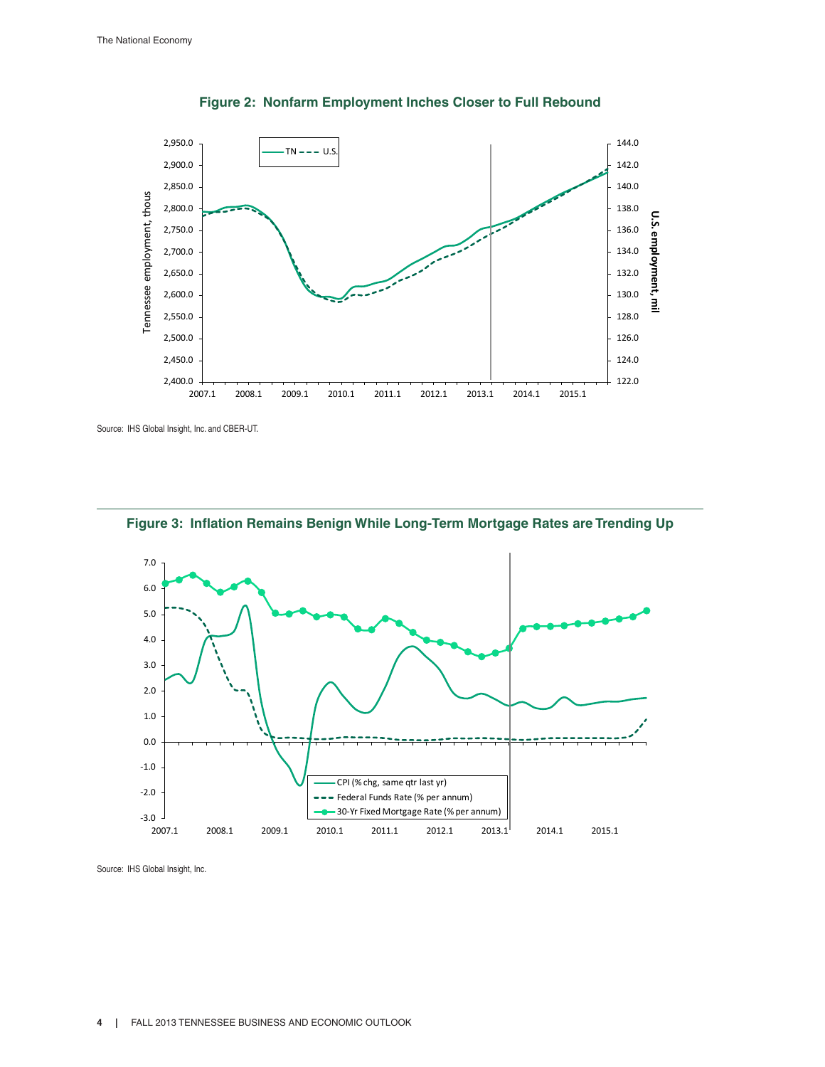**Figure 2: Nonfarm Employment Inches Closer to Full Rebound**

Source: IHS Global Insight, Inc. and CBER-UT.

**Figure 3: Inflation Remains Benign While Long-Term Mortgage Rates are Trending Up**

Source: IHS Global Insight, Inc.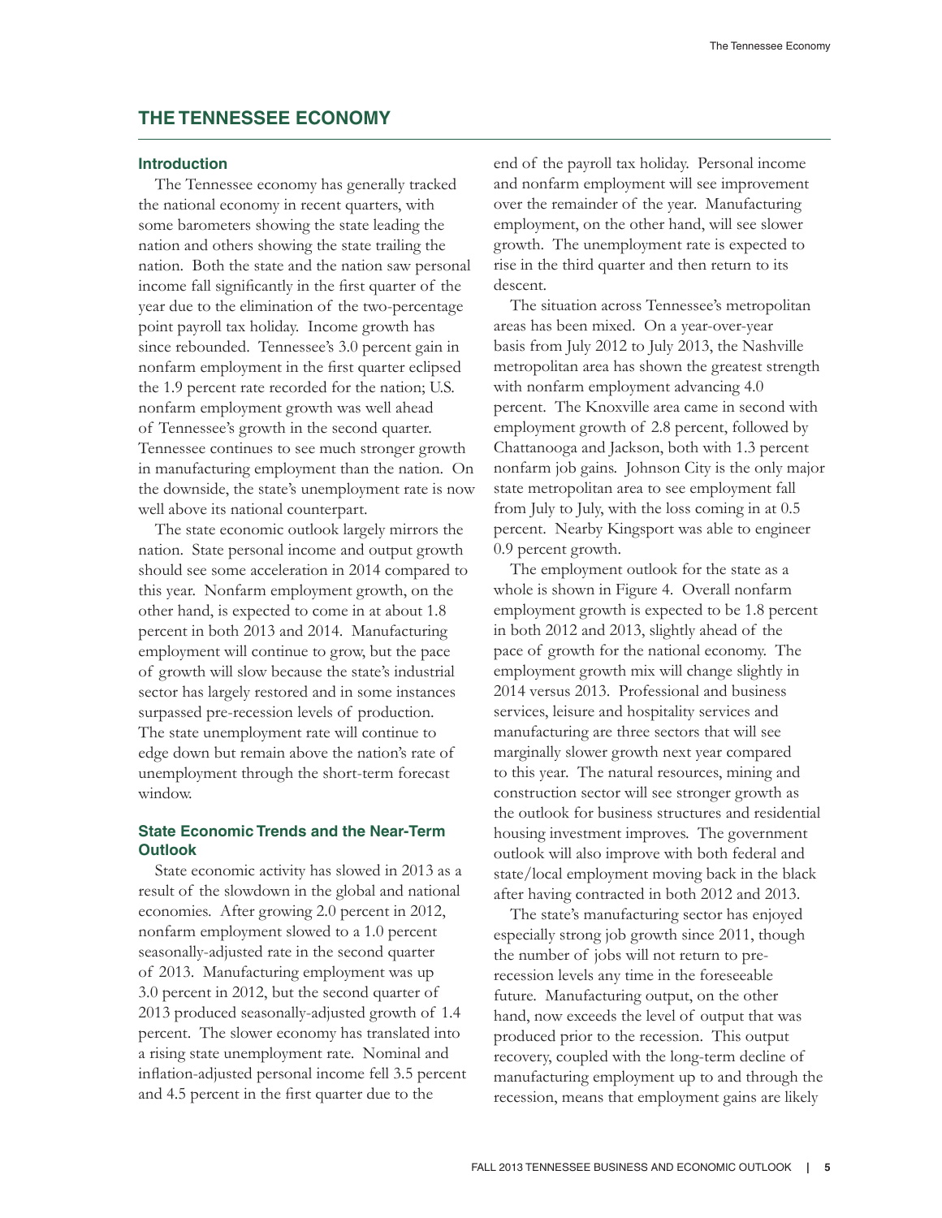## THE TENNESSEE ECONOMY

### Introduction

The Tennessee economy has generally tracked the national economy in recent quarters, with some barometers showing the state leading the nation and others showing the state trailing the nation. Both the state and the nation saw personal income fall significantly in the first quarter of the year due to the elimination of the two-percentage point payroll tax holiday. Income growth has since rebounded. Tennessee's 3.0 percent gain in nonfarm employment in the first quarter eclipsed the 1.9 percent rate recorded for the nation; U.S. nonfarm employment growth was well ahead of Tennessee's growth in the second quarter. Tennessee continues to see much stronger growth in manufacturing employment than the nation. On the downside, the state's unemployment rate is now well above its national counterpart.

The state economic outlook largely mirrors the nation. State personal income and output growth should see some acceleration in 2014 compared to this year. Nonfarm employment growth, on the other hand, is expected to come in at about 1.8 percent in both 2013 and 2014. Manufacturing employment will continue to grow, but the pace of growth will slow because the state's industrial sector has largely restored and in some instances surpassed pre-recession levels of production. The state unemployment rate will continue to edge down but remain above the nation's rate of unemployment through the short-term forecast window.

### State Economic Trends and the Near-Term Outlook

State economic activity has slowed in 2013 as a result of the slowdown in the global and national economies. After growing 2.0 percent in 2012, nonfarm employment slowed to a 1.0 percent seasonally-adjusted rate in the second quarter of 2013. Manufacturing employment was up 3.0 percent in 2012, but the second quarter of 2013 produced seasonally-adjusted growth of 1.4 percent. The slower economy has translated into a rising state unemployment rate. Nominal and inflation-adjusted personal income fell 3.5 percent and 4.5 percent in the first quarter due to the end of the payroll tax holiday. Personal income and nonfarm employment will see improvement over the remainder of the year. Manufacturing employment, on the other hand, will see slower growth. The unemployment rate is expected to rise in the third quarter and then return to its descent.

The situation across Tennessee's metropolitan areas has been mixed. On a year-over-year basis from July 2012 to July 2013, the Nashville metropolitan area has shown the greatest strength with nonfarm employment advancing 4.0 percent. The Knoxville area came in second with employment growth of 2.8 percent, followed by Chattanooga and Jackson, both with 1.3 percent nonfarm job gains. Johnson City is the only major state metropolitan area to see employment fall from July to July, with the loss coming in at 0.5 percent. Nearby Kingsport was able to engineer 0.9 percent growth.

The employment outlook for the state as a whole is shown in Figure 4. Overall nonfarm employment growth is expected to be 1.8 percent in both 2012 and 2013, slightly ahead of the pace of growth for the national economy. The employment growth mix will change slightly in 2014 versus 2013. Professional and business services, leisure and hospitality services and manufacturing are three sectors that will see marginally slower growth next year compared to this year. The natural resources, mining and construction sector will see stronger growth as the outlook for business structures and residential housing investment improves. The government outlook will also improve with both federal and state/local employment moving back in the black after having contracted in both 2012 and 2013.

The state's manufacturing sector has enjoyed especially strong job growth since 2011, though the number of jobs will not return to pre-recession levels any time in the foreseeable future. Manufacturing output, on the other hand, now exceeds the level of output that was produced prior to the recession. This output recovery, coupled with the long-term decline of manufacturing employment up to and through the recession, means that employment gains are likely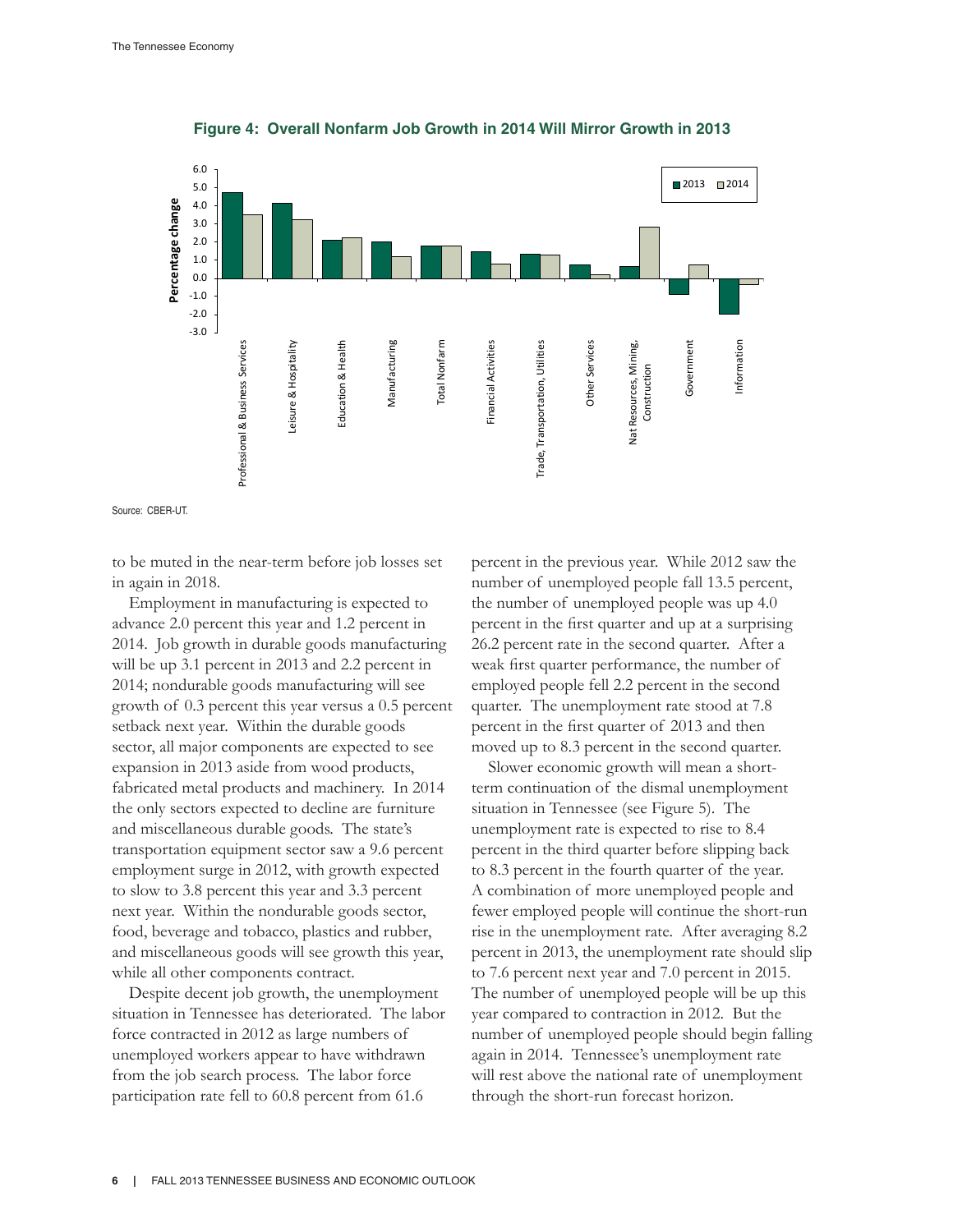**Figure 4: Overall Nonfarm Job Growth in 2014 Will Mirror Growth in 2013**

Source: CBER-UT.

to be muted in the near-term before job losses set in again in 2018.

Employment in manufacturing is expected to advance 2.0 percent this year and 1.2 percent in 2014. Job growth in durable goods manufacturing will be up 3.1 percent in 2013 and 2.2 percent in 2014; nondurable goods manufacturing will see growth of 0.3 percent this year versus a 0.5 percent setback next year. Within the durable goods sector, all major components are expected to see expansion in 2013 aside from wood products, fabricated metal products and machinery. In 2014 the only sectors expected to decline are furniture and miscellaneous durable goods. The state's transportation equipment sector saw a 9.6 percent employment surge in 2012, with growth expected to slow to 3.8 percent this year and 3.3 percent next year. Within the nondurable goods sector, food, beverage and tobacco, plastics and rubber, and miscellaneous goods will see growth this year, while all other components contract.

Despite decent job growth, the unemployment situation in Tennessee has deteriorated. The labor force contracted in 2012 as large numbers of unemployed workers appear to have withdrawn from the job search process. The labor force participation rate fell to 60.8 percent from 61.6 percent in the previous year. While 2012 saw the number of unemployed people fall 13.5 percent, the number of unemployed people was up 4.0 percent in the first quarter and up at a surprising 26.2 percent rate in the second quarter. After a weak first quarter performance, the number of employed people fell 2.2 percent in the second quarter. The unemployment rate stood at 7.8 percent in the first quarter of 2013 and then moved up to 8.3 percent in the second quarter.

Slower economic growth will mean a short-term continuation of the dismal unemployment situation in Tennessee (see Figure 5). The unemployment rate is expected to rise to 8.4 percent in the third quarter before slipping back to 8.3 percent in the fourth quarter of the year. A combination of more unemployed people and fewer employed people will continue the short-run rise in the unemployment rate. After averaging 8.2 percent in 2013, the unemployment rate should slip to 7.6 percent next year and 7.0 percent in 2015. The number of unemployed people will be up this year compared to contraction in 2012. But the number of unemployed people should begin falling again in 2014. Tennessee's unemployment rate will rest above the national rate of unemployment through the short-run forecast horizon.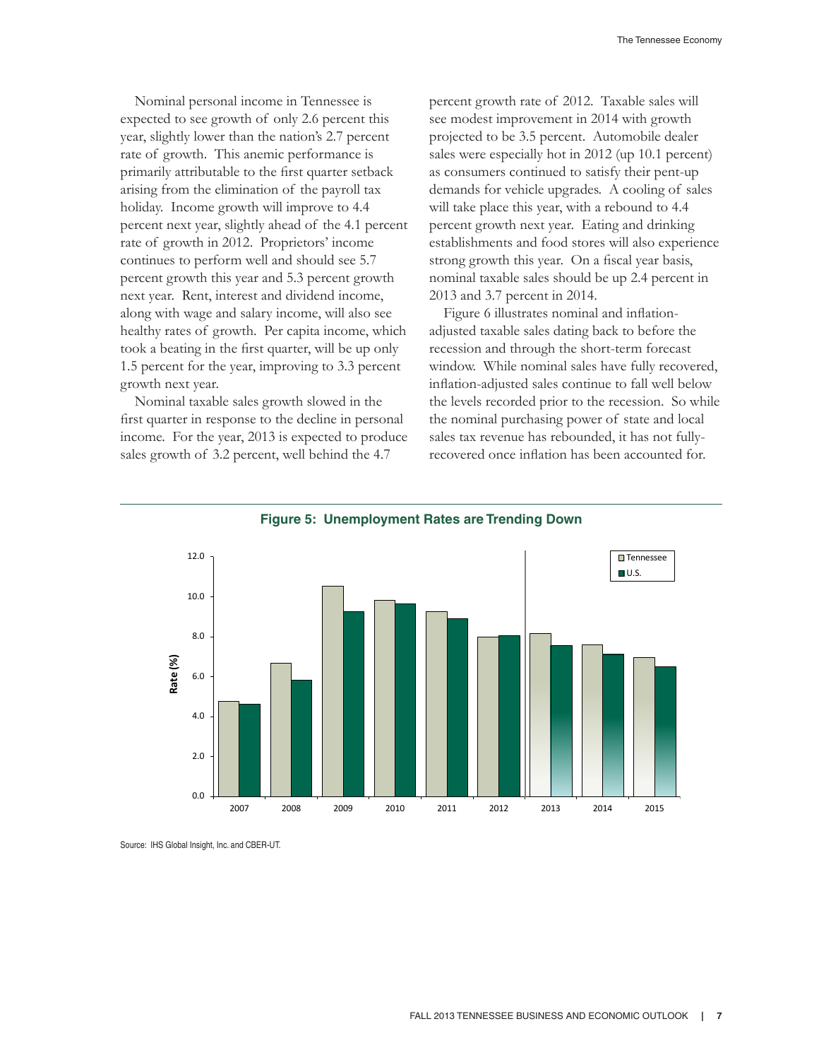Nominal personal income in Tennessee is expected to see growth of only 2.6 percent this year, slightly lower than the nation's 2.7 percent rate of growth. This anemic performance is primarily attributable to the first quarter setback arising from the elimination of the payroll tax holiday. Income growth will improve to 4.4 percent next year, slightly ahead of the 4.1 percent rate of growth in 2012. Proprietors' income continues to perform well and should see 5.7 percent growth this year and 5.3 percent growth next year. Rent, interest and dividend income, along with wage and salary income, will also see healthy rates of growth. Per capita income, which took a beating in the first quarter, will be up only 1.5 percent for the year, improving to 3.3 percent growth next year.

Nominal taxable sales growth slowed in the first quarter in response to the decline in personal income. For the year, 2013 is expected to produce sales growth of 3.2 percent, well behind the 4.7 percent growth rate of 2012. Taxable sales will see modest improvement in 2014 with growth projected to be 3.5 percent. Automobile dealer sales were especially hot in 2012 (up 10.1 percent) as consumers continued to satisfy their pent-up demands for vehicle upgrades. A cooling of sales will take place this year, with a rebound to 4.4 percent growth next year. Eating and drinking establishments and food stores will also experience strong growth this year. On a fiscal year basis, nominal taxable sales should be up 2.4 percent in 2013 and 3.7 percent in 2014.

Figure 6 illustrates nominal and inflation-adjusted taxable sales dating back to before the recession and through the short-term forecast window. While nominal sales have fully recovered, inflation-adjusted sales continue to fall well below the levels recorded prior to the recession. So while the nominal purchasing power of state and local sales tax revenue has rebounded, it has not fully-recovered once inflation has been accounted for.

**Figure 5: Unemployment Rates are Trending Down**

Source: IHS Global Insight, Inc. and CBER-UT.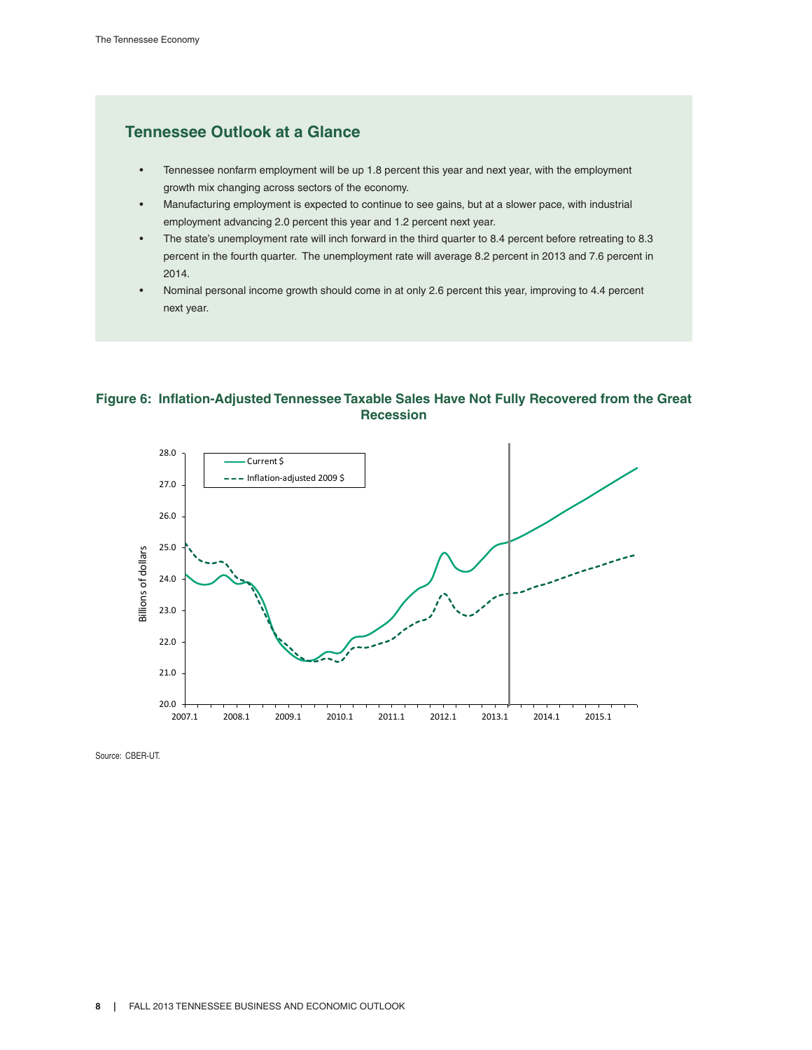## Tennessee Outlook at a Glance

- Tennessee nonfarm employment will be up 1.8 percent this year and next year, with the employment growth mix changing across sectors of the economy.
- Manufacturing employment is expected to continue to see gains, but at a slower pace, with industrial employment advancing 2.0 percent this year and 1.2 percent next year.
- The state's unemployment rate will inch forward in the third quarter to 8.4 percent before retreating to 8.3 percent in the fourth quarter. The unemployment rate will average 8.2 percent in 2013 and 7.6 percent in 2014.
- Nominal personal income growth should come in at only 2.6 percent this year, improving to 4.4 percent next year.

**Figure 6: Inflation-Adjusted Tennessee Taxable Sales Have Not Fully Recovered from the Great Recession**

Source: CBER-UT.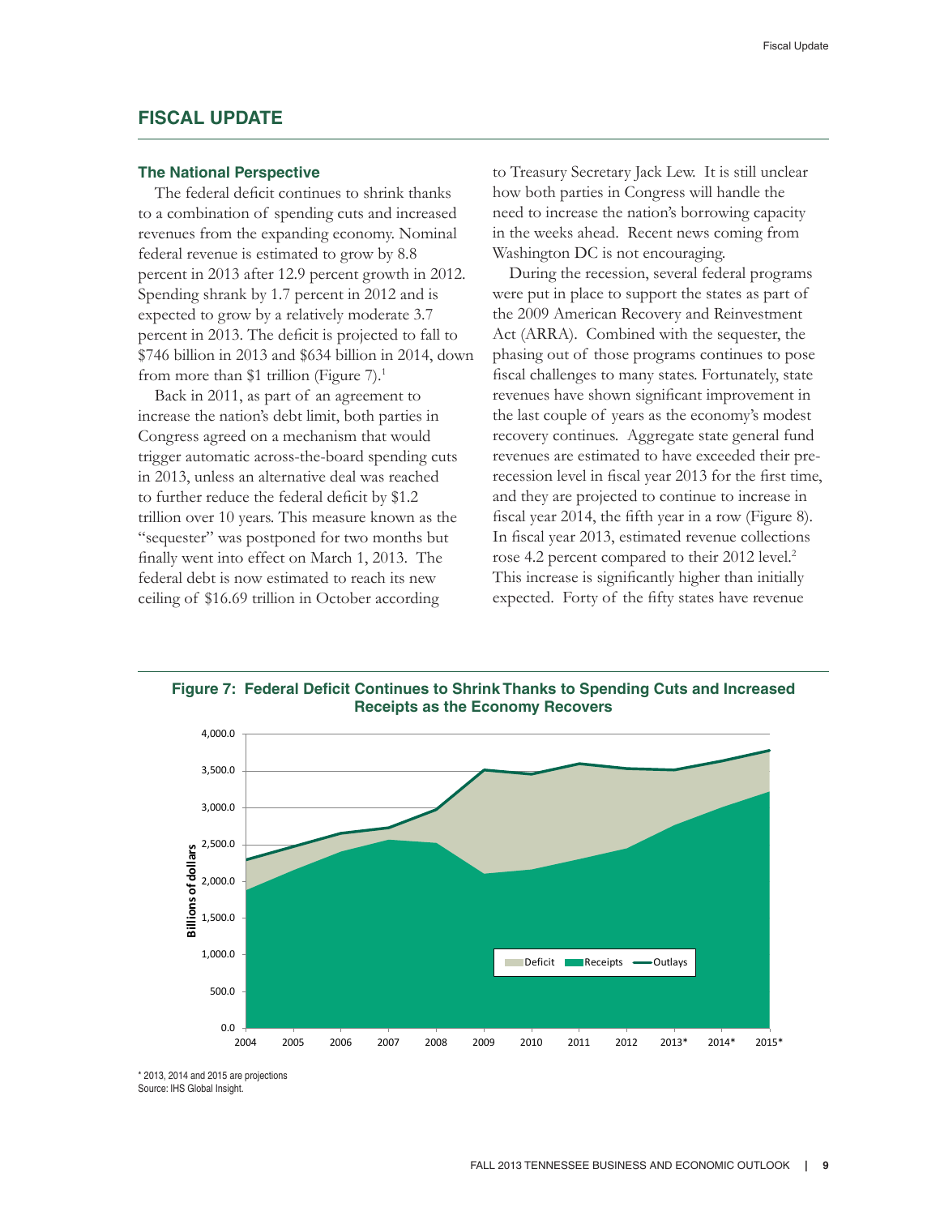## FISCAL UPDATE

### The National Perspective

The federal deficit continues to shrink thanks to a combination of spending cuts and increased revenues from the expanding economy. Nominal federal revenue is estimated to grow by 8.8 percent in 2013 after 12.9 percent growth in 2012. Spending shrank by 1.7 percent in 2012 and is expected to grow by a relatively moderate 3.7 percent in 2013. The deficit is projected to fall to $746 billion in 2013 and $634 billion in 2014, down from more than $1 trillion (Figure 7).[1]

Back in 2011, as part of an agreement to increase the nation's debt limit, both parties in Congress agreed on a mechanism that would trigger automatic across-the-board spending cuts in 2013, unless an alternative deal was reached to further reduce the federal deficit by $1.2 trillion over 10 years. This measure known as the "sequester" was postponed for two months but finally went into effect on March 1, 2013. The federal debt is now estimated to reach its new ceiling of $16.69 trillion in October according to Treasury Secretary Jack Lew. It is still unclear how both parties in Congress will handle the need to increase the nation's borrowing capacity in the weeks ahead. Recent news coming from Washington DC is not encouraging.

During the recession, several federal programs were put in place to support the states as part of the 2009 American Recovery and Reinvestment Act (ARRA). Combined with the sequester, the phasing out of those programs continues to pose fiscal challenges to many states. Fortunately, state revenues have shown significant improvement in the last couple of years as the economy's modest recovery continues. Aggregate state general fund revenues are estimated to have exceeded their pre-recession level in fiscal year 2013 for the first time, and they are projected to continue to increase in fiscal year 2014, the fifth year in a row (Figure 8). In fiscal year 2013, estimated revenue collections rose 4.2 percent compared to their 2012 level.[2] This increase is significantly higher than initially expected. Forty of the fifty states have revenue

**Figure 7: Federal Deficit Continues to Shrink Thanks to Spending Cuts and Increased Receipts as the Economy Recovers**

\* 2013, 2014 and 2015 are projections
Source: IHS Global Insight.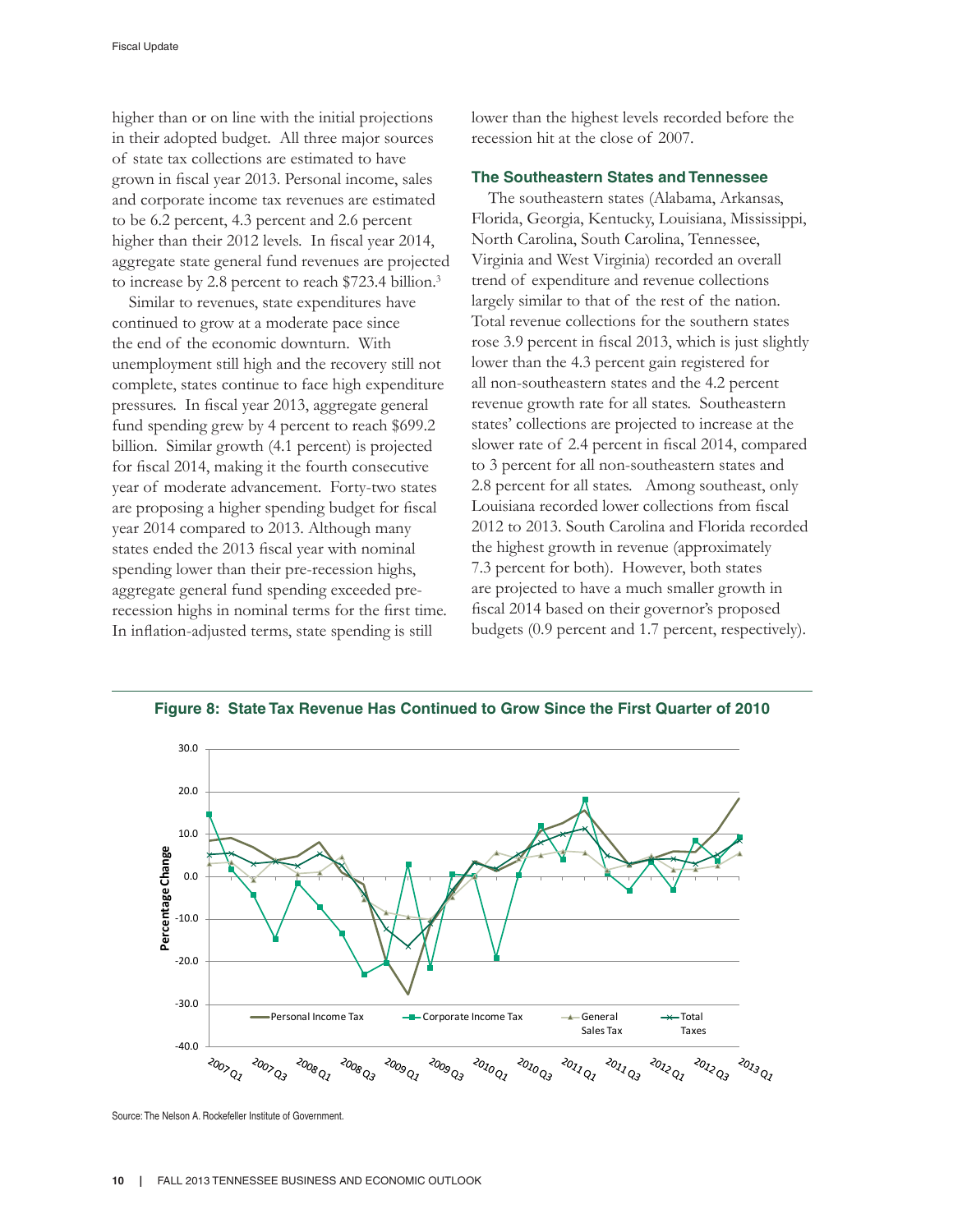higher than or on line with the initial projections in their adopted budget. All three major sources of state tax collections are estimated to have grown in fiscal year 2013. Personal income, sales and corporate income tax revenues are estimated to be 6.2 percent, 4.3 percent and 2.6 percent higher than their 2012 levels. In fiscal year 2014, aggregate state general fund revenues are projected to increase by 2.8 percent to reach $723.4 billion.[3]

Similar to revenues, state expenditures have continued to grow at a moderate pace since the end of the economic downturn. With unemployment still high and the recovery still not complete, states continue to face high expenditure pressures. In fiscal year 2013, aggregate general fund spending grew by 4 percent to reach $699.2 billion. Similar growth (4.1 percent) is projected for fiscal 2014, making it the fourth consecutive year of moderate advancement. Forty-two states are proposing a higher spending budget for fiscal year 2014 compared to 2013. Although many states ended the 2013 fiscal year with nominal spending lower than their pre-recession highs, aggregate general fund spending exceeded pre-recession highs in nominal terms for the first time. In inflation-adjusted terms, state spending is still lower than the highest levels recorded before the recession hit at the close of 2007.

### The Southeastern States and Tennessee

The southeastern states (Alabama, Arkansas, Florida, Georgia, Kentucky, Louisiana, Mississippi, North Carolina, South Carolina, Tennessee, Virginia and West Virginia) recorded an overall trend of expenditure and revenue collections largely similar to that of the rest of the nation. Total revenue collections for the southern states rose 3.9 percent in fiscal 2013, which is just slightly lower than the 4.3 percent gain registered for all non-southeastern states and the 4.2 percent revenue growth rate for all states. Southeastern states' collections are projected to increase at the slower rate of 2.4 percent in fiscal 2014, compared to 3 percent for all non-southeastern states and 2.8 percent for all states. Among southeast, only Louisiana recorded lower collections from fiscal 2012 to 2013. South Carolina and Florida recorded the highest growth in revenue (approximately 7.3 percent for both). However, both states are projected to have a much smaller growth in fiscal 2014 based on their governor's proposed budgets (0.9 percent and 1.7 percent, respectively).

**Figure 8: State Tax Revenue Has Continued to Grow Since the First Quarter of 2010**

Source: The Nelson A. Rockefeller Institute of Government.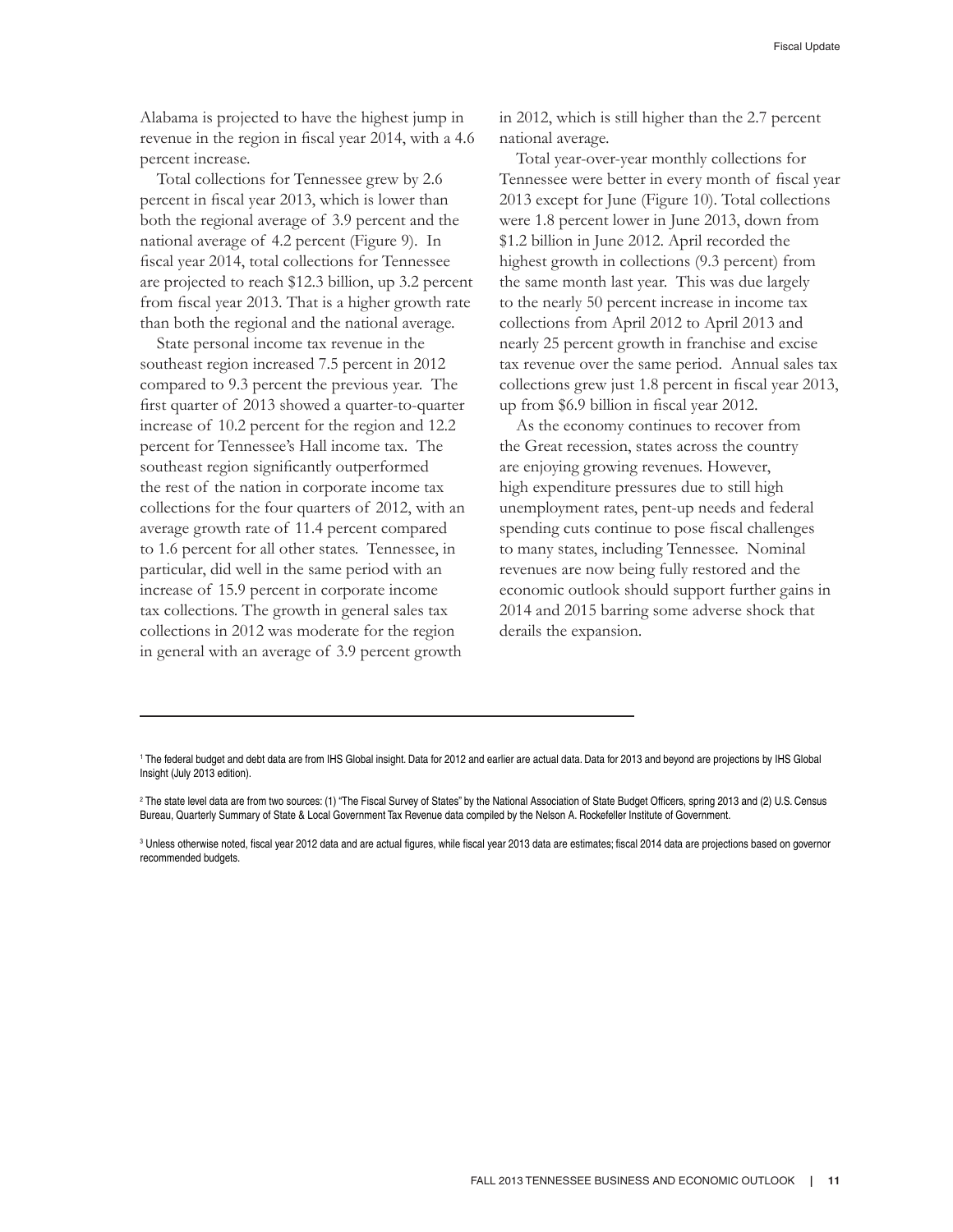Alabama is projected to have the highest jump in revenue in the region in fiscal year 2014, with a 4.6 percent increase.

Total collections for Tennessee grew by 2.6 percent in fiscal year 2013, which is lower than both the regional average of 3.9 percent and the national average of 4.2 percent (Figure 9). In fiscal year 2014, total collections for Tennessee are projected to reach $12.3 billion, up 3.2 percent from fiscal year 2013. That is a higher growth rate than both the regional and the national average.

State personal income tax revenue in the southeast region increased 7.5 percent in 2012 compared to 9.3 percent the previous year. The first quarter of 2013 showed a quarter-to-quarter increase of 10.2 percent for the region and 12.2 percent for Tennessee's Hall income tax. The southeast region significantly outperformed the rest of the nation in corporate income tax collections for the four quarters of 2012, with an average growth rate of 11.4 percent compared to 1.6 percent for all other states. Tennessee, in particular, did well in the same period with an increase of 15.9 percent in corporate income tax collections. The growth in general sales tax collections in 2012 was moderate for the region in general with an average of 3.9 percent growth in 2012, which is still higher than the 2.7 percent national average.

Total year-over-year monthly collections for Tennessee were better in every month of fiscal year 2013 except for June (Figure 10). Total collections were 1.8 percent lower in June 2013, down from $1.2 billion in June 2012. April recorded the highest growth in collections (9.3 percent) from the same month last year. This was due largely to the nearly 50 percent increase in income tax collections from April 2012 to April 2013 and nearly 25 percent growth in franchise and excise tax revenue over the same period. Annual sales tax collections grew just 1.8 percent in fiscal year 2013, up from $6.9 billion in fiscal year 2012.

As the economy continues to recover from the Great recession, states across the country are enjoying growing revenues. However, high expenditure pressures due to still high unemployment rates, pent-up needs and federal spending cuts continue to pose fiscal challenges to many states, including Tennessee. Nominal revenues are now being fully restored and the economic outlook should support further gains in 2014 and 2015 barring some adverse shock that derails the expansion.

---

[1] The federal budget and debt data are from IHS Global insight. Data for 2012 and earlier are actual data. Data for 2013 and beyond are projections by IHS Global Insight (July 2013 edition).

[2] The state level data are from two sources: (1) "The Fiscal Survey of States" by the National Association of State Budget Officers, spring 2013 and (2) U.S. Census Bureau, Quarterly Summary of State & Local Government Tax Revenue data compiled by the Nelson A. Rockefeller Institute of Government.

[3] Unless otherwise noted, fiscal year 2012 data and are actual figures, while fiscal year 2013 data are estimates; fiscal 2014 data are projections based on governor recommended budgets.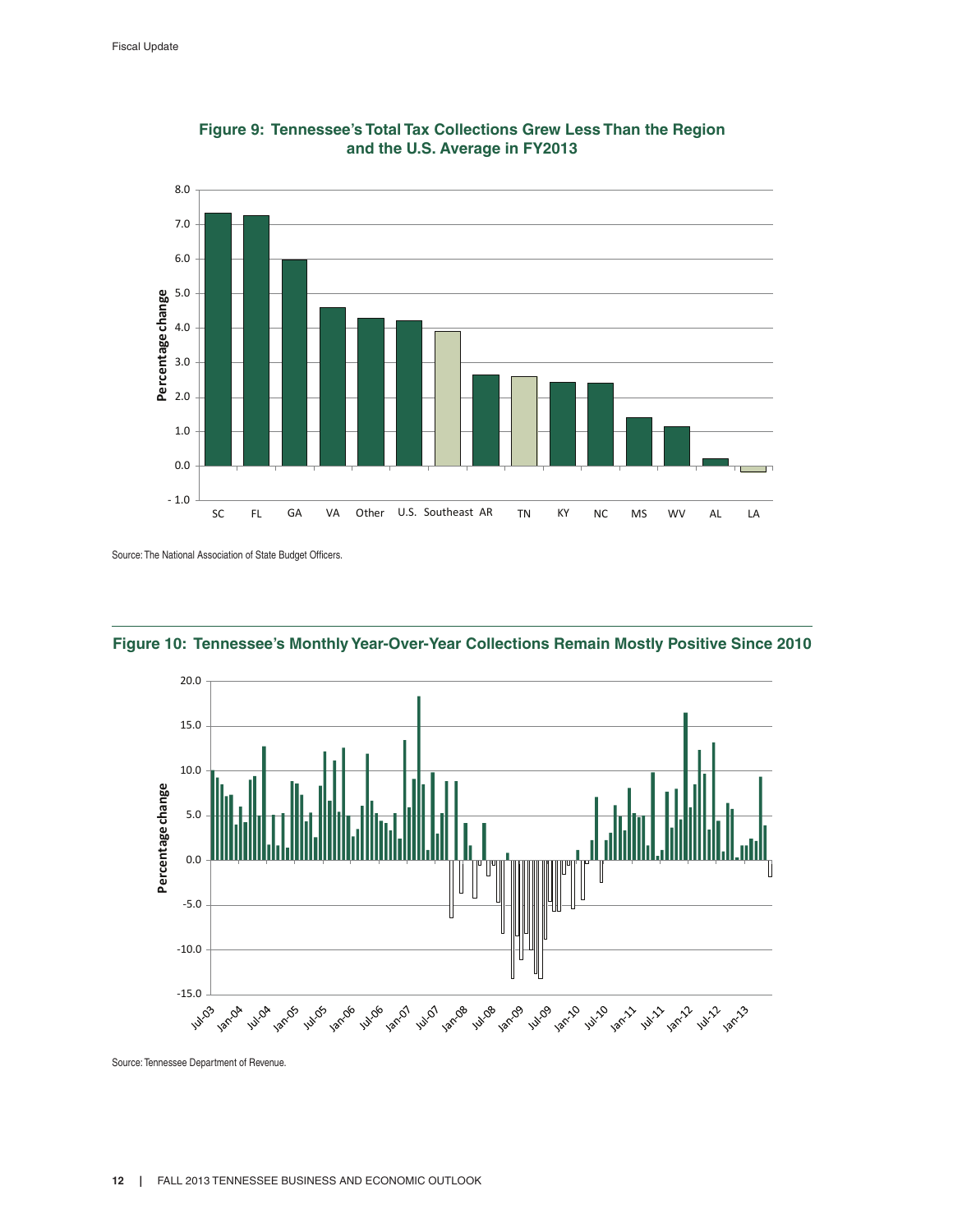**Figure 9: Tennessee's Total Tax Collections Grew Less Than the Region and the U.S. Average in FY2013**

Source: The National Association of State Budget Officers.

**Figure 10: Tennessee's Monthly Year-Over-Year Collections Remain Mostly Positive Since 2010**

Source: Tennessee Department of Revenue.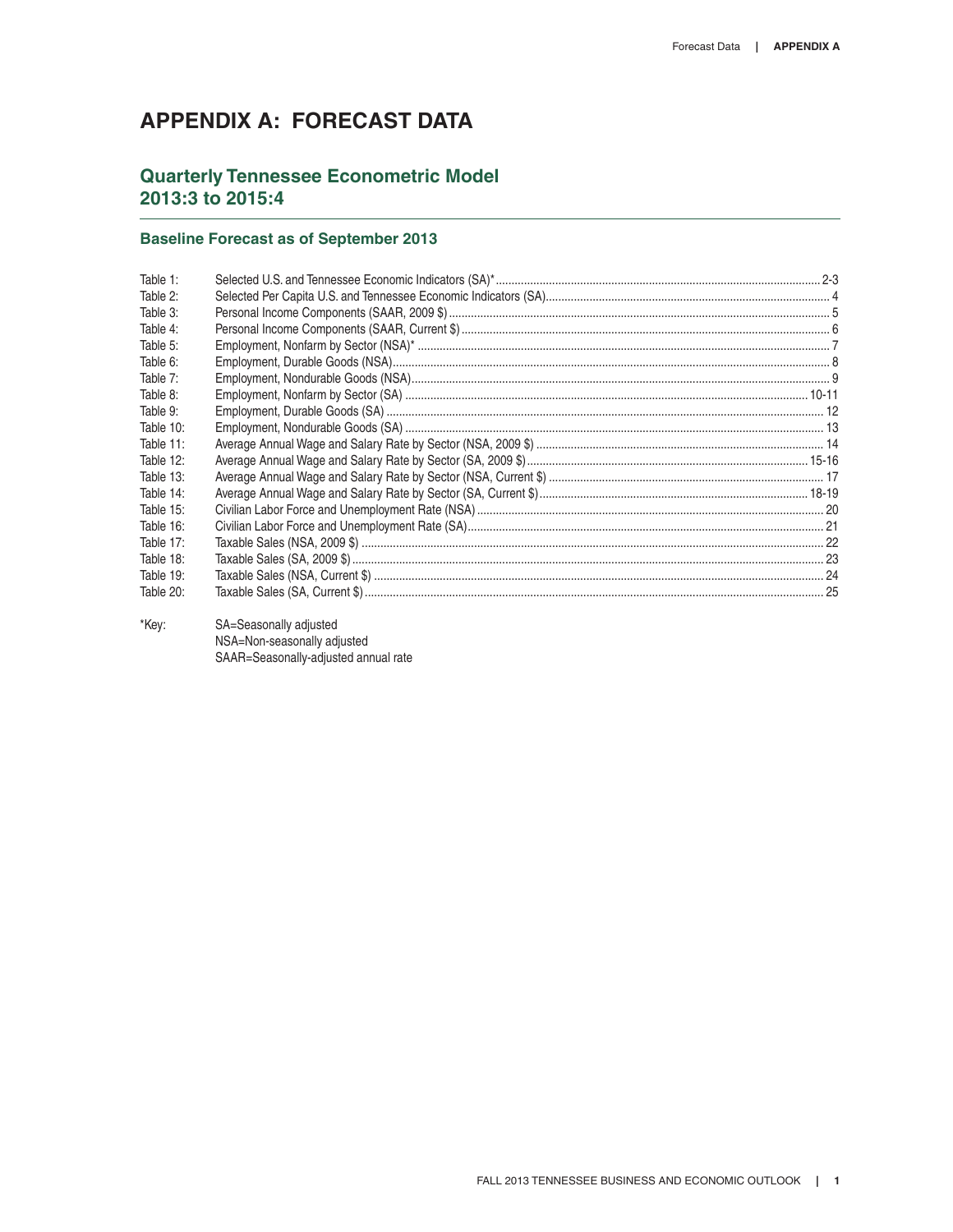# APPENDIX A: FORECAST DATA

## Quarterly Tennessee Econometric Model 2013:3 to 2015:4

### Baseline Forecast as of September 2013

| | | |
|---|---|---|
| Table 1: | Selected U.S. and Tennessee Economic Indicators (SA)* | 2-3 |
| Table 2: | Selected Per Capita U.S. and Tennessee Economic Indicators (SA) | 4 |
| Table 3: | Personal Income Components (SAAR, 2009 $) | 5 |
| Table 4: | Personal Income Components (SAAR, Current $) | 6 |
| Table 5: | Employment, Nonfarm by Sector (NSA)* | 7 |
| Table 6: | Employment, Durable Goods (NSA) | 8 |
| Table 7: | Employment, Nondurable Goods (NSA) | 9 |
| Table 8: | Employment, Nonfarm by Sector (SA) | 10-11 |
| Table 9: | Employment, Durable Goods (SA) | 12 |
| Table 10: | Employment, Nondurable Goods (SA) | 13 |
| Table 11: | Average Annual Wage and Salary Rate by Sector (NSA, 2009 $) | 14 |
| Table 12: | Average Annual Wage and Salary Rate by Sector (SA, 2009 $) | 15-16 |
| Table 13: | Average Annual Wage and Salary Rate by Sector (NSA, Current $) | 17 |
| Table 14: | Average Annual Wage and Salary Rate by Sector (SA, Current $) | 18-19 |
| Table 15: | Civilian Labor Force and Unemployment Rate (NSA) | 20 |
| Table 16: | Civilian Labor Force and Unemployment Rate (SA) | 21 |
| Table 17: | Taxable Sales (NSA, 2009 $) | 22 |
| Table 18: | Taxable Sales (SA, 2009 $) | 23 |
| Table 19: | Taxable Sales (NSA, Current $) | 24 |
| Table 20: | Taxable Sales (SA, Current $) | 25 |

*Key:
SA=Seasonally adjusted
NSA=Non-seasonally adjusted
SAAR=Seasonally-adjusted annual rate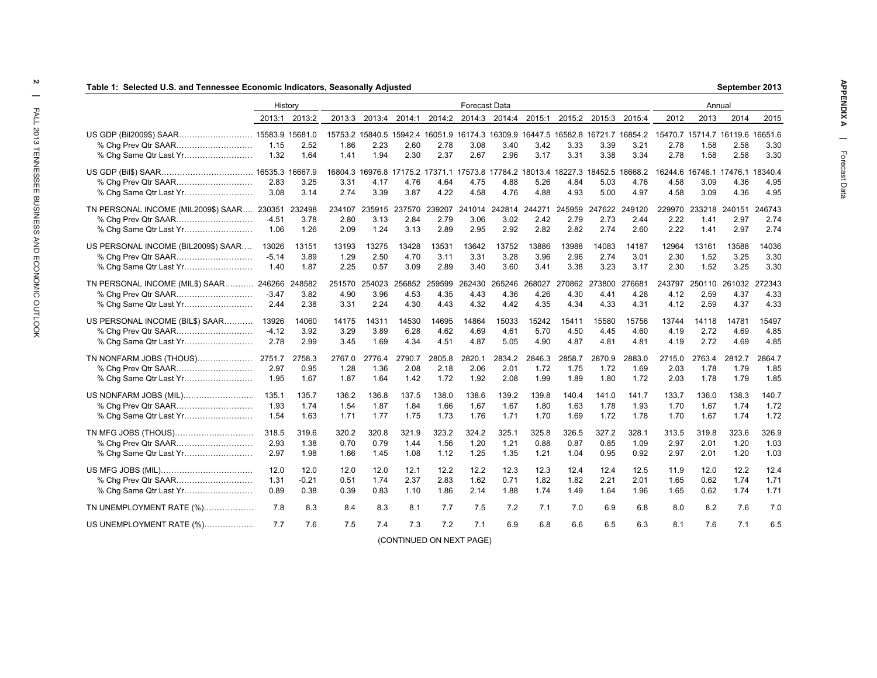**Table 1: Selected U.S. and Tennessee Economic Indicators, Seasonally Adjusted** — September 2013

| | History | | Forecast Data | | | | | | | | | | Annual | | | |
|---|---|---|---|---|---|---|---|---|---|---|---|---|---|---|---|---|
| | 2013:1 | 2013:2 | 2013:3 | 2013:4 | 2014:1 | 2014:2 | 2014:3 | 2014:4 | 2015:1 | 2015:2 | 2015:3 | 2015:4 | 2012 | 2013 | 2014 | 2015 |
| US GDP (Bil2009$) SAAR | 15583.9 | 15681.0 | 15753.2 | 15840.5 | 15942.4 | 16051.9 | 16174.3 | 16309.9 | 16447.5 | 16582.8 | 16721.7 | 16854.2 | 15470.7 | 15714.7 | 16119.6 | 16651.6 |
| % Chg Prev Qtr SAAR | 1.15 | 2.52 | 1.86 | 2.23 | 2.60 | 2.78 | 3.08 | 3.40 | 3.42 | 3.33 | 3.39 | 3.21 | 2.78 | 1.58 | 2.58 | 3.30 |
| % Chg Same Qtr Last Yr | 1.32 | 1.64 | 1.41 | 1.94 | 2.30 | 2.37 | 2.67 | 2.96 | 3.17 | 3.31 | 3.38 | 3.34 | 2.78 | 1.58 | 2.58 | 3.30 |
| US GDP (Bil$) SAAR | 16535.3 | 16667.9 | 16804.3 | 16976.8 | 17175.2 | 17371.1 | 17573.8 | 17784.2 | 18013.4 | 18227.3 | 18452.5 | 18668.2 | 16244.6 | 16746.1 | 17476.1 | 18340.4 |
| % Chg Prev Qtr SAAR | 2.83 | 3.25 | 3.31 | 4.17 | 4.76 | 4.64 | 4.75 | 4.88 | 5.26 | 4.84 | 5.03 | 4.76 | 4.58 | 3.09 | 4.36 | 4.95 |
| % Chg Same Qtr Last Yr | 3.08 | 3.14 | 2.74 | 3.39 | 3.87 | 4.22 | 4.58 | 4.76 | 4.88 | 4.93 | 5.00 | 4.97 | 4.58 | 3.09 | 4.36 | 4.95 |
| TN PERSONAL INCOME (MIL2009$) SAAR | 230351 | 232498 | 234107 | 235915 | 237570 | 239207 | 241014 | 242814 | 244271 | 245959 | 247622 | 249120 | 229970 | 233218 | 240151 | 246743 |
| % Chg Prev Qtr SAAR | -4.51 | 3.78 | 2.80 | 3.13 | 2.84 | 2.79 | 3.06 | 3.02 | 2.42 | 2.79 | 2.73 | 2.44 | 2.22 | 1.41 | 2.97 | 2.74 |
| % Chg Same Qtr Last Yr | 1.06 | 1.26 | 2.09 | 1.24 | 3.13 | 2.89 | 2.95 | 2.92 | 2.82 | 2.82 | 2.74 | 2.60 | 2.22 | 1.41 | 2.97 | 2.74 |
| US PERSONAL INCOME (BIL2009$) SAAR | 13026 | 13151 | 13193 | 13275 | 13428 | 13531 | 13642 | 13752 | 13886 | 13988 | 14083 | 14187 | 12964 | 13161 | 13588 | 14036 |
| % Chg Prev Qtr SAAR | -5.14 | 3.89 | 1.29 | 2.50 | 4.70 | 3.11 | 3.31 | 3.28 | 3.96 | 2.96 | 2.74 | 3.01 | 2.30 | 1.52 | 3.25 | 3.30 |
| % Chg Same Qtr Last Yr | 1.40 | 1.87 | 2.25 | 0.57 | 3.09 | 2.89 | 3.40 | 3.60 | 3.41 | 3.38 | 3.23 | 3.17 | 2.30 | 1.52 | 3.25 | 3.30 |
| TN PERSONAL INCOME (MIL$) SAAR | 246266 | 248582 | 251570 | 254023 | 256852 | 259599 | 262430 | 265246 | 268027 | 270862 | 273800 | 276681 | 243797 | 250110 | 261032 | 272343 |
| % Chg Prev Qtr SAAR | -3.47 | 3.82 | 4.90 | 3.96 | 4.53 | 4.35 | 4.43 | 4.36 | 4.26 | 4.30 | 4.41 | 4.28 | 4.12 | 2.59 | 4.37 | 4.33 |
| % Chg Same Qtr Last Yr | 2.44 | 2.38 | 3.31 | 2.24 | 4.30 | 4.43 | 4.32 | 4.42 | 4.35 | 4.34 | 4.33 | 4.31 | 4.12 | 2.59 | 4.37 | 4.33 |
| US PERSONAL INCOME (BIL$) SAAR | 13926 | 14060 | 14175 | 14311 | 14530 | 14695 | 14864 | 15033 | 15242 | 15411 | 15580 | 15756 | 13744 | 14118 | 14781 | 15497 |
| % Chg Prev Qtr SAAR | -4.12 | 3.92 | 3.29 | 3.89 | 6.28 | 4.62 | 4.69 | 4.61 | 5.70 | 4.50 | 4.45 | 4.60 | 4.19 | 2.72 | 4.69 | 4.85 |
| % Chg Same Qtr Last Yr | 2.78 | 2.99 | 3.45 | 1.69 | 4.34 | 4.51 | 4.87 | 5.05 | 4.90 | 4.87 | 4.81 | 4.81 | 4.19 | 2.72 | 4.69 | 4.85 |
| TN NONFARM JOBS (THOUS) | 2751.7 | 2758.3 | 2767.0 | 2776.4 | 2790.7 | 2805.8 | 2820.1 | 2834.2 | 2846.3 | 2858.7 | 2870.9 | 2883.0 | 2715.0 | 2763.4 | 2812.7 | 2864.7 |
| % Chg Prev Qtr SAAR | 2.97 | 0.95 | 1.28 | 1.36 | 2.08 | 2.18 | 2.06 | 2.01 | 1.72 | 1.75 | 1.72 | 1.69 | 2.03 | 1.78 | 1.79 | 1.85 |
| % Chg Same Qtr Last Yr | 1.95 | 1.67 | 1.87 | 1.64 | 1.42 | 1.72 | 1.92 | 2.08 | 1.99 | 1.89 | 1.80 | 1.72 | 2.03 | 1.78 | 1.79 | 1.85 |
| US NONFARM JOBS (MIL) | 135.1 | 135.7 | 136.2 | 136.8 | 137.5 | 138.0 | 138.6 | 139.2 | 139.8 | 140.4 | 141.0 | 141.7 | 133.7 | 136.0 | 138.3 | 140.7 |
| % Chg Prev Qtr SAAR | 1.93 | 1.74 | 1.54 | 1.87 | 1.84 | 1.66 | 1.67 | 1.67 | 1.80 | 1.63 | 1.78 | 1.93 | 1.70 | 1.67 | 1.74 | 1.72 |
| % Chg Same Qtr Last Yr | 1.54 | 1.63 | 1.71 | 1.77 | 1.75 | 1.73 | 1.76 | 1.71 | 1.70 | 1.69 | 1.72 | 1.78 | 1.70 | 1.67 | 1.74 | 1.72 |
| TN MFG JOBS (THOUS) | 318.5 | 319.6 | 320.2 | 320.8 | 321.9 | 323.2 | 324.2 | 325.1 | 325.8 | 326.5 | 327.2 | 328.1 | 313.5 | 319.8 | 323.6 | 326.9 |
| % Chg Prev Qtr SAAR | 2.93 | 1.38 | 0.70 | 0.79 | 1.44 | 1.56 | 1.20 | 1.21 | 0.88 | 0.87 | 0.85 | 1.09 | 2.97 | 2.01 | 1.20 | 1.03 |
| % Chg Same Qtr Last Yr | 2.97 | 1.98 | 1.66 | 1.45 | 1.08 | 1.12 | 1.25 | 1.35 | 1.21 | 1.04 | 0.95 | 0.92 | 2.97 | 2.01 | 1.20 | 1.03 |
| US MFG JOBS (MIL) | 12.0 | 12.0 | 12.0 | 12.0 | 12.1 | 12.2 | 12.2 | 12.3 | 12.3 | 12.4 | 12.4 | 12.5 | 11.9 | 12.0 | 12.2 | 12.4 |
| % Chg Prev Qtr SAAR | 1.31 | -0.21 | 0.51 | 1.74 | 2.37 | 2.83 | 1.62 | 0.71 | 1.82 | 1.82 | 2.21 | 2.01 | 1.65 | 0.62 | 1.74 | 1.71 |
| % Chg Same Qtr Last Yr | 0.89 | 0.38 | 0.39 | 0.83 | 1.10 | 1.86 | 2.14 | 1.88 | 1.74 | 1.49 | 1.64 | 1.96 | 1.65 | 0.62 | 1.74 | 1.71 |
| TN UNEMPLOYMENT RATE (%) | 7.8 | 8.3 | 8.4 | 8.3 | 8.1 | 7.7 | 7.5 | 7.2 | 7.1 | 7.0 | 6.9 | 6.8 | 8.0 | 8.2 | 7.6 | 7.0 |
| US UNEMPLOYMENT RATE (%) | 7.7 | 7.6 | 7.5 | 7.4 | 7.3 | 7.2 | 7.1 | 6.9 | 6.8 | 6.6 | 6.5 | 6.3 | 8.1 | 7.6 | 7.1 | 6.5 |

(CONTINUED ON NEXT PAGE)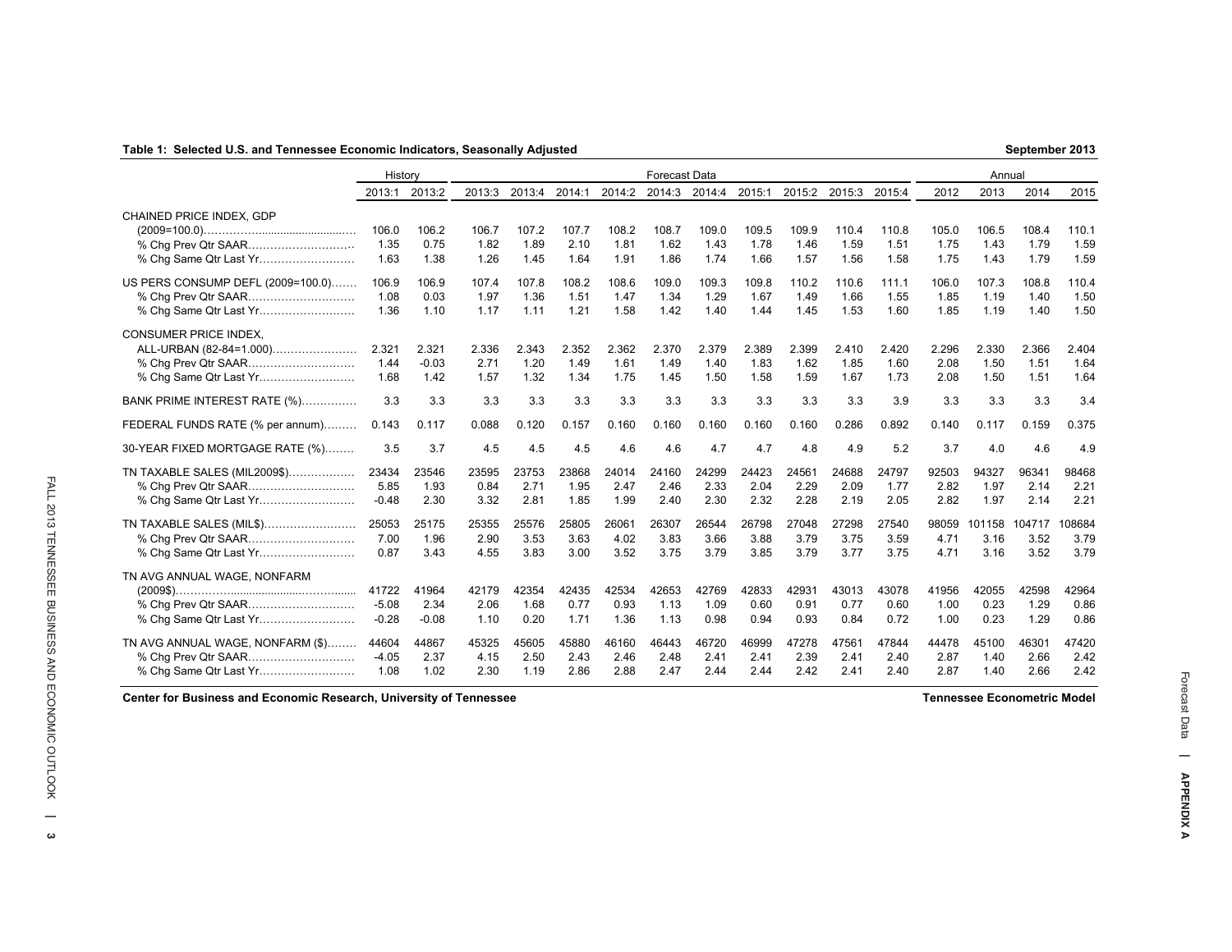**Table 1: Selected U.S. and Tennessee Economic Indicators, Seasonally Adjusted** — September 2013

| | History | | Forecast Data | | | | | | | | | | | | Annual | | | |
|---|---|---|---|---|---|---|---|---|---|---|---|---|---|---|---|---|---|---|
| | 2013:1 | 2013:2 | 2013:3 | 2013:4 | 2014:1 | 2014:2 | 2014:3 | 2014:4 | 2015:1 | 2015:2 | 2015:3 | 2015:4 | 2012 | 2013 | 2014 | 2015 |
| CHAINED PRICE INDEX, GDP (2009=100.0) | 106.0 | 106.2 | 106.7 | 107.2 | 107.7 | 108.2 | 108.7 | 109.0 | 109.5 | 109.9 | 110.4 | 110.8 | 105.0 | 106.5 | 108.4 | 110.1 |
| % Chg Prev Qtr SAAR | 1.35 | 0.75 | 1.82 | 1.89 | 2.10 | 1.81 | 1.62 | 1.43 | 1.78 | 1.46 | 1.59 | 1.51 | 1.75 | 1.43 | 1.79 | 1.59 |
| % Chg Same Qtr Last Yr | 1.63 | 1.38 | 1.26 | 1.45 | 1.64 | 1.91 | 1.86 | 1.74 | 1.66 | 1.57 | 1.56 | 1.58 | 1.75 | 1.43 | 1.79 | 1.59 |
| US PERS CONSUMP DEFL (2009=100.0) | 106.9 | 106.9 | 107.4 | 107.8 | 108.2 | 108.6 | 109.0 | 109.3 | 109.8 | 110.2 | 110.6 | 111.1 | 106.0 | 107.3 | 108.8 | 110.4 |
| % Chg Prev Qtr SAAR | 1.08 | 0.03 | 1.97 | 1.36 | 1.51 | 1.47 | 1.34 | 1.29 | 1.67 | 1.49 | 1.66 | 1.55 | 1.85 | 1.19 | 1.40 | 1.50 |
| % Chg Same Qtr Last Yr | 1.36 | 1.10 | 1.17 | 1.11 | 1.21 | 1.58 | 1.42 | 1.40 | 1.44 | 1.45 | 1.53 | 1.60 | 1.85 | 1.19 | 1.40 | 1.50 |
| CONSUMER PRICE INDEX, ALL-URBAN (82-84=1.000) | 2.321 | 2.321 | 2.336 | 2.343 | 2.352 | 2.362 | 2.370 | 2.379 | 2.389 | 2.399 | 2.410 | 2.420 | 2.296 | 2.330 | 2.366 | 2.404 |
| % Chg Prev Qtr SAAR | 1.44 | -0.03 | 2.71 | 1.20 | 1.49 | 1.61 | 1.49 | 1.40 | 1.83 | 1.62 | 1.85 | 1.60 | 2.08 | 1.50 | 1.51 | 1.64 |
| % Chg Same Qtr Last Yr | 1.68 | 1.42 | 1.57 | 1.32 | 1.34 | 1.75 | 1.45 | 1.50 | 1.58 | 1.59 | 1.67 | 1.73 | 2.08 | 1.50 | 1.51 | 1.64 |
| BANK PRIME INTEREST RATE (%) | 3.3 | 3.3 | 3.3 | 3.3 | 3.3 | 3.3 | 3.3 | 3.3 | 3.3 | 3.3 | 3.3 | 3.9 | 3.3 | 3.3 | 3.3 | 3.4 |
| FEDERAL FUNDS RATE (% per annum) | 0.143 | 0.117 | 0.088 | 0.120 | 0.157 | 0.160 | 0.160 | 0.160 | 0.160 | 0.160 | 0.286 | 0.892 | 0.140 | 0.117 | 0.159 | 0.375 |
| 30-YEAR FIXED MORTGAGE RATE (%) | 3.5 | 3.7 | 4.5 | 4.5 | 4.5 | 4.6 | 4.6 | 4.7 | 4.7 | 4.8 | 4.9 | 5.2 | 3.7 | 4.0 | 4.6 | 4.9 |
| TN TAXABLE SALES (MIL2009$) | 23434 | 23546 | 23595 | 23753 | 23868 | 24014 | 24160 | 24299 | 24423 | 24561 | 24688 | 24797 | 92503 | 94327 | 96341 | 98468 |
| % Chg Prev Qtr SAAR | 5.85 | 1.93 | 0.84 | 2.71 | 1.95 | 2.47 | 2.46 | 2.33 | 2.04 | 2.29 | 2.09 | 1.77 | 2.82 | 1.97 | 2.14 | 2.21 |
| % Chg Same Qtr Last Yr | -0.48 | 2.30 | 3.32 | 2.81 | 1.85 | 1.99 | 2.40 | 2.30 | 2.32 | 2.28 | 2.19 | 2.05 | 2.82 | 1.97 | 2.14 | 2.21 |
| TN TAXABLE SALES (MIL$) | 25053 | 25175 | 25355 | 25576 | 25805 | 26061 | 26307 | 26544 | 26798 | 27048 | 27298 | 27540 | 98059 | 101158 | 104717 | 108684 |
| % Chg Prev Qtr SAAR | 7.00 | 1.96 | 2.90 | 3.53 | 3.63 | 4.02 | 3.83 | 3.66 | 3.88 | 3.79 | 3.75 | 3.59 | 4.71 | 3.16 | 3.52 | 3.79 |
| % Chg Same Qtr Last Yr | 0.87 | 3.43 | 4.55 | 3.83 | 3.00 | 3.52 | 3.75 | 3.79 | 3.85 | 3.79 | 3.77 | 3.75 | 4.71 | 3.16 | 3.52 | 3.79 |
| TN AVG ANNUAL WAGE, NONFARM (2009$) | 41722 | 41964 | 42179 | 42354 | 42435 | 42534 | 42653 | 42769 | 42833 | 42931 | 43013 | 43078 | 41956 | 42055 | 42598 | 42964 |
| % Chg Prev Qtr SAAR | -5.08 | 2.34 | 2.06 | 1.68 | 0.77 | 0.93 | 1.13 | 1.09 | 0.60 | 0.91 | 0.77 | 0.60 | 1.00 | 0.23 | 1.29 | 0.86 |
| % Chg Same Qtr Last Yr | -0.28 | -0.08 | 1.10 | 0.20 | 1.71 | 1.36 | 1.13 | 0.98 | 0.94 | 0.93 | 0.84 | 0.72 | 1.00 | 0.23 | 1.29 | 0.86 |
| TN AVG ANNUAL WAGE, NONFARM ($) | 44604 | 44867 | 45325 | 45605 | 45880 | 46160 | 46443 | 46720 | 46999 | 47278 | 47561 | 47844 | 44478 | 45100 | 46301 | 47420 |
| % Chg Prev Qtr SAAR | -4.05 | 2.37 | 4.15 | 2.50 | 2.43 | 2.46 | 2.48 | 2.41 | 2.41 | 2.39 | 2.41 | 2.40 | 2.87 | 1.40 | 2.66 | 2.42 |
| % Chg Same Qtr Last Yr | 1.08 | 1.02 | 2.30 | 1.19 | 2.86 | 2.88 | 2.47 | 2.44 | 2.44 | 2.42 | 2.41 | 2.40 | 2.87 | 1.40 | 2.66 | 2.42 |

Center for Business and Economic Research, University of Tennessee — Tennessee Econometric Model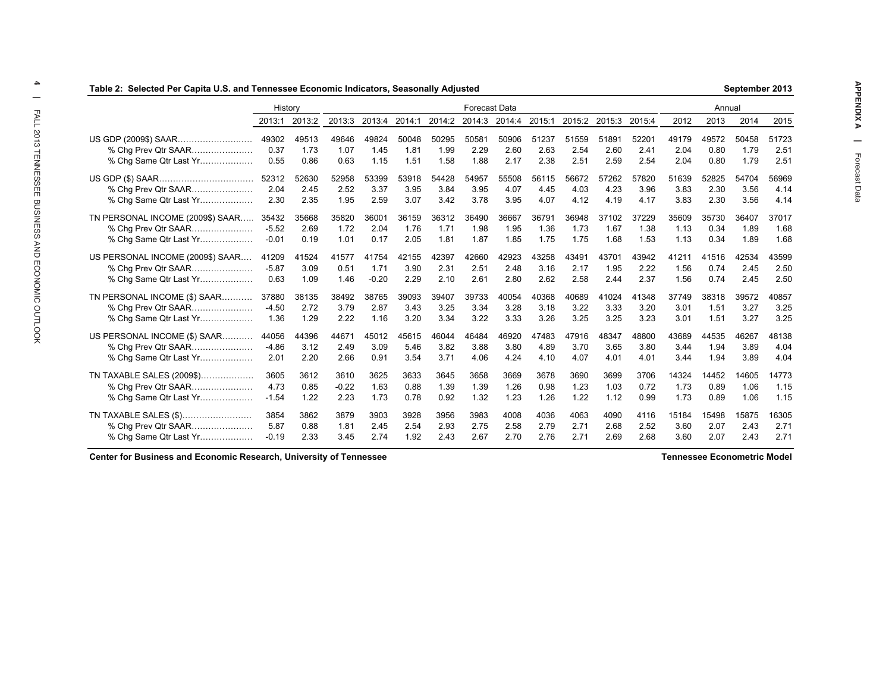**Table 2: Selected Per Capita U.S. and Tennessee Economic Indicators, Seasonally Adjusted** **September 2013**

| | History | | Forecast Data | | | | | | | | | | Annual | | | |
|---|---|---|---|---|---|---|---|---|---|---|---|---|---|---|---|---|
| | 2013:1 | 2013:2 | 2013:3 | 2013:4 | 2014:1 | 2014:2 | 2014:3 | 2014:4 | 2015:1 | 2015:2 | 2015:3 | 2015:4 | 2012 | 2013 | 2014 | 2015 |
| US GDP (2009$) SAAR | 49302 | 49513 | 49646 | 49824 | 50048 | 50295 | 50581 | 50906 | 51237 | 51559 | 51891 | 52201 | 49179 | 49572 | 50458 | 51723 |
| % Chg Prev Qtr SAAR | 0.37 | 1.73 | 1.07 | 1.45 | 1.81 | 1.99 | 2.29 | 2.60 | 2.63 | 2.54 | 2.60 | 2.41 | 2.04 | 0.80 | 1.79 | 2.51 |
| % Chg Same Qtr Last Yr | 0.55 | 0.86 | 0.63 | 1.15 | 1.51 | 1.58 | 1.88 | 2.17 | 2.38 | 2.51 | 2.59 | 2.54 | 2.04 | 0.80 | 1.79 | 2.51 |
| US GDP ($) SAAR | 52312 | 52630 | 52958 | 53399 | 53918 | 54428 | 54957 | 55508 | 56115 | 56672 | 57262 | 57820 | 51639 | 52825 | 54704 | 56969 |
| % Chg Prev Qtr SAAR | 2.04 | 2.45 | 2.52 | 3.37 | 3.95 | 3.84 | 3.95 | 4.07 | 4.45 | 4.03 | 4.23 | 3.96 | 3.83 | 2.30 | 3.56 | 4.14 |
| % Chg Same Qtr Last Yr | 2.30 | 2.35 | 1.95 | 2.59 | 3.07 | 3.42 | 3.78 | 3.95 | 4.07 | 4.12 | 4.19 | 4.17 | 3.83 | 2.30 | 3.56 | 4.14 |
| TN PERSONAL INCOME (2009$) SAAR | 35432 | 35668 | 35820 | 36001 | 36159 | 36312 | 36490 | 36667 | 36791 | 36948 | 37102 | 37229 | 35609 | 35730 | 36407 | 37017 |
| % Chg Prev Qtr SAAR | -5.52 | 2.69 | 1.72 | 2.04 | 1.76 | 1.71 | 1.98 | 1.95 | 1.36 | 1.73 | 1.67 | 1.38 | 1.13 | 0.34 | 1.89 | 1.68 |
| % Chg Same Qtr Last Yr | -0.01 | 0.19 | 1.01 | 0.17 | 2.05 | 1.81 | 1.87 | 1.85 | 1.75 | 1.75 | 1.68 | 1.53 | 1.13 | 0.34 | 1.89 | 1.68 |
| US PERSONAL INCOME (2009$) SAAR | 41209 | 41524 | 41577 | 41754 | 42155 | 42397 | 42660 | 42923 | 43258 | 43491 | 43701 | 43942 | 41211 | 41516 | 42534 | 43599 |
| % Chg Prev Qtr SAAR | -5.87 | 3.09 | 0.51 | 1.71 | 3.90 | 2.31 | 2.51 | 2.48 | 3.16 | 2.17 | 1.95 | 2.22 | 1.56 | 0.74 | 2.45 | 2.50 |
| % Chg Same Qtr Last Yr | 0.63 | 1.09 | 1.46 | -0.20 | 2.29 | 2.10 | 2.61 | 2.80 | 2.62 | 2.58 | 2.44 | 2.37 | 1.56 | 0.74 | 2.45 | 2.50 |
| TN PERSONAL INCOME ($) SAAR | 37880 | 38135 | 38492 | 38765 | 39093 | 39407 | 39733 | 40054 | 40368 | 40689 | 41024 | 41348 | 37749 | 38318 | 39572 | 40857 |
| % Chg Prev Qtr SAAR | -4.50 | 2.72 | 3.79 | 2.87 | 3.43 | 3.25 | 3.34 | 3.28 | 3.18 | 3.22 | 3.33 | 3.20 | 3.01 | 1.51 | 3.27 | 3.25 |
| % Chg Same Qtr Last Yr | 1.36 | 1.29 | 2.22 | 1.16 | 3.20 | 3.34 | 3.22 | 3.33 | 3.26 | 3.25 | 3.25 | 3.23 | 3.01 | 1.51 | 3.27 | 3.25 |
| US PERSONAL INCOME ($) SAAR | 44056 | 44396 | 44671 | 45012 | 45615 | 46044 | 46484 | 46920 | 47483 | 47916 | 48347 | 48800 | 43689 | 44535 | 46267 | 48138 |
| % Chg Prev Qtr SAAR | -4.86 | 3.12 | 2.49 | 3.09 | 5.46 | 3.82 | 3.88 | 3.80 | 4.89 | 3.70 | 3.65 | 3.80 | 3.44 | 1.94 | 3.89 | 4.04 |
| % Chg Same Qtr Last Yr | 2.01 | 2.20 | 2.66 | 0.91 | 3.54 | 3.71 | 4.06 | 4.24 | 4.10 | 4.07 | 4.01 | 4.01 | 3.44 | 1.94 | 3.89 | 4.04 |
| TN TAXABLE SALES (2009$) | 3605 | 3612 | 3610 | 3625 | 3633 | 3645 | 3658 | 3669 | 3678 | 3690 | 3699 | 3706 | 14324 | 14452 | 14605 | 14773 |
| % Chg Prev Qtr SAAR | 4.73 | 0.85 | -0.22 | 1.63 | 0.88 | 1.39 | 1.39 | 1.26 | 0.98 | 1.23 | 1.03 | 0.72 | 1.73 | 0.89 | 1.06 | 1.15 |
| % Chg Same Qtr Last Yr | -1.54 | 1.22 | 2.23 | 1.73 | 0.78 | 0.92 | 1.32 | 1.23 | 1.26 | 1.22 | 1.12 | 0.99 | 1.73 | 0.89 | 1.06 | 1.15 |
| TN TAXABLE SALES ($) | 3854 | 3862 | 3879 | 3903 | 3928 | 3956 | 3983 | 4008 | 4036 | 4063 | 4090 | 4116 | 15184 | 15498 | 15875 | 16305 |
| % Chg Prev Qtr SAAR | 5.87 | 0.88 | 1.81 | 2.45 | 2.54 | 2.93 | 2.75 | 2.58 | 2.79 | 2.71 | 2.68 | 2.52 | 3.60 | 2.07 | 2.43 | 2.71 |
| % Chg Same Qtr Last Yr | -0.19 | 2.33 | 3.45 | 2.74 | 1.92 | 2.43 | 2.67 | 2.70 | 2.76 | 2.71 | 2.69 | 2.68 | 3.60 | 2.07 | 2.43 | 2.71 |

**Center for Business and Economic Research, University of Tennessee** **Tennessee Econometric Model**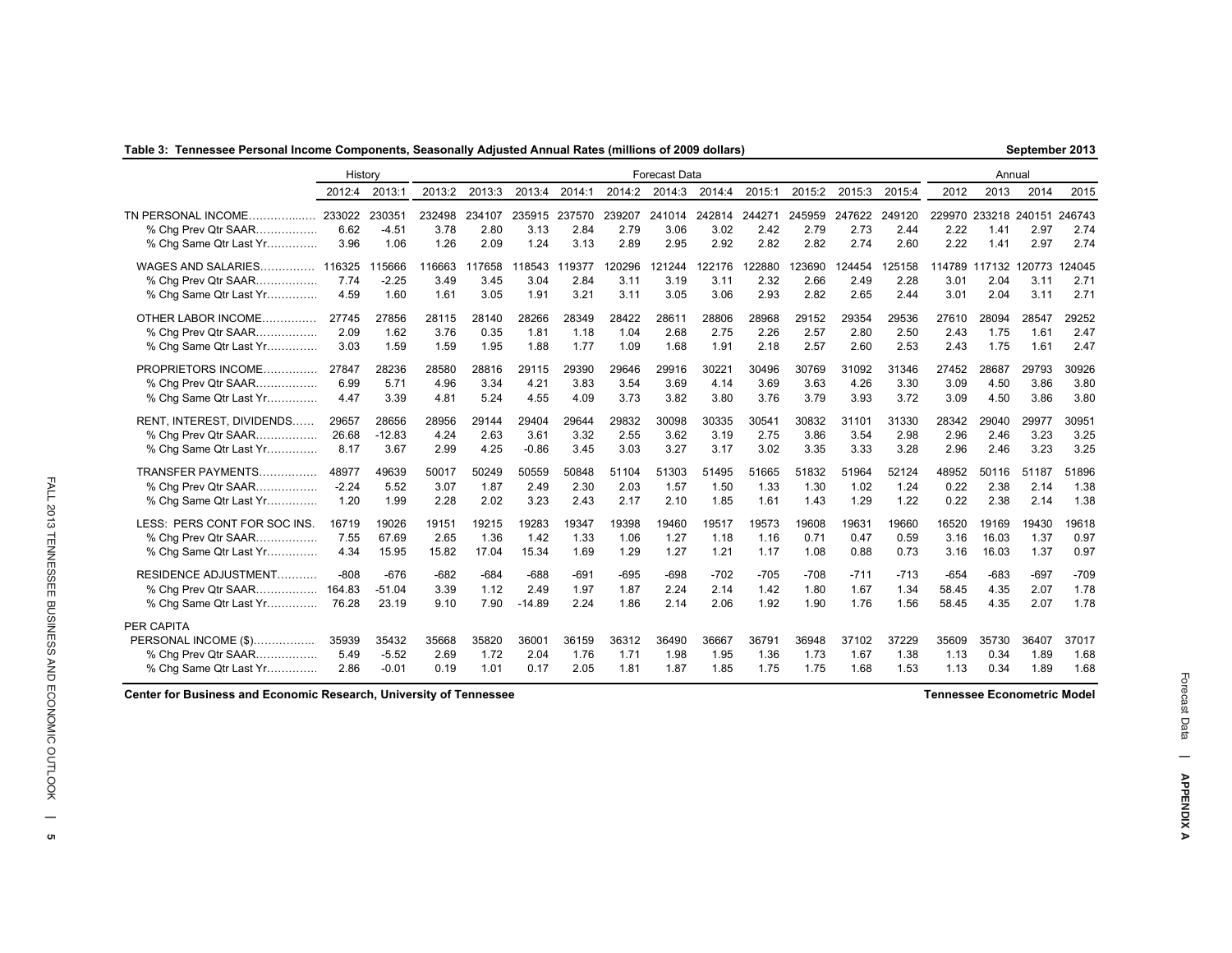**Table 3: Tennessee Personal Income Components, Seasonally Adjusted Annual Rates (millions of 2009 dollars)** September 2013

| | History | | Forecast Data | | | | | | | | | | | Annual | | | |
|---|---|---|---|---|---|---|---|---|---|---|---|---|---|---|---|---|---|
| | 2012:4 | 2013:1 | 2013:2 | 2013:3 | 2013:4 | 2014:1 | 2014:2 | 2014:3 | 2014:4 | 2015:1 | 2015:2 | 2015:3 | 2015:4 | 2012 | 2013 | 2014 | 2015 |
| TN PERSONAL INCOME | 233022 | 230351 | 232498 | 234107 | 235915 | 237570 | 239207 | 241014 | 242814 | 244271 | 245959 | 247622 | 249120 | 229970 | 233218 | 240151 | 246743 |
| % Chg Prev Qtr SAAR | 6.62 | -4.51 | 3.78 | 2.80 | 3.13 | 2.84 | 2.79 | 3.06 | 3.02 | 2.42 | 2.79 | 2.73 | 2.44 | 2.22 | 1.41 | 2.97 | 2.74 |
| % Chg Same Qtr Last Yr | 3.96 | 1.06 | 1.26 | 2.09 | 1.24 | 3.13 | 2.89 | 2.95 | 2.92 | 2.82 | 2.82 | 2.74 | 2.60 | 2.22 | 1.41 | 2.97 | 2.74 |
| WAGES AND SALARIES | 116325 | 115666 | 116663 | 117658 | 118543 | 119377 | 120296 | 121244 | 122176 | 122880 | 123690 | 124454 | 125158 | 114789 | 117132 | 120773 | 124045 |
| % Chg Prev Qtr SAAR | 7.74 | -2.25 | 3.49 | 3.45 | 3.04 | 2.84 | 3.11 | 3.19 | 3.11 | 2.32 | 2.66 | 2.49 | 2.28 | 3.01 | 2.04 | 3.11 | 2.71 |
| % Chg Same Qtr Last Yr | 4.59 | 1.60 | 1.61 | 3.05 | 1.91 | 3.21 | 3.11 | 3.05 | 3.06 | 2.93 | 2.82 | 2.65 | 2.44 | 3.01 | 2.04 | 3.11 | 2.71 |
| OTHER LABOR INCOME | 27745 | 27856 | 28115 | 28140 | 28266 | 28349 | 28422 | 28611 | 28806 | 28968 | 29152 | 29354 | 29536 | 27610 | 28094 | 28547 | 29252 |
| % Chg Prev Qtr SAAR | 2.09 | 1.62 | 3.76 | 0.35 | 1.81 | 1.18 | 1.04 | 2.68 | 2.75 | 2.26 | 2.57 | 2.80 | 2.50 | 2.43 | 1.75 | 1.61 | 2.47 |
| % Chg Same Qtr Last Yr | 3.03 | 1.59 | 1.59 | 1.95 | 1.88 | 1.77 | 1.09 | 1.68 | 1.91 | 2.18 | 2.57 | 2.60 | 2.53 | 2.43 | 1.75 | 1.61 | 2.47 |
| PROPRIETORS INCOME | 27847 | 28236 | 28580 | 28816 | 29115 | 29390 | 29646 | 29916 | 30221 | 30496 | 30769 | 31092 | 31346 | 27452 | 28687 | 29793 | 30926 |
| % Chg Prev Qtr SAAR | 6.99 | 5.71 | 4.96 | 3.34 | 4.21 | 3.83 | 3.54 | 3.69 | 4.14 | 3.69 | 3.63 | 4.26 | 3.30 | 3.09 | 4.50 | 3.86 | 3.80 |
| % Chg Same Qtr Last Yr | 4.47 | 3.39 | 4.81 | 5.24 | 4.55 | 4.09 | 3.73 | 3.82 | 3.80 | 3.76 | 3.79 | 3.93 | 3.72 | 3.09 | 4.50 | 3.86 | 3.80 |
| RENT, INTEREST, DIVIDENDS | 29657 | 28656 | 28956 | 29144 | 29404 | 29644 | 29832 | 30098 | 30335 | 30541 | 30832 | 31101 | 31330 | 28342 | 29040 | 29977 | 30951 |
| % Chg Prev Qtr SAAR | 26.68 | -12.83 | 4.24 | 2.63 | 3.61 | 3.32 | 2.55 | 3.62 | 3.19 | 2.75 | 3.86 | 3.54 | 2.98 | 2.96 | 2.46 | 3.23 | 3.25 |
| % Chg Same Qtr Last Yr | 8.17 | 3.67 | 2.99 | 4.25 | -0.86 | 3.45 | 3.03 | 3.27 | 3.17 | 3.02 | 3.35 | 3.33 | 3.28 | 2.96 | 2.46 | 3.23 | 3.25 |
| TRANSFER PAYMENTS | 48977 | 49639 | 50017 | 50249 | 50559 | 50848 | 51104 | 51303 | 51495 | 51665 | 51832 | 51964 | 52124 | 48952 | 50116 | 51187 | 51896 |
| % Chg Prev Qtr SAAR | -2.24 | 5.52 | 3.07 | 1.87 | 2.49 | 2.30 | 2.03 | 1.57 | 1.50 | 1.33 | 1.30 | 1.02 | 1.24 | 0.22 | 2.38 | 2.14 | 1.38 |
| % Chg Same Qtr Last Yr | 1.20 | 1.99 | 2.28 | 2.02 | 3.23 | 2.43 | 2.17 | 2.10 | 1.85 | 1.61 | 1.43 | 1.29 | 1.22 | 0.22 | 2.38 | 2.14 | 1.38 |
| LESS: PERS CONT FOR SOC INS. | 16719 | 19026 | 19151 | 19215 | 19283 | 19347 | 19398 | 19460 | 19517 | 19573 | 19608 | 19631 | 19660 | 16520 | 19169 | 19430 | 19618 |
| % Chg Prev Qtr SAAR | 7.55 | 67.69 | 2.65 | 1.36 | 1.42 | 1.33 | 1.06 | 1.27 | 1.18 | 1.16 | 0.71 | 0.47 | 0.59 | 3.16 | 16.03 | 1.37 | 0.97 |
| % Chg Same Qtr Last Yr | 4.34 | 15.95 | 15.82 | 17.04 | 15.34 | 1.69 | 1.29 | 1.27 | 1.21 | 1.17 | 1.08 | 0.88 | 0.73 | 3.16 | 16.03 | 1.37 | 0.97 |
| RESIDENCE ADJUSTMENT | -808 | -676 | -682 | -684 | -688 | -691 | -695 | -698 | -702 | -705 | -708 | -711 | -713 | -654 | -683 | -697 | -709 |
| % Chg Prev Qtr SAAR | 164.83 | -51.04 | 3.39 | 1.12 | 2.49 | 1.97 | 1.87 | 2.24 | 2.14 | 1.42 | 1.80 | 1.67 | 1.34 | 58.45 | 4.35 | 2.07 | 1.78 |
| % Chg Same Qtr Last Yr | 76.28 | 23.19 | 9.10 | 7.90 | -14.89 | 2.24 | 1.86 | 2.14 | 2.06 | 1.92 | 1.90 | 1.76 | 1.56 | 58.45 | 4.35 | 2.07 | 1.78 |
| PER CAPITA | | | | | | | | | | | | | | | | | |
| PERSONAL INCOME ($) | 35939 | 35432 | 35668 | 35820 | 36001 | 36159 | 36312 | 36490 | 36667 | 36791 | 36948 | 37102 | 37229 | 35609 | 35730 | 36407 | 37017 |
| % Chg Prev Qtr SAAR | 5.49 | -5.52 | 2.69 | 1.72 | 2.04 | 1.76 | 1.71 | 1.98 | 1.95 | 1.36 | 1.73 | 1.67 | 1.38 | 1.13 | 0.34 | 1.89 | 1.68 |
| % Chg Same Qtr Last Yr | 2.86 | -0.01 | 0.19 | 1.01 | 0.17 | 2.05 | 1.81 | 1.87 | 1.85 | 1.75 | 1.75 | 1.68 | 1.53 | 1.13 | 0.34 | 1.89 | 1.68 |

Center for Business and Economic Research, University of Tennessee — Tennessee Econometric Model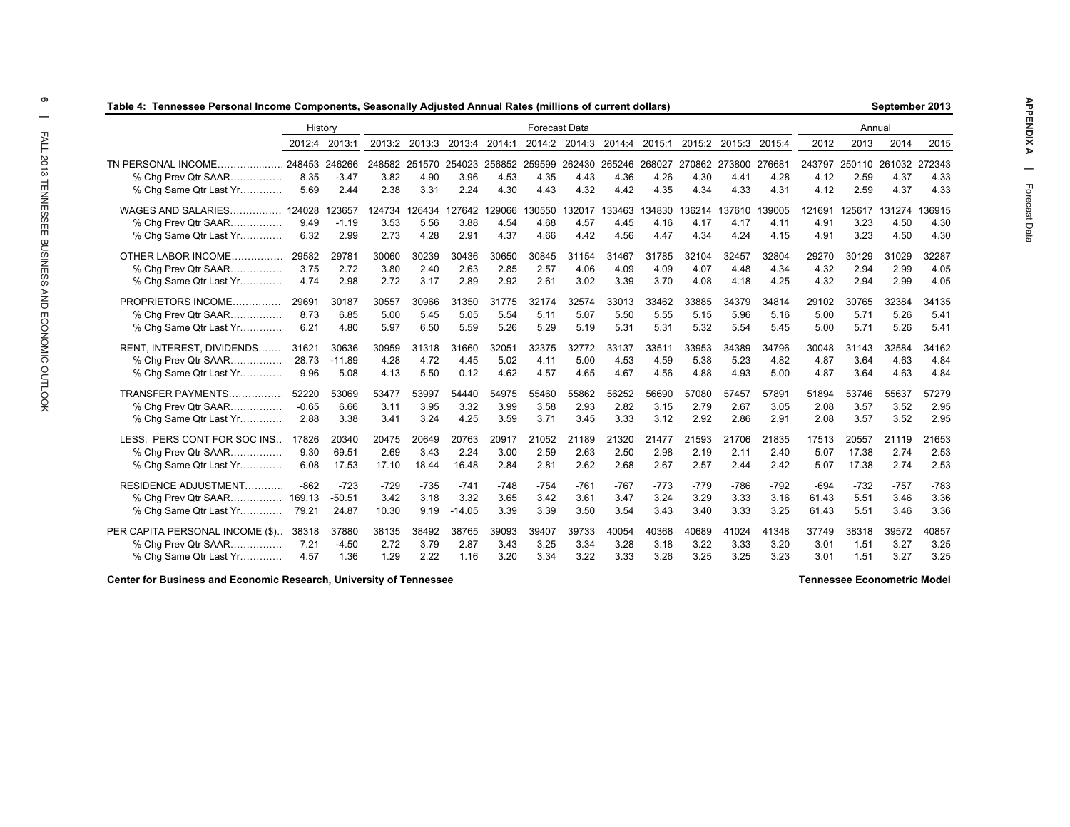**Table 4: Tennessee Personal Income Components, Seasonally Adjusted Annual Rates (millions of current dollars)** — September 2013

| | History | | Forecast Data | | | | | | | | | | | Annual | | | |
|---|---|---|---|---|---|---|---|---|---|---|---|---|---|---|---|---|---|
| | 2012:4 | 2013:1 | 2013:2 | 2013:3 | 2013:4 | 2014:1 | 2014:2 | 2014:3 | 2014:4 | 2015:1 | 2015:2 | 2015:3 | 2015:4 | 2012 | 2013 | 2014 | 2015 |
| TN PERSONAL INCOME | 248453 | 246266 | 248582 | 251570 | 254023 | 256852 | 259599 | 262430 | 265246 | 268027 | 270862 | 273800 | 276681 | 243797 | 250110 | 261032 | 272343 |
| % Chg Prev Qtr SAAR | 8.35 | -3.47 | 3.82 | 4.90 | 3.96 | 4.53 | 4.35 | 4.43 | 4.36 | 4.26 | 4.30 | 4.41 | 4.28 | 4.12 | 2.59 | 4.37 | 4.33 |
| % Chg Same Qtr Last Yr | 5.69 | 2.44 | 2.38 | 3.31 | 2.24 | 4.30 | 4.43 | 4.32 | 4.42 | 4.35 | 4.34 | 4.33 | 4.31 | 4.12 | 2.59 | 4.37 | 4.33 |
| WAGES AND SALARIES | 124028 | 123657 | 124734 | 126434 | 127642 | 129066 | 130550 | 132017 | 133463 | 134830 | 136214 | 137610 | 139005 | 121691 | 125617 | 131274 | 136915 |
| % Chg Prev Qtr SAAR | 9.49 | -1.19 | 3.53 | 5.56 | 3.88 | 4.54 | 4.68 | 4.57 | 4.45 | 4.16 | 4.17 | 4.17 | 4.11 | 4.91 | 3.23 | 4.50 | 4.30 |
| % Chg Same Qtr Last Yr | 6.32 | 2.99 | 2.73 | 4.28 | 2.91 | 4.37 | 4.66 | 4.42 | 4.56 | 4.47 | 4.34 | 4.24 | 4.15 | 4.91 | 3.23 | 4.50 | 4.30 |
| OTHER LABOR INCOME | 29582 | 29781 | 30060 | 30239 | 30436 | 30650 | 30845 | 31154 | 31467 | 31785 | 32104 | 32457 | 32804 | 29270 | 30129 | 31029 | 32287 |
| % Chg Prev Qtr SAAR | 3.75 | 2.72 | 3.80 | 2.40 | 2.63 | 2.85 | 2.57 | 4.06 | 4.09 | 4.09 | 4.07 | 4.48 | 4.34 | 4.32 | 2.94 | 2.99 | 4.05 |
| % Chg Same Qtr Last Yr | 4.74 | 2.98 | 2.72 | 3.17 | 2.89 | 2.92 | 2.61 | 3.02 | 3.39 | 3.70 | 4.08 | 4.18 | 4.25 | 4.32 | 2.94 | 2.99 | 4.05 |
| PROPRIETORS INCOME | 29691 | 30187 | 30557 | 30966 | 31350 | 31775 | 32174 | 32574 | 33013 | 33462 | 33885 | 34379 | 34814 | 29102 | 30765 | 32384 | 34135 |
| % Chg Prev Qtr SAAR | 8.73 | 6.85 | 5.00 | 5.45 | 5.05 | 5.54 | 5.11 | 5.07 | 5.50 | 5.55 | 5.15 | 5.96 | 5.16 | 5.00 | 5.71 | 5.26 | 5.41 |
| % Chg Same Qtr Last Yr | 6.21 | 4.80 | 5.97 | 6.50 | 5.59 | 5.26 | 5.29 | 5.19 | 5.31 | 5.31 | 5.32 | 5.54 | 5.45 | 5.00 | 5.71 | 5.26 | 5.41 |
| RENT, INTEREST, DIVIDENDS | 31621 | 30636 | 30959 | 31318 | 31660 | 32051 | 32375 | 32772 | 33137 | 33511 | 33953 | 34389 | 34796 | 30048 | 31143 | 32584 | 34162 |
| % Chg Prev Qtr SAAR | 28.73 | -11.89 | 4.28 | 4.72 | 4.45 | 5.02 | 4.11 | 5.00 | 4.53 | 4.59 | 5.38 | 5.23 | 4.82 | 4.87 | 3.64 | 4.63 | 4.84 |
| % Chg Same Qtr Last Yr | 9.96 | 5.08 | 4.13 | 5.50 | 0.12 | 4.62 | 4.57 | 4.65 | 4.67 | 4.56 | 4.88 | 4.93 | 5.00 | 4.87 | 3.64 | 4.63 | 4.84 |
| TRANSFER PAYMENTS | 52220 | 53069 | 53477 | 53997 | 54440 | 54975 | 55460 | 55862 | 56252 | 56690 | 57080 | 57457 | 57891 | 51894 | 53746 | 55637 | 57279 |
| % Chg Prev Qtr SAAR | -0.65 | 6.66 | 3.11 | 3.95 | 3.32 | 3.99 | 3.58 | 2.93 | 2.82 | 3.15 | 2.79 | 2.67 | 3.05 | 2.08 | 3.57 | 3.52 | 2.95 |
| % Chg Same Qtr Last Yr | 2.88 | 3.38 | 3.41 | 3.24 | 4.25 | 3.59 | 3.71 | 3.45 | 3.33 | 3.12 | 2.92 | 2.86 | 2.91 | 2.08 | 3.57 | 3.52 | 2.95 |
| LESS: PERS CONT FOR SOC INS | 17826 | 20340 | 20475 | 20649 | 20763 | 20917 | 21052 | 21189 | 21320 | 21477 | 21593 | 21706 | 21835 | 17513 | 20557 | 21119 | 21653 |
| % Chg Prev Qtr SAAR | 9.30 | 69.51 | 2.69 | 3.43 | 2.24 | 3.00 | 2.59 | 2.63 | 2.50 | 2.98 | 2.19 | 2.11 | 2.40 | 5.07 | 17.38 | 2.74 | 2.53 |
| % Chg Same Qtr Last Yr | 6.08 | 17.53 | 17.10 | 18.44 | 16.48 | 2.84 | 2.81 | 2.62 | 2.68 | 2.67 | 2.57 | 2.44 | 2.42 | 5.07 | 17.38 | 2.74 | 2.53 |
| RESIDENCE ADJUSTMENT | -862 | -723 | -729 | -735 | -741 | -748 | -754 | -761 | -767 | -773 | -779 | -786 | -792 | -694 | -732 | -757 | -783 |
| % Chg Prev Qtr SAAR | 169.13 | -50.51 | 3.42 | 3.18 | 3.32 | 3.65 | 3.42 | 3.61 | 3.47 | 3.24 | 3.29 | 3.33 | 3.16 | 61.43 | 5.51 | 3.46 | 3.36 |
| % Chg Same Qtr Last Yr | 79.21 | 24.87 | 10.30 | 9.19 | -14.05 | 3.39 | 3.39 | 3.50 | 3.54 | 3.43 | 3.40 | 3.33 | 3.25 | 61.43 | 5.51 | 3.46 | 3.36 |
| PER CAPITA PERSONAL INCOME ($) | 38318 | 37880 | 38135 | 38492 | 38765 | 39093 | 39407 | 39733 | 40054 | 40368 | 40689 | 41024 | 41348 | 37749 | 38318 | 39572 | 40857 |
| % Chg Prev Qtr SAAR | 7.21 | -4.50 | 2.72 | 3.79 | 2.87 | 3.43 | 3.25 | 3.34 | 3.28 | 3.18 | 3.22 | 3.33 | 3.20 | 3.01 | 1.51 | 3.27 | 3.25 |
| % Chg Same Qtr Last Yr | 4.57 | 1.36 | 1.29 | 2.22 | 1.16 | 3.20 | 3.34 | 3.22 | 3.33 | 3.26 | 3.25 | 3.25 | 3.23 | 3.01 | 1.51 | 3.27 | 3.25 |

Center for Business and Economic Research, University of Tennessee — Tennessee Econometric Model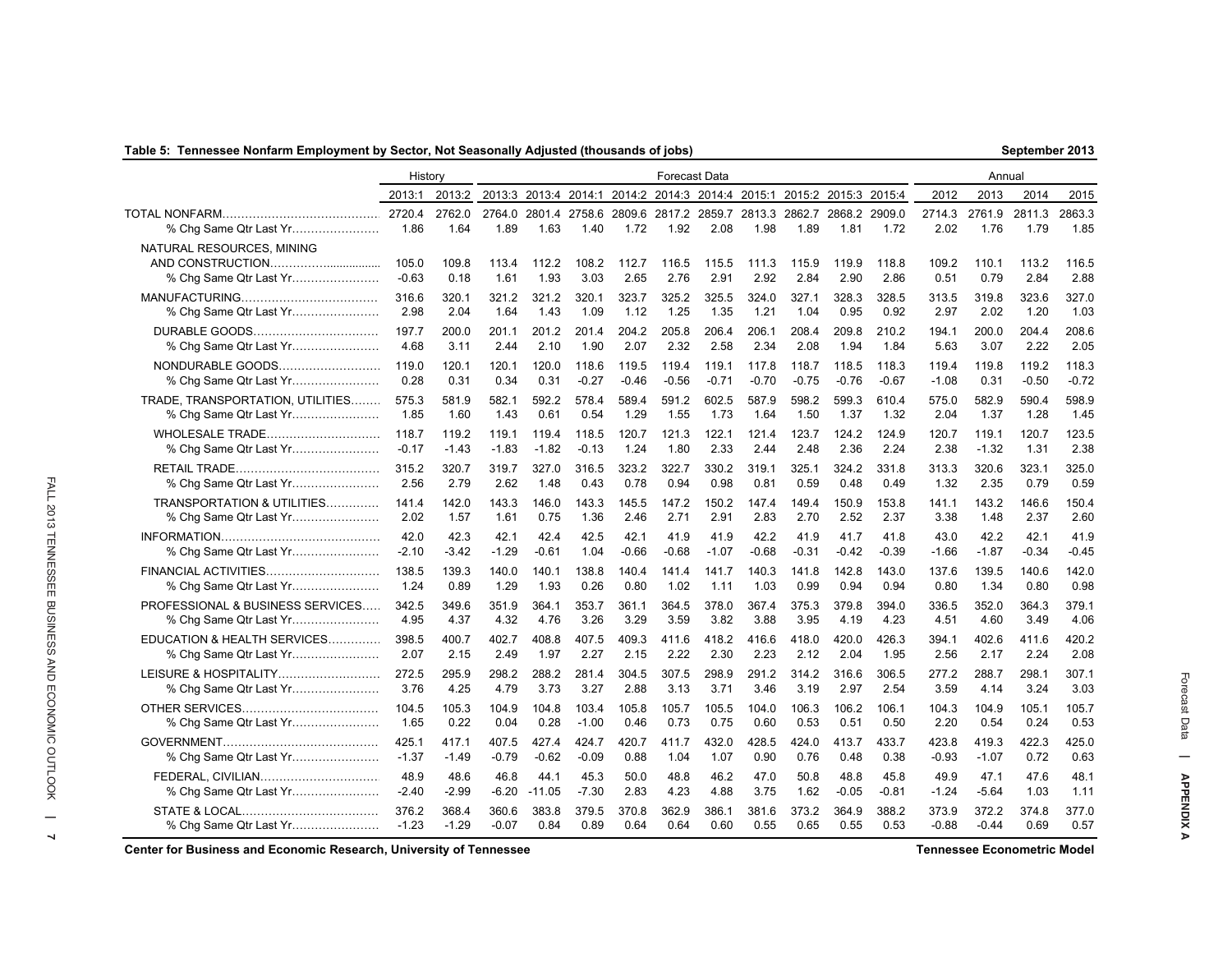**Table 5: Tennessee Nonfarm Employment by Sector, Not Seasonally Adjusted (thousands of jobs)** — September 2013

| | History | | Forecast Data | | | | | | | | | | | | Annual | | | |
|---|---|---|---|---|---|---|---|---|---|---|---|---|---|---|---|---|---|---|
| | 2013:1 | 2013:2 | 2013:3 | 2013:4 | 2014:1 | 2014:2 | 2014:3 | 2014:4 | 2015:1 | 2015:2 | 2015:3 | 2015:4 | 2012 | 2013 | 2014 | 2015 |
| TOTAL NONFARM | 2720.4 | 2762.0 | 2764.0 | 2801.4 | 2758.6 | 2809.6 | 2817.2 | 2859.7 | 2813.3 | 2862.7 | 2868.2 | 2909.0 | 2714.3 | 2761.9 | 2811.3 | 2863.3 |
| % Chg Same Qtr Last Yr | 1.86 | 1.64 | 1.89 | 1.63 | 1.40 | 1.72 | 1.92 | 2.08 | 1.98 | 1.89 | 1.81 | 1.72 | 2.02 | 1.76 | 1.79 | 1.85 |
| NATURAL RESOURCES, MINING AND CONSTRUCTION | 105.0 | 109.8 | 113.4 | 112.2 | 108.2 | 112.7 | 116.5 | 115.5 | 111.3 | 115.9 | 119.9 | 118.8 | 109.2 | 110.1 | 113.2 | 116.5 |
| % Chg Same Qtr Last Yr | -0.63 | 0.18 | 1.61 | 1.93 | 3.03 | 2.65 | 2.76 | 2.91 | 2.92 | 2.84 | 2.90 | 2.86 | 0.51 | 0.79 | 2.84 | 2.88 |
| MANUFACTURING | 316.6 | 320.1 | 321.2 | 321.2 | 320.1 | 323.7 | 325.2 | 325.5 | 324.0 | 327.1 | 328.3 | 328.5 | 313.5 | 319.8 | 323.6 | 327.0 |
| % Chg Same Qtr Last Yr | 2.98 | 2.04 | 1.64 | 1.43 | 1.09 | 1.12 | 1.25 | 1.35 | 1.21 | 1.04 | 0.95 | 0.92 | 2.97 | 2.02 | 1.20 | 1.03 |
| DURABLE GOODS | 197.7 | 200.0 | 201.1 | 201.2 | 201.4 | 204.2 | 205.8 | 206.4 | 206.1 | 208.4 | 209.8 | 210.2 | 194.1 | 200.0 | 204.4 | 208.6 |
| % Chg Same Qtr Last Yr | 4.68 | 3.11 | 2.44 | 2.10 | 1.90 | 2.07 | 2.32 | 2.58 | 2.34 | 2.08 | 1.94 | 1.84 | 5.63 | 3.07 | 2.22 | 2.05 |
| NONDURABLE GOODS | 119.0 | 120.1 | 120.1 | 120.0 | 118.6 | 119.5 | 119.4 | 119.1 | 117.8 | 118.7 | 118.5 | 118.3 | 119.4 | 119.8 | 119.2 | 118.3 |
| % Chg Same Qtr Last Yr | 0.28 | 0.31 | 0.34 | 0.31 | -0.27 | -0.46 | -0.56 | -0.71 | -0.70 | -0.75 | -0.76 | -0.67 | -1.08 | 0.31 | -0.50 | -0.72 |
| TRADE, TRANSPORTATION, UTILITIES | 575.3 | 581.9 | 582.1 | 592.2 | 578.4 | 589.4 | 591.2 | 602.5 | 587.9 | 598.2 | 599.3 | 610.4 | 575.0 | 582.9 | 590.4 | 598.9 |
| % Chg Same Qtr Last Yr | 1.85 | 1.60 | 1.43 | 0.61 | 0.54 | 1.29 | 1.55 | 1.73 | 1.64 | 1.50 | 1.37 | 1.32 | 2.04 | 1.37 | 1.28 | 1.45 |
| WHOLESALE TRADE | 118.7 | 119.2 | 119.1 | 119.4 | 118.5 | 120.7 | 121.3 | 122.1 | 121.4 | 123.7 | 124.2 | 124.9 | 120.7 | 119.1 | 120.7 | 123.5 |
| % Chg Same Qtr Last Yr | -0.17 | -1.43 | -1.83 | -1.82 | -0.13 | 1.24 | 1.80 | 2.33 | 2.44 | 2.48 | 2.36 | 2.24 | 2.38 | -1.32 | 1.31 | 2.38 |
| RETAIL TRADE | 315.2 | 320.7 | 319.7 | 327.0 | 316.5 | 323.2 | 322.7 | 330.2 | 319.1 | 325.1 | 324.2 | 331.8 | 313.3 | 320.6 | 323.1 | 325.0 |
| % Chg Same Qtr Last Yr | 2.56 | 2.79 | 2.62 | 1.48 | 0.43 | 0.78 | 0.94 | 0.98 | 0.81 | 0.59 | 0.48 | 0.49 | 1.32 | 2.35 | 0.79 | 0.59 |
| TRANSPORTATION & UTILITIES | 141.4 | 142.0 | 143.3 | 146.0 | 143.3 | 145.5 | 147.2 | 150.2 | 147.4 | 149.4 | 150.9 | 153.8 | 141.1 | 143.2 | 146.6 | 150.4 |
| % Chg Same Qtr Last Yr | 2.02 | 1.57 | 1.61 | 0.75 | 1.36 | 2.46 | 2.71 | 2.91 | 2.83 | 2.70 | 2.52 | 2.37 | 3.38 | 1.48 | 2.37 | 2.60 |
| INFORMATION | 42.0 | 42.3 | 42.1 | 42.4 | 42.5 | 42.1 | 41.9 | 41.9 | 42.2 | 41.9 | 41.7 | 41.8 | 43.0 | 42.2 | 42.1 | 41.9 |
| % Chg Same Qtr Last Yr | -2.10 | -3.42 | -1.29 | -0.61 | 1.04 | -0.66 | -0.68 | -1.07 | -0.68 | -0.31 | -0.42 | -0.39 | -1.66 | -1.87 | -0.34 | -0.45 |
| FINANCIAL ACTIVITIES | 138.5 | 139.3 | 140.0 | 140.1 | 138.8 | 140.4 | 141.4 | 141.7 | 140.3 | 141.8 | 142.8 | 143.0 | 137.6 | 139.5 | 140.6 | 142.0 |
| % Chg Same Qtr Last Yr | 1.24 | 0.89 | 1.29 | 1.93 | 0.26 | 0.80 | 1.02 | 1.11 | 1.03 | 0.99 | 0.94 | 0.94 | 0.80 | 1.34 | 0.80 | 0.98 |
| PROFESSIONAL & BUSINESS SERVICES | 342.5 | 349.6 | 351.9 | 364.1 | 353.7 | 361.1 | 364.5 | 378.0 | 367.4 | 375.3 | 379.8 | 394.0 | 336.5 | 352.0 | 364.3 | 379.1 |
| % Chg Same Qtr Last Yr | 4.95 | 4.37 | 4.32 | 4.76 | 3.26 | 3.29 | 3.59 | 3.82 | 3.88 | 3.95 | 4.19 | 4.23 | 4.51 | 4.60 | 3.49 | 4.06 |
| EDUCATION & HEALTH SERVICES | 398.5 | 400.7 | 402.7 | 408.8 | 407.5 | 409.3 | 411.6 | 418.2 | 416.6 | 418.0 | 420.0 | 426.3 | 394.1 | 402.6 | 411.6 | 420.2 |
| % Chg Same Qtr Last Yr | 2.07 | 2.15 | 2.49 | 1.97 | 2.27 | 2.15 | 2.22 | 2.30 | 2.23 | 2.12 | 2.04 | 1.95 | 2.56 | 2.17 | 2.24 | 2.08 |
| LEISURE & HOSPITALITY | 272.5 | 295.9 | 298.2 | 288.2 | 281.4 | 304.5 | 307.5 | 298.9 | 291.2 | 314.2 | 316.6 | 306.5 | 277.2 | 288.7 | 298.1 | 307.1 |
| % Chg Same Qtr Last Yr | 3.76 | 4.25 | 4.79 | 3.73 | 3.27 | 2.88 | 3.13 | 3.71 | 3.46 | 3.19 | 2.97 | 2.54 | 3.59 | 4.14 | 3.24 | 3.03 |
| OTHER SERVICES | 104.5 | 105.3 | 104.9 | 104.8 | 103.4 | 105.8 | 105.7 | 105.5 | 104.0 | 106.3 | 106.2 | 106.1 | 104.3 | 104.9 | 105.1 | 105.7 |
| % Chg Same Qtr Last Yr | 1.65 | 0.22 | 0.04 | 0.28 | -1.00 | 0.46 | 0.73 | 0.75 | 0.60 | 0.53 | 0.51 | 0.50 | 2.20 | 0.54 | 0.24 | 0.53 |
| GOVERNMENT | 425.1 | 417.1 | 407.5 | 427.4 | 424.7 | 420.7 | 411.7 | 432.0 | 428.5 | 424.0 | 413.7 | 433.7 | 423.8 | 419.3 | 422.3 | 425.0 |
| % Chg Same Qtr Last Yr | -1.37 | -1.49 | -0.79 | -0.62 | -0.09 | 0.88 | 1.04 | 1.07 | 0.90 | 0.76 | 0.48 | 0.38 | -0.93 | -1.07 | 0.72 | 0.63 |
| FEDERAL, CIVILIAN | 48.9 | 48.6 | 46.8 | 44.1 | 45.3 | 50.0 | 48.8 | 46.2 | 47.0 | 50.8 | 48.8 | 45.8 | 49.9 | 47.1 | 47.6 | 48.1 |
| % Chg Same Qtr Last Yr | -2.40 | -2.99 | -6.20 | -11.05 | -7.30 | 2.83 | 4.23 | 4.88 | 3.75 | 1.62 | -0.05 | -0.81 | -1.24 | -5.64 | 1.03 | 1.11 |
| STATE & LOCAL | 376.2 | 368.4 | 360.6 | 383.8 | 379.5 | 370.8 | 362.9 | 386.1 | 381.6 | 373.2 | 364.9 | 388.2 | 373.9 | 372.2 | 374.8 | 377.0 |
| % Chg Same Qtr Last Yr | -1.23 | -1.29 | -0.07 | 0.84 | 0.89 | 0.64 | 0.64 | 0.60 | 0.55 | 0.65 | 0.55 | 0.53 | -0.88 | -0.44 | 0.69 | 0.57 |

Center for Business and Economic Research, University of Tennessee — Tennessee Econometric Model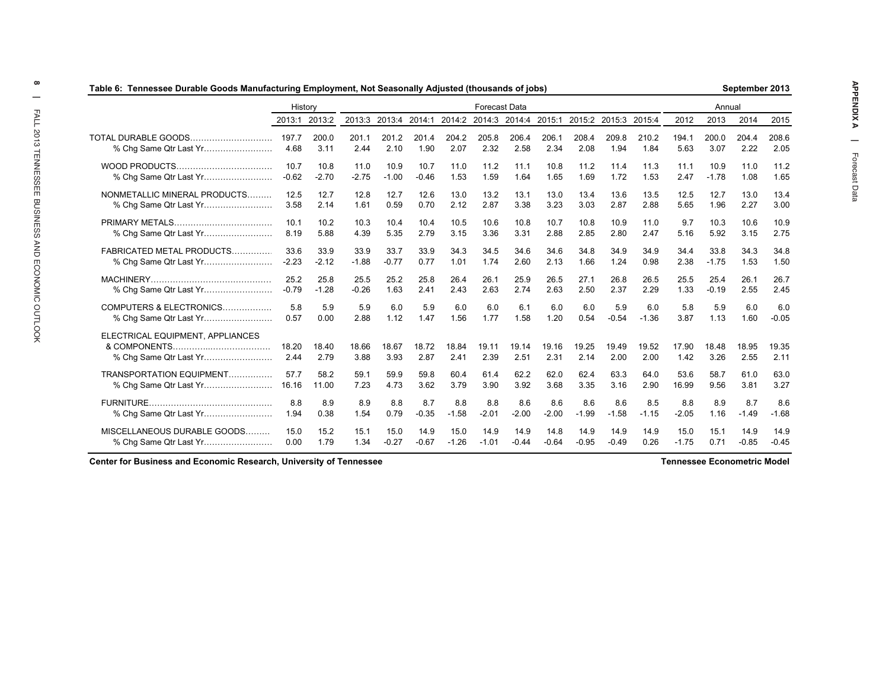**Table 6: Tennessee Durable Goods Manufacturing Employment, Not Seasonally Adjusted (thousands of jobs)** — September 2013

| | History | | Forecast Data | | | | | | | | | | Annual | | | |
|---|---|---|---|---|---|---|---|---|---|---|---|---|---|---|---|---|
| | 2013:1 | 2013:2 | 2013:3 | 2013:4 | 2014:1 | 2014:2 | 2014:3 | 2014:4 | 2015:1 | 2015:2 | 2015:3 | 2015:4 | 2012 | 2013 | 2014 | 2015 |
| TOTAL DURABLE GOODS | 197.7 | 200.0 | 201.1 | 201.2 | 201.4 | 204.2 | 205.8 | 206.4 | 206.1 | 208.4 | 209.8 | 210.2 | 194.1 | 200.0 | 204.4 | 208.6 |
| % Chg Same Qtr Last Yr | 4.68 | 3.11 | 2.44 | 2.10 | 1.90 | 2.07 | 2.32 | 2.58 | 2.34 | 2.08 | 1.94 | 1.84 | 5.63 | 3.07 | 2.22 | 2.05 |
| WOOD PRODUCTS | 10.7 | 10.8 | 11.0 | 10.9 | 10.7 | 11.0 | 11.2 | 11.1 | 10.8 | 11.2 | 11.4 | 11.3 | 11.1 | 10.9 | 11.0 | 11.2 |
| % Chg Same Qtr Last Yr | -0.62 | -2.70 | -2.75 | -1.00 | -0.46 | 1.53 | 1.59 | 1.64 | 1.65 | 1.69 | 1.72 | 1.53 | 2.47 | -1.78 | 1.08 | 1.65 |
| NONMETALLIC MINERAL PRODUCTS | 12.5 | 12.7 | 12.8 | 12.7 | 12.6 | 13.0 | 13.2 | 13.1 | 13.0 | 13.4 | 13.6 | 13.5 | 12.5 | 12.7 | 13.0 | 13.4 |
| % Chg Same Qtr Last Yr | 3.58 | 2.14 | 1.61 | 0.59 | 0.70 | 2.12 | 2.87 | 3.38 | 3.23 | 3.03 | 2.87 | 2.88 | 5.65 | 1.96 | 2.27 | 3.00 |
| PRIMARY METALS | 10.1 | 10.2 | 10.3 | 10.4 | 10.4 | 10.5 | 10.6 | 10.8 | 10.7 | 10.8 | 10.9 | 11.0 | 9.7 | 10.3 | 10.6 | 10.9 |
| % Chg Same Qtr Last Yr | 8.19 | 5.88 | 4.39 | 5.35 | 2.79 | 3.15 | 3.36 | 3.31 | 2.88 | 2.85 | 2.80 | 2.47 | 5.16 | 5.92 | 3.15 | 2.75 |
| FABRICATED METAL PRODUCTS | 33.6 | 33.9 | 33.9 | 33.7 | 33.9 | 34.3 | 34.5 | 34.6 | 34.6 | 34.8 | 34.9 | 34.9 | 34.4 | 33.8 | 34.3 | 34.8 |
| % Chg Same Qtr Last Yr | -2.23 | -2.12 | -1.88 | -0.77 | 0.77 | 1.01 | 1.74 | 2.60 | 2.13 | 1.66 | 1.24 | 0.98 | 2.38 | -1.75 | 1.53 | 1.50 |
| MACHINERY | 25.2 | 25.8 | 25.5 | 25.2 | 25.8 | 26.4 | 26.1 | 25.9 | 26.5 | 27.1 | 26.8 | 26.5 | 25.5 | 25.4 | 26.1 | 26.7 |
| % Chg Same Qtr Last Yr | -0.79 | -1.28 | -0.26 | 1.63 | 2.41 | 2.43 | 2.63 | 2.74 | 2.63 | 2.50 | 2.37 | 2.29 | 1.33 | -0.19 | 2.55 | 2.45 |
| COMPUTERS & ELECTRONICS | 5.8 | 5.9 | 5.9 | 6.0 | 5.9 | 6.0 | 6.0 | 6.1 | 6.0 | 6.0 | 5.9 | 6.0 | 5.8 | 5.9 | 6.0 | 6.0 |
| % Chg Same Qtr Last Yr | 0.57 | 0.00 | 2.88 | 1.12 | 1.47 | 1.56 | 1.77 | 1.58 | 1.20 | 0.54 | -0.54 | -1.36 | 3.87 | 1.13 | 1.60 | -0.05 |
| ELECTRICAL EQUIPMENT, APPLIANCES & COMPONENTS | 18.20 | 18.40 | 18.66 | 18.67 | 18.72 | 18.84 | 19.11 | 19.14 | 19.16 | 19.25 | 19.49 | 19.52 | 17.90 | 18.48 | 18.95 | 19.35 |
| % Chg Same Qtr Last Yr | 2.44 | 2.79 | 3.88 | 3.93 | 2.87 | 2.41 | 2.39 | 2.51 | 2.31 | 2.14 | 2.00 | 2.00 | 1.42 | 3.26 | 2.55 | 2.11 |
| TRANSPORTATION EQUIPMENT | 57.7 | 58.2 | 59.1 | 59.9 | 59.8 | 60.4 | 61.4 | 62.2 | 62.0 | 62.4 | 63.3 | 64.0 | 53.6 | 58.7 | 61.0 | 63.0 |
| % Chg Same Qtr Last Yr | 16.16 | 11.00 | 7.23 | 4.73 | 3.62 | 3.79 | 3.90 | 3.92 | 3.68 | 3.35 | 3.16 | 2.90 | 16.99 | 9.56 | 3.81 | 3.27 |
| FURNITURE | 8.8 | 8.9 | 8.9 | 8.8 | 8.7 | 8.8 | 8.8 | 8.6 | 8.6 | 8.6 | 8.6 | 8.5 | 8.8 | 8.9 | 8.7 | 8.6 |
| % Chg Same Qtr Last Yr | 1.94 | 0.38 | 1.54 | 0.79 | -0.35 | -1.58 | -2.01 | -2.00 | -2.00 | -1.99 | -1.58 | -1.15 | -2.05 | 1.16 | -1.49 | -1.68 |
| MISCELLANEOUS DURABLE GOODS | 15.0 | 15.2 | 15.1 | 15.0 | 14.9 | 15.0 | 14.9 | 14.9 | 14.8 | 14.9 | 14.9 | 14.9 | 15.0 | 15.1 | 14.9 | 14.9 |
| % Chg Same Qtr Last Yr | 0.00 | 1.79 | 1.34 | -0.27 | -0.67 | -1.26 | -1.01 | -0.44 | -0.64 | -0.95 | -0.49 | 0.26 | -1.75 | 0.71 | -0.85 | -0.45 |

**Center for Business and Economic Research, University of Tennessee** — **Tennessee Econometric Model**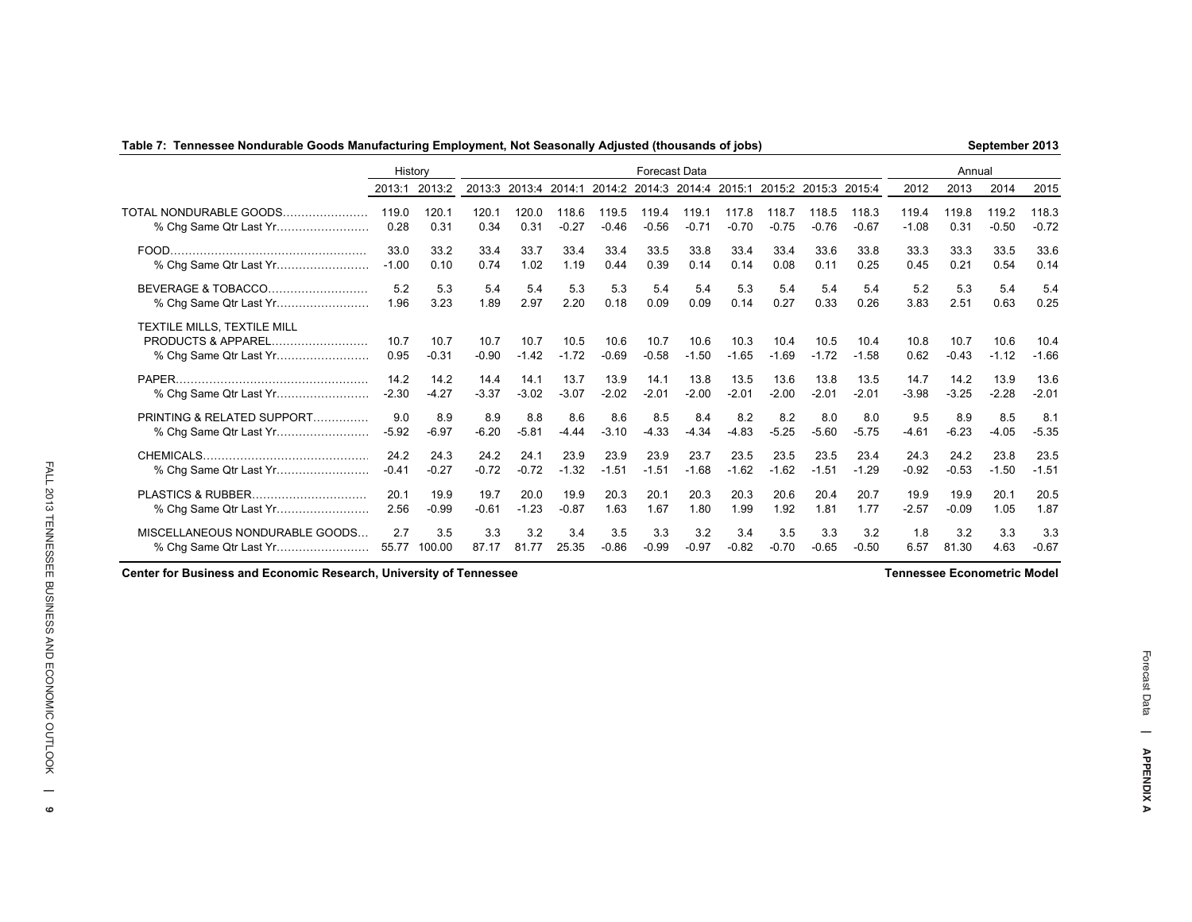**Table 7: Tennessee Nondurable Goods Manufacturing Employment, Not Seasonally Adjusted (thousands of jobs)** — September 2013

| | History | | Forecast Data | | | | | | | | | | Annual | | | |
|---|---|---|---|---|---|---|---|---|---|---|---|---|---|---|---|---|
| | 2013:1 | 2013:2 | 2013:3 | 2013:4 | 2014:1 | 2014:2 | 2014:3 | 2014:4 | 2015:1 | 2015:2 | 2015:3 | 2015:4 | 2012 | 2013 | 2014 | 2015 |
| TOTAL NONDURABLE GOODS | 119.0 | 120.1 | 120.1 | 120.0 | 118.6 | 119.5 | 119.4 | 119.1 | 117.8 | 118.7 | 118.5 | 118.3 | 119.4 | 119.8 | 119.2 | 118.3 |
| % Chg Same Qtr Last Yr | 0.28 | 0.31 | 0.34 | 0.31 | -0.27 | -0.46 | -0.56 | -0.71 | -0.70 | -0.75 | -0.76 | -0.67 | -1.08 | 0.31 | -0.50 | -0.72 |
| FOOD | 33.0 | 33.2 | 33.4 | 33.7 | 33.4 | 33.4 | 33.5 | 33.8 | 33.4 | 33.4 | 33.6 | 33.8 | 33.3 | 33.3 | 33.5 | 33.6 |
| % Chg Same Qtr Last Yr | -1.00 | 0.10 | 0.74 | 1.02 | 1.19 | 0.44 | 0.39 | 0.14 | 0.14 | 0.08 | 0.11 | 0.25 | 0.45 | 0.21 | 0.54 | 0.14 |
| BEVERAGE & TOBACCO | 5.2 | 5.3 | 5.4 | 5.4 | 5.3 | 5.3 | 5.4 | 5.4 | 5.3 | 5.4 | 5.4 | 5.4 | 5.2 | 5.3 | 5.4 | 5.4 |
| % Chg Same Qtr Last Yr | 1.96 | 3.23 | 1.89 | 2.97 | 2.20 | 0.18 | 0.09 | 0.09 | 0.14 | 0.27 | 0.33 | 0.26 | 3.83 | 2.51 | 0.63 | 0.25 |
| TEXTILE MILLS, TEXTILE MILL PRODUCTS & APPAREL | 10.7 | 10.7 | 10.7 | 10.7 | 10.5 | 10.6 | 10.7 | 10.6 | 10.3 | 10.4 | 10.5 | 10.4 | 10.8 | 10.7 | 10.6 | 10.4 |
| % Chg Same Qtr Last Yr | 0.95 | -0.31 | -0.90 | -1.42 | -1.72 | -0.69 | -0.58 | -1.50 | -1.65 | -1.69 | -1.72 | -1.58 | 0.62 | -0.43 | -1.12 | -1.66 |
| PAPER | 14.2 | 14.2 | 14.4 | 14.1 | 13.7 | 13.9 | 14.1 | 13.8 | 13.5 | 13.6 | 13.8 | 13.5 | 14.7 | 14.2 | 13.9 | 13.6 |
| % Chg Same Qtr Last Yr | -2.30 | -4.27 | -3.37 | -3.02 | -3.07 | -2.02 | -2.01 | -2.00 | -2.01 | -2.00 | -2.01 | -2.01 | -3.98 | -3.25 | -2.28 | -2.01 |
| PRINTING & RELATED SUPPORT | 9.0 | 8.9 | 8.9 | 8.8 | 8.6 | 8.6 | 8.5 | 8.4 | 8.2 | 8.2 | 8.0 | 8.0 | 9.5 | 8.9 | 8.5 | 8.1 |
| % Chg Same Qtr Last Yr | -5.92 | -6.97 | -6.20 | -5.81 | -4.44 | -3.10 | -4.33 | -4.34 | -4.83 | -5.25 | -5.60 | -5.75 | -4.61 | -6.23 | -4.05 | -5.35 |
| CHEMICALS | 24.2 | 24.3 | 24.2 | 24.1 | 23.9 | 23.9 | 23.9 | 23.7 | 23.5 | 23.5 | 23.5 | 23.4 | 24.3 | 24.2 | 23.8 | 23.5 |
| % Chg Same Qtr Last Yr | -0.41 | -0.27 | -0.72 | -0.72 | -1.32 | -1.51 | -1.51 | -1.68 | -1.62 | -1.62 | -1.51 | -1.29 | -0.92 | -0.53 | -1.50 | -1.51 |
| PLASTICS & RUBBER | 20.1 | 19.9 | 19.7 | 20.0 | 19.9 | 20.3 | 20.1 | 20.3 | 20.3 | 20.6 | 20.4 | 20.7 | 19.9 | 19.9 | 20.1 | 20.5 |
| % Chg Same Qtr Last Yr | 2.56 | -0.99 | -0.61 | -1.23 | -0.87 | 1.63 | 1.67 | 1.80 | 1.99 | 1.92 | 1.81 | 1.77 | -2.57 | -0.09 | 1.05 | 1.87 |
| MISCELLANEOUS NONDURABLE GOODS | 2.7 | 3.5 | 3.3 | 3.2 | 3.4 | 3.5 | 3.3 | 3.2 | 3.4 | 3.5 | 3.3 | 3.2 | 1.8 | 3.2 | 3.3 | 3.3 |
| % Chg Same Qtr Last Yr | 55.77 | 100.00 | 87.17 | 81.77 | 25.35 | -0.86 | -0.99 | -0.97 | -0.82 | -0.70 | -0.65 | -0.50 | 6.57 | 81.30 | 4.63 | -0.67 |

Center for Business and Economic Research, University of Tennessee — Tennessee Econometric Model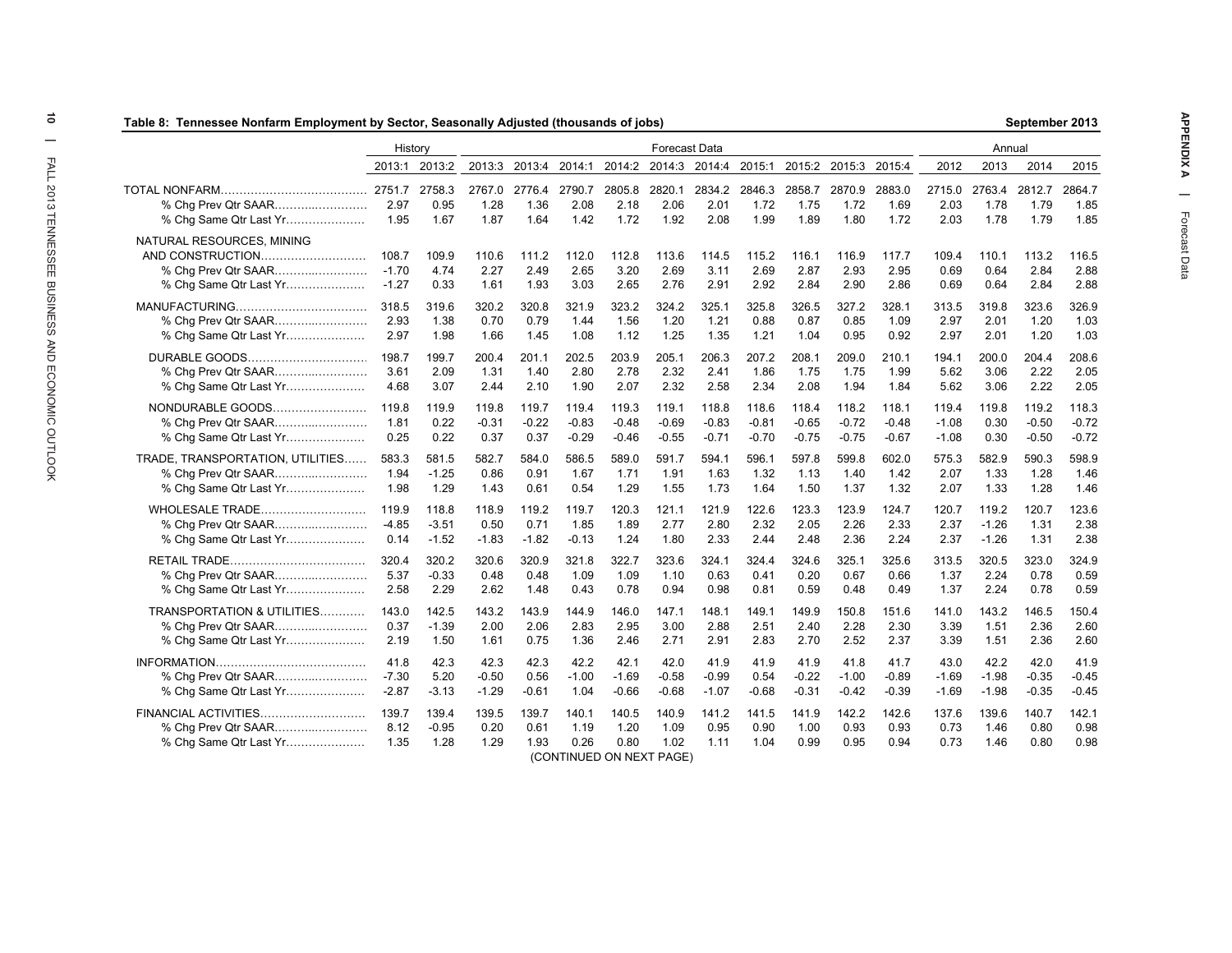**Table 8: Tennessee Nonfarm Employment by Sector, Seasonally Adjusted (thousands of jobs)** — September 2013

| | History | | Forecast Data | | | | | | | | | | Annual | | | |
|---|---|---|---|---|---|---|---|---|---|---|---|---|---|---|---|---|
| | 2013:1 | 2013:2 | 2013:3 | 2013:4 | 2014:1 | 2014:2 | 2014:3 | 2014:4 | 2015:1 | 2015:2 | 2015:3 | 2015:4 | 2012 | 2013 | 2014 | 2015 |
| TOTAL NONFARM | 2751.7 | 2758.3 | 2767.0 | 2776.4 | 2790.7 | 2805.8 | 2820.1 | 2834.2 | 2846.3 | 2858.7 | 2870.9 | 2883.0 | 2715.0 | 2763.4 | 2812.7 | 2864.7 |
| % Chg Prev Qtr SAAR | 2.97 | 0.95 | 1.28 | 1.36 | 2.08 | 2.18 | 2.06 | 2.01 | 1.72 | 1.75 | 1.72 | 1.69 | 2.03 | 1.78 | 1.79 | 1.85 |
| % Chg Same Qtr Last Yr | 1.95 | 1.67 | 1.87 | 1.64 | 1.42 | 1.72 | 1.92 | 2.08 | 1.99 | 1.89 | 1.80 | 1.72 | 2.03 | 1.78 | 1.79 | 1.85 |
| NATURAL RESOURCES, MINING AND CONSTRUCTION | 108.7 | 109.9 | 110.6 | 111.2 | 112.0 | 112.8 | 113.6 | 114.5 | 115.2 | 116.1 | 116.9 | 117.7 | 109.4 | 110.1 | 113.2 | 116.5 |
| % Chg Prev Qtr SAAR | -1.70 | 4.74 | 2.27 | 2.49 | 2.65 | 3.20 | 2.69 | 3.11 | 2.69 | 2.87 | 2.93 | 2.95 | 0.69 | 0.64 | 2.84 | 2.88 |
| % Chg Same Qtr Last Yr | -1.27 | 0.33 | 1.61 | 1.93 | 3.03 | 2.65 | 2.76 | 2.91 | 2.92 | 2.84 | 2.90 | 2.86 | 0.69 | 0.64 | 2.84 | 2.88 |
| MANUFACTURING | 318.5 | 319.6 | 320.2 | 320.8 | 321.9 | 323.2 | 324.2 | 325.1 | 325.8 | 326.5 | 327.2 | 328.1 | 313.5 | 319.8 | 323.6 | 326.9 |
| % Chg Prev Qtr SAAR | 2.93 | 1.38 | 0.70 | 0.79 | 1.44 | 1.56 | 1.20 | 1.21 | 0.88 | 0.87 | 0.85 | 1.09 | 2.97 | 2.01 | 1.20 | 1.03 |
| % Chg Same Qtr Last Yr | 2.97 | 1.98 | 1.66 | 1.45 | 1.08 | 1.12 | 1.25 | 1.35 | 1.21 | 1.04 | 0.95 | 0.92 | 2.97 | 2.01 | 1.20 | 1.03 |
| DURABLE GOODS | 198.7 | 199.7 | 200.4 | 201.1 | 202.5 | 203.9 | 205.1 | 206.3 | 207.2 | 208.1 | 209.0 | 210.1 | 194.1 | 200.0 | 204.4 | 208.6 |
| % Chg Prev Qtr SAAR | 3.61 | 2.09 | 1.31 | 1.40 | 2.80 | 2.78 | 2.32 | 2.41 | 1.86 | 1.75 | 1.75 | 1.99 | 5.62 | 3.06 | 2.22 | 2.05 |
| % Chg Same Qtr Last Yr | 4.68 | 3.07 | 2.44 | 2.10 | 1.90 | 2.07 | 2.32 | 2.58 | 2.34 | 2.08 | 1.94 | 1.84 | 5.62 | 3.06 | 2.22 | 2.05 |
| NONDURABLE GOODS | 119.8 | 119.9 | 119.8 | 119.7 | 119.4 | 119.3 | 119.1 | 118.8 | 118.6 | 118.4 | 118.2 | 118.1 | 119.4 | 119.8 | 119.2 | 118.3 |
| % Chg Prev Qtr SAAR | 1.81 | 0.22 | -0.31 | -0.22 | -0.83 | -0.48 | -0.69 | -0.83 | -0.81 | -0.65 | -0.72 | -0.48 | -1.08 | 0.30 | -0.50 | -0.72 |
| % Chg Same Qtr Last Yr | 0.25 | 0.22 | 0.37 | 0.37 | -0.29 | -0.46 | -0.55 | -0.71 | -0.70 | -0.75 | -0.75 | -0.67 | -1.08 | 0.30 | -0.50 | -0.72 |
| TRADE, TRANSPORTATION, UTILITIES | 583.3 | 581.5 | 582.7 | 584.0 | 586.5 | 589.0 | 591.7 | 594.1 | 596.1 | 597.8 | 599.8 | 602.0 | 575.3 | 582.9 | 590.3 | 598.9 |
| % Chg Prev Qtr SAAR | 1.94 | -1.25 | 0.86 | 0.91 | 1.67 | 1.71 | 1.91 | 1.63 | 1.32 | 1.13 | 1.40 | 1.42 | 2.07 | 1.33 | 1.28 | 1.46 |
| % Chg Same Qtr Last Yr | 1.98 | 1.29 | 1.43 | 0.61 | 0.54 | 1.29 | 1.55 | 1.73 | 1.64 | 1.50 | 1.37 | 1.32 | 2.07 | 1.33 | 1.28 | 1.46 |
| WHOLESALE TRADE | 119.9 | 118.8 | 118.9 | 119.2 | 119.7 | 120.3 | 121.1 | 121.9 | 122.6 | 123.3 | 123.9 | 124.7 | 120.7 | 119.2 | 120.7 | 123.6 |
| % Chg Prev Qtr SAAR | -4.85 | -3.51 | 0.50 | 0.71 | 1.85 | 1.89 | 2.77 | 2.80 | 2.32 | 2.05 | 2.26 | 2.33 | 2.37 | -1.26 | 1.31 | 2.38 |
| % Chg Same Qtr Last Yr | 0.14 | -1.52 | -1.83 | -1.82 | -0.13 | 1.24 | 1.80 | 2.33 | 2.44 | 2.48 | 2.36 | 2.24 | 2.37 | -1.26 | 1.31 | 2.38 |
| RETAIL TRADE | 320.4 | 320.2 | 320.6 | 320.9 | 321.8 | 322.7 | 323.6 | 324.1 | 324.4 | 324.6 | 325.1 | 325.6 | 313.5 | 320.5 | 323.0 | 324.9 |
| % Chg Prev Qtr SAAR | 5.37 | -0.33 | 0.48 | 0.48 | 1.09 | 1.09 | 1.10 | 0.63 | 0.41 | 0.20 | 0.67 | 0.66 | 1.37 | 2.24 | 0.78 | 0.59 |
| % Chg Same Qtr Last Yr | 2.58 | 2.29 | 2.62 | 1.48 | 0.43 | 0.78 | 0.94 | 0.98 | 0.81 | 0.59 | 0.48 | 0.49 | 1.37 | 2.24 | 0.78 | 0.59 |
| TRANSPORTATION & UTILITIES | 143.0 | 142.5 | 143.2 | 143.9 | 144.9 | 146.0 | 147.1 | 148.1 | 149.1 | 149.9 | 150.8 | 151.6 | 141.0 | 143.2 | 146.5 | 150.4 |
| % Chg Prev Qtr SAAR | 0.37 | -1.39 | 2.00 | 2.06 | 2.83 | 2.95 | 3.00 | 2.88 | 2.51 | 2.40 | 2.28 | 2.30 | 3.39 | 1.51 | 2.36 | 2.60 |
| % Chg Same Qtr Last Yr | 2.19 | 1.50 | 1.61 | 0.75 | 1.36 | 2.46 | 2.71 | 2.91 | 2.83 | 2.70 | 2.52 | 2.37 | 3.39 | 1.51 | 2.36 | 2.60 |
| INFORMATION | 41.8 | 42.3 | 42.3 | 42.3 | 42.2 | 42.1 | 42.0 | 41.9 | 41.9 | 41.9 | 41.8 | 41.7 | 43.0 | 42.2 | 42.0 | 41.9 |
| % Chg Prev Qtr SAAR | -7.30 | 5.20 | -0.50 | 0.56 | -1.00 | -1.69 | -0.58 | -0.99 | 0.54 | -0.22 | -1.00 | -0.89 | -1.69 | -1.98 | -0.35 | -0.45 |
| % Chg Same Qtr Last Yr | -2.87 | -3.13 | -1.29 | -0.61 | 1.04 | -0.66 | -0.68 | -1.07 | -0.68 | -0.31 | -0.42 | -0.39 | -1.69 | -1.98 | -0.35 | -0.45 |
| FINANCIAL ACTIVITIES | 139.7 | 139.4 | 139.5 | 139.7 | 140.1 | 140.5 | 140.9 | 141.2 | 141.5 | 141.9 | 142.2 | 142.6 | 137.6 | 139.6 | 140.7 | 142.1 |
| % Chg Prev Qtr SAAR | 8.12 | -0.95 | 0.20 | 0.61 | 1.19 | 1.20 | 1.09 | 0.95 | 0.90 | 1.00 | 0.93 | 0.93 | 0.73 | 1.46 | 0.80 | 0.98 |
| % Chg Same Qtr Last Yr | 1.35 | 1.28 | 1.29 | 1.93 | 0.26 | 0.80 | 1.02 | 1.11 | 1.04 | 0.99 | 0.95 | 0.94 | 0.73 | 1.46 | 0.80 | 0.98 |

(CONTINUED ON NEXT PAGE)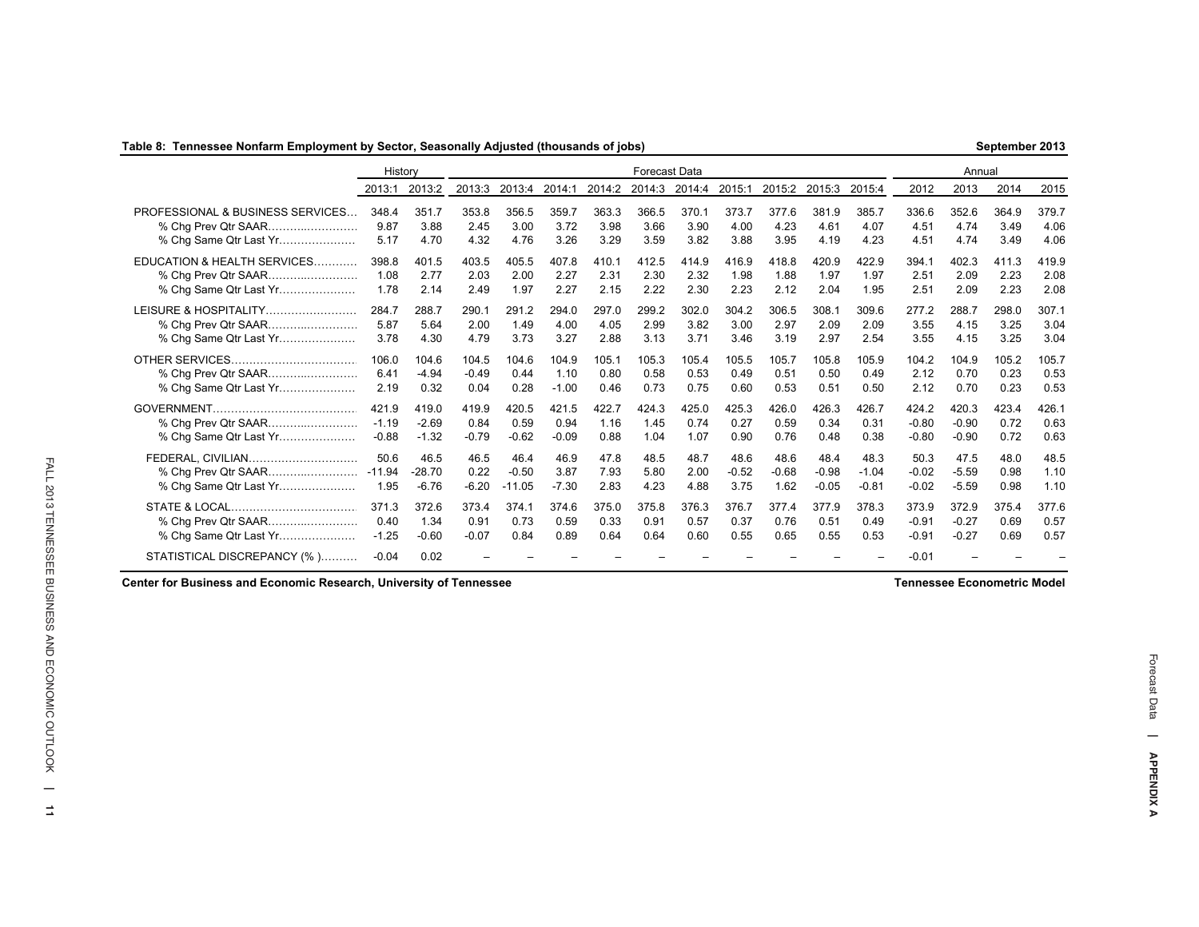**Table 8: Tennessee Nonfarm Employment by Sector, Seasonally Adjusted (thousands of jobs)** **September 2013**

| | History | | Forecast Data | | | | | | | | | | Annual | | | |
|---|---|---|---|---|---|---|---|---|---|---|---|---|---|---|---|---|
| | 2013:1 | 2013:2 | 2013:3 | 2013:4 | 2014:1 | 2014:2 | 2014:3 | 2014:4 | 2015:1 | 2015:2 | 2015:3 | 2015:4 | 2012 | 2013 | 2014 | 2015 |
| PROFESSIONAL & BUSINESS SERVICES | 348.4 | 351.7 | 353.8 | 356.5 | 359.7 | 363.3 | 366.5 | 370.1 | 373.7 | 377.6 | 381.9 | 385.7 | 336.6 | 352.6 | 364.9 | 379.7 |
| % Chg Prev Qtr SAAR | 9.87 | 3.88 | 2.45 | 3.00 | 3.72 | 3.98 | 3.66 | 3.90 | 4.00 | 4.23 | 4.61 | 4.07 | 4.51 | 4.74 | 3.49 | 4.06 |
| % Chg Same Qtr Last Yr | 5.17 | 4.70 | 4.32 | 4.76 | 3.26 | 3.29 | 3.59 | 3.82 | 3.88 | 3.95 | 4.19 | 4.23 | 4.51 | 4.74 | 3.49 | 4.06 |
| EDUCATION & HEALTH SERVICES | 398.8 | 401.5 | 403.5 | 405.5 | 407.8 | 410.1 | 412.5 | 414.9 | 416.9 | 418.8 | 420.9 | 422.9 | 394.1 | 402.3 | 411.3 | 419.9 |
| % Chg Prev Qtr SAAR | 1.08 | 2.77 | 2.03 | 2.00 | 2.27 | 2.31 | 2.30 | 2.32 | 1.98 | 1.88 | 1.97 | 1.97 | 2.51 | 2.09 | 2.23 | 2.08 |
| % Chg Same Qtr Last Yr | 1.78 | 2.14 | 2.49 | 1.97 | 2.27 | 2.15 | 2.22 | 2.30 | 2.23 | 2.12 | 2.04 | 1.95 | 2.51 | 2.09 | 2.23 | 2.08 |
| LEISURE & HOSPITALITY | 284.7 | 288.7 | 290.1 | 291.2 | 294.0 | 297.0 | 299.2 | 302.0 | 304.2 | 306.5 | 308.1 | 309.6 | 277.2 | 288.7 | 298.0 | 307.1 |
| % Chg Prev Qtr SAAR | 5.87 | 5.64 | 2.00 | 1.49 | 4.00 | 4.05 | 2.99 | 3.82 | 3.00 | 2.97 | 2.09 | 2.09 | 3.55 | 4.15 | 3.25 | 3.04 |
| % Chg Same Qtr Last Yr | 3.78 | 4.30 | 4.79 | 3.73 | 3.27 | 2.88 | 3.13 | 3.71 | 3.46 | 3.19 | 2.97 | 2.54 | 3.55 | 4.15 | 3.25 | 3.04 |
| OTHER SERVICES | 106.0 | 104.6 | 104.5 | 104.6 | 104.9 | 105.1 | 105.3 | 105.4 | 105.5 | 105.7 | 105.8 | 105.9 | 104.2 | 104.9 | 105.2 | 105.7 |
| % Chg Prev Qtr SAAR | 6.41 | -4.94 | -0.49 | 0.44 | 1.10 | 0.80 | 0.58 | 0.53 | 0.49 | 0.51 | 0.50 | 0.49 | 2.12 | 0.70 | 0.23 | 0.53 |
| % Chg Same Qtr Last Yr | 2.19 | 0.32 | 0.04 | 0.28 | -1.00 | 0.46 | 0.73 | 0.75 | 0.60 | 0.53 | 0.51 | 0.50 | 2.12 | 0.70 | 0.23 | 0.53 |
| GOVERNMENT | 421.9 | 419.0 | 419.9 | 420.5 | 421.5 | 422.7 | 424.3 | 425.0 | 425.3 | 426.0 | 426.3 | 426.7 | 424.2 | 420.3 | 423.4 | 426.1 |
| % Chg Prev Qtr SAAR | -1.19 | -2.69 | 0.84 | 0.59 | 0.94 | 1.16 | 1.45 | 0.74 | 0.27 | 0.59 | 0.34 | 0.31 | -0.80 | -0.90 | 0.72 | 0.63 |
| % Chg Same Qtr Last Yr | -0.88 | -1.32 | -0.79 | -0.62 | -0.09 | 0.88 | 1.04 | 1.07 | 0.90 | 0.76 | 0.48 | 0.38 | -0.80 | -0.90 | 0.72 | 0.63 |
| FEDERAL, CIVILIAN | 50.6 | 46.5 | 46.5 | 46.4 | 46.9 | 47.8 | 48.5 | 48.7 | 48.6 | 48.6 | 48.4 | 48.3 | 50.3 | 47.5 | 48.0 | 48.5 |
| % Chg Prev Qtr SAAR | -11.94 | -28.70 | 0.22 | -0.50 | 3.87 | 7.93 | 5.80 | 2.00 | -0.52 | -0.68 | -0.98 | -1.04 | -0.02 | -5.59 | 0.98 | 1.10 |
| % Chg Same Qtr Last Yr | 1.95 | -6.76 | -6.20 | -11.05 | -7.30 | 2.83 | 4.23 | 4.88 | 3.75 | 1.62 | -0.05 | -0.81 | -0.02 | -5.59 | 0.98 | 1.10 |
| STATE & LOCAL | 371.3 | 372.6 | 373.4 | 374.1 | 374.6 | 375.0 | 375.8 | 376.3 | 376.7 | 377.4 | 377.9 | 378.3 | 373.9 | 372.9 | 375.4 | 377.6 |
| % Chg Prev Qtr SAAR | 0.40 | 1.34 | 0.91 | 0.73 | 0.59 | 0.33 | 0.91 | 0.57 | 0.37 | 0.76 | 0.51 | 0.49 | -0.91 | -0.27 | 0.69 | 0.57 |
| % Chg Same Qtr Last Yr | -1.25 | -0.60 | -0.07 | 0.84 | 0.89 | 0.64 | 0.64 | 0.60 | 0.55 | 0.65 | 0.55 | 0.53 | -0.91 | -0.27 | 0.69 | 0.57 |
| STATISTICAL DISCREPANCY (% ) | -0.04 | 0.02 | – | – | – | – | – | – | – | – | – | – | -0.01 | – | – | – |

Center for Business and Economic Research, University of Tennessee — Tennessee Econometric Model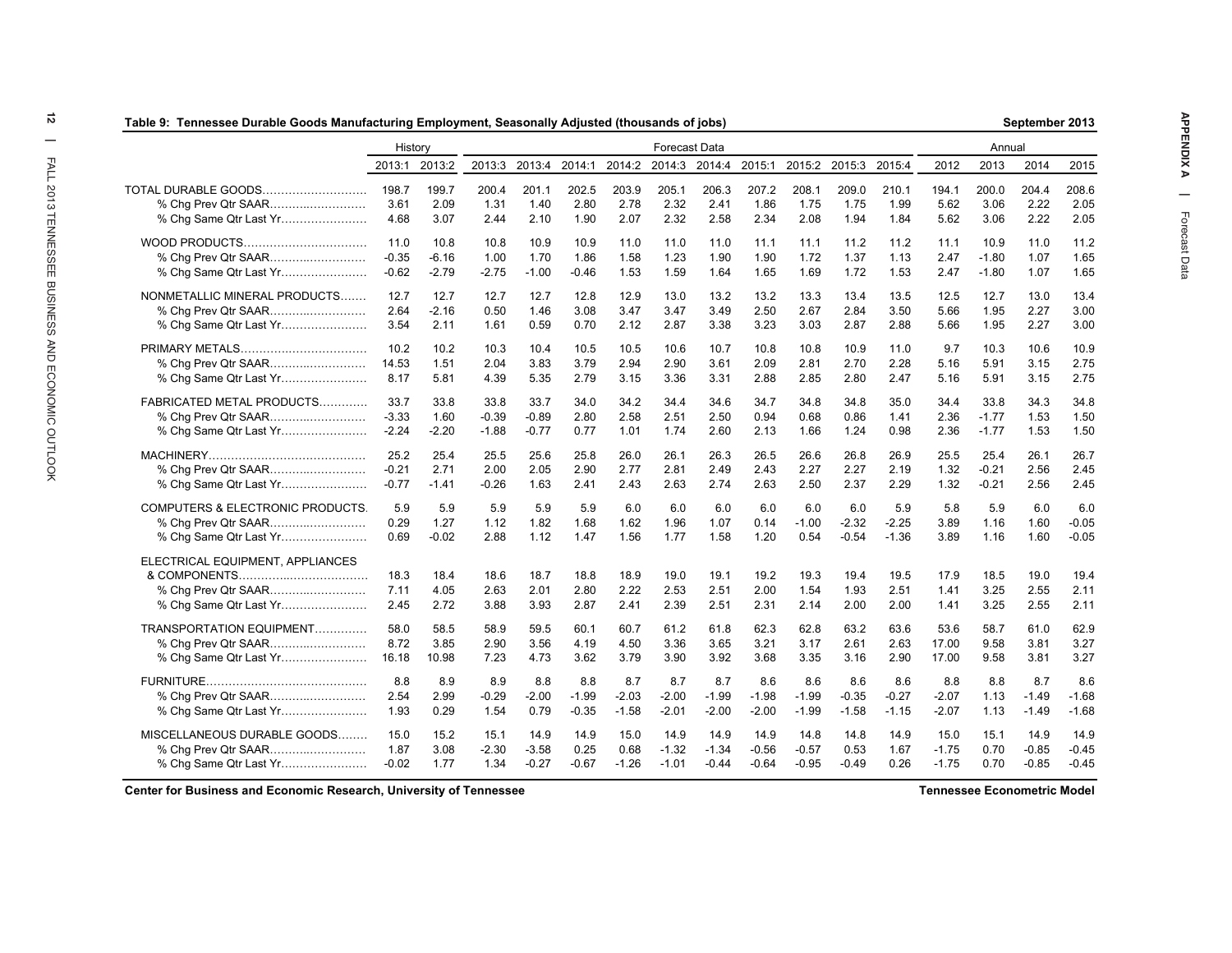**Table 9: Tennessee Durable Goods Manufacturing Employment, Seasonally Adjusted (thousands of jobs)** — September 2013

| | History | | Forecast Data | | | | | | | | | | Annual | | | |
|---|---|---|---|---|---|---|---|---|---|---|---|---|---|---|---|---|
| | 2013:1 | 2013:2 | 2013:3 | 2013:4 | 2014:1 | 2014:2 | 2014:3 | 2014:4 | 2015:1 | 2015:2 | 2015:3 | 2015:4 | 2012 | 2013 | 2014 | 2015 |
| TOTAL DURABLE GOODS | 198.7 | 199.7 | 200.4 | 201.1 | 202.5 | 203.9 | 205.1 | 206.3 | 207.2 | 208.1 | 209.0 | 210.1 | 194.1 | 200.0 | 204.4 | 208.6 |
| % Chg Prev Qtr SAAR | 3.61 | 2.09 | 1.31 | 1.40 | 2.80 | 2.78 | 2.32 | 2.41 | 1.86 | 1.75 | 1.75 | 1.99 | 5.62 | 3.06 | 2.22 | 2.05 |
| % Chg Same Qtr Last Yr | 4.68 | 3.07 | 2.44 | 2.10 | 1.90 | 2.07 | 2.32 | 2.58 | 2.34 | 2.08 | 1.94 | 1.84 | 5.62 | 3.06 | 2.22 | 2.05 |
| WOOD PRODUCTS | 11.0 | 10.8 | 10.8 | 10.9 | 10.9 | 11.0 | 11.0 | 11.0 | 11.1 | 11.1 | 11.2 | 11.2 | 11.1 | 10.9 | 11.0 | 11.2 |
| % Chg Prev Qtr SAAR | -0.35 | -6.16 | 1.00 | 1.70 | 1.86 | 1.58 | 1.23 | 1.90 | 1.90 | 1.72 | 1.37 | 1.13 | 2.47 | -1.80 | 1.07 | 1.65 |
| % Chg Same Qtr Last Yr | -0.62 | -2.79 | -2.75 | -1.00 | -0.46 | 1.53 | 1.59 | 1.64 | 1.65 | 1.69 | 1.72 | 1.53 | 2.47 | -1.80 | 1.07 | 1.65 |
| NONMETALLIC MINERAL PRODUCTS | 12.7 | 12.7 | 12.7 | 12.7 | 12.8 | 12.9 | 13.0 | 13.2 | 13.2 | 13.3 | 13.4 | 13.5 | 12.5 | 12.7 | 13.0 | 13.4 |
| % Chg Prev Qtr SAAR | 2.64 | -2.16 | 0.50 | 1.46 | 3.08 | 3.47 | 3.47 | 3.49 | 2.50 | 2.67 | 2.84 | 3.50 | 5.66 | 1.95 | 2.27 | 3.00 |
| % Chg Same Qtr Last Yr | 3.54 | 2.11 | 1.61 | 0.59 | 0.70 | 2.12 | 2.87 | 3.38 | 3.23 | 3.03 | 2.87 | 2.88 | 5.66 | 1.95 | 2.27 | 3.00 |
| PRIMARY METALS | 10.2 | 10.2 | 10.3 | 10.4 | 10.5 | 10.5 | 10.6 | 10.7 | 10.8 | 10.8 | 10.9 | 11.0 | 9.7 | 10.3 | 10.6 | 10.9 |
| % Chg Prev Qtr SAAR | 14.53 | 1.51 | 2.04 | 3.83 | 3.79 | 2.94 | 2.90 | 3.61 | 2.09 | 2.81 | 2.70 | 2.28 | 5.16 | 5.91 | 3.15 | 2.75 |
| % Chg Same Qtr Last Yr | 8.17 | 5.81 | 4.39 | 5.35 | 2.79 | 3.15 | 3.36 | 3.31 | 2.88 | 2.85 | 2.80 | 2.47 | 5.16 | 5.91 | 3.15 | 2.75 |
| FABRICATED METAL PRODUCTS | 33.7 | 33.8 | 33.8 | 33.7 | 34.0 | 34.2 | 34.4 | 34.6 | 34.7 | 34.8 | 34.8 | 35.0 | 34.4 | 33.8 | 34.3 | 34.8 |
| % Chg Prev Qtr SAAR | -3.33 | 1.60 | -0.39 | -0.89 | 2.80 | 2.58 | 2.51 | 2.50 | 0.94 | 0.68 | 0.86 | 1.41 | 2.36 | -1.77 | 1.53 | 1.50 |
| % Chg Same Qtr Last Yr | -2.24 | -2.20 | -1.88 | -0.77 | 0.77 | 1.01 | 1.74 | 2.60 | 2.13 | 1.66 | 1.24 | 0.98 | 2.36 | -1.77 | 1.53 | 1.50 |
| MACHINERY | 25.2 | 25.4 | 25.5 | 25.6 | 25.8 | 26.0 | 26.1 | 26.3 | 26.5 | 26.6 | 26.8 | 26.9 | 25.5 | 25.4 | 26.1 | 26.7 |
| % Chg Prev Qtr SAAR | -0.21 | 2.71 | 2.00 | 2.05 | 2.90 | 2.77 | 2.81 | 2.49 | 2.43 | 2.27 | 2.27 | 2.19 | 1.32 | -0.21 | 2.56 | 2.45 |
| % Chg Same Qtr Last Yr | -0.77 | -1.41 | -0.26 | 1.63 | 2.41 | 2.43 | 2.63 | 2.74 | 2.63 | 2.50 | 2.37 | 2.29 | 1.32 | -0.21 | 2.56 | 2.45 |
| COMPUTERS & ELECTRONIC PRODUCTS | 5.9 | 5.9 | 5.9 | 5.9 | 5.9 | 6.0 | 6.0 | 6.0 | 6.0 | 6.0 | 6.0 | 5.9 | 5.8 | 5.9 | 6.0 | 6.0 |
| % Chg Prev Qtr SAAR | 0.29 | 1.27 | 1.12 | 1.82 | 1.68 | 1.62 | 1.96 | 1.07 | 0.14 | -1.00 | -2.32 | -2.25 | 3.89 | 1.16 | 1.60 | -0.05 |
| % Chg Same Qtr Last Yr | 0.69 | -0.02 | 2.88 | 1.12 | 1.47 | 1.56 | 1.77 | 1.58 | 1.20 | 0.54 | -0.54 | -1.36 | 3.89 | 1.16 | 1.60 | -0.05 |
| ELECTRICAL EQUIPMENT, APPLIANCES & COMPONENTS | 18.3 | 18.4 | 18.6 | 18.7 | 18.8 | 18.9 | 19.0 | 19.1 | 19.2 | 19.3 | 19.4 | 19.5 | 17.9 | 18.5 | 19.0 | 19.4 |
| % Chg Prev Qtr SAAR | 7.11 | 4.05 | 2.63 | 2.01 | 2.80 | 2.22 | 2.53 | 2.51 | 2.00 | 1.54 | 1.93 | 2.51 | 1.41 | 3.25 | 2.55 | 2.11 |
| % Chg Same Qtr Last Yr | 2.45 | 2.72 | 3.88 | 3.93 | 2.87 | 2.41 | 2.39 | 2.51 | 2.31 | 2.14 | 2.00 | 2.00 | 1.41 | 3.25 | 2.55 | 2.11 |
| TRANSPORTATION EQUIPMENT | 58.0 | 58.5 | 58.9 | 59.5 | 60.1 | 60.7 | 61.2 | 61.8 | 62.3 | 62.8 | 63.2 | 63.6 | 53.6 | 58.7 | 61.0 | 62.9 |
| % Chg Prev Qtr SAAR | 8.72 | 3.85 | 2.90 | 3.56 | 4.19 | 4.50 | 3.36 | 3.65 | 3.21 | 3.17 | 2.61 | 2.63 | 17.00 | 9.58 | 3.81 | 3.27 |
| % Chg Same Qtr Last Yr | 16.18 | 10.98 | 7.23 | 4.73 | 3.62 | 3.79 | 3.90 | 3.92 | 3.68 | 3.35 | 3.16 | 2.90 | 17.00 | 9.58 | 3.81 | 3.27 |
| FURNITURE | 8.8 | 8.9 | 8.9 | 8.8 | 8.8 | 8.7 | 8.7 | 8.7 | 8.6 | 8.6 | 8.6 | 8.6 | 8.8 | 8.8 | 8.7 | 8.6 |
| % Chg Prev Qtr SAAR | 2.54 | 2.99 | -0.29 | -2.00 | -1.99 | -2.03 | -2.00 | -1.99 | -1.98 | -1.99 | -0.35 | -0.27 | -2.07 | 1.13 | -1.49 | -1.68 |
| % Chg Same Qtr Last Yr | 1.93 | 0.29 | 1.54 | 0.79 | -0.35 | -1.58 | -2.01 | -2.00 | -2.00 | -1.99 | -1.58 | -1.15 | -2.07 | 1.13 | -1.49 | -1.68 |
| MISCELLANEOUS DURABLE GOODS | 15.0 | 15.2 | 15.1 | 14.9 | 14.9 | 15.0 | 14.9 | 14.9 | 14.9 | 14.8 | 14.8 | 14.9 | 15.0 | 15.1 | 14.9 | 14.9 |
| % Chg Prev Qtr SAAR | 1.87 | 3.08 | -2.30 | -3.58 | 0.25 | 0.68 | -1.32 | -1.34 | -0.56 | -0.57 | 0.53 | 1.67 | -1.75 | 0.70 | -0.85 | -0.45 |
| % Chg Same Qtr Last Yr | -0.02 | 1.77 | 1.34 | -0.27 | -0.67 | -1.26 | -1.01 | -0.44 | -0.64 | -0.95 | -0.49 | 0.26 | -1.75 | 0.70 | -0.85 | -0.45 |

Center for Business and Economic Research, University of Tennessee — Tennessee Econometric Model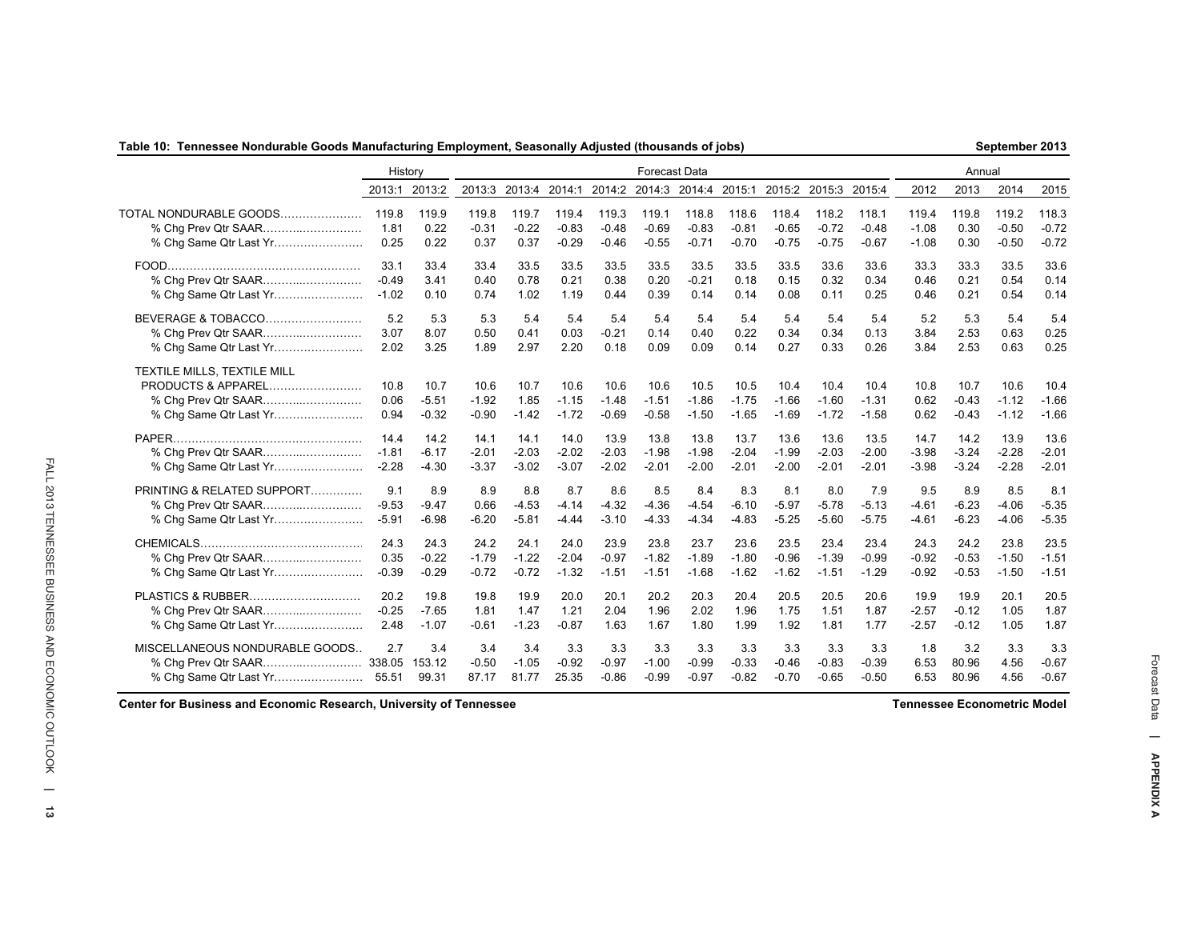**Table 10: Tennessee Nondurable Goods Manufacturing Employment, Seasonally Adjusted (thousands of jobs)** September 2013

| | History | | Forecast Data | | | | | | | | | | Annual | | | |
|---|---|---|---|---|---|---|---|---|---|---|---|---|---|---|---|---|
| | 2013:1 | 2013:2 | 2013:3 | 2013:4 | 2014:1 | 2014:2 | 2014:3 | 2014:4 | 2015:1 | 2015:2 | 2015:3 | 2015:4 | 2012 | 2013 | 2014 | 2015 |
| TOTAL NONDURABLE GOODS | 119.8 | 119.9 | 119.8 | 119.7 | 119.4 | 119.3 | 119.1 | 118.8 | 118.6 | 118.4 | 118.2 | 118.1 | 119.4 | 119.8 | 119.2 | 118.3 |
| % Chg Prev Qtr SAAR | 1.81 | 0.22 | -0.31 | -0.22 | -0.83 | -0.48 | -0.69 | -0.83 | -0.81 | -0.65 | -0.72 | -0.48 | -1.08 | 0.30 | -0.50 | -0.72 |
| % Chg Same Qtr Last Yr | 0.25 | 0.22 | 0.37 | 0.37 | -0.29 | -0.46 | -0.55 | -0.71 | -0.70 | -0.75 | -0.75 | -0.67 | -1.08 | 0.30 | -0.50 | -0.72 |
| FOOD | 33.1 | 33.4 | 33.4 | 33.5 | 33.5 | 33.5 | 33.5 | 33.5 | 33.5 | 33.5 | 33.6 | 33.6 | 33.3 | 33.3 | 33.5 | 33.6 |
| % Chg Prev Qtr SAAR | -0.49 | 3.41 | 0.40 | 0.78 | 0.21 | 0.38 | 0.20 | -0.21 | 0.18 | 0.15 | 0.32 | 0.34 | 0.46 | 0.21 | 0.54 | 0.14 |
| % Chg Same Qtr Last Yr | -1.02 | 0.10 | 0.74 | 1.02 | 1.19 | 0.44 | 0.39 | 0.14 | 0.14 | 0.08 | 0.11 | 0.25 | 0.46 | 0.21 | 0.54 | 0.14 |
| BEVERAGE & TOBACCO | 5.2 | 5.3 | 5.3 | 5.4 | 5.4 | 5.4 | 5.4 | 5.4 | 5.4 | 5.4 | 5.4 | 5.4 | 5.2 | 5.3 | 5.4 | 5.4 |
| % Chg Prev Qtr SAAR | 3.07 | 8.07 | 0.50 | 0.41 | 0.03 | -0.21 | 0.14 | 0.40 | 0.22 | 0.34 | 0.34 | 0.13 | 3.84 | 2.53 | 0.63 | 0.25 |
| % Chg Same Qtr Last Yr | 2.02 | 3.25 | 1.89 | 2.97 | 2.20 | 0.18 | 0.09 | 0.09 | 0.14 | 0.27 | 0.33 | 0.26 | 3.84 | 2.53 | 0.63 | 0.25 |
| TEXTILE MILLS, TEXTILE MILL PRODUCTS & APPAREL | 10.8 | 10.7 | 10.6 | 10.7 | 10.6 | 10.6 | 10.6 | 10.5 | 10.5 | 10.4 | 10.4 | 10.4 | 10.8 | 10.7 | 10.6 | 10.4 |
| % Chg Prev Qtr SAAR | 0.06 | -5.51 | -1.92 | 1.85 | -1.15 | -1.48 | -1.51 | -1.86 | -1.75 | -1.66 | -1.60 | -1.31 | 0.62 | -0.43 | -1.12 | -1.66 |
| % Chg Same Qtr Last Yr | 0.94 | -0.32 | -0.90 | -1.42 | -1.72 | -0.69 | -0.58 | -1.50 | -1.65 | -1.69 | -1.72 | -1.58 | 0.62 | -0.43 | -1.12 | -1.66 |
| PAPER | 14.4 | 14.2 | 14.1 | 14.1 | 14.0 | 13.9 | 13.8 | 13.8 | 13.7 | 13.6 | 13.6 | 13.5 | 14.7 | 14.2 | 13.9 | 13.6 |
| % Chg Prev Qtr SAAR | -1.81 | -6.17 | -2.01 | -2.03 | -2.02 | -2.03 | -1.98 | -1.98 | -2.04 | -1.99 | -2.03 | -2.00 | -3.98 | -3.24 | -2.28 | -2.01 |
| % Chg Same Qtr Last Yr | -2.28 | -4.30 | -3.37 | -3.02 | -3.07 | -2.02 | -2.01 | -2.00 | -2.01 | -2.00 | -2.01 | -2.01 | -3.98 | -3.24 | -2.28 | -2.01 |
| PRINTING & RELATED SUPPORT | 9.1 | 8.9 | 8.9 | 8.8 | 8.7 | 8.6 | 8.5 | 8.4 | 8.3 | 8.1 | 8.0 | 7.9 | 9.5 | 8.9 | 8.5 | 8.1 |
| % Chg Prev Qtr SAAR | -9.53 | -9.47 | 0.66 | -4.53 | -4.14 | -4.32 | -4.36 | -4.54 | -6.10 | -5.97 | -5.78 | -5.13 | -4.61 | -6.23 | -4.06 | -5.35 |
| % Chg Same Qtr Last Yr | -5.91 | -6.98 | -6.20 | -5.81 | -4.44 | -3.10 | -4.33 | -4.34 | -4.83 | -5.25 | -5.60 | -5.75 | -4.61 | -6.23 | -4.06 | -5.35 |
| CHEMICALS | 24.3 | 24.3 | 24.2 | 24.1 | 24.0 | 23.9 | 23.8 | 23.7 | 23.6 | 23.5 | 23.4 | 23.4 | 24.3 | 24.2 | 23.8 | 23.5 |
| % Chg Prev Qtr SAAR | 0.35 | -0.22 | -1.79 | -1.22 | -2.04 | -0.97 | -1.82 | -1.89 | -1.80 | -0.96 | -1.39 | -0.99 | -0.92 | -0.53 | -1.50 | -1.51 |
| % Chg Same Qtr Last Yr | -0.39 | -0.29 | -0.72 | -0.72 | -1.32 | -1.51 | -1.51 | -1.68 | -1.62 | -1.62 | -1.51 | -1.29 | -0.92 | -0.53 | -1.50 | -1.51 |
| PLASTICS & RUBBER | 20.2 | 19.8 | 19.8 | 19.9 | 20.0 | 20.1 | 20.2 | 20.3 | 20.4 | 20.5 | 20.5 | 20.6 | 19.9 | 19.9 | 20.1 | 20.5 |
| % Chg Prev Qtr SAAR | -0.25 | -7.65 | 1.81 | 1.47 | 1.21 | 2.04 | 1.96 | 2.02 | 1.96 | 1.75 | 1.51 | 1.87 | -2.57 | -0.12 | 1.05 | 1.87 |
| % Chg Same Qtr Last Yr | 2.48 | -1.07 | -0.61 | -1.23 | -0.87 | 1.63 | 1.67 | 1.80 | 1.99 | 1.92 | 1.81 | 1.77 | -2.57 | -0.12 | 1.05 | 1.87 |
| MISCELLANEOUS NONDURABLE GOODS | 2.7 | 3.4 | 3.4 | 3.4 | 3.3 | 3.3 | 3.3 | 3.3 | 3.3 | 3.3 | 3.3 | 3.3 | 1.8 | 3.2 | 3.3 | 3.3 |
| % Chg Prev Qtr SAAR | 338.05 | 153.12 | -0.50 | -1.05 | -0.92 | -0.97 | -1.00 | -0.99 | -0.33 | -0.46 | -0.83 | -0.39 | 6.53 | 80.96 | 4.56 | -0.67 |
| % Chg Same Qtr Last Yr | 55.51 | 99.31 | 87.17 | 81.77 | 25.35 | -0.86 | -0.99 | -0.97 | -0.82 | -0.70 | -0.65 | -0.50 | 6.53 | 80.96 | 4.56 | -0.67 |

**Center for Business and Economic Research, University of Tennessee** **Tennessee Econometric Model**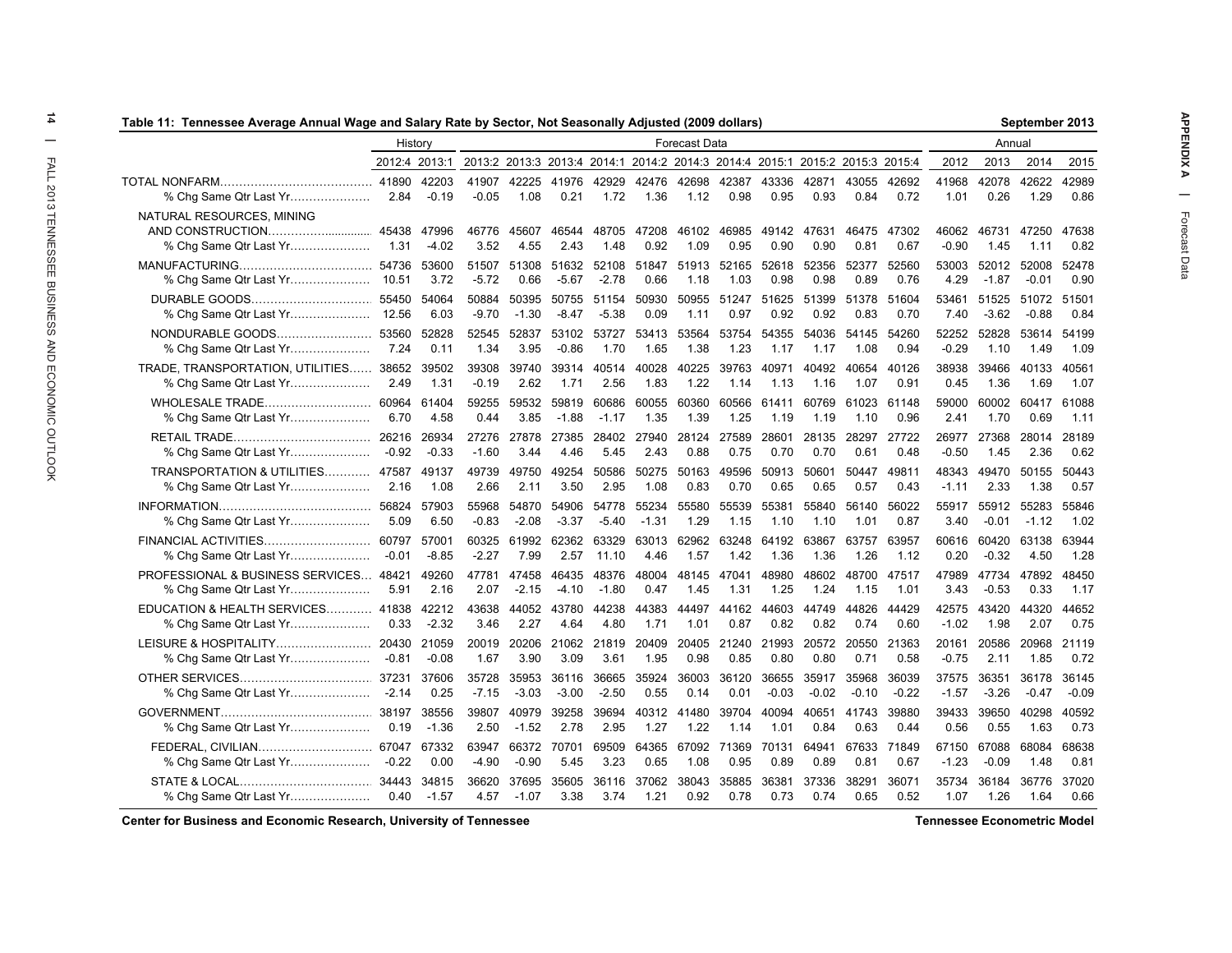## Table 11: Tennessee Average Annual Wage and Salary Rate by Sector, Not Seasonally Adjusted (2009 dollars)

September 2013

| | History | | Forecast Data | | | | | | | | | | | | Annual | | | |
|---|---|---|---|---|---|---|---|---|---|---|---|---|---|---|---|---|---|---|
| | 2012:4 | 2013:1 | 2013:2 | 2013:3 | 2013:4 | 2014:1 | 2014:2 | 2014:3 | 2014:4 | 2015:1 | 2015:2 | 2015:3 | 2015:4 | 2012 | 2013 | 2014 | 2015 |
| TOTAL NONFARM | 41890 | 42203 | 41907 | 42225 | 41976 | 42929 | 42476 | 42698 | 42387 | 43336 | 42871 | 43055 | 42692 | 41968 | 42078 | 42622 | 42989 |
| % Chg Same Qtr Last Yr | 2.84 | -0.19 | -0.05 | 1.08 | 0.21 | 1.72 | 1.36 | 1.12 | 0.98 | 0.95 | 0.93 | 0.84 | 0.72 | 1.01 | 0.26 | 1.29 | 0.86 |
| NATURAL RESOURCES, MINING AND CONSTRUCTION | 45438 | 47996 | 46776 | 45607 | 46544 | 48705 | 47208 | 46102 | 46985 | 49142 | 47631 | 46475 | 47302 | 46062 | 46731 | 47250 | 47638 |
| % Chg Same Qtr Last Yr | 1.31 | -4.02 | 3.52 | 4.55 | 2.43 | 1.48 | 0.92 | 1.09 | 0.95 | 0.90 | 0.90 | 0.81 | 0.67 | -0.90 | 1.45 | 1.11 | 0.82 |
| MANUFACTURING | 54736 | 53600 | 51507 | 51308 | 51632 | 52108 | 51847 | 51913 | 52165 | 52618 | 52356 | 52377 | 52560 | 53003 | 52012 | 52008 | 52478 |
| % Chg Same Qtr Last Yr | 10.51 | 3.72 | -5.72 | 0.66 | -5.67 | -2.78 | 0.66 | 1.18 | 1.03 | 0.98 | 0.98 | 0.89 | 0.76 | 4.29 | -1.87 | -0.01 | 0.90 |
| DURABLE GOODS | 55450 | 54064 | 50884 | 50395 | 50755 | 51154 | 50930 | 50955 | 51247 | 51625 | 51399 | 51378 | 51604 | 53461 | 51525 | 51072 | 51501 |
| % Chg Same Qtr Last Yr | 12.56 | 6.03 | -9.70 | -1.30 | -8.47 | -5.38 | 0.09 | 1.11 | 0.97 | 0.92 | 0.92 | 0.83 | 0.70 | 7.40 | -3.62 | -0.88 | 0.84 |
| NONDURABLE GOODS | 53560 | 52828 | 52545 | 52837 | 53102 | 53727 | 53413 | 53564 | 53754 | 54355 | 54036 | 54145 | 54260 | 52252 | 52828 | 53614 | 54199 |
| % Chg Same Qtr Last Yr | 7.24 | 0.11 | 1.34 | 3.95 | -0.86 | 1.70 | 1.65 | 1.38 | 1.23 | 1.17 | 1.17 | 1.08 | 0.94 | -0.29 | 1.10 | 1.49 | 1.09 |
| TRADE, TRANSPORTATION, UTILITIES | 38652 | 39502 | 39308 | 39740 | 39314 | 40514 | 40028 | 40225 | 39763 | 40971 | 40492 | 40654 | 40126 | 38938 | 39466 | 40133 | 40561 |
| % Chg Same Qtr Last Yr | 2.49 | 1.31 | -0.19 | 2.62 | 1.71 | 2.56 | 1.83 | 1.22 | 1.14 | 1.13 | 1.16 | 1.07 | 0.91 | 0.45 | 1.36 | 1.69 | 1.07 |
| WHOLESALE TRADE | 60964 | 61404 | 59255 | 59532 | 59819 | 60686 | 60055 | 60360 | 60566 | 61411 | 60769 | 61023 | 61148 | 59000 | 60002 | 60417 | 61088 |
| % Chg Same Qtr Last Yr | 6.70 | 4.58 | 0.44 | 3.85 | -1.88 | -1.17 | 1.35 | 1.39 | 1.25 | 1.19 | 1.19 | 1.10 | 0.96 | 2.41 | 1.70 | 0.69 | 1.11 |
| RETAIL TRADE | 26216 | 26934 | 27276 | 27878 | 27385 | 28402 | 27940 | 28124 | 27589 | 28601 | 28135 | 28297 | 27722 | 26977 | 27368 | 28014 | 28189 |
| % Chg Same Qtr Last Yr | -0.92 | -0.33 | -1.60 | 3.44 | 4.46 | 5.45 | 2.43 | 0.88 | 0.75 | 0.70 | 0.70 | 0.61 | 0.48 | -0.50 | 1.45 | 2.36 | 0.62 |
| TRANSPORTATION & UTILITIES | 47587 | 49137 | 49739 | 49750 | 49254 | 50586 | 50275 | 50163 | 49596 | 50913 | 50601 | 50447 | 49811 | 48343 | 49470 | 50155 | 50443 |
| % Chg Same Qtr Last Yr | 2.16 | 1.08 | 2.66 | 2.11 | 3.50 | 2.95 | 1.08 | 0.83 | 0.70 | 0.65 | 0.65 | 0.57 | 0.43 | -1.11 | 2.33 | 1.38 | 0.57 |
| INFORMATION | 56824 | 57903 | 55968 | 54870 | 54906 | 54778 | 55234 | 55580 | 55539 | 55381 | 55840 | 56140 | 56022 | 55917 | 55912 | 55283 | 55846 |
| % Chg Same Qtr Last Yr | 5.09 | 6.50 | -0.83 | -2.08 | -3.37 | -5.40 | -1.31 | 1.29 | 1.15 | 1.10 | 1.10 | 1.01 | 0.87 | 3.40 | -0.01 | -1.12 | 1.02 |
| FINANCIAL ACTIVITIES | 60797 | 57001 | 60325 | 61992 | 62362 | 63329 | 63013 | 62962 | 63248 | 64192 | 63867 | 63757 | 63957 | 60616 | 60420 | 63138 | 63944 |
| % Chg Same Qtr Last Yr | -0.01 | -8.85 | -2.27 | 7.99 | 2.57 | 11.10 | 4.46 | 1.57 | 1.42 | 1.36 | 1.36 | 1.26 | 1.12 | 0.20 | -0.32 | 4.50 | 1.28 |
| PROFESSIONAL & BUSINESS SERVICES | 48421 | 49260 | 47781 | 47458 | 46435 | 48376 | 48004 | 48145 | 47041 | 48980 | 48602 | 48700 | 47517 | 47989 | 47734 | 47892 | 48450 |
| % Chg Same Qtr Last Yr | 5.91 | 2.16 | 2.07 | -2.15 | -4.10 | -1.80 | 0.47 | 1.45 | 1.31 | 1.25 | 1.24 | 1.15 | 1.01 | 3.43 | -0.53 | 0.33 | 1.17 |
| EDUCATION & HEALTH SERVICES | 41838 | 42212 | 43638 | 44052 | 43780 | 44238 | 44383 | 44497 | 44162 | 44603 | 44749 | 44826 | 44429 | 42575 | 43420 | 44320 | 44652 |
| % Chg Same Qtr Last Yr | 0.33 | -2.32 | 3.46 | 2.27 | 4.64 | 4.80 | 1.71 | 1.01 | 0.87 | 0.82 | 0.82 | 0.74 | 0.60 | -1.02 | 1.98 | 2.07 | 0.75 |
| LEISURE & HOSPITALITY | 20430 | 21059 | 20019 | 20206 | 21062 | 21819 | 20409 | 20405 | 21240 | 21993 | 20572 | 20550 | 21363 | 20161 | 20586 | 20968 | 21119 |
| % Chg Same Qtr Last Yr | -0.81 | -0.08 | 1.67 | 3.90 | 3.09 | 3.61 | 1.95 | 0.98 | 0.85 | 0.80 | 0.80 | 0.71 | 0.58 | -0.75 | 2.11 | 1.85 | 0.72 |
| OTHER SERVICES | 37231 | 37606 | 35728 | 35953 | 36116 | 36665 | 35924 | 36003 | 36120 | 36655 | 35917 | 35968 | 36039 | 37575 | 36351 | 36178 | 36145 |
| % Chg Same Qtr Last Yr | -2.14 | 0.25 | -7.15 | -3.03 | -3.00 | -2.50 | 0.55 | 0.14 | 0.01 | -0.03 | -0.02 | -0.10 | -0.22 | -1.57 | -3.26 | -0.47 | -0.09 |
| GOVERNMENT | 38197 | 38556 | 39807 | 40979 | 39258 | 39694 | 40312 | 41480 | 39704 | 40094 | 40651 | 41743 | 39880 | 39433 | 39650 | 40298 | 40592 |
| % Chg Same Qtr Last Yr | 0.19 | -1.36 | 2.50 | -1.52 | 2.78 | 2.95 | 1.27 | 1.22 | 1.14 | 1.01 | 0.84 | 0.63 | 0.44 | 0.56 | 0.55 | 1.63 | 0.73 |
| FEDERAL, CIVILIAN | 67047 | 67332 | 63947 | 66372 | 70701 | 69509 | 64365 | 67092 | 71369 | 70131 | 64941 | 67633 | 71849 | 67150 | 67088 | 68084 | 68638 |
| % Chg Same Qtr Last Yr | -0.22 | 0.00 | -4.90 | -0.90 | 5.45 | 3.23 | 0.65 | 1.08 | 0.95 | 0.89 | 0.89 | 0.81 | 0.67 | -1.23 | -0.09 | 1.48 | 0.81 |
| STATE & LOCAL | 34443 | 34815 | 36620 | 37695 | 35605 | 36116 | 37062 | 38043 | 35885 | 36381 | 37336 | 38291 | 36071 | 35734 | 36184 | 36776 | 37020 |
| % Chg Same Qtr Last Yr | 0.40 | -1.57 | 4.57 | -1.07 | 3.38 | 3.74 | 1.21 | 0.92 | 0.78 | 0.73 | 0.74 | 0.65 | 0.52 | 1.07 | 1.26 | 1.64 | 0.66 |

Center for Business and Economic Research, University of Tennessee — Tennessee Econometric Model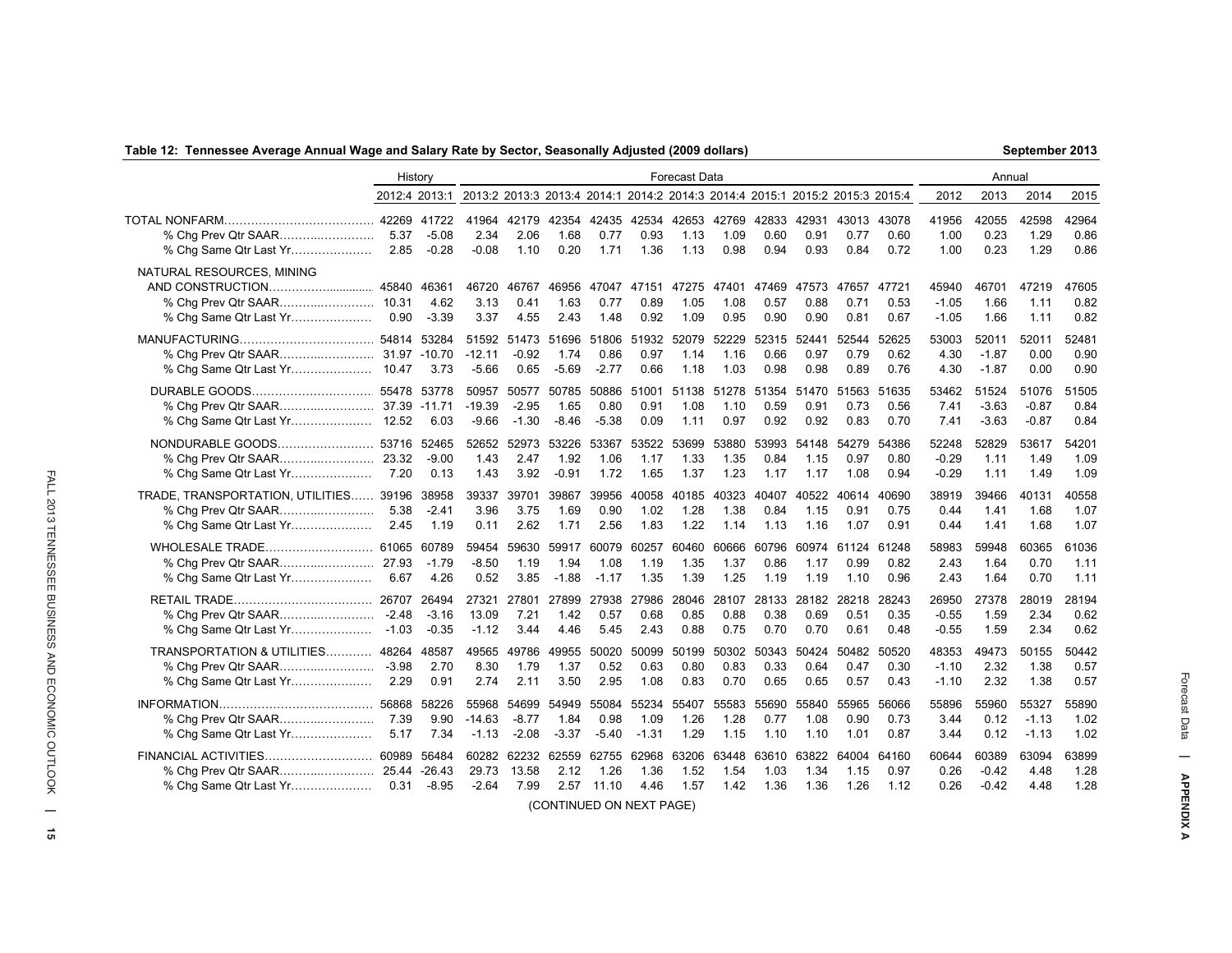**Table 12: Tennessee Average Annual Wage and Salary Rate by Sector, Seasonally Adjusted (2009 dollars)** — September 2013

| | History | | Forecast Data | | | | | | | | | | | Annual | | | |
|---|---|---|---|---|---|---|---|---|---|---|---|---|---|---|---|---|---|
| | 2012:4 | 2013:1 | 2013:2 | 2013:3 | 2013:4 | 2014:1 | 2014:2 | 2014:3 | 2014:4 | 2015:1 | 2015:2 | 2015:3 | 2015:4 | 2012 | 2013 | 2014 | 2015 |
| TOTAL NONFARM | 42269 | 41722 | 41964 | 42179 | 42354 | 42435 | 42534 | 42653 | 42769 | 42833 | 42931 | 43013 | 43078 | 41956 | 42055 | 42598 | 42964 |
| % Chg Prev Qtr SAAR | 5.37 | -5.08 | 2.34 | 2.06 | 1.68 | 0.77 | 0.93 | 1.13 | 1.09 | 0.60 | 0.91 | 0.77 | 0.60 | 1.00 | 0.23 | 1.29 | 0.86 |
| % Chg Same Qtr Last Yr | 2.85 | -0.28 | -0.08 | 1.10 | 0.20 | 1.71 | 1.36 | 1.13 | 0.98 | 0.94 | 0.93 | 0.84 | 0.72 | 1.00 | 0.23 | 1.29 | 0.86 |
| NATURAL RESOURCES, MINING AND CONSTRUCTION | 45840 | 46361 | 46720 | 46767 | 46956 | 47047 | 47151 | 47275 | 47401 | 47469 | 47573 | 47657 | 47721 | 45940 | 46701 | 47219 | 47605 |
| % Chg Prev Qtr SAAR | 10.31 | 4.62 | 3.13 | 0.41 | 1.63 | 0.77 | 0.89 | 1.05 | 1.08 | 0.57 | 0.88 | 0.71 | 0.53 | -1.05 | 1.66 | 1.11 | 0.82 |
| % Chg Same Qtr Last Yr | 0.90 | -3.39 | 3.37 | 4.55 | 2.43 | 1.48 | 0.92 | 1.09 | 0.95 | 0.90 | 0.90 | 0.81 | 0.67 | -1.05 | 1.66 | 1.11 | 0.82 |
| MANUFACTURING | 54814 | 53284 | 51592 | 51473 | 51696 | 51806 | 51932 | 52079 | 52229 | 52315 | 52441 | 52544 | 52625 | 53003 | 52011 | 52011 | 52481 |
| % Chg Prev Qtr SAAR | 31.97 | -10.70 | -12.11 | -0.92 | 1.74 | 0.86 | 0.97 | 1.14 | 1.16 | 0.66 | 0.97 | 0.79 | 0.62 | 4.30 | -1.87 | 0.00 | 0.90 |
| % Chg Same Qtr Last Yr | 10.47 | 3.73 | -5.66 | 0.65 | -5.69 | -2.77 | 0.66 | 1.18 | 1.03 | 0.98 | 0.98 | 0.89 | 0.76 | 4.30 | -1.87 | 0.00 | 0.90 |
| DURABLE GOODS | 55478 | 53778 | 50957 | 50577 | 50785 | 50886 | 51001 | 51138 | 51278 | 51354 | 51470 | 51563 | 51635 | 53462 | 51524 | 51076 | 51505 |
| % Chg Prev Qtr SAAR | 37.39 | -11.71 | -19.39 | -2.95 | 1.65 | 0.80 | 0.91 | 1.08 | 1.10 | 0.59 | 0.91 | 0.73 | 0.56 | 7.41 | -3.63 | -0.87 | 0.84 |
| % Chg Same Qtr Last Yr | 12.52 | 6.03 | -9.66 | -1.30 | -8.46 | -5.38 | 0.09 | 1.11 | 0.97 | 0.92 | 0.92 | 0.83 | 0.70 | 7.41 | -3.63 | -0.87 | 0.84 |
| NONDURABLE GOODS | 53716 | 52465 | 52652 | 52973 | 53226 | 53367 | 53522 | 53699 | 53880 | 53993 | 54148 | 54279 | 54386 | 52248 | 52829 | 53617 | 54201 |
| % Chg Prev Qtr SAAR | 23.32 | -9.00 | 1.43 | 2.47 | 1.92 | 1.06 | 1.17 | 1.33 | 1.35 | 0.84 | 1.15 | 0.97 | 0.80 | -0.29 | 1.11 | 1.49 | 1.09 |
| % Chg Same Qtr Last Yr | 7.20 | 0.13 | 1.43 | 3.92 | -0.91 | 1.72 | 1.65 | 1.37 | 1.23 | 1.17 | 1.17 | 1.08 | 0.94 | -0.29 | 1.11 | 1.49 | 1.09 |
| TRADE, TRANSPORTATION, UTILITIES | 39196 | 38958 | 39337 | 39701 | 39867 | 39956 | 40058 | 40185 | 40323 | 40407 | 40522 | 40614 | 40690 | 38919 | 39466 | 40131 | 40558 |
| % Chg Prev Qtr SAAR | 5.38 | -2.41 | 3.96 | 3.75 | 1.69 | 0.90 | 1.02 | 1.28 | 1.38 | 0.84 | 1.15 | 0.91 | 0.75 | 0.44 | 1.41 | 1.68 | 1.07 |
| % Chg Same Qtr Last Yr | 2.45 | 1.19 | 0.11 | 2.62 | 1.71 | 2.56 | 1.83 | 1.22 | 1.14 | 1.13 | 1.16 | 1.07 | 0.91 | 0.44 | 1.41 | 1.68 | 1.07 |
| WHOLESALE TRADE | 61065 | 60789 | 59454 | 59630 | 59917 | 60079 | 60257 | 60460 | 60666 | 60796 | 60974 | 61124 | 61248 | 58983 | 59948 | 60365 | 61036 |
| % Chg Prev Qtr SAAR | 27.93 | -1.79 | -8.50 | 1.19 | 1.94 | 1.08 | 1.19 | 1.35 | 1.37 | 0.86 | 1.17 | 0.99 | 0.82 | 2.43 | 1.64 | 0.70 | 1.11 |
| % Chg Same Qtr Last Yr | 6.67 | 4.26 | 0.52 | 3.85 | -1.88 | -1.17 | 1.35 | 1.39 | 1.25 | 1.19 | 1.19 | 1.10 | 0.96 | 2.43 | 1.64 | 0.70 | 1.11 |
| RETAIL TRADE | 26707 | 26494 | 27321 | 27801 | 27899 | 27938 | 27986 | 28046 | 28107 | 28133 | 28182 | 28218 | 28243 | 26950 | 27378 | 28019 | 28194 |
| % Chg Prev Qtr SAAR | -2.48 | -3.16 | 13.09 | 7.21 | 1.42 | 0.57 | 0.68 | 0.85 | 0.88 | 0.38 | 0.69 | 0.51 | 0.35 | -0.55 | 1.59 | 2.34 | 0.62 |
| % Chg Same Qtr Last Yr | -1.03 | -0.35 | -1.12 | 3.44 | 4.46 | 5.45 | 2.43 | 0.88 | 0.75 | 0.70 | 0.70 | 0.61 | 0.48 | -0.55 | 1.59 | 2.34 | 0.62 |
| TRANSPORTATION & UTILITIES | 48264 | 48587 | 49565 | 49786 | 49955 | 50020 | 50099 | 50199 | 50302 | 50343 | 50424 | 50482 | 50520 | 48353 | 49473 | 50155 | 50442 |
| % Chg Prev Qtr SAAR | -3.98 | 2.70 | 8.30 | 1.79 | 1.37 | 0.52 | 0.63 | 0.80 | 0.83 | 0.33 | 0.64 | 0.47 | 0.30 | -1.10 | 2.32 | 1.38 | 0.57 |
| % Chg Same Qtr Last Yr | 2.29 | 0.91 | 2.74 | 2.11 | 3.50 | 2.95 | 1.08 | 0.83 | 0.70 | 0.65 | 0.65 | 0.57 | 0.43 | -1.10 | 2.32 | 1.38 | 0.57 |
| INFORMATION | 56868 | 58226 | 55968 | 54699 | 54949 | 55084 | 55234 | 55407 | 55583 | 55690 | 55840 | 55965 | 56066 | 55896 | 55960 | 55327 | 55890 |
| % Chg Prev Qtr SAAR | 7.39 | 9.90 | -14.63 | -8.77 | 1.84 | 0.98 | 1.09 | 1.26 | 1.28 | 0.77 | 1.08 | 0.90 | 0.73 | 3.44 | 0.12 | -1.13 | 1.02 |
| % Chg Same Qtr Last Yr | 5.17 | 7.34 | -1.13 | -2.08 | -3.37 | -5.40 | -1.31 | 1.29 | 1.15 | 1.10 | 1.10 | 1.01 | 0.87 | 3.44 | 0.12 | -1.13 | 1.02 |
| FINANCIAL ACTIVITIES | 60989 | 56484 | 60282 | 62232 | 62559 | 62755 | 62968 | 63206 | 63448 | 63610 | 63822 | 64004 | 64160 | 60644 | 60389 | 63094 | 63899 |
| % Chg Prev Qtr SAAR | 25.44 | -26.43 | 29.73 | 13.58 | 2.12 | 1.26 | 1.36 | 1.52 | 1.54 | 1.03 | 1.34 | 1.15 | 0.97 | 0.26 | -0.42 | 4.48 | 1.28 |
| % Chg Same Qtr Last Yr | 0.31 | -8.95 | -2.64 | 7.99 | 2.57 | 11.10 | 4.46 | 1.57 | 1.42 | 1.36 | 1.36 | 1.26 | 1.12 | 0.26 | -0.42 | 4.48 | 1.28 |

(CONTINUED ON NEXT PAGE)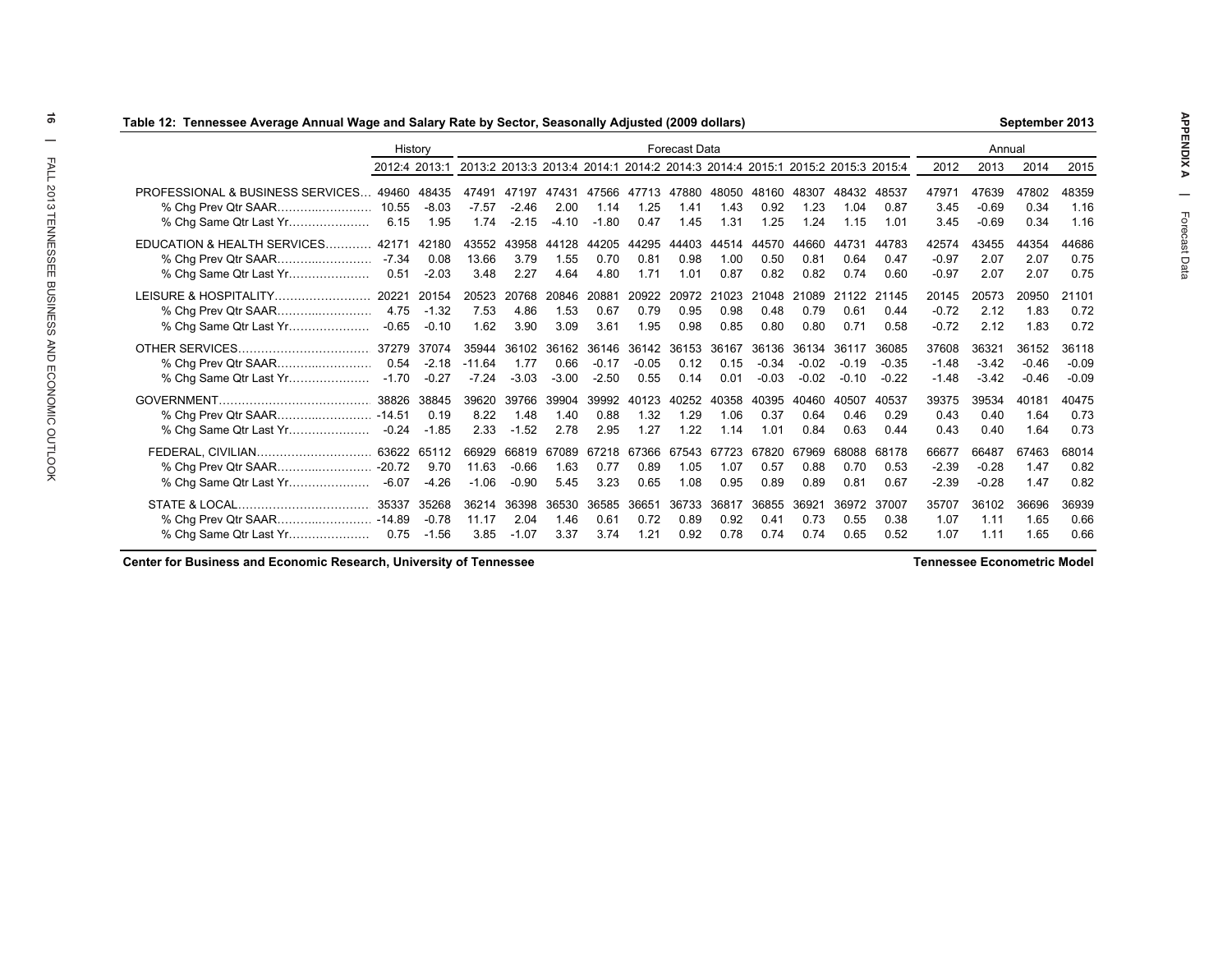**Table 12: Tennessee Average Annual Wage and Salary Rate by Sector, Seasonally Adjusted (2009 dollars)** — September 2013

| | History | | Forecast Data | | | | | | | | | | | Annual | | | |
|---|---|---|---|---|---|---|---|---|---|---|---|---|---|---|---|---|---|
| | 2012:4 | 2013:1 | 2013:2 | 2013:3 | 2013:4 | 2014:1 | 2014:2 | 2014:3 | 2014:4 | 2015:1 | 2015:2 | 2015:3 | 2015:4 | 2012 | 2013 | 2014 | 2015 |
| PROFESSIONAL & BUSINESS SERVICES | 49460 | 48435 | 47491 | 47197 | 47431 | 47566 | 47713 | 47880 | 48050 | 48160 | 48307 | 48432 | 48537 | 47971 | 47639 | 47802 | 48359 |
| % Chg Prev Qtr SAAR | 10.55 | -8.03 | -7.57 | -2.46 | 2.00 | 1.14 | 1.25 | 1.41 | 1.43 | 0.92 | 1.23 | 1.04 | 0.87 | 3.45 | -0.69 | 0.34 | 1.16 |
| % Chg Same Qtr Last Yr | 6.15 | 1.95 | 1.74 | -2.15 | -4.10 | -1.80 | 0.47 | 1.45 | 1.31 | 1.25 | 1.24 | 1.15 | 1.01 | 3.45 | -0.69 | 0.34 | 1.16 |
| EDUCATION & HEALTH SERVICES | 42171 | 42180 | 43552 | 43958 | 44128 | 44205 | 44295 | 44403 | 44514 | 44570 | 44660 | 44731 | 44783 | 42574 | 43455 | 44354 | 44686 |
| % Chg Prev Qtr SAAR | -7.34 | 0.08 | 13.66 | 3.79 | 1.55 | 0.70 | 0.81 | 0.98 | 1.00 | 0.50 | 0.81 | 0.64 | 0.47 | -0.97 | 2.07 | 2.07 | 0.75 |
| % Chg Same Qtr Last Yr | 0.51 | -2.03 | 3.48 | 2.27 | 4.64 | 4.80 | 1.71 | 1.01 | 0.87 | 0.82 | 0.82 | 0.74 | 0.60 | -0.97 | 2.07 | 2.07 | 0.75 |
| LEISURE & HOSPITALITY | 20221 | 20154 | 20523 | 20768 | 20846 | 20881 | 20922 | 20972 | 21023 | 21048 | 21089 | 21122 | 21145 | 20145 | 20573 | 20950 | 21101 |
| % Chg Prev Qtr SAAR | 4.75 | -1.32 | 7.53 | 4.86 | 1.53 | 0.67 | 0.79 | 0.95 | 0.98 | 0.48 | 0.79 | 0.61 | 0.44 | -0.72 | 2.12 | 1.83 | 0.72 |
| % Chg Same Qtr Last Yr | -0.65 | -0.10 | 1.62 | 3.90 | 3.09 | 3.61 | 1.95 | 0.98 | 0.85 | 0.80 | 0.80 | 0.71 | 0.58 | -0.72 | 2.12 | 1.83 | 0.72 |
| OTHER SERVICES | 37279 | 37074 | 35944 | 36102 | 36162 | 36146 | 36142 | 36153 | 36167 | 36136 | 36134 | 36117 | 36085 | 37608 | 36321 | 36152 | 36118 |
| % Chg Prev Qtr SAAR | 0.54 | -2.18 | -11.64 | 1.77 | 0.66 | -0.17 | -0.05 | 0.12 | 0.15 | -0.34 | -0.02 | -0.19 | -0.35 | -1.48 | -3.42 | -0.46 | -0.09 |
| % Chg Same Qtr Last Yr | -1.70 | -0.27 | -7.24 | -3.03 | -3.00 | -2.50 | 0.55 | 0.14 | 0.01 | -0.03 | -0.02 | -0.10 | -0.22 | -1.48 | -3.42 | -0.46 | -0.09 |
| GOVERNMENT | 38826 | 38845 | 39620 | 39766 | 39904 | 39992 | 40123 | 40252 | 40358 | 40395 | 40460 | 40507 | 40537 | 39375 | 39534 | 40181 | 40475 |
| % Chg Prev Qtr SAAR | -14.51 | 0.19 | 8.22 | 1.48 | 1.40 | 0.88 | 1.32 | 1.29 | 1.06 | 0.37 | 0.64 | 0.46 | 0.29 | 0.43 | 0.40 | 1.64 | 0.73 |
| % Chg Same Qtr Last Yr | -0.24 | -1.85 | 2.33 | -1.52 | 2.78 | 2.95 | 1.27 | 1.22 | 1.14 | 1.01 | 0.84 | 0.63 | 0.44 | 0.43 | 0.40 | 1.64 | 0.73 |
| FEDERAL, CIVILIAN | 63622 | 65112 | 66929 | 66819 | 67089 | 67218 | 67366 | 67543 | 67723 | 67820 | 67969 | 68088 | 68178 | 66677 | 66487 | 67463 | 68014 |
| % Chg Prev Qtr SAAR | -20.72 | 9.70 | 11.63 | -0.66 | 1.63 | 0.77 | 0.89 | 1.05 | 1.07 | 0.57 | 0.88 | 0.70 | 0.53 | -2.39 | -0.28 | 1.47 | 0.82 |
| % Chg Same Qtr Last Yr | -6.07 | -4.26 | -1.06 | -0.90 | 5.45 | 3.23 | 0.65 | 1.08 | 0.95 | 0.89 | 0.89 | 0.81 | 0.67 | -2.39 | -0.28 | 1.47 | 0.82 |
| STATE & LOCAL | 35337 | 35268 | 36214 | 36398 | 36530 | 36585 | 36651 | 36733 | 36817 | 36855 | 36921 | 36972 | 37007 | 35707 | 36102 | 36696 | 36939 |
| % Chg Prev Qtr SAAR | -14.89 | -0.78 | 11.17 | 2.04 | 1.46 | 0.61 | 0.72 | 0.89 | 0.92 | 0.41 | 0.73 | 0.55 | 0.38 | 1.07 | 1.11 | 1.65 | 0.66 |
| % Chg Same Qtr Last Yr | 0.75 | -1.56 | 3.85 | -1.07 | 3.37 | 3.74 | 1.21 | 0.92 | 0.78 | 0.74 | 0.74 | 0.65 | 0.52 | 1.07 | 1.11 | 1.65 | 0.66 |

Center for Business and Economic Research, University of Tennessee — Tennessee Econometric Model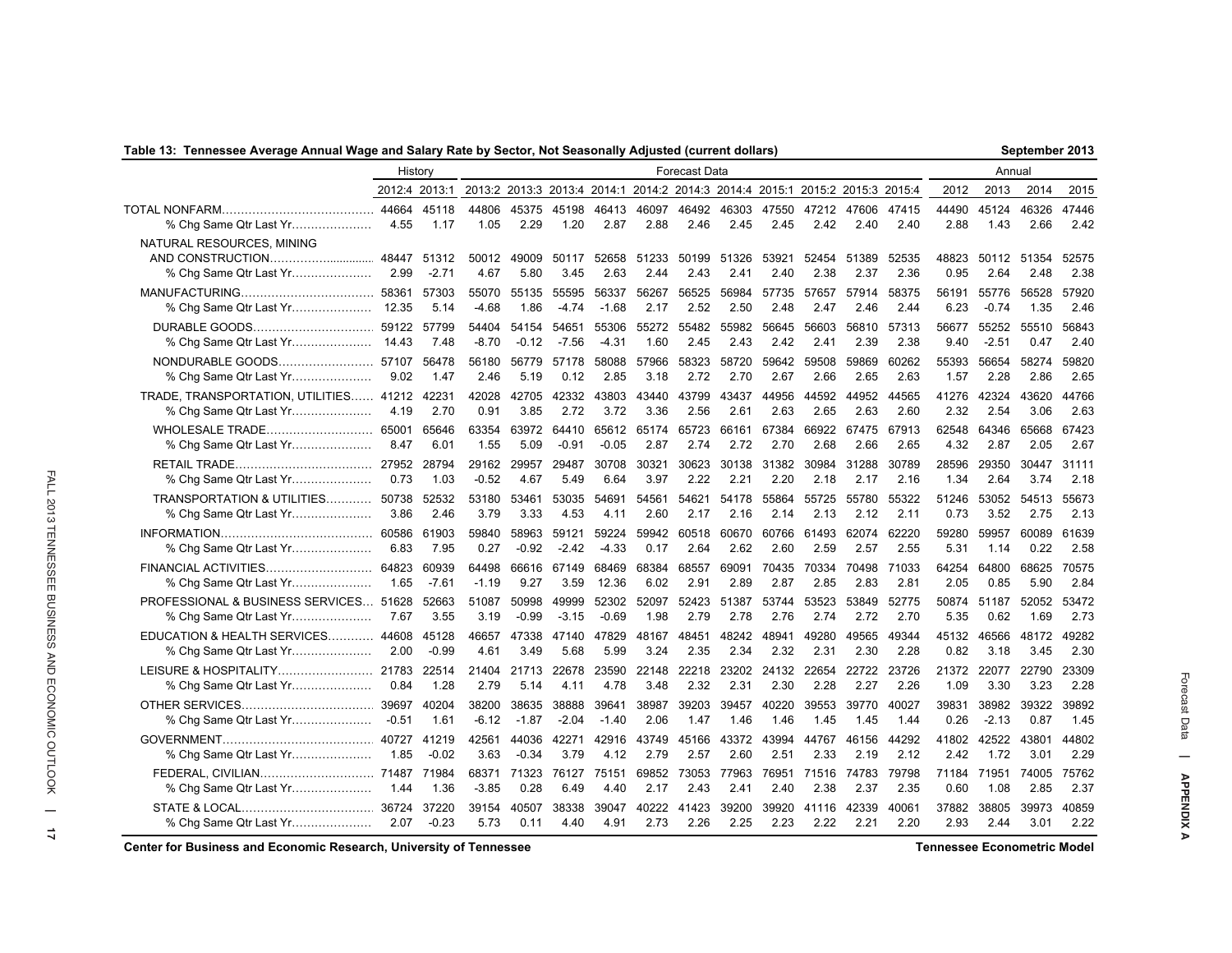**Table 13: Tennessee Average Annual Wage and Salary Rate by Sector, Not Seasonally Adjusted (current dollars)** — September 2013

| | History | | Forecast Data | | | | | | | | | | | Annual | | | |
|---|---|---|---|---|---|---|---|---|---|---|---|---|---|---|---|---|---|
| | 2012:4 | 2013:1 | 2013:2 | 2013:3 | 2013:4 | 2014:1 | 2014:2 | 2014:3 | 2014:4 | 2015:1 | 2015:2 | 2015:3 | 2015:4 | 2012 | 2013 | 2014 | 2015 |
| TOTAL NONFARM | 44664 | 45118 | 44806 | 45375 | 45198 | 46413 | 46097 | 46492 | 46303 | 47550 | 47212 | 47606 | 47415 | 44490 | 45124 | 46326 | 47446 |
| % Chg Same Qtr Last Yr | 4.55 | 1.17 | 1.05 | 2.29 | 1.20 | 2.87 | 2.88 | 2.46 | 2.45 | 2.45 | 2.42 | 2.40 | 2.40 | 2.88 | 1.43 | 2.66 | 2.42 |
| NATURAL RESOURCES, MINING AND CONSTRUCTION | 48447 | 51312 | 50012 | 49009 | 50117 | 52658 | 51233 | 50199 | 51326 | 53921 | 52454 | 51389 | 52535 | 48823 | 50112 | 51354 | 52575 |
| % Chg Same Qtr Last Yr | 2.99 | -2.71 | 4.67 | 5.80 | 3.45 | 2.63 | 2.44 | 2.43 | 2.41 | 2.40 | 2.38 | 2.37 | 2.36 | 0.95 | 2.64 | 2.48 | 2.38 |
| MANUFACTURING | 58361 | 57303 | 55070 | 55135 | 55595 | 56337 | 56267 | 56525 | 56984 | 57735 | 57657 | 57914 | 58375 | 56191 | 55776 | 56528 | 57920 |
| % Chg Same Qtr Last Yr | 12.35 | 5.14 | -4.68 | 1.86 | -4.74 | -1.68 | 2.17 | 2.52 | 2.50 | 2.48 | 2.47 | 2.46 | 2.44 | 6.23 | -0.74 | 1.35 | 2.46 |
| DURABLE GOODS | 59122 | 57799 | 54404 | 54154 | 54651 | 55306 | 55272 | 55482 | 55982 | 56645 | 56603 | 56810 | 57313 | 56677 | 55252 | 55510 | 56843 |
| % Chg Same Qtr Last Yr | 14.43 | 7.48 | -8.70 | -0.12 | -7.56 | -4.31 | 1.60 | 2.45 | 2.43 | 2.42 | 2.41 | 2.39 | 2.38 | 9.40 | -2.51 | 0.47 | 2.40 |
| NONDURABLE GOODS | 57107 | 56478 | 56180 | 56779 | 57178 | 58088 | 57966 | 58323 | 58720 | 59642 | 59508 | 59869 | 60262 | 55393 | 56654 | 58274 | 59820 |
| % Chg Same Qtr Last Yr | 9.02 | 1.47 | 2.46 | 5.19 | 0.12 | 2.85 | 3.18 | 2.72 | 2.70 | 2.67 | 2.66 | 2.65 | 2.63 | 1.57 | 2.28 | 2.86 | 2.65 |
| TRADE, TRANSPORTATION, UTILITIES | 41212 | 42231 | 42028 | 42705 | 42332 | 43803 | 43440 | 43799 | 43437 | 44956 | 44592 | 44952 | 44565 | 41276 | 42324 | 43620 | 44766 |
| % Chg Same Qtr Last Yr | 4.19 | 2.70 | 0.91 | 3.85 | 2.72 | 3.72 | 3.36 | 2.56 | 2.61 | 2.63 | 2.65 | 2.63 | 2.60 | 2.32 | 2.54 | 3.06 | 2.63 |
| WHOLESALE TRADE | 65001 | 65646 | 63354 | 63972 | 64410 | 65612 | 65174 | 65723 | 66161 | 67384 | 66922 | 67475 | 67913 | 62548 | 64346 | 65668 | 67423 |
| % Chg Same Qtr Last Yr | 8.47 | 6.01 | 1.55 | 5.09 | -0.91 | -0.05 | 2.87 | 2.74 | 2.72 | 2.70 | 2.68 | 2.66 | 2.65 | 4.32 | 2.87 | 2.05 | 2.67 |
| RETAIL TRADE | 27952 | 28794 | 29162 | 29957 | 29487 | 30708 | 30321 | 30623 | 30138 | 31382 | 30984 | 31288 | 30789 | 28596 | 29350 | 30447 | 31111 |
| % Chg Same Qtr Last Yr | 0.73 | 1.03 | -0.52 | 4.67 | 5.49 | 6.64 | 3.97 | 2.22 | 2.21 | 2.20 | 2.18 | 2.17 | 2.16 | 1.34 | 2.64 | 3.74 | 2.18 |
| TRANSPORTATION & UTILITIES | 50738 | 52532 | 53180 | 53461 | 53035 | 54691 | 54561 | 54621 | 54178 | 55864 | 55725 | 55780 | 55322 | 51246 | 53052 | 54513 | 55673 |
| % Chg Same Qtr Last Yr | 3.86 | 2.46 | 3.79 | 3.33 | 4.53 | 4.11 | 2.60 | 2.17 | 2.16 | 2.14 | 2.13 | 2.12 | 2.11 | 0.73 | 3.52 | 2.75 | 2.13 |
| INFORMATION | 60586 | 61903 | 59840 | 58963 | 59121 | 59224 | 59942 | 60518 | 60670 | 60766 | 61493 | 62074 | 62220 | 59280 | 59957 | 60089 | 61639 |
| % Chg Same Qtr Last Yr | 6.83 | 7.95 | 0.27 | -0.92 | -2.42 | -4.33 | 0.17 | 2.64 | 2.62 | 2.60 | 2.59 | 2.57 | 2.55 | 5.31 | 1.14 | 0.22 | 2.58 |
| FINANCIAL ACTIVITIES | 64823 | 60939 | 64498 | 66616 | 67149 | 68469 | 68384 | 68557 | 69091 | 70435 | 70334 | 70498 | 71033 | 64254 | 64800 | 68625 | 70575 |
| % Chg Same Qtr Last Yr | 1.65 | -7.61 | -1.19 | 9.27 | 3.59 | 12.36 | 6.02 | 2.91 | 2.89 | 2.87 | 2.85 | 2.83 | 2.81 | 2.05 | 0.85 | 5.90 | 2.84 |
| PROFESSIONAL & BUSINESS SERVICES | 51628 | 52663 | 51087 | 50998 | 49999 | 52302 | 52097 | 52423 | 51387 | 53744 | 53523 | 53849 | 52775 | 50874 | 51187 | 52052 | 53472 |
| % Chg Same Qtr Last Yr | 7.67 | 3.55 | 3.19 | -0.99 | -3.15 | -0.69 | 1.98 | 2.79 | 2.78 | 2.76 | 2.74 | 2.72 | 2.70 | 5.35 | 0.62 | 1.69 | 2.73 |
| EDUCATION & HEALTH SERVICES | 44608 | 45128 | 46657 | 47338 | 47140 | 47829 | 48167 | 48451 | 48242 | 48941 | 49280 | 49565 | 49344 | 45132 | 46566 | 48172 | 49282 |
| % Chg Same Qtr Last Yr | 2.00 | -0.99 | 4.61 | 3.49 | 5.68 | 5.99 | 3.24 | 2.35 | 2.34 | 2.32 | 2.31 | 2.30 | 2.28 | 0.82 | 3.18 | 3.45 | 2.30 |
| LEISURE & HOSPITALITY | 21783 | 22514 | 21404 | 21713 | 22678 | 23590 | 22148 | 22218 | 23202 | 24132 | 22654 | 22722 | 23726 | 21372 | 22077 | 22790 | 23309 |
| % Chg Same Qtr Last Yr | 0.84 | 1.28 | 2.79 | 5.14 | 4.11 | 4.78 | 3.48 | 2.32 | 2.31 | 2.30 | 2.28 | 2.27 | 2.26 | 1.09 | 3.30 | 3.23 | 2.28 |
| OTHER SERVICES | 39697 | 40204 | 38200 | 38635 | 38888 | 39641 | 38987 | 39203 | 39457 | 40220 | 39553 | 39770 | 40027 | 39831 | 38982 | 39322 | 39892 |
| % Chg Same Qtr Last Yr | -0.51 | 1.61 | -6.12 | -1.87 | -2.04 | -1.40 | 2.06 | 1.47 | 1.46 | 1.46 | 1.45 | 1.45 | 1.44 | 0.26 | -2.13 | 0.87 | 1.45 |
| GOVERNMENT | 40727 | 41219 | 42561 | 44036 | 42271 | 42916 | 43749 | 45166 | 43372 | 43994 | 44767 | 46156 | 44292 | 41802 | 42522 | 43801 | 44802 |
| % Chg Same Qtr Last Yr | 1.85 | -0.02 | 3.63 | -0.34 | 3.79 | 4.12 | 2.79 | 2.57 | 2.60 | 2.51 | 2.33 | 2.19 | 2.12 | 2.42 | 1.72 | 3.01 | 2.29 |
| FEDERAL, CIVILIAN | 71487 | 71984 | 68371 | 71323 | 76127 | 75151 | 69852 | 73053 | 77963 | 76951 | 71516 | 74783 | 79798 | 71184 | 71951 | 74005 | 75762 |
| % Chg Same Qtr Last Yr | 1.44 | 1.36 | -3.85 | 0.28 | 6.49 | 4.40 | 2.17 | 2.43 | 2.41 | 2.40 | 2.38 | 2.37 | 2.35 | 0.60 | 1.08 | 2.85 | 2.37 |
| STATE & LOCAL | 36724 | 37220 | 39154 | 40507 | 38338 | 39047 | 40222 | 41423 | 39200 | 39920 | 41116 | 42339 | 40061 | 37882 | 38805 | 39973 | 40859 |
| % Chg Same Qtr Last Yr | 2.07 | -0.23 | 5.73 | 0.11 | 4.40 | 4.91 | 2.73 | 2.26 | 2.25 | 2.23 | 2.22 | 2.21 | 2.20 | 2.93 | 2.44 | 3.01 | 2.22 |

Center for Business and Economic Research, University of Tennessee — Tennessee Econometric Model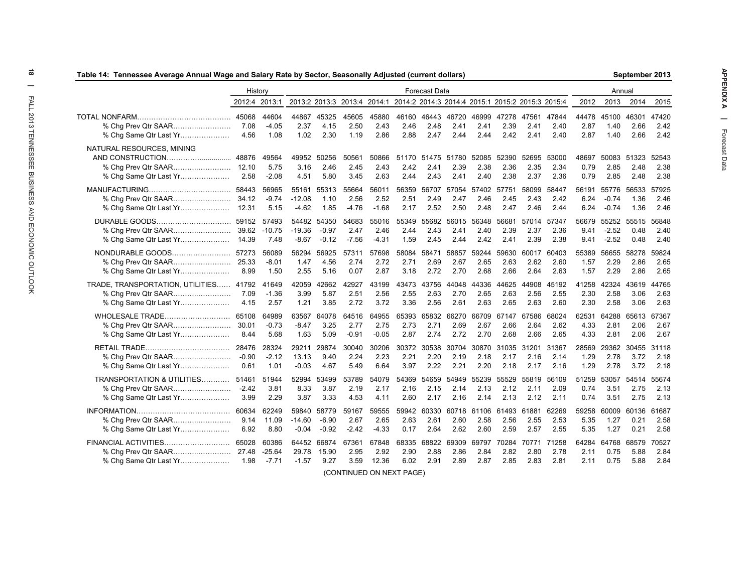## Table 14: Tennessee Average Annual Wage and Salary Rate by Sector, Seasonally Adjusted (current dollars)

September 2013

| | History | | Forecast Data | | | | | | | | | | | Annual | | | |
|---|---|---|---|---|---|---|---|---|---|---|---|---|---|---|---|---|---|
| | 2012:4 | 2013:1 | 2013:2 | 2013:3 | 2013:4 | 2014:1 | 2014:2 | 2014:3 | 2014:4 | 2015:1 | 2015:2 | 2015:3 | 2015:4 | 2012 | 2013 | 2014 | 2015 |
| TOTAL NONFARM | 45068 | 44604 | 44867 | 45325 | 45605 | 45880 | 46160 | 46443 | 46720 | 46999 | 47278 | 47561 | 47844 | 44478 | 45100 | 46301 | 47420 |
| % Chg Prev Qtr SAAR | 7.08 | -4.05 | 2.37 | 4.15 | 2.50 | 2.43 | 2.46 | 2.48 | 2.41 | 2.41 | 2.39 | 2.41 | 2.40 | 2.87 | 1.40 | 2.66 | 2.42 |
| % Chg Same Qtr Last Yr | 4.56 | 1.08 | 1.02 | 2.30 | 1.19 | 2.86 | 2.88 | 2.47 | 2.44 | 2.44 | 2.42 | 2.41 | 2.40 | 2.87 | 1.40 | 2.66 | 2.42 |
| NATURAL RESOURCES, MINING AND CONSTRUCTION | 48876 | 49564 | 49952 | 50256 | 50561 | 50866 | 51170 | 51475 | 51780 | 52085 | 52390 | 52695 | 53000 | 48697 | 50083 | 51323 | 52543 |
| % Chg Prev Qtr SAAR | 12.10 | 5.75 | 3.16 | 2.46 | 2.45 | 2.43 | 2.42 | 2.41 | 2.39 | 2.38 | 2.36 | 2.35 | 2.34 | 0.79 | 2.85 | 2.48 | 2.38 |
| % Chg Same Qtr Last Yr | 2.58 | -2.08 | 4.51 | 5.80 | 3.45 | 2.63 | 2.44 | 2.43 | 2.41 | 2.40 | 2.38 | 2.37 | 2.36 | 0.79 | 2.85 | 2.48 | 2.38 |
| MANUFACTURING | 58443 | 56965 | 55161 | 55313 | 55664 | 56011 | 56359 | 56707 | 57054 | 57402 | 57751 | 58099 | 58447 | 56191 | 55776 | 56533 | 57925 |
| % Chg Prev Qtr SAAR | 34.12 | -9.74 | -12.08 | 1.10 | 2.56 | 2.52 | 2.51 | 2.49 | 2.47 | 2.46 | 2.45 | 2.43 | 2.42 | 6.24 | -0.74 | 1.36 | 2.46 |
| % Chg Same Qtr Last Yr | 12.31 | 5.15 | -4.62 | 1.85 | -4.76 | -1.68 | 2.17 | 2.52 | 2.50 | 2.48 | 2.47 | 2.46 | 2.44 | 6.24 | -0.74 | 1.36 | 2.46 |
| DURABLE GOODS | 59152 | 57493 | 54482 | 54350 | 54683 | 55016 | 55349 | 55682 | 56015 | 56348 | 56681 | 57014 | 57347 | 56679 | 55252 | 55515 | 56848 |
| % Chg Prev Qtr SAAR | 39.62 | -10.75 | -19.36 | -0.97 | 2.47 | 2.46 | 2.44 | 2.43 | 2.41 | 2.40 | 2.39 | 2.37 | 2.36 | 9.41 | -2.52 | 0.48 | 2.40 |
| % Chg Same Qtr Last Yr | 14.39 | 7.48 | -8.67 | -0.12 | -7.56 | -4.31 | 1.59 | 2.45 | 2.44 | 2.42 | 2.41 | 2.39 | 2.38 | 9.41 | -2.52 | 0.48 | 2.40 |
| NONDURABLE GOODS | 57273 | 56089 | 56294 | 56925 | 57311 | 57698 | 58084 | 58471 | 58857 | 59244 | 59630 | 60017 | 60403 | 55389 | 56655 | 58278 | 59824 |
| % Chg Prev Qtr SAAR | 25.33 | -8.01 | 1.47 | 4.56 | 2.74 | 2.72 | 2.71 | 2.69 | 2.67 | 2.65 | 2.63 | 2.62 | 2.60 | 1.57 | 2.29 | 2.86 | 2.65 |
| % Chg Same Qtr Last Yr | 8.99 | 1.50 | 2.55 | 5.16 | 0.07 | 2.87 | 3.18 | 2.72 | 2.70 | 2.68 | 2.66 | 2.64 | 2.63 | 1.57 | 2.29 | 2.86 | 2.65 |
| TRADE, TRANSPORTATION, UTILITIES | 41792 | 41649 | 42059 | 42662 | 42927 | 43199 | 43473 | 43756 | 44048 | 44336 | 44625 | 44908 | 45192 | 41258 | 42324 | 43619 | 44765 |
| % Chg Prev Qtr SAAR | 7.09 | -1.36 | 3.99 | 5.87 | 2.51 | 2.56 | 2.55 | 2.63 | 2.70 | 2.65 | 2.63 | 2.56 | 2.55 | 2.30 | 2.58 | 3.06 | 2.63 |
| % Chg Same Qtr Last Yr | 4.15 | 2.57 | 1.21 | 3.85 | 2.72 | 3.72 | 3.36 | 2.56 | 2.61 | 2.63 | 2.65 | 2.63 | 2.60 | 2.30 | 2.58 | 3.06 | 2.63 |
| WHOLESALE TRADE | 65108 | 64989 | 63567 | 64078 | 64516 | 64955 | 65393 | 65832 | 66270 | 66709 | 67147 | 67586 | 68024 | 62531 | 64288 | 65613 | 67367 |
| % Chg Prev Qtr SAAR | 30.01 | -0.73 | -8.47 | 3.25 | 2.77 | 2.75 | 2.73 | 2.71 | 2.69 | 2.67 | 2.66 | 2.64 | 2.62 | 4.33 | 2.81 | 2.06 | 2.67 |
| % Chg Same Qtr Last Yr | 8.44 | 5.68 | 1.63 | 5.09 | -0.91 | -0.05 | 2.87 | 2.74 | 2.72 | 2.70 | 2.68 | 2.66 | 2.65 | 4.33 | 2.81 | 2.06 | 2.67 |
| RETAIL TRADE | 28476 | 28324 | 29211 | 29874 | 30040 | 30206 | 30372 | 30538 | 30704 | 30870 | 31035 | 31201 | 31367 | 28569 | 29362 | 30455 | 31118 |
| % Chg Prev Qtr SAAR | -0.90 | -2.12 | 13.13 | 9.40 | 2.24 | 2.23 | 2.21 | 2.20 | 2.19 | 2.18 | 2.17 | 2.16 | 2.14 | 1.29 | 2.78 | 3.72 | 2.18 |
| % Chg Same Qtr Last Yr | 0.61 | 1.01 | -0.03 | 4.67 | 5.49 | 6.64 | 3.97 | 2.22 | 2.21 | 2.20 | 2.18 | 2.17 | 2.16 | 1.29 | 2.78 | 3.72 | 2.18 |
| TRANSPORTATION & UTILITIES | 51461 | 51944 | 52994 | 53499 | 53789 | 54079 | 54369 | 54659 | 54949 | 55239 | 55529 | 55819 | 56109 | 51259 | 53057 | 54514 | 55674 |
| % Chg Prev Qtr SAAR | -2.42 | 3.81 | 8.33 | 3.87 | 2.19 | 2.17 | 2.16 | 2.15 | 2.14 | 2.13 | 2.12 | 2.11 | 2.09 | 0.74 | 3.51 | 2.75 | 2.13 |
| % Chg Same Qtr Last Yr | 3.99 | 2.29 | 3.87 | 3.33 | 4.53 | 4.11 | 2.60 | 2.17 | 2.16 | 2.14 | 2.13 | 2.12 | 2.11 | 0.74 | 3.51 | 2.75 | 2.13 |
| INFORMATION | 60634 | 62249 | 59840 | 58779 | 59167 | 59555 | 59942 | 60330 | 60718 | 61106 | 61493 | 61881 | 62269 | 59258 | 60009 | 60136 | 61687 |
| % Chg Prev Qtr SAAR | 9.14 | 11.09 | -14.60 | -6.90 | 2.67 | 2.65 | 2.63 | 2.61 | 2.60 | 2.58 | 2.56 | 2.55 | 2.53 | 5.35 | 1.27 | 0.21 | 2.58 |
| % Chg Same Qtr Last Yr | 6.92 | 8.80 | -0.04 | -0.92 | -2.42 | -4.33 | 0.17 | 2.64 | 2.62 | 2.60 | 2.59 | 2.57 | 2.55 | 5.35 | 1.27 | 0.21 | 2.58 |
| FINANCIAL ACTIVITIES | 65028 | 60386 | 64452 | 66874 | 67361 | 67848 | 68335 | 68822 | 69309 | 69797 | 70284 | 70771 | 71258 | 64284 | 64768 | 68579 | 70527 |
| % Chg Prev Qtr SAAR | 27.48 | -25.64 | 29.78 | 15.90 | 2.95 | 2.92 | 2.90 | 2.88 | 2.86 | 2.84 | 2.82 | 2.80 | 2.78 | 2.11 | 0.75 | 5.88 | 2.84 |
| % Chg Same Qtr Last Yr | 1.98 | -7.71 | -1.57 | 9.27 | 3.59 | 12.36 | 6.02 | 2.91 | 2.89 | 2.87 | 2.85 | 2.83 | 2.81 | 2.11 | 0.75 | 5.88 | 2.84 |

(CONTINUED ON NEXT PAGE)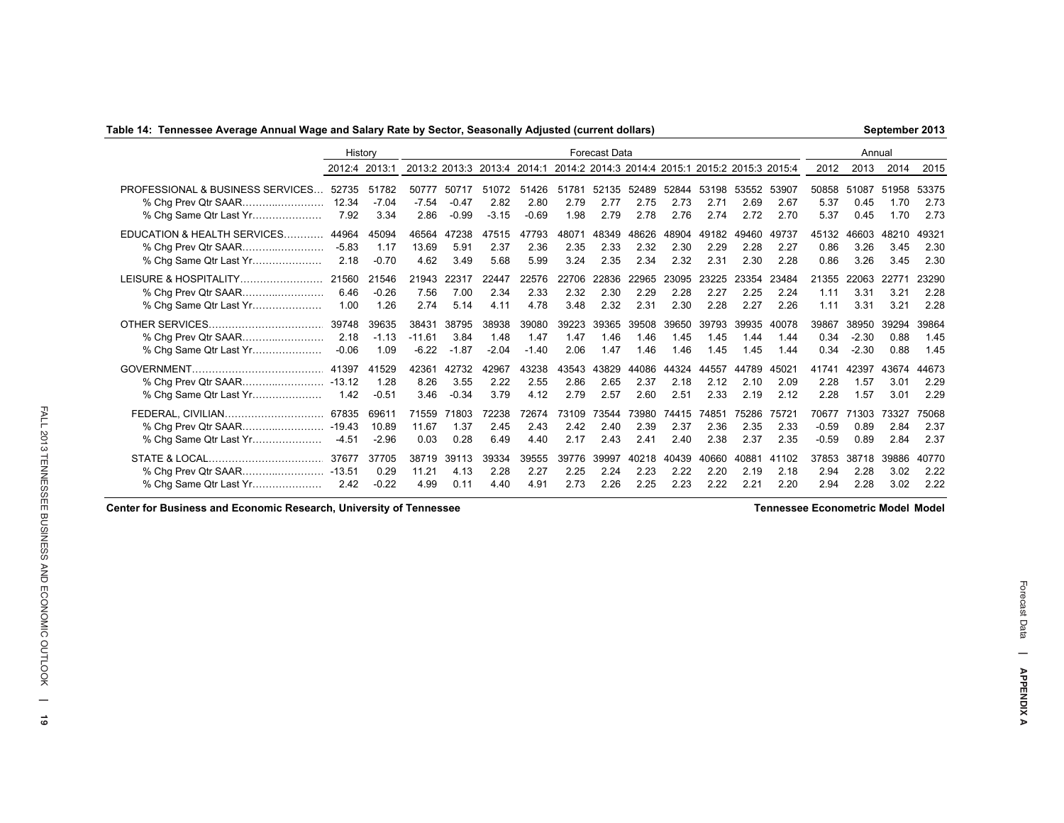**Table 14: Tennessee Average Annual Wage and Salary Rate by Sector, Seasonally Adjusted (current dollars)**

September 2013

| | History | | Forecast Data | | | | | | | | | | | Annual | | | |
|---|---|---|---|---|---|---|---|---|---|---|---|---|---|---|---|---|---|
| | 2012:4 | 2013:1 | 2013:2 | 2013:3 | 2013:4 | 2014:1 | 2014:2 | 2014:3 | 2014:4 | 2015:1 | 2015:2 | 2015:3 | 2015:4 | 2012 | 2013 | 2014 | 2015 |
| PROFESSIONAL & BUSINESS SERVICES | 52735 | 51782 | 50777 | 50717 | 51072 | 51426 | 51781 | 52135 | 52489 | 52844 | 53198 | 53552 | 53907 | 50858 | 51087 | 51958 | 53375 |
| % Chg Prev Qtr SAAR | 12.34 | -7.04 | -7.54 | -0.47 | 2.82 | 2.80 | 2.79 | 2.77 | 2.75 | 2.73 | 2.71 | 2.69 | 2.67 | 5.37 | 0.45 | 1.70 | 2.73 |
| % Chg Same Qtr Last Yr | 7.92 | 3.34 | 2.86 | -0.99 | -3.15 | -0.69 | 1.98 | 2.79 | 2.78 | 2.76 | 2.74 | 2.72 | 2.70 | 5.37 | 0.45 | 1.70 | 2.73 |
| EDUCATION & HEALTH SERVICES | 44964 | 45094 | 46564 | 47238 | 47515 | 47793 | 48071 | 48349 | 48626 | 48904 | 49182 | 49460 | 49737 | 45132 | 46603 | 48210 | 49321 |
| % Chg Prev Qtr SAAR | -5.83 | 1.17 | 13.69 | 5.91 | 2.37 | 2.36 | 2.35 | 2.33 | 2.32 | 2.30 | 2.29 | 2.28 | 2.27 | 0.86 | 3.26 | 3.45 | 2.30 |
| % Chg Same Qtr Last Yr | 2.18 | -0.70 | 4.62 | 3.49 | 5.68 | 5.99 | 3.24 | 2.35 | 2.34 | 2.32 | 2.31 | 2.30 | 2.28 | 0.86 | 3.26 | 3.45 | 2.30 |
| LEISURE & HOSPITALITY | 21560 | 21546 | 21943 | 22317 | 22447 | 22576 | 22706 | 22836 | 22965 | 23095 | 23225 | 23354 | 23484 | 21355 | 22063 | 22771 | 23290 |
| % Chg Prev Qtr SAAR | 6.46 | -0.26 | 7.56 | 7.00 | 2.34 | 2.33 | 2.32 | 2.30 | 2.29 | 2.28 | 2.27 | 2.25 | 2.24 | 1.11 | 3.31 | 3.21 | 2.28 |
| % Chg Same Qtr Last Yr | 1.00 | 1.26 | 2.74 | 5.14 | 4.11 | 4.78 | 3.48 | 2.32 | 2.31 | 2.30 | 2.28 | 2.27 | 2.26 | 1.11 | 3.31 | 3.21 | 2.28 |
| OTHER SERVICES | 39748 | 39635 | 38431 | 38795 | 38938 | 39080 | 39223 | 39365 | 39508 | 39650 | 39793 | 39935 | 40078 | 39867 | 38950 | 39294 | 39864 |
| % Chg Prev Qtr SAAR | 2.18 | -1.13 | -11.61 | 3.84 | 1.48 | 1.47 | 1.47 | 1.46 | 1.46 | 1.45 | 1.45 | 1.44 | 1.44 | 0.34 | -2.30 | 0.88 | 1.45 |
| % Chg Same Qtr Last Yr | -0.06 | 1.09 | -6.22 | -1.87 | -2.04 | -1.40 | 2.06 | 1.47 | 1.46 | 1.46 | 1.45 | 1.45 | 1.44 | 0.34 | -2.30 | 0.88 | 1.45 |
| GOVERNMENT | 41397 | 41529 | 42361 | 42732 | 42967 | 43238 | 43543 | 43829 | 44086 | 44324 | 44557 | 44789 | 45021 | 41741 | 42397 | 43674 | 44673 |
| % Chg Prev Qtr SAAR | -13.12 | 1.28 | 8.26 | 3.55 | 2.22 | 2.55 | 2.86 | 2.65 | 2.37 | 2.18 | 2.12 | 2.10 | 2.09 | 2.28 | 1.57 | 3.01 | 2.29 |
| % Chg Same Qtr Last Yr | 1.42 | -0.51 | 3.46 | -0.34 | 3.79 | 4.12 | 2.79 | 2.57 | 2.60 | 2.51 | 2.33 | 2.19 | 2.12 | 2.28 | 1.57 | 3.01 | 2.29 |
| FEDERAL, CIVILIAN | 67835 | 69611 | 71559 | 71803 | 72238 | 72674 | 73109 | 73544 | 73980 | 74415 | 74851 | 75286 | 75721 | 70677 | 71303 | 73327 | 75068 |
| % Chg Prev Qtr SAAR | -19.43 | 10.89 | 11.67 | 1.37 | 2.45 | 2.43 | 2.42 | 2.40 | 2.39 | 2.37 | 2.36 | 2.35 | 2.33 | -0.59 | 0.89 | 2.84 | 2.37 |
| % Chg Same Qtr Last Yr | -4.51 | -2.96 | 0.03 | 0.28 | 6.49 | 4.40 | 2.17 | 2.43 | 2.41 | 2.40 | 2.38 | 2.37 | 2.35 | -0.59 | 0.89 | 2.84 | 2.37 |
| STATE & LOCAL | 37677 | 37705 | 38719 | 39113 | 39334 | 39555 | 39776 | 39997 | 40218 | 40439 | 40660 | 40881 | 41102 | 37853 | 38718 | 39886 | 40770 |
| % Chg Prev Qtr SAAR | -13.51 | 0.29 | 11.21 | 4.13 | 2.28 | 2.27 | 2.25 | 2.24 | 2.23 | 2.22 | 2.20 | 2.19 | 2.18 | 2.94 | 2.28 | 3.02 | 2.22 |
| % Chg Same Qtr Last Yr | 2.42 | -0.22 | 4.99 | 0.11 | 4.40 | 4.91 | 2.73 | 2.26 | 2.25 | 2.23 | 2.22 | 2.21 | 2.20 | 2.94 | 2.28 | 3.02 | 2.22 |

Center for Business and Economic Research, University of Tennessee

Tennessee Econometric Model Model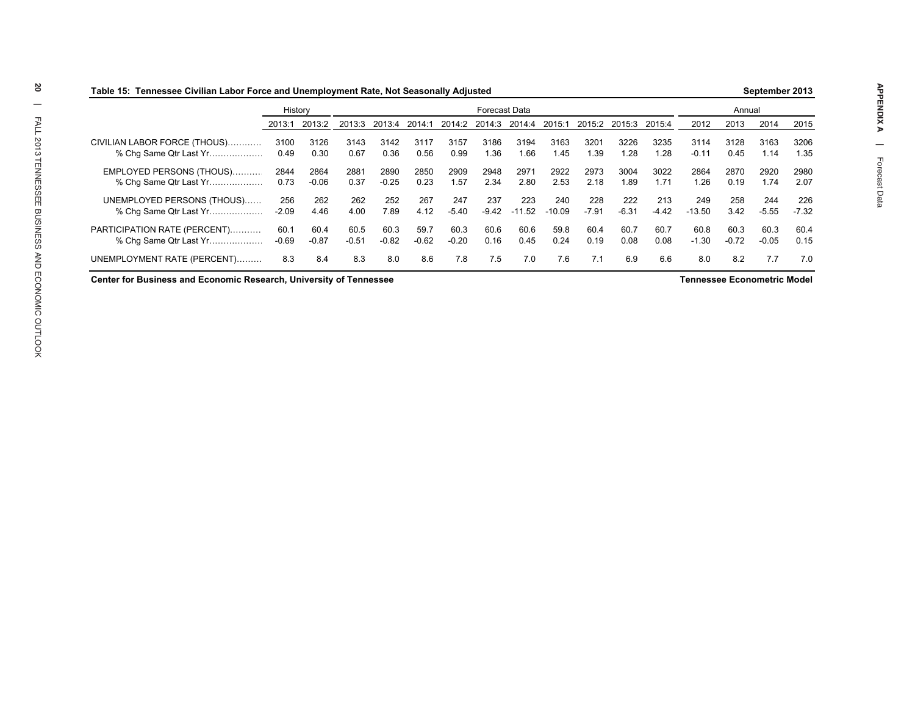## Table 15: Tennessee Civilian Labor Force and Unemployment Rate, Not Seasonally Adjusted

September 2013

| | History | | Forecast Data | | | | | | | | | | Annual | | | |
|---|---|---|---|---|---|---|---|---|---|---|---|---|---|---|---|---|
| | 2013:1 | 2013:2 | 2013:3 | 2013:4 | 2014:1 | 2014:2 | 2014:3 | 2014:4 | 2015:1 | 2015:2 | 2015:3 | 2015:4 | 2012 | 2013 | 2014 | 2015 |
| CIVILIAN LABOR FORCE (THOUS)………… | 3100 | 3126 | 3143 | 3142 | 3117 | 3157 | 3186 | 3194 | 3163 | 3201 | 3226 | 3235 | 3114 | 3128 | 3163 | 3206 |
| % Chg Same Qtr Last Yr……………… | 0.49 | 0.30 | 0.67 | 0.36 | 0.56 | 0.99 | 1.36 | 1.66 | 1.45 | 1.39 | 1.28 | 1.28 | -0.11 | 0.45 | 1.14 | 1.35 |
| EMPLOYED PERSONS (THOUS)………. | 2844 | 2864 | 2881 | 2890 | 2850 | 2909 | 2948 | 2971 | 2922 | 2973 | 3004 | 3022 | 2864 | 2870 | 2920 | 2980 |
| % Chg Same Qtr Last Yr……………… | 0.73 | -0.06 | 0.37 | -0.25 | 0.23 | 1.57 | 2.34 | 2.80 | 2.53 | 2.18 | 1.89 | 1.71 | 1.26 | 0.19 | 1.74 | 2.07 |
| UNEMPLOYED PERSONS (THOUS)…… | 256 | 262 | 262 | 252 | 267 | 247 | 237 | 223 | 240 | 228 | 222 | 213 | 249 | 258 | 244 | 226 |
| % Chg Same Qtr Last Yr……………… | -2.09 | 4.46 | 4.00 | 7.89 | 4.12 | -5.40 | -9.42 | -11.52 | -10.09 | -7.91 | -6.31 | -4.42 | -13.50 | 3.42 | -5.55 | -7.32 |
| PARTICIPATION RATE (PERCENT)……….. | 60.1 | 60.4 | 60.5 | 60.3 | 59.7 | 60.3 | 60.6 | 60.6 | 59.8 | 60.4 | 60.7 | 60.7 | 60.8 | 60.3 | 60.3 | 60.4 |
| % Chg Same Qtr Last Yr……………… | -0.69 | -0.87 | -0.51 | -0.82 | -0.62 | -0.20 | 0.16 | 0.45 | 0.24 | 0.19 | 0.08 | 0.08 | -1.30 | -0.72 | -0.05 | 0.15 |
| UNEMPLOYMENT RATE (PERCENT)……… | 8.3 | 8.4 | 8.3 | 8.0 | 8.6 | 7.8 | 7.5 | 7.0 | 7.6 | 7.1 | 6.9 | 6.6 | 8.0 | 8.2 | 7.7 | 7.0 |

**Center for Business and Economic Research, University of Tennessee** — **Tennessee Econometric Model**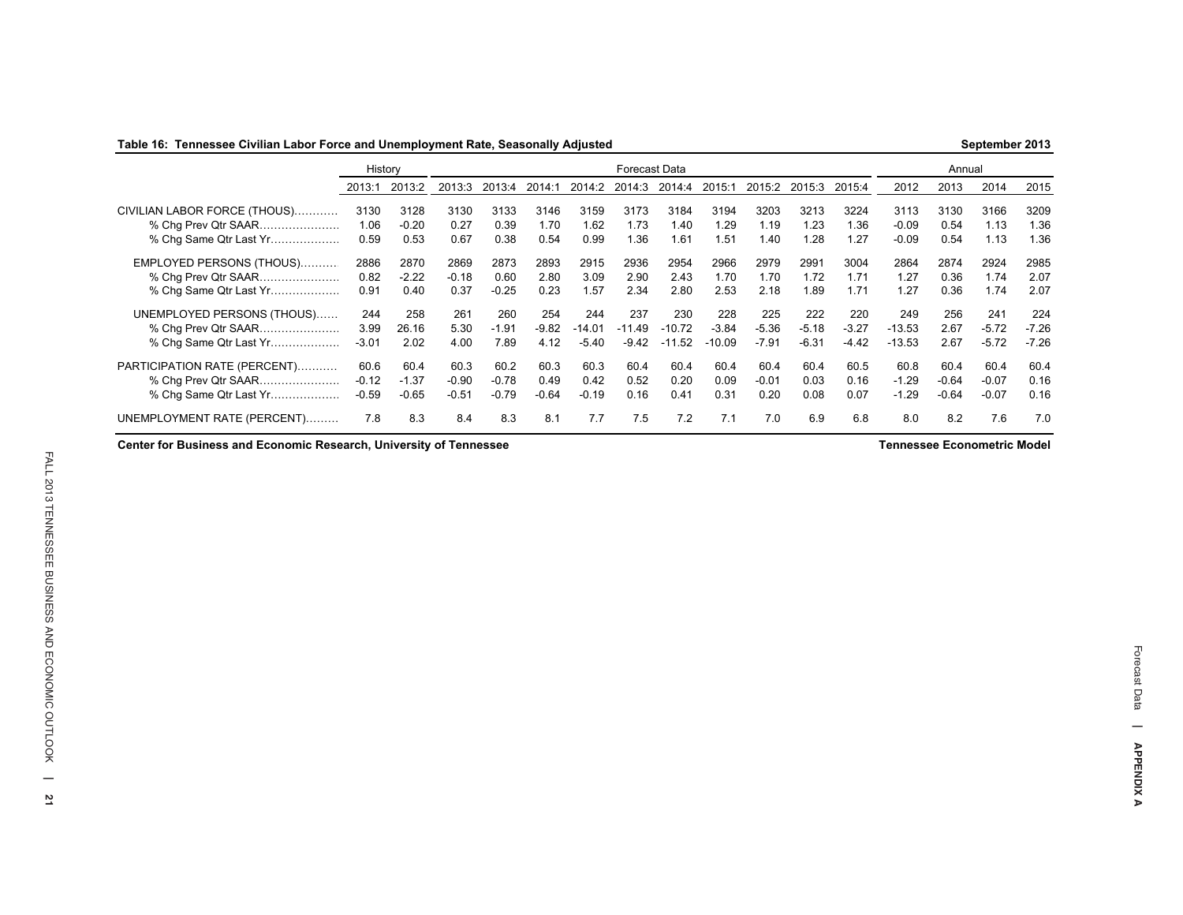**Table 16: Tennessee Civilian Labor Force and Unemployment Rate, Seasonally Adjusted** — September 2013

| | History | | Forecast Data | | | | | | | | | | Annual | | | |
|---|---|---|---|---|---|---|---|---|---|---|---|---|---|---|---|---|
| | 2013:1 | 2013:2 | 2013:3 | 2013:4 | 2014:1 | 2014:2 | 2014:3 | 2014:4 | 2015:1 | 2015:2 | 2015:3 | 2015:4 | 2012 | 2013 | 2014 | 2015 |
| CIVILIAN LABOR FORCE (THOUS)………… | 3130 | 3128 | 3130 | 3133 | 3146 | 3159 | 3173 | 3184 | 3194 | 3203 | 3213 | 3224 | 3113 | 3130 | 3166 | 3209 |
| % Chg Prev Qtr SAAR………………… | 1.06 | -0.20 | 0.27 | 0.39 | 1.70 | 1.62 | 1.73 | 1.40 | 1.29 | 1.19 | 1.23 | 1.36 | -0.09 | 0.54 | 1.13 | 1.36 |
| % Chg Same Qtr Last Yr……………… | 0.59 | 0.53 | 0.67 | 0.38 | 0.54 | 0.99 | 1.36 | 1.61 | 1.51 | 1.40 | 1.28 | 1.27 | -0.09 | 0.54 | 1.13 | 1.36 |
| EMPLOYED PERSONS (THOUS)………. | 2886 | 2870 | 2869 | 2873 | 2893 | 2915 | 2936 | 2954 | 2966 | 2979 | 2991 | 3004 | 2864 | 2874 | 2924 | 2985 |
| % Chg Prev Qtr SAAR………………… | 0.82 | -2.22 | -0.18 | 0.60 | 2.80 | 3.09 | 2.90 | 2.43 | 1.70 | 1.70 | 1.72 | 1.71 | 1.27 | 0.36 | 1.74 | 2.07 |
| % Chg Same Qtr Last Yr……………… | 0.91 | 0.40 | 0.37 | -0.25 | 0.23 | 1.57 | 2.34 | 2.80 | 2.53 | 2.18 | 1.89 | 1.71 | 1.27 | 0.36 | 1.74 | 2.07 |
| UNEMPLOYED PERSONS (THOUS)…… | 244 | 258 | 261 | 260 | 254 | 244 | 237 | 230 | 228 | 225 | 222 | 220 | 249 | 256 | 241 | 224 |
| % Chg Prev Qtr SAAR………………… | 3.99 | 26.16 | 5.30 | -1.91 | -9.82 | -14.01 | -11.49 | -10.72 | -3.84 | -5.36 | -5.18 | -3.27 | -13.53 | 2.67 | -5.72 | -7.26 |
| % Chg Same Qtr Last Yr……………… | -3.01 | 2.02 | 4.00 | 7.89 | 4.12 | -5.40 | -9.42 | -11.52 | -10.09 | -7.91 | -6.31 | -4.42 | -13.53 | 2.67 | -5.72 | -7.26 |
| PARTICIPATION RATE (PERCENT)……… | 60.6 | 60.4 | 60.3 | 60.2 | 60.3 | 60.3 | 60.4 | 60.4 | 60.4 | 60.4 | 60.4 | 60.5 | 60.8 | 60.4 | 60.4 | 60.4 |
| % Chg Prev Qtr SAAR………………… | -0.12 | -1.37 | -0.90 | -0.78 | 0.49 | 0.42 | 0.52 | 0.20 | 0.09 | -0.01 | 0.03 | 0.16 | -1.29 | -0.64 | -0.07 | 0.16 |
| % Chg Same Qtr Last Yr……………… | -0.59 | -0.65 | -0.51 | -0.79 | -0.64 | -0.19 | 0.16 | 0.41 | 0.31 | 0.20 | 0.08 | 0.07 | -1.29 | -0.64 | -0.07 | 0.16 |
| UNEMPLOYMENT RATE (PERCENT)……… | 7.8 | 8.3 | 8.4 | 8.3 | 8.1 | 7.7 | 7.5 | 7.2 | 7.1 | 7.0 | 6.9 | 6.8 | 8.0 | 8.2 | 7.6 | 7.0 |

Center for Business and Economic Research, University of Tennessee — Tennessee Econometric Model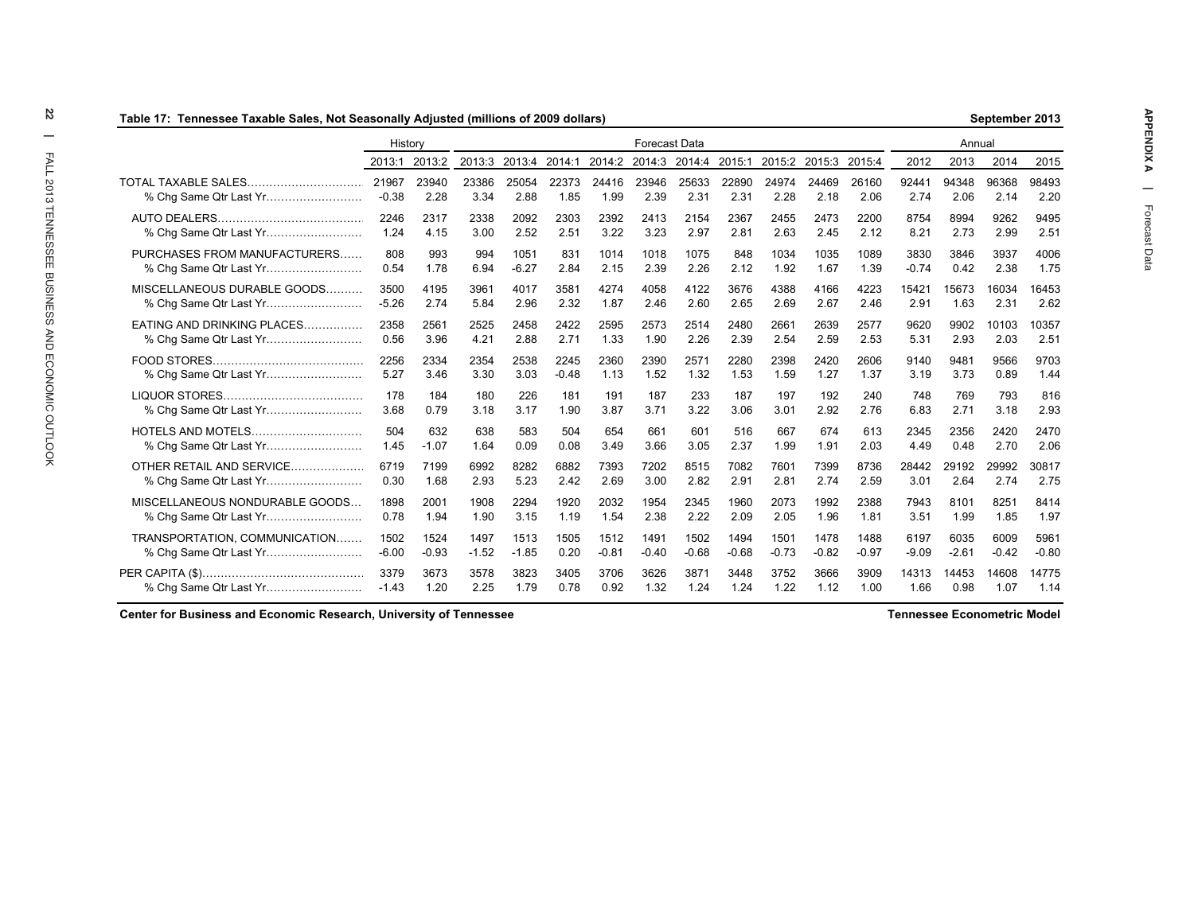**Table 17: Tennessee Taxable Sales, Not Seasonally Adjusted (millions of 2009 dollars)** — September 2013

| | History | | Forecast Data | | | | | | | | | | Annual | | | |
|---|---|---|---|---|---|---|---|---|---|---|---|---|---|---|---|---|
| | 2013:1 | 2013:2 | 2013:3 | 2013:4 | 2014:1 | 2014:2 | 2014:3 | 2014:4 | 2015:1 | 2015:2 | 2015:3 | 2015:4 | 2012 | 2013 | 2014 | 2015 |
| TOTAL TAXABLE SALES | 21967 | 23940 | 23386 | 25054 | 22373 | 24416 | 23946 | 25633 | 22890 | 24974 | 24469 | 26160 | 92441 | 94348 | 96368 | 98493 |
| % Chg Same Qtr Last Yr | -0.38 | 2.28 | 3.34 | 2.88 | 1.85 | 1.99 | 2.39 | 2.31 | 2.31 | 2.28 | 2.18 | 2.06 | 2.74 | 2.06 | 2.14 | 2.20 |
| AUTO DEALERS | 2246 | 2317 | 2338 | 2092 | 2303 | 2392 | 2413 | 2154 | 2367 | 2455 | 2473 | 2200 | 8754 | 8994 | 9262 | 9495 |
| % Chg Same Qtr Last Yr | 1.24 | 4.15 | 3.00 | 2.52 | 2.51 | 3.22 | 3.23 | 2.97 | 2.81 | 2.63 | 2.45 | 2.12 | 8.21 | 2.73 | 2.99 | 2.51 |
| PURCHASES FROM MANUFACTURERS | 808 | 993 | 994 | 1051 | 831 | 1014 | 1018 | 1075 | 848 | 1034 | 1035 | 1089 | 3830 | 3846 | 3937 | 4006 |
| % Chg Same Qtr Last Yr | 0.54 | 1.78 | 6.94 | -6.27 | 2.84 | 2.15 | 2.39 | 2.26 | 2.12 | 1.92 | 1.67 | 1.39 | -0.74 | 0.42 | 2.38 | 1.75 |
| MISCELLANEOUS DURABLE GOODS | 3500 | 4195 | 3961 | 4017 | 3581 | 4274 | 4058 | 4122 | 3676 | 4388 | 4166 | 4223 | 15421 | 15673 | 16034 | 16453 |
| % Chg Same Qtr Last Yr | -5.26 | 2.74 | 5.84 | 2.96 | 2.32 | 1.87 | 2.46 | 2.60 | 2.65 | 2.69 | 2.67 | 2.46 | 2.91 | 1.63 | 2.31 | 2.62 |
| EATING AND DRINKING PLACES | 2358 | 2561 | 2525 | 2458 | 2422 | 2595 | 2573 | 2514 | 2480 | 2661 | 2639 | 2577 | 9620 | 9902 | 10103 | 10357 |
| % Chg Same Qtr Last Yr | 0.56 | 3.96 | 4.21 | 2.88 | 2.71 | 1.33 | 1.90 | 2.26 | 2.39 | 2.54 | 2.59 | 2.53 | 5.31 | 2.93 | 2.03 | 2.51 |
| FOOD STORES | 2256 | 2334 | 2354 | 2538 | 2245 | 2360 | 2390 | 2571 | 2280 | 2398 | 2420 | 2606 | 9140 | 9481 | 9566 | 9703 |
| % Chg Same Qtr Last Yr | 5.27 | 3.46 | 3.30 | 3.03 | -0.48 | 1.13 | 1.52 | 1.32 | 1.53 | 1.59 | 1.27 | 1.37 | 3.19 | 3.73 | 0.89 | 1.44 |
| LIQUOR STORES | 178 | 184 | 180 | 226 | 181 | 191 | 187 | 233 | 187 | 197 | 192 | 240 | 748 | 769 | 793 | 816 |
| % Chg Same Qtr Last Yr | 3.68 | 0.79 | 3.18 | 3.17 | 1.90 | 3.87 | 3.71 | 3.22 | 3.06 | 3.01 | 2.92 | 2.76 | 6.83 | 2.71 | 3.18 | 2.93 |
| HOTELS AND MOTELS | 504 | 632 | 638 | 583 | 504 | 654 | 661 | 601 | 516 | 667 | 674 | 613 | 2345 | 2356 | 2420 | 2470 |
| % Chg Same Qtr Last Yr | 1.45 | -1.07 | 1.64 | 0.09 | 0.08 | 3.49 | 3.66 | 3.05 | 2.37 | 1.99 | 1.91 | 2.03 | 4.49 | 0.48 | 2.70 | 2.06 |
| OTHER RETAIL AND SERVICE | 6719 | 7199 | 6992 | 8282 | 6882 | 7393 | 7202 | 8515 | 7082 | 7601 | 7399 | 8736 | 28442 | 29192 | 29992 | 30817 |
| % Chg Same Qtr Last Yr | 0.30 | 1.68 | 2.93 | 5.23 | 2.42 | 2.69 | 3.00 | 2.82 | 2.91 | 2.81 | 2.74 | 2.59 | 3.01 | 2.64 | 2.74 | 2.75 |
| MISCELLANEOUS NONDURABLE GOODS | 1898 | 2001 | 1908 | 2294 | 1920 | 2032 | 1954 | 2345 | 1960 | 2073 | 1992 | 2388 | 7943 | 8101 | 8251 | 8414 |
| % Chg Same Qtr Last Yr | 0.78 | 1.94 | 1.90 | 3.15 | 1.19 | 1.54 | 2.38 | 2.22 | 2.09 | 2.05 | 1.96 | 1.81 | 3.51 | 1.99 | 1.85 | 1.97 |
| TRANSPORTATION, COMMUNICATION | 1502 | 1524 | 1497 | 1513 | 1505 | 1512 | 1491 | 1502 | 1494 | 1501 | 1478 | 1488 | 6197 | 6035 | 6009 | 5961 |
| % Chg Same Qtr Last Yr | -6.00 | -0.93 | -1.52 | -1.85 | 0.20 | -0.81 | -0.40 | -0.68 | -0.68 | -0.73 | -0.82 | -0.97 | -9.09 | -2.61 | -0.42 | -0.80 |
| PER CAPITA ($) | 3379 | 3673 | 3578 | 3823 | 3405 | 3706 | 3626 | 3871 | 3448 | 3752 | 3666 | 3909 | 14313 | 14453 | 14608 | 14775 |
| % Chg Same Qtr Last Yr | -1.43 | 1.20 | 2.25 | 1.79 | 0.78 | 0.92 | 1.32 | 1.24 | 1.24 | 1.22 | 1.12 | 1.00 | 1.66 | 0.98 | 1.07 | 1.14 |

Center for Business and Economic Research, University of Tennessee — Tennessee Econometric Model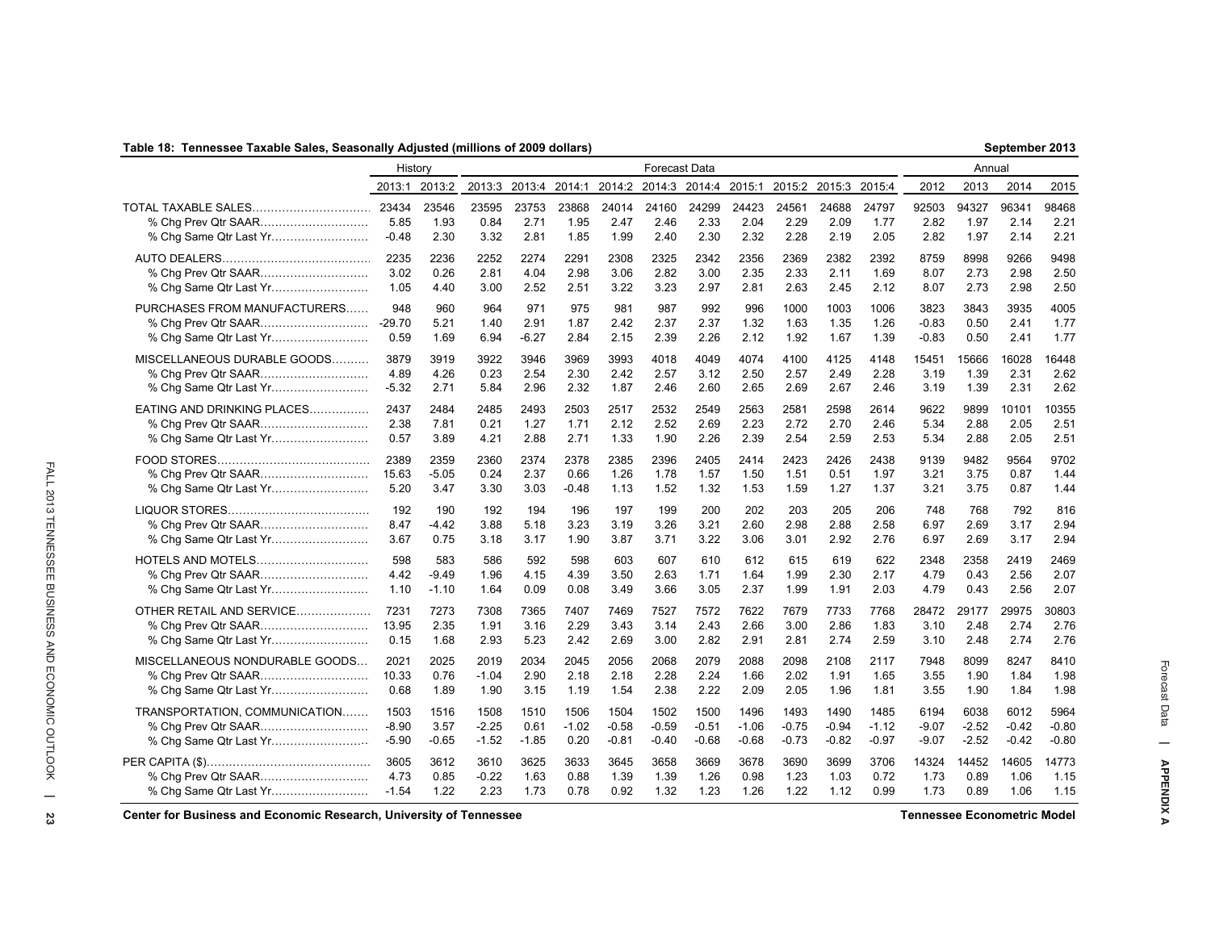**Table 18: Tennessee Taxable Sales, Seasonally Adjusted (millions of 2009 dollars)** September 2013

| | History | | Forecast Data | | | | | | | | | | Annual | | | |
|---|---|---|---|---|---|---|---|---|---|---|---|---|---|---|---|---|
| | 2013:1 | 2013:2 | 2013:3 | 2013:4 | 2014:1 | 2014:2 | 2014:3 | 2014:4 | 2015:1 | 2015:2 | 2015:3 | 2015:4 | 2012 | 2013 | 2014 | 2015 |
| TOTAL TAXABLE SALES | 23434 | 23546 | 23595 | 23753 | 23868 | 24014 | 24160 | 24299 | 24423 | 24561 | 24688 | 24797 | 92503 | 94327 | 96341 | 98468 |
| % Chg Prev Qtr SAAR | 5.85 | 1.93 | 0.84 | 2.71 | 1.95 | 2.47 | 2.46 | 2.33 | 2.04 | 2.29 | 2.09 | 1.77 | 2.82 | 1.97 | 2.14 | 2.21 |
| % Chg Same Qtr Last Yr | -0.48 | 2.30 | 3.32 | 2.81 | 1.85 | 1.99 | 2.40 | 2.30 | 2.32 | 2.28 | 2.19 | 2.05 | 2.82 | 1.97 | 2.14 | 2.21 |
| AUTO DEALERS | 2235 | 2236 | 2252 | 2274 | 2291 | 2308 | 2325 | 2342 | 2356 | 2369 | 2382 | 2392 | 8759 | 8998 | 9266 | 9498 |
| % Chg Prev Qtr SAAR | 3.02 | 0.26 | 2.81 | 4.04 | 2.98 | 3.06 | 2.82 | 3.00 | 2.35 | 2.33 | 2.11 | 1.69 | 8.07 | 2.73 | 2.98 | 2.50 |
| % Chg Same Qtr Last Yr | 1.05 | 4.40 | 3.00 | 2.52 | 2.51 | 3.22 | 3.23 | 2.97 | 2.81 | 2.63 | 2.45 | 2.12 | 8.07 | 2.73 | 2.98 | 2.50 |
| PURCHASES FROM MANUFACTURERS | 948 | 960 | 964 | 971 | 975 | 981 | 987 | 992 | 996 | 1000 | 1003 | 1006 | 3823 | 3843 | 3935 | 4005 |
| % Chg Prev Qtr SAAR | -29.70 | 5.21 | 1.40 | 2.91 | 1.87 | 2.42 | 2.37 | 2.37 | 1.32 | 1.63 | 1.35 | 1.26 | -0.83 | 0.50 | 2.41 | 1.77 |
| % Chg Same Qtr Last Yr | 0.59 | 1.69 | 6.94 | -6.27 | 2.84 | 2.15 | 2.39 | 2.26 | 2.12 | 1.92 | 1.67 | 1.39 | -0.83 | 0.50 | 2.41 | 1.77 |
| MISCELLANEOUS DURABLE GOODS | 3879 | 3919 | 3922 | 3946 | 3969 | 3993 | 4018 | 4049 | 4074 | 4100 | 4125 | 4148 | 15451 | 15666 | 16028 | 16448 |
| % Chg Prev Qtr SAAR | 4.89 | 4.26 | 0.23 | 2.54 | 2.30 | 2.42 | 2.57 | 3.12 | 2.50 | 2.57 | 2.49 | 2.28 | 3.19 | 1.39 | 2.31 | 2.62 |
| % Chg Same Qtr Last Yr | -5.32 | 2.71 | 5.84 | 2.96 | 2.32 | 1.87 | 2.46 | 2.60 | 2.65 | 2.69 | 2.67 | 2.46 | 3.19 | 1.39 | 2.31 | 2.62 |
| EATING AND DRINKING PLACES | 2437 | 2484 | 2485 | 2493 | 2503 | 2517 | 2532 | 2549 | 2563 | 2581 | 2598 | 2614 | 9622 | 9899 | 10101 | 10355 |
| % Chg Prev Qtr SAAR | 2.38 | 7.81 | 0.21 | 1.27 | 1.71 | 2.12 | 2.52 | 2.69 | 2.23 | 2.72 | 2.70 | 2.46 | 5.34 | 2.88 | 2.05 | 2.51 |
| % Chg Same Qtr Last Yr | 0.57 | 3.89 | 4.21 | 2.88 | 2.71 | 1.33 | 1.90 | 2.26 | 2.39 | 2.54 | 2.59 | 2.53 | 5.34 | 2.88 | 2.05 | 2.51 |
| FOOD STORES | 2389 | 2359 | 2360 | 2374 | 2378 | 2385 | 2396 | 2405 | 2414 | 2423 | 2426 | 2438 | 9139 | 9482 | 9564 | 9702 |
| % Chg Prev Qtr SAAR | 15.63 | -5.05 | 0.24 | 2.37 | 0.66 | 1.26 | 1.78 | 1.57 | 1.50 | 1.51 | 0.51 | 1.97 | 3.21 | 3.75 | 0.87 | 1.44 |
| % Chg Same Qtr Last Yr | 5.20 | 3.47 | 3.30 | 3.03 | -0.48 | 1.13 | 1.52 | 1.32 | 1.53 | 1.59 | 1.27 | 1.37 | 3.21 | 3.75 | 0.87 | 1.44 |
| LIQUOR STORES | 192 | 190 | 192 | 194 | 196 | 197 | 199 | 200 | 202 | 203 | 205 | 206 | 748 | 768 | 792 | 816 |
| % Chg Prev Qtr SAAR | 8.47 | -4.42 | 3.88 | 5.18 | 3.23 | 3.19 | 3.26 | 3.21 | 2.60 | 2.98 | 2.88 | 2.58 | 6.97 | 2.69 | 3.17 | 2.94 |
| % Chg Same Qtr Last Yr | 3.67 | 0.75 | 3.18 | 3.17 | 1.90 | 3.87 | 3.71 | 3.22 | 3.06 | 3.01 | 2.92 | 2.76 | 6.97 | 2.69 | 3.17 | 2.94 |
| HOTELS AND MOTELS | 598 | 583 | 586 | 592 | 598 | 603 | 607 | 610 | 612 | 615 | 619 | 622 | 2348 | 2358 | 2419 | 2469 |
| % Chg Prev Qtr SAAR | 4.42 | -9.49 | 1.96 | 4.15 | 4.39 | 3.50 | 2.63 | 1.71 | 1.64 | 1.99 | 2.30 | 2.17 | 4.79 | 0.43 | 2.56 | 2.07 |
| % Chg Same Qtr Last Yr | 1.10 | -1.10 | 1.64 | 0.09 | 0.08 | 3.49 | 3.66 | 3.05 | 2.37 | 1.99 | 1.91 | 2.03 | 4.79 | 0.43 | 2.56 | 2.07 |
| OTHER RETAIL AND SERVICE | 7231 | 7273 | 7308 | 7365 | 7407 | 7469 | 7527 | 7572 | 7622 | 7679 | 7733 | 7768 | 28472 | 29177 | 29975 | 30803 |
| % Chg Prev Qtr SAAR | 13.95 | 2.35 | 1.91 | 3.16 | 2.29 | 3.43 | 3.14 | 2.43 | 2.66 | 3.00 | 2.86 | 1.83 | 3.10 | 2.48 | 2.74 | 2.76 |
| % Chg Same Qtr Last Yr | 0.15 | 1.68 | 2.93 | 5.23 | 2.42 | 2.69 | 3.00 | 2.82 | 2.91 | 2.81 | 2.74 | 2.59 | 3.10 | 2.48 | 2.74 | 2.76 |
| MISCELLANEOUS NONDURABLE GOODS | 2021 | 2025 | 2019 | 2034 | 2045 | 2056 | 2068 | 2079 | 2088 | 2098 | 2108 | 2117 | 7948 | 8099 | 8247 | 8410 |
| % Chg Prev Qtr SAAR | 10.33 | 0.76 | -1.04 | 2.90 | 2.18 | 2.18 | 2.28 | 2.24 | 1.66 | 2.02 | 1.91 | 1.65 | 3.55 | 1.90 | 1.84 | 1.98 |
| % Chg Same Qtr Last Yr | 0.68 | 1.89 | 1.90 | 3.15 | 1.19 | 1.54 | 2.38 | 2.22 | 2.09 | 2.05 | 1.96 | 1.81 | 3.55 | 1.90 | 1.84 | 1.98 |
| TRANSPORTATION, COMMUNICATION | 1503 | 1516 | 1508 | 1510 | 1506 | 1504 | 1502 | 1500 | 1496 | 1493 | 1490 | 1485 | 6194 | 6038 | 6012 | 5964 |
| % Chg Prev Qtr SAAR | -8.90 | 3.57 | -2.25 | 0.61 | -1.02 | -0.58 | -0.59 | -0.51 | -1.06 | -0.75 | -0.94 | -1.12 | -9.07 | -2.52 | -0.42 | -0.80 |
| % Chg Same Qtr Last Yr | -5.90 | -0.65 | -1.52 | -1.85 | 0.20 | -0.81 | -0.40 | -0.68 | -0.68 | -0.73 | -0.82 | -0.97 | -9.07 | -2.52 | -0.42 | -0.80 |
| PER CAPITA ($) | 3605 | 3612 | 3610 | 3625 | 3633 | 3645 | 3658 | 3669 | 3678 | 3690 | 3699 | 3706 | 14324 | 14452 | 14605 | 14773 |
| % Chg Prev Qtr SAAR | 4.73 | 0.85 | -0.22 | 1.63 | 0.88 | 1.39 | 1.39 | 1.26 | 0.98 | 1.23 | 1.03 | 0.72 | 1.73 | 0.89 | 1.06 | 1.15 |
| % Chg Same Qtr Last Yr | -1.54 | 1.22 | 2.23 | 1.73 | 0.78 | 0.92 | 1.32 | 1.23 | 1.26 | 1.22 | 1.12 | 0.99 | 1.73 | 0.89 | 1.06 | 1.15 |

Center for Business and Economic Research, University of Tennessee — Tennessee Econometric Model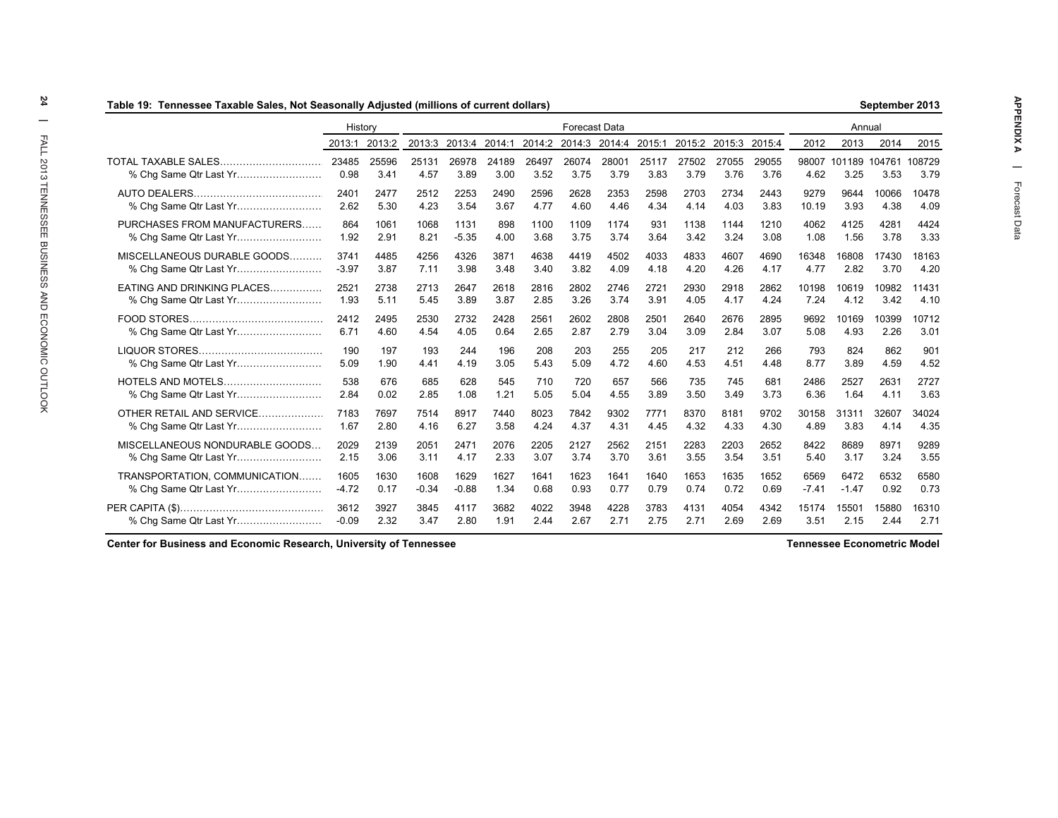**Table 19: Tennessee Taxable Sales, Not Seasonally Adjusted (millions of current dollars)** — September 2013

| | History | | Forecast Data | | | | | | | | | | Annual | | | |
|---|---|---|---|---|---|---|---|---|---|---|---|---|---|---|---|---|
| | 2013:1 | 2013:2 | 2013:3 | 2013:4 | 2014:1 | 2014:2 | 2014:3 | 2014:4 | 2015:1 | 2015:2 | 2015:3 | 2015:4 | 2012 | 2013 | 2014 | 2015 |
| TOTAL TAXABLE SALES | 23485 | 25596 | 25131 | 26978 | 24189 | 26497 | 26074 | 28001 | 25117 | 27502 | 27055 | 29055 | 98007 | 101189 | 104761 | 108729 |
| % Chg Same Qtr Last Yr | 0.98 | 3.41 | 4.57 | 3.89 | 3.00 | 3.52 | 3.75 | 3.79 | 3.83 | 3.79 | 3.76 | 3.76 | 4.62 | 3.25 | 3.53 | 3.79 |
| AUTO DEALERS | 2401 | 2477 | 2512 | 2253 | 2490 | 2596 | 2628 | 2353 | 2598 | 2703 | 2734 | 2443 | 9279 | 9644 | 10066 | 10478 |
| % Chg Same Qtr Last Yr | 2.62 | 5.30 | 4.23 | 3.54 | 3.67 | 4.77 | 4.60 | 4.46 | 4.34 | 4.14 | 4.03 | 3.83 | 10.19 | 3.93 | 4.38 | 4.09 |
| PURCHASES FROM MANUFACTURERS | 864 | 1061 | 1068 | 1131 | 898 | 1100 | 1109 | 1174 | 931 | 1138 | 1144 | 1210 | 4062 | 4125 | 4281 | 4424 |
| % Chg Same Qtr Last Yr | 1.92 | 2.91 | 8.21 | -5.35 | 4.00 | 3.68 | 3.75 | 3.74 | 3.64 | 3.42 | 3.24 | 3.08 | 1.08 | 1.56 | 3.78 | 3.33 |
| MISCELLANEOUS DURABLE GOODS | 3741 | 4485 | 4256 | 4326 | 3871 | 4638 | 4419 | 4502 | 4033 | 4833 | 4607 | 4690 | 16348 | 16808 | 17430 | 18163 |
| % Chg Same Qtr Last Yr | -3.97 | 3.87 | 7.11 | 3.98 | 3.48 | 3.40 | 3.82 | 4.09 | 4.18 | 4.20 | 4.26 | 4.17 | 4.77 | 2.82 | 3.70 | 4.20 |
| EATING AND DRINKING PLACES | 2521 | 2738 | 2713 | 2647 | 2618 | 2816 | 2802 | 2746 | 2721 | 2930 | 2918 | 2862 | 10198 | 10619 | 10982 | 11431 |
| % Chg Same Qtr Last Yr | 1.93 | 5.11 | 5.45 | 3.89 | 3.87 | 2.85 | 3.26 | 3.74 | 3.91 | 4.05 | 4.17 | 4.24 | 7.24 | 4.12 | 3.42 | 4.10 |
| FOOD STORES | 2412 | 2495 | 2530 | 2732 | 2428 | 2561 | 2602 | 2808 | 2501 | 2640 | 2676 | 2895 | 9692 | 10169 | 10399 | 10712 |
| % Chg Same Qtr Last Yr | 6.71 | 4.60 | 4.54 | 4.05 | 0.64 | 2.65 | 2.87 | 2.79 | 3.04 | 3.09 | 2.84 | 3.07 | 5.08 | 4.93 | 2.26 | 3.01 |
| LIQUOR STORES | 190 | 197 | 193 | 244 | 196 | 208 | 203 | 255 | 205 | 217 | 212 | 266 | 793 | 824 | 862 | 901 |
| % Chg Same Qtr Last Yr | 5.09 | 1.90 | 4.41 | 4.19 | 3.05 | 5.43 | 5.09 | 4.72 | 4.60 | 4.53 | 4.51 | 4.48 | 8.77 | 3.89 | 4.59 | 4.52 |
| HOTELS AND MOTELS | 538 | 676 | 685 | 628 | 545 | 710 | 720 | 657 | 566 | 735 | 745 | 681 | 2486 | 2527 | 2631 | 2727 |
| % Chg Same Qtr Last Yr | 2.84 | 0.02 | 2.85 | 1.08 | 1.21 | 5.05 | 5.04 | 4.55 | 3.89 | 3.50 | 3.49 | 3.73 | 6.36 | 1.64 | 4.11 | 3.63 |
| OTHER RETAIL AND SERVICE | 7183 | 7697 | 7514 | 8917 | 7440 | 8023 | 7842 | 9302 | 7771 | 8370 | 8181 | 9702 | 30158 | 31311 | 32607 | 34024 |
| % Chg Same Qtr Last Yr | 1.67 | 2.80 | 4.16 | 6.27 | 3.58 | 4.24 | 4.37 | 4.31 | 4.45 | 4.32 | 4.33 | 4.30 | 4.89 | 3.83 | 4.14 | 4.35 |
| MISCELLANEOUS NONDURABLE GOODS | 2029 | 2139 | 2051 | 2471 | 2076 | 2205 | 2127 | 2562 | 2151 | 2283 | 2203 | 2652 | 8422 | 8689 | 8971 | 9289 |
| % Chg Same Qtr Last Yr | 2.15 | 3.06 | 3.11 | 4.17 | 2.33 | 3.07 | 3.74 | 3.70 | 3.61 | 3.55 | 3.54 | 3.51 | 5.40 | 3.17 | 3.24 | 3.55 |
| TRANSPORTATION, COMMUNICATION | 1605 | 1630 | 1608 | 1629 | 1627 | 1641 | 1623 | 1641 | 1640 | 1653 | 1635 | 1652 | 6569 | 6472 | 6532 | 6580 |
| % Chg Same Qtr Last Yr | -4.72 | 0.17 | -0.34 | -0.88 | 1.34 | 0.68 | 0.93 | 0.77 | 0.79 | 0.74 | 0.72 | 0.69 | -7.41 | -1.47 | 0.92 | 0.73 |
| PER CAPITA ($) | 3612 | 3927 | 3845 | 4117 | 3682 | 4022 | 3948 | 4228 | 3783 | 4131 | 4054 | 4342 | 15174 | 15501 | 15880 | 16310 |
| % Chg Same Qtr Last Yr | -0.09 | 2.32 | 3.47 | 2.80 | 1.91 | 2.44 | 2.67 | 2.71 | 2.75 | 2.71 | 2.69 | 2.69 | 3.51 | 2.15 | 2.44 | 2.71 |

**Center for Business and Economic Research, University of Tennessee** — **Tennessee Econometric Model**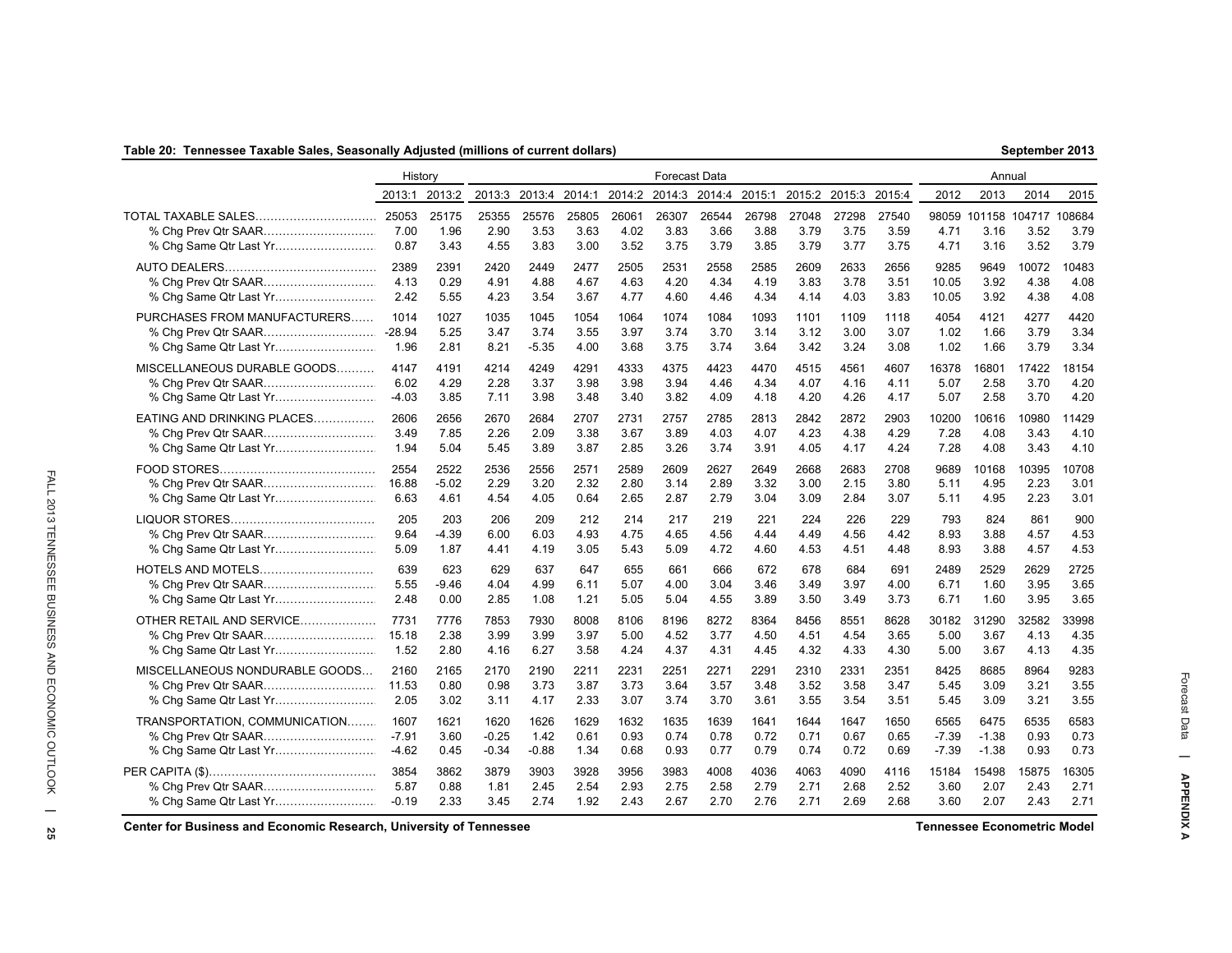**Table 20: Tennessee Taxable Sales, Seasonally Adjusted (millions of current dollars)** — September 2013

| | History | | Forecast Data | | | | | | | | | | Annual | | | |
|---|---|---|---|---|---|---|---|---|---|---|---|---|---|---|---|---|
| | 2013:1 | 2013:2 | 2013:3 | 2013:4 | 2014:1 | 2014:2 | 2014:3 | 2014:4 | 2015:1 | 2015:2 | 2015:3 | 2015:4 | 2012 | 2013 | 2014 | 2015 |
| TOTAL TAXABLE SALES | 25053 | 25175 | 25355 | 25576 | 25805 | 26061 | 26307 | 26544 | 26798 | 27048 | 27298 | 27540 | 98059 | 101158 | 104717 | 108684 |
| % Chg Prev Qtr SAAR | 7.00 | 1.96 | 2.90 | 3.53 | 3.63 | 4.02 | 3.83 | 3.66 | 3.88 | 3.79 | 3.75 | 3.59 | 4.71 | 3.16 | 3.52 | 3.79 |
| % Chg Same Qtr Last Yr | 0.87 | 3.43 | 4.55 | 3.83 | 3.00 | 3.52 | 3.75 | 3.79 | 3.85 | 3.79 | 3.77 | 3.75 | 4.71 | 3.16 | 3.52 | 3.79 |
| AUTO DEALERS | 2389 | 2391 | 2420 | 2449 | 2477 | 2505 | 2531 | 2558 | 2585 | 2609 | 2633 | 2656 | 9285 | 9649 | 10072 | 10483 |
| % Chg Prev Qtr SAAR | 4.13 | 0.29 | 4.91 | 4.88 | 4.67 | 4.63 | 4.20 | 4.34 | 4.19 | 3.83 | 3.78 | 3.51 | 10.05 | 3.92 | 4.38 | 4.08 |
| % Chg Same Qtr Last Yr | 2.42 | 5.55 | 4.23 | 3.54 | 3.67 | 4.77 | 4.60 | 4.46 | 4.34 | 4.14 | 4.03 | 3.83 | 10.05 | 3.92 | 4.38 | 4.08 |
| PURCHASES FROM MANUFACTURERS | 1014 | 1027 | 1035 | 1045 | 1054 | 1064 | 1074 | 1084 | 1093 | 1101 | 1109 | 1118 | 4054 | 4121 | 4277 | 4420 |
| % Chg Prev Qtr SAAR | -28.94 | 5.25 | 3.47 | 3.74 | 3.55 | 3.97 | 3.74 | 3.70 | 3.14 | 3.12 | 3.00 | 3.07 | 1.02 | 1.66 | 3.79 | 3.34 |
| % Chg Same Qtr Last Yr | 1.96 | 2.81 | 8.21 | -5.35 | 4.00 | 3.68 | 3.75 | 3.74 | 3.64 | 3.42 | 3.24 | 3.08 | 1.02 | 1.66 | 3.79 | 3.34 |
| MISCELLANEOUS DURABLE GOODS | 4147 | 4191 | 4214 | 4249 | 4291 | 4333 | 4375 | 4423 | 4470 | 4515 | 4561 | 4607 | 16378 | 16801 | 17422 | 18154 |
| % Chg Prev Qtr SAAR | 6.02 | 4.29 | 2.28 | 3.37 | 3.98 | 3.98 | 3.94 | 4.46 | 4.34 | 4.07 | 4.16 | 4.11 | 5.07 | 2.58 | 3.70 | 4.20 |
| % Chg Same Qtr Last Yr | -4.03 | 3.85 | 7.11 | 3.98 | 3.48 | 3.40 | 3.82 | 4.09 | 4.18 | 4.20 | 4.26 | 4.17 | 5.07 | 2.58 | 3.70 | 4.20 |
| EATING AND DRINKING PLACES | 2606 | 2656 | 2670 | 2684 | 2707 | 2731 | 2757 | 2785 | 2813 | 2842 | 2872 | 2903 | 10200 | 10616 | 10980 | 11429 |
| % Chg Prev Qtr SAAR | 3.49 | 7.85 | 2.26 | 2.09 | 3.38 | 3.67 | 3.89 | 4.03 | 4.07 | 4.23 | 4.38 | 4.29 | 7.28 | 4.08 | 3.43 | 4.10 |
| % Chg Same Qtr Last Yr | 1.94 | 5.04 | 5.45 | 3.89 | 3.87 | 2.85 | 3.26 | 3.74 | 3.91 | 4.05 | 4.17 | 4.24 | 7.28 | 4.08 | 3.43 | 4.10 |
| FOOD STORES | 2554 | 2522 | 2536 | 2556 | 2571 | 2589 | 2609 | 2627 | 2649 | 2668 | 2683 | 2708 | 9689 | 10168 | 10395 | 10708 |
| % Chg Prev Qtr SAAR | 16.88 | -5.02 | 2.29 | 3.20 | 2.32 | 2.80 | 3.14 | 2.89 | 3.32 | 3.00 | 2.15 | 3.80 | 5.11 | 4.95 | 2.23 | 3.01 |
| % Chg Same Qtr Last Yr | 6.63 | 4.61 | 4.54 | 4.05 | 0.64 | 2.65 | 2.87 | 2.79 | 3.04 | 3.09 | 2.84 | 3.07 | 5.11 | 4.95 | 2.23 | 3.01 |
| LIQUOR STORES | 205 | 203 | 206 | 209 | 212 | 214 | 217 | 219 | 221 | 224 | 226 | 229 | 793 | 824 | 861 | 900 |
| % Chg Prev Qtr SAAR | 9.64 | -4.39 | 6.00 | 6.03 | 4.93 | 4.75 | 4.65 | 4.56 | 4.44 | 4.49 | 4.56 | 4.42 | 8.93 | 3.88 | 4.57 | 4.53 |
| % Chg Same Qtr Last Yr | 5.09 | 1.87 | 4.41 | 4.19 | 3.05 | 5.43 | 5.09 | 4.72 | 4.60 | 4.53 | 4.51 | 4.48 | 8.93 | 3.88 | 4.57 | 4.53 |
| HOTELS AND MOTELS | 639 | 623 | 629 | 637 | 647 | 655 | 661 | 666 | 672 | 678 | 684 | 691 | 2489 | 2529 | 2629 | 2725 |
| % Chg Prev Qtr SAAR | 5.55 | -9.46 | 4.04 | 4.99 | 6.11 | 5.07 | 4.00 | 3.04 | 3.46 | 3.49 | 3.97 | 4.00 | 6.71 | 1.60 | 3.95 | 3.65 |
| % Chg Same Qtr Last Yr | 2.48 | 0.00 | 2.85 | 1.08 | 1.21 | 5.05 | 5.04 | 4.55 | 3.89 | 3.50 | 3.49 | 3.73 | 6.71 | 1.60 | 3.95 | 3.65 |
| OTHER RETAIL AND SERVICE | 7731 | 7776 | 7853 | 7930 | 8008 | 8106 | 8196 | 8272 | 8364 | 8456 | 8551 | 8628 | 30182 | 31290 | 32582 | 33998 |
| % Chg Prev Qtr SAAR | 15.18 | 2.38 | 3.99 | 3.99 | 3.97 | 5.00 | 4.52 | 3.77 | 4.50 | 4.51 | 4.54 | 3.65 | 5.00 | 3.67 | 4.13 | 4.35 |
| % Chg Same Qtr Last Yr | 1.52 | 2.80 | 4.16 | 6.27 | 3.58 | 4.24 | 4.37 | 4.31 | 4.45 | 4.32 | 4.33 | 4.30 | 5.00 | 3.67 | 4.13 | 4.35 |
| MISCELLANEOUS NONDURABLE GOODS | 2160 | 2165 | 2170 | 2190 | 2211 | 2231 | 2251 | 2271 | 2291 | 2310 | 2331 | 2351 | 8425 | 8685 | 8964 | 9283 |
| % Chg Prev Qtr SAAR | 11.53 | 0.80 | 0.98 | 3.73 | 3.87 | 3.73 | 3.64 | 3.57 | 3.48 | 3.52 | 3.58 | 3.47 | 5.45 | 3.09 | 3.21 | 3.55 |
| % Chg Same Qtr Last Yr | 2.05 | 3.02 | 3.11 | 4.17 | 2.33 | 3.07 | 3.74 | 3.70 | 3.61 | 3.55 | 3.54 | 3.51 | 5.45 | 3.09 | 3.21 | 3.55 |
| TRANSPORTATION, COMMUNICATION | 1607 | 1621 | 1620 | 1626 | 1629 | 1632 | 1635 | 1639 | 1641 | 1644 | 1647 | 1650 | 6565 | 6475 | 6535 | 6583 |
| % Chg Prev Qtr SAAR | -7.91 | 3.60 | -0.25 | 1.42 | 0.61 | 0.93 | 0.74 | 0.78 | 0.72 | 0.71 | 0.67 | 0.65 | -7.39 | -1.38 | 0.93 | 0.73 |
| % Chg Same Qtr Last Yr | -4.62 | 0.45 | -0.34 | -0.88 | 1.34 | 0.68 | 0.93 | 0.77 | 0.79 | 0.74 | 0.72 | 0.69 | -7.39 | -1.38 | 0.93 | 0.73 |
| PER CAPITA ($) | 3854 | 3862 | 3879 | 3903 | 3928 | 3956 | 3983 | 4008 | 4036 | 4063 | 4090 | 4116 | 15184 | 15498 | 15875 | 16305 |
| % Chg Prev Qtr SAAR | 5.87 | 0.88 | 1.81 | 2.45 | 2.54 | 2.93 | 2.75 | 2.58 | 2.79 | 2.71 | 2.68 | 2.52 | 3.60 | 2.07 | 2.43 | 2.71 |
| % Chg Same Qtr Last Yr | -0.19 | 2.33 | 3.45 | 2.74 | 1.92 | 2.43 | 2.67 | 2.70 | 2.76 | 2.71 | 2.69 | 2.68 | 3.60 | 2.07 | 2.43 | 2.71 |

Center for Business and Economic Research, University of Tennessee — Tennessee Econometric Model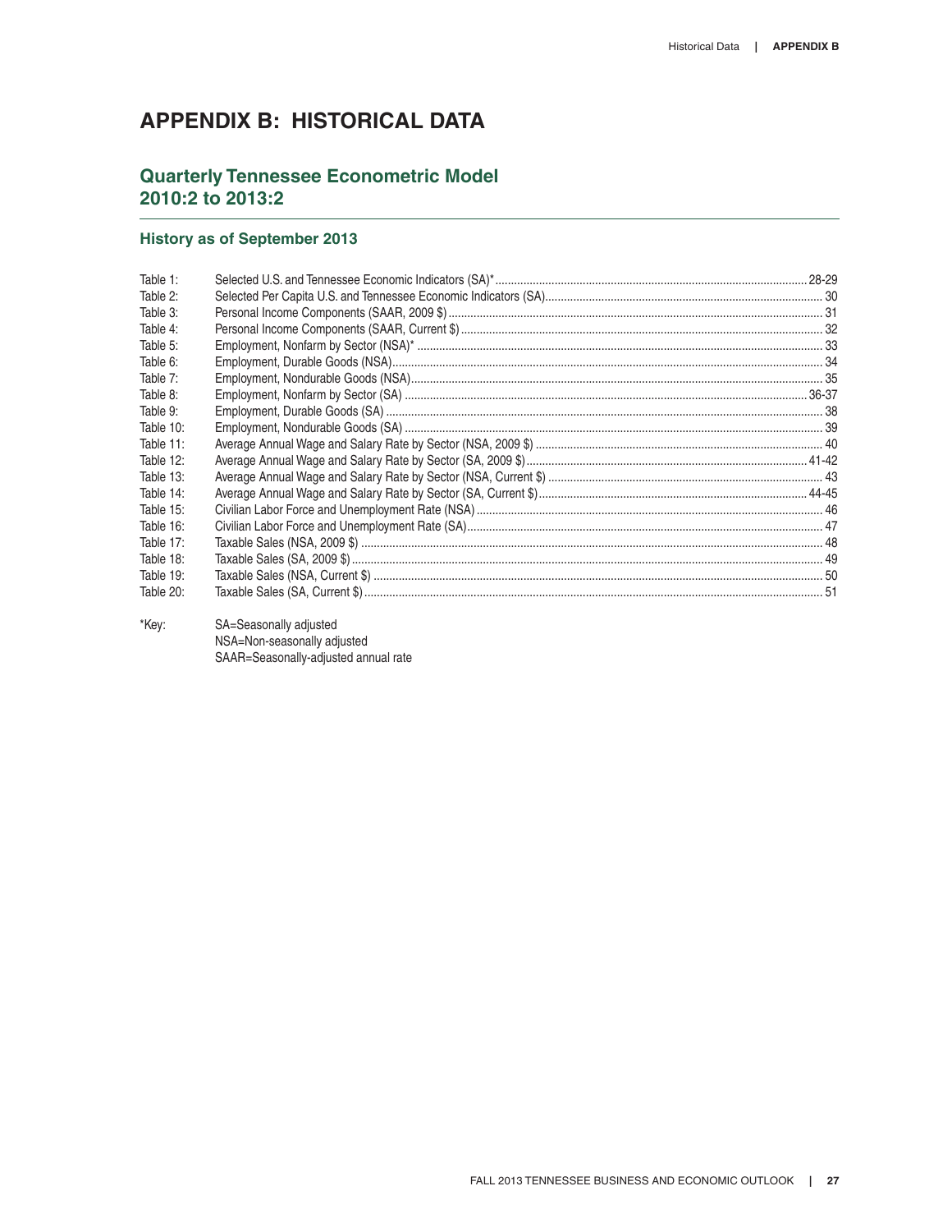# APPENDIX B: HISTORICAL DATA

## Quarterly Tennessee Econometric Model 2010:2 to 2013:2

### History as of September 2013

| | | |
|---|---|---|
| Table 1: | Selected U.S. and Tennessee Economic Indicators (SA)* | 28-29 |
| Table 2: | Selected Per Capita U.S. and Tennessee Economic Indicators (SA) | 30 |
| Table 3: | Personal Income Components (SAAR, 2009 $) | 31 |
| Table 4: | Personal Income Components (SAAR, Current $) | 32 |
| Table 5: | Employment, Nonfarm by Sector (NSA)* | 33 |
| Table 6: | Employment, Durable Goods (NSA) | 34 |
| Table 7: | Employment, Nondurable Goods (NSA) | 35 |
| Table 8: | Employment, Nonfarm by Sector (SA) | 36-37 |
| Table 9: | Employment, Durable Goods (SA) | 38 |
| Table 10: | Employment, Nondurable Goods (SA) | 39 |
| Table 11: | Average Annual Wage and Salary Rate by Sector (NSA, 2009 $) | 40 |
| Table 12: | Average Annual Wage and Salary Rate by Sector (SA, 2009 $) | 41-42 |
| Table 13: | Average Annual Wage and Salary Rate by Sector (NSA, Current $) | 43 |
| Table 14: | Average Annual Wage and Salary Rate by Sector (SA, Current $) | 44-45 |
| Table 15: | Civilian Labor Force and Unemployment Rate (NSA) | 46 |
| Table 16: | Civilian Labor Force and Unemployment Rate (SA) | 47 |
| Table 17: | Taxable Sales (NSA, 2009 $) | 48 |
| Table 18: | Taxable Sales (SA, 2009 $) | 49 |
| Table 19: | Taxable Sales (NSA, Current $) | 50 |
| Table 20: | Taxable Sales (SA, Current $) | 51 |

*Key: SA=Seasonally adjusted
NSA=Non-seasonally adjusted
SAAR=Seasonally-adjusted annual rate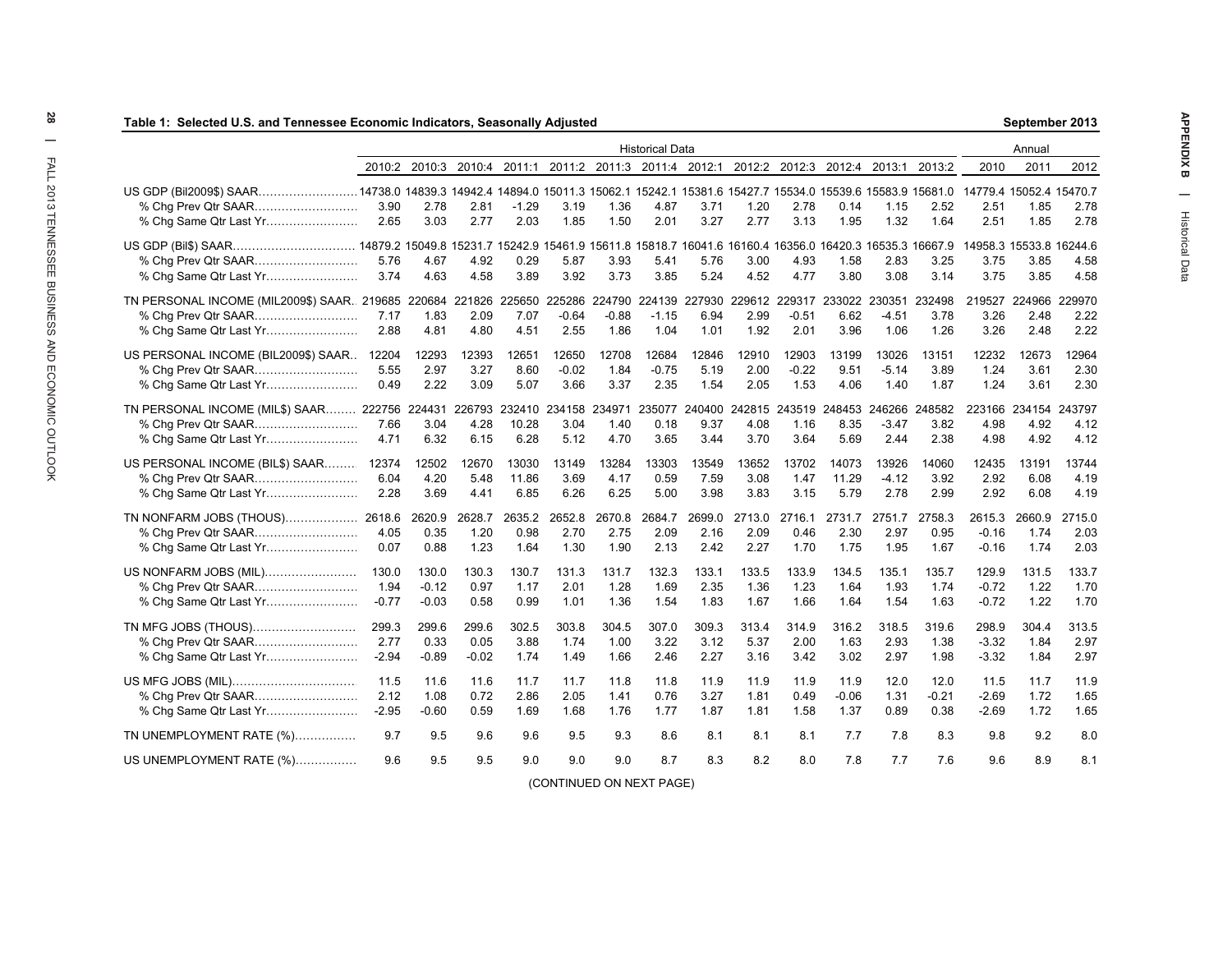## Table 1: Selected U.S. and Tennessee Economic Indicators, Seasonally Adjusted

September 2013

| | Historical Data | | | | | | | | | | | | | Annual | | |
|---|---|---|---|---|---|---|---|---|---|---|---|---|---|---|---|---|
| | 2010:2 | 2010:3 | 2010:4 | 2011:1 | 2011:2 | 2011:3 | 2011:4 | 2012:1 | 2012:2 | 2012:3 | 2012:4 | 2013:1 | 2013:2 | 2010 | 2011 | 2012 |
| US GDP (Bil2009$) SAAR | 14738.0 | 14839.3 | 14942.4 | 14894.0 | 15011.3 | 15062.1 | 15242.1 | 15381.6 | 15427.7 | 15534.0 | 15539.6 | 15583.9 | 15681.0 | 14779.4 | 15052.4 | 15470.7 |
| % Chg Prev Qtr SAAR | 3.90 | 2.78 | 2.81 | -1.29 | 3.19 | 1.36 | 4.87 | 3.71 | 1.20 | 2.78 | 0.14 | 1.15 | 2.52 | 2.51 | 1.85 | 2.78 |
| % Chg Same Qtr Last Yr | 2.65 | 3.03 | 2.77 | 2.03 | 1.85 | 1.50 | 2.01 | 3.27 | 2.77 | 3.13 | 1.95 | 1.32 | 1.64 | 2.51 | 1.85 | 2.78 |
| US GDP (Bil$) SAAR | 14879.2 | 15049.8 | 15231.7 | 15242.9 | 15461.9 | 15611.8 | 15818.7 | 16041.6 | 16160.4 | 16356.0 | 16420.3 | 16535.3 | 16667.9 | 14958.3 | 15533.8 | 16244.6 |
| % Chg Prev Qtr SAAR | 5.76 | 4.67 | 4.92 | 0.29 | 5.87 | 3.93 | 5.41 | 5.76 | 3.00 | 4.93 | 1.58 | 2.83 | 3.25 | 3.75 | 3.85 | 4.58 |
| % Chg Same Qtr Last Yr | 3.74 | 4.63 | 4.58 | 3.89 | 3.92 | 3.73 | 3.85 | 5.24 | 4.52 | 4.77 | 3.80 | 3.08 | 3.14 | 3.75 | 3.85 | 4.58 |
| TN PERSONAL INCOME (MIL2009$) SAAR | 219685 | 220684 | 221826 | 225650 | 225286 | 224790 | 224139 | 227930 | 229612 | 229317 | 233022 | 230351 | 232498 | 219527 | 224966 | 229970 |
| % Chg Prev Qtr SAAR | 7.17 | 1.83 | 2.09 | 7.07 | -0.64 | -0.88 | -1.15 | 6.94 | 2.99 | -0.51 | 6.62 | -4.51 | 3.78 | 3.26 | 2.48 | 2.22 |
| % Chg Same Qtr Last Yr | 2.88 | 4.81 | 4.80 | 4.51 | 2.55 | 1.86 | 1.04 | 1.01 | 1.92 | 2.01 | 3.96 | 1.06 | 1.26 | 3.26 | 2.48 | 2.22 |
| US PERSONAL INCOME (BIL2009$) SAAR | 12204 | 12293 | 12393 | 12651 | 12650 | 12708 | 12684 | 12846 | 12910 | 12903 | 13199 | 13026 | 13151 | 12232 | 12673 | 12964 |
| % Chg Prev Qtr SAAR | 5.55 | 2.97 | 3.27 | 8.60 | -0.02 | 1.84 | -0.75 | 5.19 | 2.00 | -0.22 | 9.51 | -5.14 | 3.89 | 1.24 | 3.61 | 2.30 |
| % Chg Same Qtr Last Yr | 0.49 | 2.22 | 3.09 | 5.07 | 3.66 | 3.37 | 2.35 | 1.54 | 2.05 | 1.53 | 4.06 | 1.40 | 1.87 | 1.24 | 3.61 | 2.30 |
| TN PERSONAL INCOME (MIL$) SAAR | 222756 | 224431 | 226793 | 232410 | 234158 | 234971 | 235077 | 240400 | 242815 | 243519 | 248453 | 246266 | 248582 | 223166 | 234154 | 243797 |
| % Chg Prev Qtr SAAR | 7.66 | 3.04 | 4.28 | 10.28 | 3.04 | 1.40 | 0.18 | 9.37 | 4.08 | 1.16 | 8.35 | -3.47 | 3.82 | 4.98 | 4.92 | 4.12 |
| % Chg Same Qtr Last Yr | 4.71 | 6.32 | 6.15 | 6.28 | 5.12 | 4.70 | 3.65 | 3.44 | 3.70 | 3.64 | 5.69 | 2.44 | 2.38 | 4.98 | 4.92 | 4.12 |
| US PERSONAL INCOME (BIL$) SAAR | 12374 | 12502 | 12670 | 13030 | 13149 | 13284 | 13303 | 13549 | 13652 | 13702 | 14073 | 13926 | 14060 | 12435 | 13191 | 13744 |
| % Chg Prev Qtr SAAR | 6.04 | 4.20 | 5.48 | 11.86 | 3.69 | 4.17 | 0.59 | 7.59 | 3.08 | 1.47 | 11.29 | -4.12 | 3.92 | 2.92 | 6.08 | 4.19 |
| % Chg Same Qtr Last Yr | 2.28 | 3.69 | 4.41 | 6.85 | 6.26 | 6.25 | 5.00 | 3.98 | 3.83 | 3.15 | 5.79 | 2.78 | 2.99 | 2.92 | 6.08 | 4.19 |
| TN NONFARM JOBS (THOUS) | 2618.6 | 2620.9 | 2628.7 | 2635.2 | 2652.8 | 2670.8 | 2684.7 | 2699.0 | 2713.0 | 2716.1 | 2731.7 | 2751.7 | 2758.3 | 2615.3 | 2660.9 | 2715.0 |
| % Chg Prev Qtr SAAR | 4.05 | 0.35 | 1.20 | 0.98 | 2.70 | 2.75 | 2.09 | 2.16 | 2.09 | 0.46 | 2.30 | 2.97 | 0.95 | -0.16 | 1.74 | 2.03 |
| % Chg Same Qtr Last Yr | 0.07 | 0.88 | 1.23 | 1.64 | 1.30 | 1.90 | 2.13 | 2.42 | 2.27 | 1.70 | 1.75 | 1.95 | 1.67 | -0.16 | 1.74 | 2.03 |
| US NONFARM JOBS (MIL) | 130.0 | 130.0 | 130.3 | 130.7 | 131.3 | 131.7 | 132.3 | 133.1 | 133.5 | 133.9 | 134.5 | 135.1 | 135.7 | 129.9 | 131.5 | 133.7 |
| % Chg Prev Qtr SAAR | 1.94 | -0.12 | 0.97 | 1.17 | 2.01 | 1.28 | 1.69 | 2.35 | 1.36 | 1.23 | 1.64 | 1.93 | 1.74 | -0.72 | 1.22 | 1.70 |
| % Chg Same Qtr Last Yr | -0.77 | -0.03 | 0.58 | 0.99 | 1.01 | 1.36 | 1.54 | 1.83 | 1.67 | 1.66 | 1.64 | 1.54 | 1.63 | -0.72 | 1.22 | 1.70 |
| TN MFG JOBS (THOUS) | 299.3 | 299.6 | 299.6 | 302.5 | 303.8 | 304.5 | 307.0 | 309.3 | 313.4 | 314.9 | 316.2 | 318.5 | 319.6 | 298.9 | 304.4 | 313.5 |
| % Chg Prev Qtr SAAR | 2.77 | 0.33 | 0.05 | 3.88 | 1.74 | 1.00 | 3.22 | 3.12 | 5.37 | 2.00 | 1.63 | 2.93 | 1.38 | -3.32 | 1.84 | 2.97 |
| % Chg Same Qtr Last Yr | -2.94 | -0.89 | -0.02 | 1.74 | 1.49 | 1.66 | 2.46 | 2.27 | 3.16 | 3.42 | 3.02 | 2.97 | 1.98 | -3.32 | 1.84 | 2.97 |
| US MFG JOBS (MIL) | 11.5 | 11.6 | 11.6 | 11.7 | 11.7 | 11.8 | 11.8 | 11.9 | 11.9 | 11.9 | 11.9 | 12.0 | 12.0 | 11.5 | 11.7 | 11.9 |
| % Chg Prev Qtr SAAR | 2.12 | 1.08 | 0.72 | 2.86 | 2.05 | 1.41 | 0.76 | 3.27 | 1.81 | 0.49 | -0.06 | 1.31 | -0.21 | -2.69 | 1.72 | 1.65 |
| % Chg Same Qtr Last Yr | -2.95 | -0.60 | 0.59 | 1.69 | 1.68 | 1.76 | 1.77 | 1.87 | 1.81 | 1.58 | 1.37 | 0.89 | 0.38 | -2.69 | 1.72 | 1.65 |
| TN UNEMPLOYMENT RATE (%) | 9.7 | 9.5 | 9.6 | 9.6 | 9.5 | 9.3 | 8.6 | 8.1 | 8.1 | 8.1 | 7.7 | 7.8 | 8.3 | 9.8 | 9.2 | 8.0 |
| US UNEMPLOYMENT RATE (%) | 9.6 | 9.5 | 9.5 | 9.0 | 9.0 | 9.0 | 8.7 | 8.3 | 8.2 | 8.0 | 7.8 | 7.7 | 7.6 | 9.6 | 8.9 | 8.1 |

(CONTINUED ON NEXT PAGE)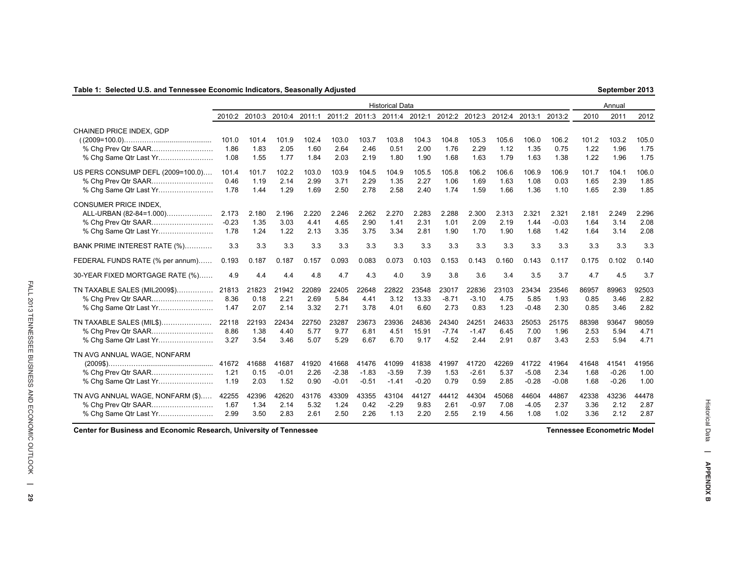**Table 1: Selected U.S. and Tennessee Economic Indicators, Seasonally Adjusted** — September 2013

| | Historical Data | | | | | | | | | | | | | Annual | | |
|---|---|---|---|---|---|---|---|---|---|---|---|---|---|---|---|---|
| | 2010:2 | 2010:3 | 2010:4 | 2011:1 | 2011:2 | 2011:3 | 2011:4 | 2012:1 | 2012:2 | 2012:3 | 2012:4 | 2013:1 | 2013:2 | 2010 | 2011 | 2012 |
| CHAINED PRICE INDEX, GDP ((2009=100.0)) | 101.0 | 101.4 | 101.9 | 102.4 | 103.0 | 103.7 | 103.8 | 104.3 | 104.8 | 105.3 | 105.6 | 106.0 | 106.2 | 101.2 | 103.2 | 105.0 |
| % Chg Prev Qtr SAAR | 1.86 | 1.83 | 2.05 | 1.60 | 2.64 | 2.46 | 0.51 | 2.00 | 1.76 | 2.29 | 1.12 | 1.35 | 0.75 | 1.22 | 1.96 | 1.75 |
| % Chg Same Qtr Last Yr | 1.08 | 1.55 | 1.77 | 1.84 | 2.03 | 2.19 | 1.80 | 1.90 | 1.68 | 1.63 | 1.79 | 1.63 | 1.38 | 1.22 | 1.96 | 1.75 |
| US PERS CONSUMP DEFL (2009=100.0) | 101.4 | 101.7 | 102.2 | 103.0 | 103.9 | 104.5 | 104.9 | 105.5 | 105.8 | 106.2 | 106.6 | 106.9 | 106.9 | 101.7 | 104.1 | 106.0 |
| % Chg Prev Qtr SAAR | 0.46 | 1.19 | 2.14 | 2.99 | 3.71 | 2.29 | 1.35 | 2.27 | 1.06 | 1.69 | 1.63 | 1.08 | 0.03 | 1.65 | 2.39 | 1.85 |
| % Chg Same Qtr Last Yr | 1.78 | 1.44 | 1.29 | 1.69 | 2.50 | 2.78 | 2.58 | 2.40 | 1.74 | 1.59 | 1.66 | 1.36 | 1.10 | 1.65 | 2.39 | 1.85 |
| CONSUMER PRICE INDEX, ALL-URBAN (82-84=1.000) | 2.173 | 2.180 | 2.196 | 2.220 | 2.246 | 2.262 | 2.270 | 2.283 | 2.288 | 2.300 | 2.313 | 2.321 | 2.321 | 2.181 | 2.249 | 2.296 |
| % Chg Prev Qtr SAAR | -0.23 | 1.35 | 3.03 | 4.41 | 4.65 | 2.90 | 1.41 | 2.31 | 1.01 | 2.09 | 2.19 | 1.44 | -0.03 | 1.64 | 3.14 | 2.08 |
| % Chg Same Qtr Last Yr | 1.78 | 1.24 | 1.22 | 2.13 | 3.35 | 3.75 | 3.34 | 2.81 | 1.90 | 1.70 | 1.90 | 1.68 | 1.42 | 1.64 | 3.14 | 2.08 |
| BANK PRIME INTEREST RATE (%) | 3.3 | 3.3 | 3.3 | 3.3 | 3.3 | 3.3 | 3.3 | 3.3 | 3.3 | 3.3 | 3.3 | 3.3 | 3.3 | 3.3 | 3.3 | 3.3 |
| FEDERAL FUNDS RATE (% per annum) | 0.193 | 0.187 | 0.187 | 0.157 | 0.093 | 0.083 | 0.073 | 0.103 | 0.153 | 0.143 | 0.160 | 0.143 | 0.117 | 0.175 | 0.102 | 0.140 |
| 30-YEAR FIXED MORTGAGE RATE (%) | 4.9 | 4.4 | 4.4 | 4.8 | 4.7 | 4.3 | 4.0 | 3.9 | 3.8 | 3.6 | 3.4 | 3.5 | 3.7 | 4.7 | 4.5 | 3.7 |
| TN TAXABLE SALES (MIL2009$) | 21813 | 21823 | 21942 | 22089 | 22405 | 22648 | 22822 | 23548 | 23017 | 22836 | 23103 | 23434 | 23546 | 86957 | 89963 | 92503 |
| % Chg Prev Qtr SAAR | 8.36 | 0.18 | 2.21 | 2.69 | 5.84 | 4.41 | 3.12 | 13.33 | -8.71 | -3.10 | 4.75 | 5.85 | 1.93 | 0.85 | 3.46 | 2.82 |
| % Chg Same Qtr Last Yr | 1.47 | 2.07 | 2.14 | 3.32 | 2.71 | 3.78 | 4.01 | 6.60 | 2.73 | 0.83 | 1.23 | -0.48 | 2.30 | 0.85 | 3.46 | 2.82 |
| TN TAXABLE SALES (MIL$) | 22118 | 22193 | 22434 | 22750 | 23287 | 23673 | 23936 | 24836 | 24340 | 24251 | 24633 | 25053 | 25175 | 88398 | 93647 | 98059 |
| % Chg Prev Qtr SAAR | 8.86 | 1.38 | 4.40 | 5.77 | 9.77 | 6.81 | 4.51 | 15.91 | -7.74 | -1.47 | 6.45 | 7.00 | 1.96 | 2.53 | 5.94 | 4.71 |
| % Chg Same Qtr Last Yr | 3.27 | 3.54 | 3.46 | 5.07 | 5.29 | 6.67 | 6.70 | 9.17 | 4.52 | 2.44 | 2.91 | 0.87 | 3.43 | 2.53 | 5.94 | 4.71 |
| TN AVG ANNUAL WAGE, NONFARM (2009$) | 41672 | 41688 | 41687 | 41920 | 41668 | 41476 | 41099 | 41838 | 41997 | 41720 | 42269 | 41722 | 41964 | 41648 | 41541 | 41956 |
| % Chg Prev Qtr SAAR | 1.21 | 0.15 | -0.01 | 2.26 | -2.38 | -1.83 | -3.59 | 7.39 | 1.53 | -2.61 | 5.37 | -5.08 | 2.34 | 1.68 | -0.26 | 1.00 |
| % Chg Same Qtr Last Yr | 1.19 | 2.03 | 1.52 | 0.90 | -0.01 | -0.51 | -1.41 | -0.20 | 0.79 | 0.59 | 2.85 | -0.28 | -0.08 | 1.68 | -0.26 | 1.00 |
| TN AVG ANNUAL WAGE, NONFARM ($) | 42255 | 42396 | 42620 | 43176 | 43309 | 43355 | 43104 | 44127 | 44412 | 44304 | 45068 | 44604 | 44867 | 42338 | 43236 | 44478 |
| % Chg Prev Qtr SAAR | 1.67 | 1.34 | 2.14 | 5.32 | 1.24 | 0.42 | -2.29 | 9.83 | 2.61 | -0.97 | 7.08 | -4.05 | 2.37 | 3.36 | 2.12 | 2.87 |
| % Chg Same Qtr Last Yr | 2.99 | 3.50 | 2.83 | 2.61 | 2.50 | 2.26 | 1.13 | 2.20 | 2.55 | 2.19 | 4.56 | 1.08 | 1.02 | 3.36 | 2.12 | 2.87 |

Center for Business and Economic Research, University of Tennessee — Tennessee Econometric Model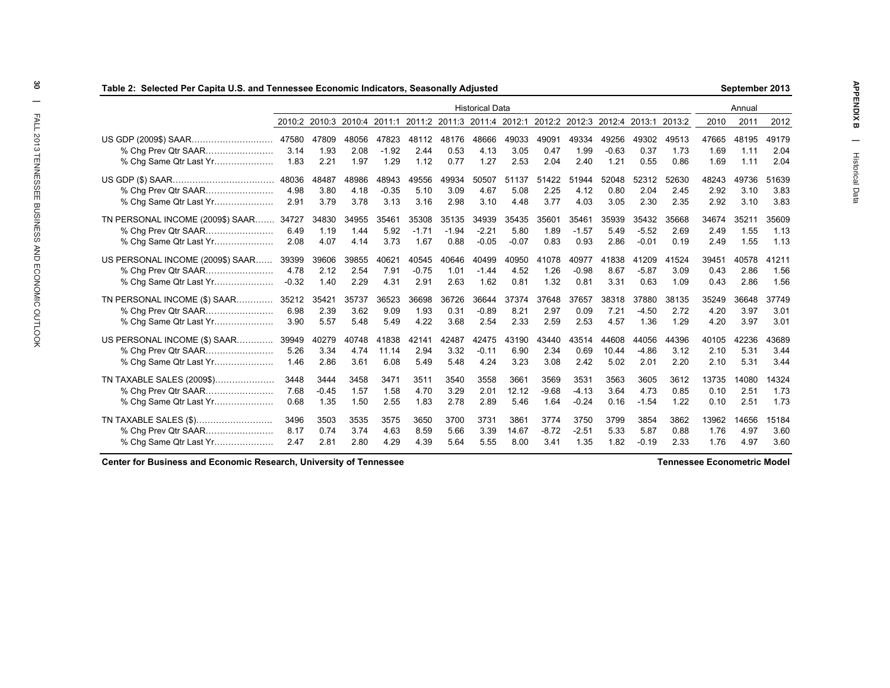**Table 2: Selected Per Capita U.S. and Tennessee Economic Indicators, Seasonally Adjusted** — **September 2013**

| | Historical Data | | | | | | | | | | | | | Annual | | |
|---|---|---|---|---|---|---|---|---|---|---|---|---|---|---|---|---|
| | 2010:2 | 2010:3 | 2010:4 | 2011:1 | 2011:2 | 2011:3 | 2011:4 | 2012:1 | 2012:2 | 2012:3 | 2012:4 | 2013:1 | 2013:2 | 2010 | 2011 | 2012 |
| US GDP (2009$) SAAR | 47580 | 47809 | 48056 | 47823 | 48112 | 48176 | 48666 | 49033 | 49091 | 49334 | 49256 | 49302 | 49513 | 47665 | 48195 | 49179 |
| % Chg Prev Qtr SAAR | 3.14 | 1.93 | 2.08 | -1.92 | 2.44 | 0.53 | 4.13 | 3.05 | 0.47 | 1.99 | -0.63 | 0.37 | 1.73 | 1.69 | 1.11 | 2.04 |
| % Chg Same Qtr Last Yr | 1.83 | 2.21 | 1.97 | 1.29 | 1.12 | 0.77 | 1.27 | 2.53 | 2.04 | 2.40 | 1.21 | 0.55 | 0.86 | 1.69 | 1.11 | 2.04 |
| US GDP ($) SAAR | 48036 | 48487 | 48986 | 48943 | 49556 | 49934 | 50507 | 51137 | 51422 | 51944 | 52048 | 52312 | 52630 | 48243 | 49736 | 51639 |
| % Chg Prev Qtr SAAR | 4.98 | 3.80 | 4.18 | -0.35 | 5.10 | 3.09 | 4.67 | 5.08 | 2.25 | 4.12 | 0.80 | 2.04 | 2.45 | 2.92 | 3.10 | 3.83 |
| % Chg Same Qtr Last Yr | 2.91 | 3.79 | 3.78 | 3.13 | 3.16 | 2.98 | 3.10 | 4.48 | 3.77 | 4.03 | 3.05 | 2.30 | 2.35 | 2.92 | 3.10 | 3.83 |
| TN PERSONAL INCOME (2009$) SAAR | 34727 | 34830 | 34955 | 35461 | 35308 | 35135 | 34939 | 35435 | 35601 | 35461 | 35939 | 35432 | 35668 | 34674 | 35211 | 35609 |
| % Chg Prev Qtr SAAR | 6.49 | 1.19 | 1.44 | 5.92 | -1.71 | -1.94 | -2.21 | 5.80 | 1.89 | -1.57 | 5.49 | -5.52 | 2.69 | 2.49 | 1.55 | 1.13 |
| % Chg Same Qtr Last Yr | 2.08 | 4.07 | 4.14 | 3.73 | 1.67 | 0.88 | -0.05 | -0.07 | 0.83 | 0.93 | 2.86 | -0.01 | 0.19 | 2.49 | 1.55 | 1.13 |
| US PERSONAL INCOME (2009$) SAAR | 39399 | 39606 | 39855 | 40621 | 40545 | 40646 | 40499 | 40950 | 41078 | 40977 | 41838 | 41209 | 41524 | 39451 | 40578 | 41211 |
| % Chg Prev Qtr SAAR | 4.78 | 2.12 | 2.54 | 7.91 | -0.75 | 1.01 | -1.44 | 4.52 | 1.26 | -0.98 | 8.67 | -5.87 | 3.09 | 0.43 | 2.86 | 1.56 |
| % Chg Same Qtr Last Yr | -0.32 | 1.40 | 2.29 | 4.31 | 2.91 | 2.63 | 1.62 | 0.81 | 1.32 | 0.81 | 3.31 | 0.63 | 1.09 | 0.43 | 2.86 | 1.56 |
| TN PERSONAL INCOME ($) SAAR | 35212 | 35421 | 35737 | 36523 | 36698 | 36726 | 36644 | 37374 | 37648 | 37657 | 38318 | 37880 | 38135 | 35249 | 36648 | 37749 |
| % Chg Prev Qtr SAAR | 6.98 | 2.39 | 3.62 | 9.09 | 1.93 | 0.31 | -0.89 | 8.21 | 2.97 | 0.09 | 7.21 | -4.50 | 2.72 | 4.20 | 3.97 | 3.01 |
| % Chg Same Qtr Last Yr | 3.90 | 5.57 | 5.48 | 5.49 | 4.22 | 3.68 | 2.54 | 2.33 | 2.59 | 2.53 | 4.57 | 1.36 | 1.29 | 4.20 | 3.97 | 3.01 |
| US PERSONAL INCOME ($) SAAR | 39949 | 40279 | 40748 | 41838 | 42141 | 42487 | 42475 | 43190 | 43440 | 43514 | 44608 | 44056 | 44396 | 40105 | 42236 | 43689 |
| % Chg Prev Qtr SAAR | 5.26 | 3.34 | 4.74 | 11.14 | 2.94 | 3.32 | -0.11 | 6.90 | 2.34 | 0.69 | 10.44 | -4.86 | 3.12 | 2.10 | 5.31 | 3.44 |
| % Chg Same Qtr Last Yr | 1.46 | 2.86 | 3.61 | 6.08 | 5.49 | 5.48 | 4.24 | 3.23 | 3.08 | 2.42 | 5.02 | 2.01 | 2.20 | 2.10 | 5.31 | 3.44 |
| TN TAXABLE SALES (2009$) | 3448 | 3444 | 3458 | 3471 | 3511 | 3540 | 3558 | 3661 | 3569 | 3531 | 3563 | 3605 | 3612 | 13735 | 14080 | 14324 |
| % Chg Prev Qtr SAAR | 7.68 | -0.45 | 1.57 | 1.58 | 4.70 | 3.29 | 2.01 | 12.12 | -9.68 | -4.13 | 3.64 | 4.73 | 0.85 | 0.10 | 2.51 | 1.73 |
| % Chg Same Qtr Last Yr | 0.68 | 1.35 | 1.50 | 2.55 | 1.83 | 2.78 | 2.89 | 5.46 | 1.64 | -0.24 | 0.16 | -1.54 | 1.22 | 0.10 | 2.51 | 1.73 |
| TN TAXABLE SALES ($) | 3496 | 3503 | 3535 | 3575 | 3650 | 3700 | 3731 | 3861 | 3774 | 3750 | 3799 | 3854 | 3862 | 13962 | 14656 | 15184 |
| % Chg Prev Qtr SAAR | 8.17 | 0.74 | 3.74 | 4.63 | 8.59 | 5.66 | 3.39 | 14.67 | -8.72 | -2.51 | 5.33 | 5.87 | 0.88 | 1.76 | 4.97 | 3.60 |
| % Chg Same Qtr Last Yr | 2.47 | 2.81 | 2.80 | 4.29 | 4.39 | 5.64 | 5.55 | 8.00 | 3.41 | 1.35 | 1.82 | -0.19 | 2.33 | 1.76 | 4.97 | 3.60 |

**Center for Business and Economic Research, University of Tennessee** — **Tennessee Econometric Model**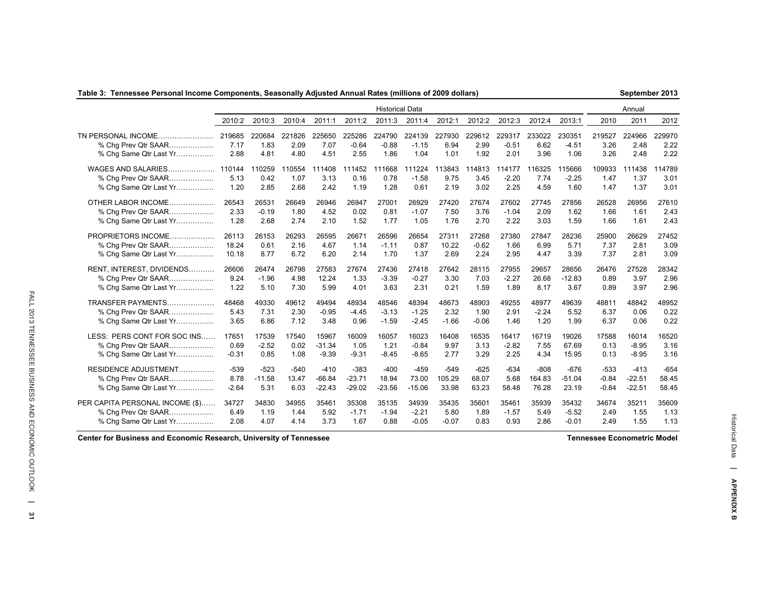**Table 3: Tennessee Personal Income Components, Seasonally Adjusted Annual Rates (millions of 2009 dollars)** **September 2013**

| | Historical Data | | | | | | | | | | | | Annual | | |
|---|---|---|---|---|---|---|---|---|---|---|---|---|---|---|---|
| | 2010:2 | 2010:3 | 2010:4 | 2011:1 | 2011:2 | 2011:3 | 2011:4 | 2012:1 | 2012:2 | 2012:3 | 2012:4 | 2013:1 | 2010 | 2011 | 2012 |
| TN PERSONAL INCOME | 219685 | 220684 | 221826 | 225650 | 225286 | 224790 | 224139 | 227930 | 229612 | 229317 | 233022 | 230351 | 219527 | 224966 | 229970 |
| % Chg Prev Qtr SAAR | 7.17 | 1.83 | 2.09 | 7.07 | -0.64 | -0.88 | -1.15 | 6.94 | 2.99 | -0.51 | 6.62 | -4.51 | 3.26 | 2.48 | 2.22 |
| % Chg Same Qtr Last Yr | 2.88 | 4.81 | 4.80 | 4.51 | 2.55 | 1.86 | 1.04 | 1.01 | 1.92 | 2.01 | 3.96 | 1.06 | 3.26 | 2.48 | 2.22 |
| WAGES AND SALARIES | 110144 | 110259 | 110554 | 111408 | 111452 | 111668 | 111224 | 113843 | 114813 | 114177 | 116325 | 115666 | 109933 | 111438 | 114789 |
| % Chg Prev Qtr SAAR | 5.13 | 0.42 | 1.07 | 3.13 | 0.16 | 0.78 | -1.58 | 9.75 | 3.45 | -2.20 | 7.74 | -2.25 | 1.47 | 1.37 | 3.01 |
| % Chg Same Qtr Last Yr | 1.20 | 2.85 | 2.68 | 2.42 | 1.19 | 1.28 | 0.61 | 2.19 | 3.02 | 2.25 | 4.59 | 1.60 | 1.47 | 1.37 | 3.01 |
| OTHER LABOR INCOME | 26543 | 26531 | 26649 | 26946 | 26947 | 27001 | 26929 | 27420 | 27674 | 27602 | 27745 | 27856 | 26528 | 26956 | 27610 |
| % Chg Prev Qtr SAAR | 2.33 | -0.19 | 1.80 | 4.52 | 0.02 | 0.81 | -1.07 | 7.50 | 3.76 | -1.04 | 2.09 | 1.62 | 1.66 | 1.61 | 2.43 |
| % Chg Same Qtr Last Yr | 1.28 | 2.68 | 2.74 | 2.10 | 1.52 | 1.77 | 1.05 | 1.76 | 2.70 | 2.22 | 3.03 | 1.59 | 1.66 | 1.61 | 2.43 |
| PROPRIETORS INCOME | 26113 | 26153 | 26293 | 26595 | 26671 | 26596 | 26654 | 27311 | 27268 | 27380 | 27847 | 28236 | 25900 | 26629 | 27452 |
| % Chg Prev Qtr SAAR | 18.24 | 0.61 | 2.16 | 4.67 | 1.14 | -1.11 | 0.87 | 10.22 | -0.62 | 1.66 | 6.99 | 5.71 | 7.37 | 2.81 | 3.09 |
| % Chg Same Qtr Last Yr | 10.18 | 8.77 | 6.72 | 6.20 | 2.14 | 1.70 | 1.37 | 2.69 | 2.24 | 2.95 | 4.47 | 3.39 | 7.37 | 2.81 | 3.09 |
| RENT, INTEREST, DIVIDENDS | 26606 | 26474 | 26798 | 27583 | 27674 | 27436 | 27418 | 27642 | 28115 | 27955 | 29657 | 28656 | 26476 | 27528 | 28342 |
| % Chg Prev Qtr SAAR | 9.24 | -1.96 | 4.98 | 12.24 | 1.33 | -3.39 | -0.27 | 3.30 | 7.03 | -2.27 | 26.68 | -12.83 | 0.89 | 3.97 | 2.96 |
| % Chg Same Qtr Last Yr | 1.22 | 5.10 | 7.30 | 5.99 | 4.01 | 3.63 | 2.31 | 0.21 | 1.59 | 1.89 | 8.17 | 3.67 | 0.89 | 3.97 | 2.96 |
| TRANSFER PAYMENTS | 48468 | 49330 | 49612 | 49494 | 48934 | 48546 | 48394 | 48673 | 48903 | 49255 | 48977 | 49639 | 48811 | 48842 | 48952 |
| % Chg Prev Qtr SAAR | 5.43 | 7.31 | 2.30 | -0.95 | -4.45 | -3.13 | -1.25 | 2.32 | 1.90 | 2.91 | -2.24 | 5.52 | 6.37 | 0.06 | 0.22 |
| % Chg Same Qtr Last Yr | 3.65 | 6.86 | 7.12 | 3.48 | 0.96 | -1.59 | -2.45 | -1.66 | -0.06 | 1.46 | 1.20 | 1.99 | 6.37 | 0.06 | 0.22 |
| LESS: PERS CONT FOR SOC INS | 17651 | 17539 | 17540 | 15967 | 16009 | 16057 | 16023 | 16408 | 16535 | 16417 | 16719 | 19026 | 17588 | 16014 | 16520 |
| % Chg Prev Qtr SAAR | 0.69 | -2.52 | 0.02 | -31.34 | 1.05 | 1.21 | -0.84 | 9.97 | 3.13 | -2.82 | 7.55 | 67.69 | 0.13 | -8.95 | 3.16 |
| % Chg Same Qtr Last Yr | -0.31 | 0.85 | 1.08 | -9.39 | -9.31 | -8.45 | -8.65 | 2.77 | 3.29 | 2.25 | 4.34 | 15.95 | 0.13 | -8.95 | 3.16 |
| RESIDENCE ADJUSTMENT | -539 | -523 | -540 | -410 | -383 | -400 | -459 | -549 | -625 | -634 | -808 | -676 | -533 | -413 | -654 |
| % Chg Prev Qtr SAAR | 8.78 | -11.58 | 13.47 | -66.84 | -23.71 | 18.94 | 73.00 | 105.29 | 68.07 | 5.68 | 164.83 | -51.04 | -0.84 | -22.51 | 58.45 |
| % Chg Same Qtr Last Yr | -2.64 | 5.31 | 6.03 | -22.43 | -29.02 | -23.56 | -15.06 | 33.98 | 63.23 | 58.48 | 76.28 | 23.19 | -0.84 | -22.51 | 58.45 |
| PER CAPITA PERSONAL INCOME ($) | 34727 | 34830 | 34955 | 35461 | 35308 | 35135 | 34939 | 35435 | 35601 | 35461 | 35939 | 35432 | 34674 | 35211 | 35609 |
| % Chg Prev Qtr SAAR | 6.49 | 1.19 | 1.44 | 5.92 | -1.71 | -1.94 | -2.21 | 5.80 | 1.89 | -1.57 | 5.49 | -5.52 | 2.49 | 1.55 | 1.13 |
| % Chg Same Qtr Last Yr | 2.08 | 4.07 | 4.14 | 3.73 | 1.67 | 0.88 | -0.05 | -0.07 | 0.83 | 0.93 | 2.86 | -0.01 | 2.49 | 1.55 | 1.13 |

**Center for Business and Economic Research, University of Tennessee** **Tennessee Econometric Model**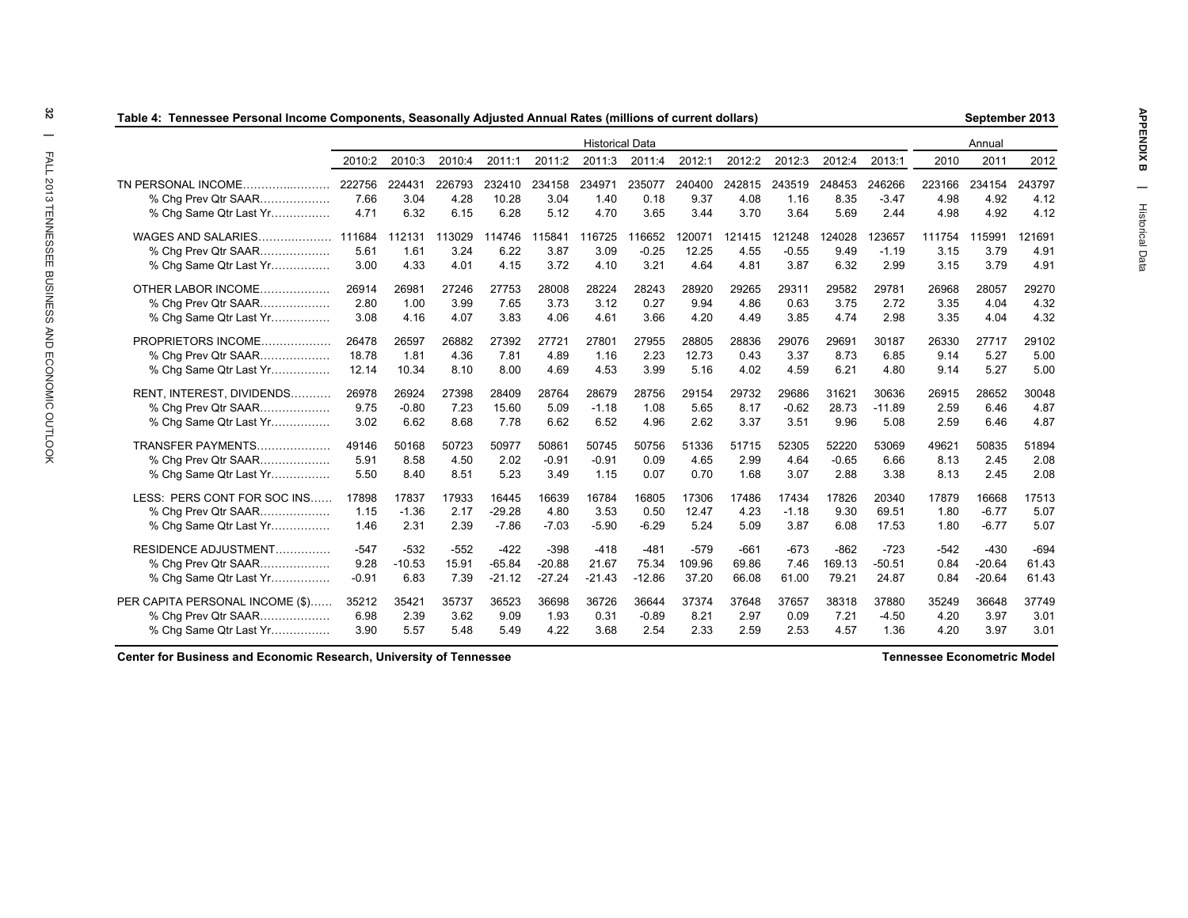**Table 4: Tennessee Personal Income Components, Seasonally Adjusted Annual Rates (millions of current dollars)** | **September 2013**

| | Historical Data | | | | | | | | | | | | Annual | | |
|---|---|---|---|---|---|---|---|---|---|---|---|---|---|---|---|
| | 2010:2 | 2010:3 | 2010:4 | 2011:1 | 2011:2 | 2011:3 | 2011:4 | 2012:1 | 2012:2 | 2012:3 | 2012:4 | 2013:1 | 2010 | 2011 | 2012 |
| TN PERSONAL INCOME………………… | 222756 | 224431 | 226793 | 232410 | 234158 | 234971 | 235077 | 240400 | 242815 | 243519 | 248453 | 246266 | 223166 | 234154 | 243797 |
| % Chg Prev Qtr SAAR……………… | 7.66 | 3.04 | 4.28 | 10.28 | 3.04 | 1.40 | 0.18 | 9.37 | 4.08 | 1.16 | 8.35 | -3.47 | 4.98 | 4.92 | 4.12 |
| % Chg Same Qtr Last Yr……………. | 4.71 | 6.32 | 6.15 | 6.28 | 5.12 | 4.70 | 3.65 | 3.44 | 3.70 | 3.64 | 5.69 | 2.44 | 4.98 | 4.92 | 4.12 |
| WAGES AND SALARIES……………… | 111684 | 112131 | 113029 | 114746 | 115841 | 116725 | 116652 | 120071 | 121415 | 121248 | 124028 | 123657 | 111754 | 115991 | 121691 |
| % Chg Prev Qtr SAAR……………… | 5.61 | 1.61 | 3.24 | 6.22 | 3.87 | 3.09 | -0.25 | 12.25 | 4.55 | -0.55 | 9.49 | -1.19 | 3.15 | 3.79 | 4.91 |
| % Chg Same Qtr Last Yr……………. | 3.00 | 4.33 | 4.01 | 4.15 | 3.72 | 4.10 | 3.21 | 4.64 | 4.81 | 3.87 | 6.32 | 2.99 | 3.15 | 3.79 | 4.91 |
| OTHER LABOR INCOME……………… | 26914 | 26981 | 27246 | 27753 | 28008 | 28224 | 28243 | 28920 | 29265 | 29311 | 29582 | 29781 | 26968 | 28057 | 29270 |
| % Chg Prev Qtr SAAR……………… | 2.80 | 1.00 | 3.99 | 7.65 | 3.73 | 3.12 | 0.27 | 9.94 | 4.86 | 0.63 | 3.75 | 2.72 | 3.35 | 4.04 | 4.32 |
| % Chg Same Qtr Last Yr……………. | 3.08 | 4.16 | 4.07 | 3.83 | 4.06 | 4.61 | 3.66 | 4.20 | 4.49 | 3.85 | 4.74 | 2.98 | 3.35 | 4.04 | 4.32 |
| PROPRIETORS INCOME……………… | 26478 | 26597 | 26882 | 27392 | 27721 | 27801 | 27955 | 28805 | 28836 | 29076 | 29691 | 30187 | 26330 | 27717 | 29102 |
| % Chg Prev Qtr SAAR……………… | 18.78 | 1.81 | 4.36 | 7.81 | 4.89 | 1.16 | 2.23 | 12.73 | 0.43 | 3.37 | 8.73 | 6.85 | 9.14 | 5.27 | 5.00 |
| % Chg Same Qtr Last Yr……………. | 12.14 | 10.34 | 8.10 | 8.00 | 4.69 | 4.53 | 3.99 | 5.16 | 4.02 | 4.59 | 6.21 | 4.80 | 9.14 | 5.27 | 5.00 |
| RENT, INTEREST, DIVIDENDS……….. | 26978 | 26924 | 27398 | 28409 | 28764 | 28679 | 28756 | 29154 | 29732 | 29686 | 31621 | 30636 | 26915 | 28652 | 30048 |
| % Chg Prev Qtr SAAR……………… | 9.75 | -0.80 | 7.23 | 15.60 | 5.09 | -1.18 | 1.08 | 5.65 | 8.17 | -0.62 | 28.73 | -11.89 | 2.59 | 6.46 | 4.87 |
| % Chg Same Qtr Last Yr……………. | 3.02 | 6.62 | 8.68 | 7.78 | 6.62 | 6.52 | 4.96 | 2.62 | 3.37 | 3.51 | 9.96 | 5.08 | 2.59 | 6.46 | 4.87 |
| TRANSFER PAYMENTS……………… | 49146 | 50168 | 50723 | 50977 | 50861 | 50745 | 50756 | 51336 | 51715 | 52305 | 52220 | 53069 | 49621 | 50835 | 51894 |
| % Chg Prev Qtr SAAR……………… | 5.91 | 8.58 | 4.50 | 2.02 | -0.91 | -0.91 | 0.09 | 4.65 | 2.99 | 4.64 | -0.65 | 6.66 | 8.13 | 2.45 | 2.08 |
| % Chg Same Qtr Last Yr……………. | 5.50 | 8.40 | 8.51 | 5.23 | 3.49 | 1.15 | 0.07 | 0.70 | 1.68 | 3.07 | 2.88 | 3.38 | 8.13 | 2.45 | 2.08 |
| LESS: PERS CONT FOR SOC INS…… | 17898 | 17837 | 17933 | 16445 | 16639 | 16784 | 16805 | 17306 | 17486 | 17434 | 17826 | 20340 | 17879 | 16668 | 17513 |
| % Chg Prev Qtr SAAR……………… | 1.15 | -1.36 | 2.17 | -29.28 | 4.80 | 3.53 | 0.50 | 12.47 | 4.23 | -1.18 | 9.30 | 69.51 | 1.80 | -6.77 | 5.07 |
| % Chg Same Qtr Last Yr……………. | 1.46 | 2.31 | 2.39 | -7.86 | -7.03 | -5.90 | -6.29 | 5.24 | 5.09 | 3.87 | 6.08 | 17.53 | 1.80 | -6.77 | 5.07 |
| RESIDENCE ADJUSTMENT…………… | -547 | -532 | -552 | -422 | -398 | -418 | -481 | -579 | -661 | -673 | -862 | -723 | -542 | -430 | -694 |
| % Chg Prev Qtr SAAR……………… | 9.28 | -10.53 | 15.91 | -65.84 | -20.88 | 21.67 | 75.34 | 109.96 | 69.86 | 7.46 | 169.13 | -50.51 | 0.84 | -20.64 | 61.43 |
| % Chg Same Qtr Last Yr……………. | -0.91 | 6.83 | 7.39 | -21.12 | -27.24 | -21.43 | -12.86 | 37.20 | 66.08 | 61.00 | 79.21 | 24.87 | 0.84 | -20.64 | 61.43 |
| PER CAPITA PERSONAL INCOME ($)…… | 35212 | 35421 | 35737 | 36523 | 36698 | 36726 | 36644 | 37374 | 37648 | 37657 | 38318 | 37880 | 35249 | 36648 | 37749 |
| % Chg Prev Qtr SAAR……………… | 6.98 | 2.39 | 3.62 | 9.09 | 1.93 | 0.31 | -0.89 | 8.21 | 2.97 | 0.09 | 7.21 | -4.50 | 4.20 | 3.97 | 3.01 |
| % Chg Same Qtr Last Yr……………. | 3.90 | 5.57 | 5.48 | 5.49 | 4.22 | 3.68 | 2.54 | 2.33 | 2.59 | 2.53 | 4.57 | 1.36 | 4.20 | 3.97 | 3.01 |

**Center for Business and Economic Research, University of Tennessee** | **Tennessee Econometric Model**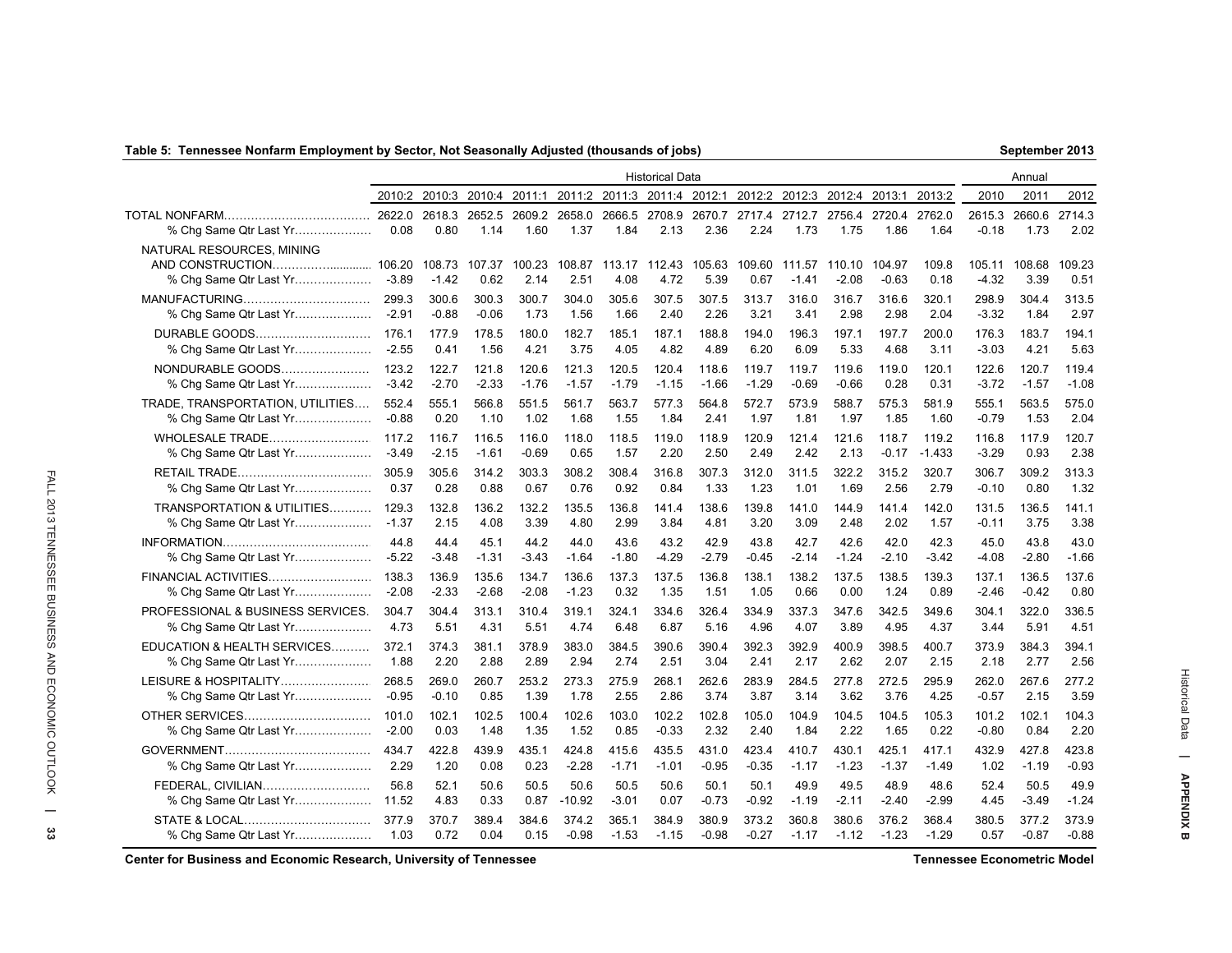**Table 5: Tennessee Nonfarm Employment by Sector, Not Seasonally Adjusted (thousands of jobs)** September 2013

| | Historical Data | | | | | | | | | | | | | Annual | | |
|---|---|---|---|---|---|---|---|---|---|---|---|---|---|---|---|---|
| | 2010:2 | 2010:3 | 2010:4 | 2011:1 | 2011:2 | 2011:3 | 2011:4 | 2012:1 | 2012:2 | 2012:3 | 2012:4 | 2013:1 | 2013:2 | 2010 | 2011 | 2012 |
| TOTAL NONFARM | 2622.0 | 2618.3 | 2652.5 | 2609.2 | 2658.0 | 2666.5 | 2708.9 | 2670.7 | 2717.4 | 2712.7 | 2756.4 | 2720.4 | 2762.0 | 2615.3 | 2660.6 | 2714.3 |
| % Chg Same Qtr Last Yr | 0.08 | 0.80 | 1.14 | 1.60 | 1.37 | 1.84 | 2.13 | 2.36 | 2.24 | 1.73 | 1.75 | 1.86 | 1.64 | -0.18 | 1.73 | 2.02 |
| NATURAL RESOURCES, MINING AND CONSTRUCTION | 106.20 | 108.73 | 107.37 | 100.23 | 108.87 | 113.17 | 112.43 | 105.63 | 109.60 | 111.57 | 110.10 | 104.97 | 109.8 | 105.11 | 108.68 | 109.23 |
| % Chg Same Qtr Last Yr | -3.89 | -1.42 | 0.62 | 2.14 | 2.51 | 4.08 | 4.72 | 5.39 | 0.67 | -1.41 | -2.08 | -0.63 | 0.18 | -4.32 | 3.39 | 0.51 |
| MANUFACTURING | 299.3 | 300.6 | 300.3 | 300.7 | 304.0 | 305.6 | 307.5 | 307.5 | 313.7 | 316.0 | 316.7 | 316.6 | 320.1 | 298.9 | 304.4 | 313.5 |
| % Chg Same Qtr Last Yr | -2.91 | -0.88 | -0.06 | 1.73 | 1.56 | 1.66 | 2.40 | 2.26 | 3.21 | 3.41 | 2.98 | 2.98 | 2.04 | -3.32 | 1.84 | 2.97 |
| DURABLE GOODS | 176.1 | 177.9 | 178.5 | 180.0 | 182.7 | 185.1 | 187.1 | 188.8 | 194.0 | 196.3 | 197.1 | 197.7 | 200.0 | 176.3 | 183.7 | 194.1 |
| % Chg Same Qtr Last Yr | -2.55 | 0.41 | 1.56 | 4.21 | 3.75 | 4.05 | 4.82 | 4.89 | 6.20 | 6.09 | 5.33 | 4.68 | 3.11 | -3.03 | 4.21 | 5.63 |
| NONDURABLE GOODS | 123.2 | 122.7 | 121.8 | 120.6 | 121.3 | 120.5 | 120.4 | 118.6 | 119.7 | 119.7 | 119.6 | 119.0 | 120.1 | 122.6 | 120.7 | 119.4 |
| % Chg Same Qtr Last Yr | -3.42 | -2.70 | -2.33 | -1.76 | -1.57 | -1.79 | -1.15 | -1.66 | -1.29 | -0.69 | -0.66 | 0.28 | 0.31 | -3.72 | -1.57 | -1.08 |
| TRADE, TRANSPORTATION, UTILITIES | 552.4 | 555.1 | 566.8 | 551.5 | 561.7 | 563.7 | 577.3 | 564.8 | 572.7 | 573.9 | 588.7 | 575.3 | 581.9 | 555.1 | 563.5 | 575.0 |
| % Chg Same Qtr Last Yr | -0.88 | 0.20 | 1.10 | 1.02 | 1.68 | 1.55 | 1.84 | 2.41 | 1.97 | 1.81 | 1.97 | 1.85 | 1.60 | -0.79 | 1.53 | 2.04 |
| WHOLESALE TRADE | 117.2 | 116.7 | 116.5 | 116.0 | 118.0 | 118.5 | 119.0 | 118.9 | 120.9 | 121.4 | 121.6 | 118.7 | 119.2 | 116.8 | 117.9 | 120.7 |
| % Chg Same Qtr Last Yr | -3.49 | -2.15 | -1.61 | -0.69 | 0.65 | 1.57 | 2.20 | 2.50 | 2.49 | 2.42 | 2.13 | -0.17 | -1.433 | -3.29 | 0.93 | 2.38 |
| RETAIL TRADE | 305.9 | 305.6 | 314.2 | 303.3 | 308.2 | 308.4 | 316.8 | 307.3 | 312.0 | 311.5 | 322.2 | 315.2 | 320.7 | 306.7 | 309.2 | 313.3 |
| % Chg Same Qtr Last Yr | 0.37 | 0.28 | 0.88 | 0.67 | 0.76 | 0.92 | 0.84 | 1.33 | 1.23 | 1.01 | 1.69 | 2.56 | 2.79 | -0.10 | 0.80 | 1.32 |
| TRANSPORTATION & UTILITIES | 129.3 | 132.8 | 136.2 | 132.2 | 135.5 | 136.8 | 141.4 | 138.6 | 139.8 | 141.0 | 144.9 | 141.4 | 142.0 | 131.5 | 136.5 | 141.1 |
| % Chg Same Qtr Last Yr | -1.37 | 2.15 | 4.08 | 3.39 | 4.80 | 2.99 | 3.84 | 4.81 | 3.20 | 3.09 | 2.48 | 2.02 | 1.57 | -0.11 | 3.75 | 3.38 |
| INFORMATION | 44.8 | 44.4 | 45.1 | 44.2 | 44.0 | 43.6 | 43.2 | 42.9 | 43.8 | 42.7 | 42.6 | 42.0 | 42.3 | 45.0 | 43.8 | 43.0 |
| % Chg Same Qtr Last Yr | -5.22 | -3.48 | -1.31 | -3.43 | -1.64 | -1.80 | -4.29 | -2.79 | -0.45 | -2.14 | -1.24 | -2.10 | -3.42 | -4.08 | -2.80 | -1.66 |
| FINANCIAL ACTIVITIES | 138.3 | 136.9 | 135.6 | 134.7 | 136.6 | 137.3 | 137.5 | 136.8 | 138.1 | 138.2 | 137.5 | 138.5 | 139.3 | 137.1 | 136.5 | 137.6 |
| % Chg Same Qtr Last Yr | -2.08 | -2.33 | -2.68 | -2.08 | -1.23 | 0.32 | 1.35 | 1.51 | 1.05 | 0.66 | 0.00 | 1.24 | 0.89 | -2.46 | -0.42 | 0.80 |
| PROFESSIONAL & BUSINESS SERVICES | 304.7 | 304.4 | 313.1 | 310.4 | 319.1 | 324.1 | 334.6 | 326.4 | 334.9 | 337.3 | 347.6 | 342.5 | 349.6 | 304.1 | 322.0 | 336.5 |
| % Chg Same Qtr Last Yr | 4.73 | 5.51 | 4.31 | 5.51 | 4.74 | 6.48 | 6.87 | 5.16 | 4.96 | 4.07 | 3.89 | 4.95 | 4.37 | 3.44 | 5.91 | 4.51 |
| EDUCATION & HEALTH SERVICES | 372.1 | 374.3 | 381.1 | 378.9 | 383.0 | 384.5 | 390.6 | 390.4 | 392.3 | 392.9 | 400.9 | 398.5 | 400.7 | 373.9 | 384.3 | 394.1 |
| % Chg Same Qtr Last Yr | 1.88 | 2.20 | 2.88 | 2.89 | 2.94 | 2.74 | 2.51 | 3.04 | 2.41 | 2.17 | 2.62 | 2.07 | 2.15 | 2.18 | 2.77 | 2.56 |
| LEISURE & HOSPITALITY | 268.5 | 269.0 | 260.7 | 253.2 | 273.3 | 275.9 | 268.1 | 262.6 | 283.9 | 284.5 | 277.8 | 272.5 | 295.9 | 262.0 | 267.6 | 277.2 |
| % Chg Same Qtr Last Yr | -0.95 | -0.10 | 0.85 | 1.39 | 1.78 | 2.55 | 2.86 | 3.74 | 3.87 | 3.14 | 3.62 | 3.76 | 4.25 | -0.57 | 2.15 | 3.59 |
| OTHER SERVICES | 101.0 | 102.1 | 102.5 | 100.4 | 102.6 | 103.0 | 102.2 | 102.8 | 105.0 | 104.9 | 104.5 | 104.5 | 105.3 | 101.2 | 102.1 | 104.3 |
| % Chg Same Qtr Last Yr | -2.00 | 0.03 | 1.48 | 1.35 | 1.52 | 0.85 | -0.33 | 2.32 | 2.40 | 1.84 | 2.22 | 1.65 | 0.22 | -0.80 | 0.84 | 2.20 |
| GOVERNMENT | 434.7 | 422.8 | 439.9 | 435.1 | 424.8 | 415.6 | 435.5 | 431.0 | 423.4 | 410.7 | 430.1 | 425.1 | 417.1 | 432.9 | 427.8 | 423.8 |
| % Chg Same Qtr Last Yr | 2.29 | 1.20 | 0.08 | 0.23 | -2.28 | -1.71 | -1.01 | -0.95 | -0.35 | -1.17 | -1.23 | -1.37 | -1.49 | 1.02 | -1.19 | -0.93 |
| FEDERAL, CIVILIAN | 56.8 | 52.1 | 50.6 | 50.5 | 50.6 | 50.5 | 50.6 | 50.1 | 50.1 | 49.9 | 49.5 | 48.9 | 48.6 | 52.4 | 50.5 | 49.9 |
| % Chg Same Qtr Last Yr | 11.52 | 4.83 | 0.33 | 0.87 | -10.92 | -3.01 | 0.07 | -0.73 | -0.92 | -1.19 | -2.11 | -2.40 | -2.99 | 4.45 | -3.49 | -1.24 |
| STATE & LOCAL | 377.9 | 370.7 | 389.4 | 384.6 | 374.2 | 365.1 | 384.9 | 380.9 | 373.2 | 360.8 | 380.6 | 376.2 | 368.4 | 380.5 | 377.2 | 373.9 |
| % Chg Same Qtr Last Yr | 1.03 | 0.72 | 0.04 | 0.15 | -0.98 | -1.53 | -1.15 | -0.98 | -0.27 | -1.17 | -1.12 | -1.23 | -1.29 | 0.57 | -0.87 | -0.88 |

Center for Business and Economic Research, University of Tennessee — Tennessee Econometric Model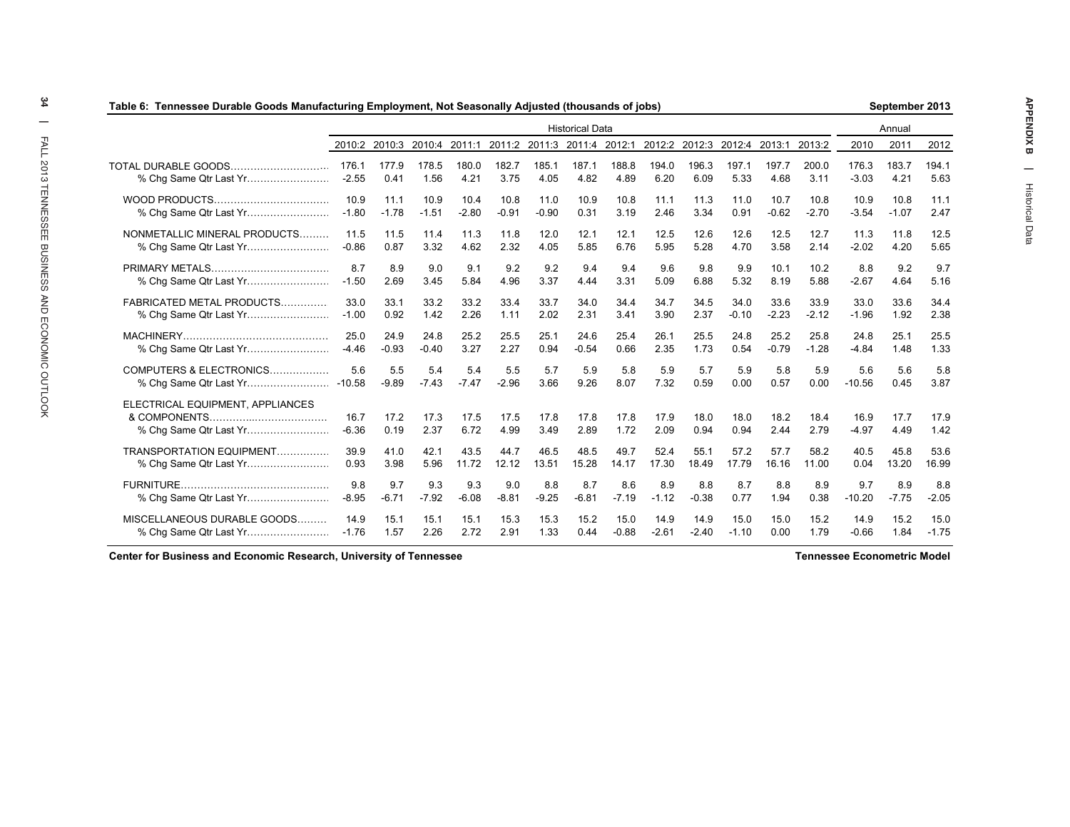**Table 6: Tennessee Durable Goods Manufacturing Employment, Not Seasonally Adjusted (thousands of jobs)** | **September 2013**

| | Historical Data | | | | | | | | | | | | | Annual | | |
|---|---|---|---|---|---|---|---|---|---|---|---|---|---|---|---|---|
| | 2010:2 | 2010:3 | 2010:4 | 2011:1 | 2011:2 | 2011:3 | 2011:4 | 2012:1 | 2012:2 | 2012:3 | 2012:4 | 2013:1 | 2013:2 | 2010 | 2011 | 2012 |
| TOTAL DURABLE GOODS | 176.1 | 177.9 | 178.5 | 180.0 | 182.7 | 185.1 | 187.1 | 188.8 | 194.0 | 196.3 | 197.1 | 197.7 | 200.0 | 176.3 | 183.7 | 194.1 |
| % Chg Same Qtr Last Yr | -2.55 | 0.41 | 1.56 | 4.21 | 3.75 | 4.05 | 4.82 | 4.89 | 6.20 | 6.09 | 5.33 | 4.68 | 3.11 | -3.03 | 4.21 | 5.63 |
| WOOD PRODUCTS | 10.9 | 11.1 | 10.9 | 10.4 | 10.8 | 11.0 | 10.9 | 10.8 | 11.1 | 11.3 | 11.0 | 10.7 | 10.8 | 10.9 | 10.8 | 11.1 |
| % Chg Same Qtr Last Yr | -1.80 | -1.78 | -1.51 | -2.80 | -0.91 | -0.90 | 0.31 | 3.19 | 2.46 | 3.34 | 0.91 | -0.62 | -2.70 | -3.54 | -1.07 | 2.47 |
| NONMETALLIC MINERAL PRODUCTS | 11.5 | 11.5 | 11.4 | 11.3 | 11.8 | 12.0 | 12.1 | 12.1 | 12.5 | 12.6 | 12.6 | 12.5 | 12.7 | 11.3 | 11.8 | 12.5 |
| % Chg Same Qtr Last Yr | -0.86 | 0.87 | 3.32 | 4.62 | 2.32 | 4.05 | 5.85 | 6.76 | 5.95 | 5.28 | 4.70 | 3.58 | 2.14 | -2.02 | 4.20 | 5.65 |
| PRIMARY METALS | 8.7 | 8.9 | 9.0 | 9.1 | 9.2 | 9.2 | 9.4 | 9.4 | 9.6 | 9.8 | 9.9 | 10.1 | 10.2 | 8.8 | 9.2 | 9.7 |
| % Chg Same Qtr Last Yr | -1.50 | 2.69 | 3.45 | 5.84 | 4.96 | 3.37 | 4.44 | 3.31 | 5.09 | 6.88 | 5.32 | 8.19 | 5.88 | -2.67 | 4.64 | 5.16 |
| FABRICATED METAL PRODUCTS | 33.0 | 33.1 | 33.2 | 33.2 | 33.4 | 33.7 | 34.0 | 34.4 | 34.7 | 34.5 | 34.0 | 33.6 | 33.9 | 33.0 | 33.6 | 34.4 |
| % Chg Same Qtr Last Yr | -1.00 | 0.92 | 1.42 | 2.26 | 1.11 | 2.02 | 2.31 | 3.41 | 3.90 | 2.37 | -0.10 | -2.23 | -2.12 | -1.96 | 1.92 | 2.38 |
| MACHINERY | 25.0 | 24.9 | 24.8 | 25.2 | 25.5 | 25.1 | 24.6 | 25.4 | 26.1 | 25.5 | 24.8 | 25.2 | 25.8 | 24.8 | 25.1 | 25.5 |
| % Chg Same Qtr Last Yr | -4.46 | -0.93 | -0.40 | 3.27 | 2.27 | 0.94 | -0.54 | 0.66 | 2.35 | 1.73 | 0.54 | -0.79 | -1.28 | -4.84 | 1.48 | 1.33 |
| COMPUTERS & ELECTRONICS | 5.6 | 5.5 | 5.4 | 5.4 | 5.5 | 5.7 | 5.9 | 5.8 | 5.9 | 5.7 | 5.9 | 5.8 | 5.9 | 5.6 | 5.6 | 5.8 |
| % Chg Same Qtr Last Yr | -10.58 | -9.89 | -7.43 | -7.47 | -2.96 | 3.66 | 9.26 | 8.07 | 7.32 | 0.59 | 0.00 | 0.57 | 0.00 | -10.56 | 0.45 | 3.87 |
| ELECTRICAL EQUIPMENT, APPLIANCES & COMPONENTS | 16.7 | 17.2 | 17.3 | 17.5 | 17.5 | 17.8 | 17.8 | 17.8 | 17.9 | 18.0 | 18.0 | 18.2 | 18.4 | 16.9 | 17.7 | 17.9 |
| % Chg Same Qtr Last Yr | -6.36 | 0.19 | 2.37 | 6.72 | 4.99 | 3.49 | 2.89 | 1.72 | 2.09 | 0.94 | 0.94 | 2.44 | 2.79 | -4.97 | 4.49 | 1.42 |
| TRANSPORTATION EQUIPMENT | 39.9 | 41.0 | 42.1 | 43.5 | 44.7 | 46.5 | 48.5 | 49.7 | 52.4 | 55.1 | 57.2 | 57.7 | 58.2 | 40.5 | 45.8 | 53.6 |
| % Chg Same Qtr Last Yr | 0.93 | 3.98 | 5.96 | 11.72 | 12.12 | 13.51 | 15.28 | 14.17 | 17.30 | 18.49 | 17.79 | 16.16 | 11.00 | 0.04 | 13.20 | 16.99 |
| FURNITURE | 9.8 | 9.7 | 9.3 | 9.3 | 9.0 | 8.8 | 8.7 | 8.6 | 8.9 | 8.8 | 8.7 | 8.8 | 8.9 | 9.7 | 8.9 | 8.8 |
| % Chg Same Qtr Last Yr | -8.95 | -6.71 | -7.92 | -6.08 | -8.81 | -9.25 | -6.81 | -7.19 | -1.12 | -0.38 | 0.77 | 1.94 | 0.38 | -10.20 | -7.75 | -2.05 |
| MISCELLANEOUS DURABLE GOODS | 14.9 | 15.1 | 15.1 | 15.1 | 15.3 | 15.3 | 15.2 | 15.0 | 14.9 | 14.9 | 15.0 | 15.0 | 15.2 | 14.9 | 15.2 | 15.0 |
| % Chg Same Qtr Last Yr | -1.76 | 1.57 | 2.26 | 2.72 | 2.91 | 1.33 | 0.44 | -0.88 | -2.61 | -2.40 | -1.10 | 0.00 | 1.79 | -0.66 | 1.84 | -1.75 |

**Center for Business and Economic Research, University of Tennessee** | **Tennessee Econometric Model**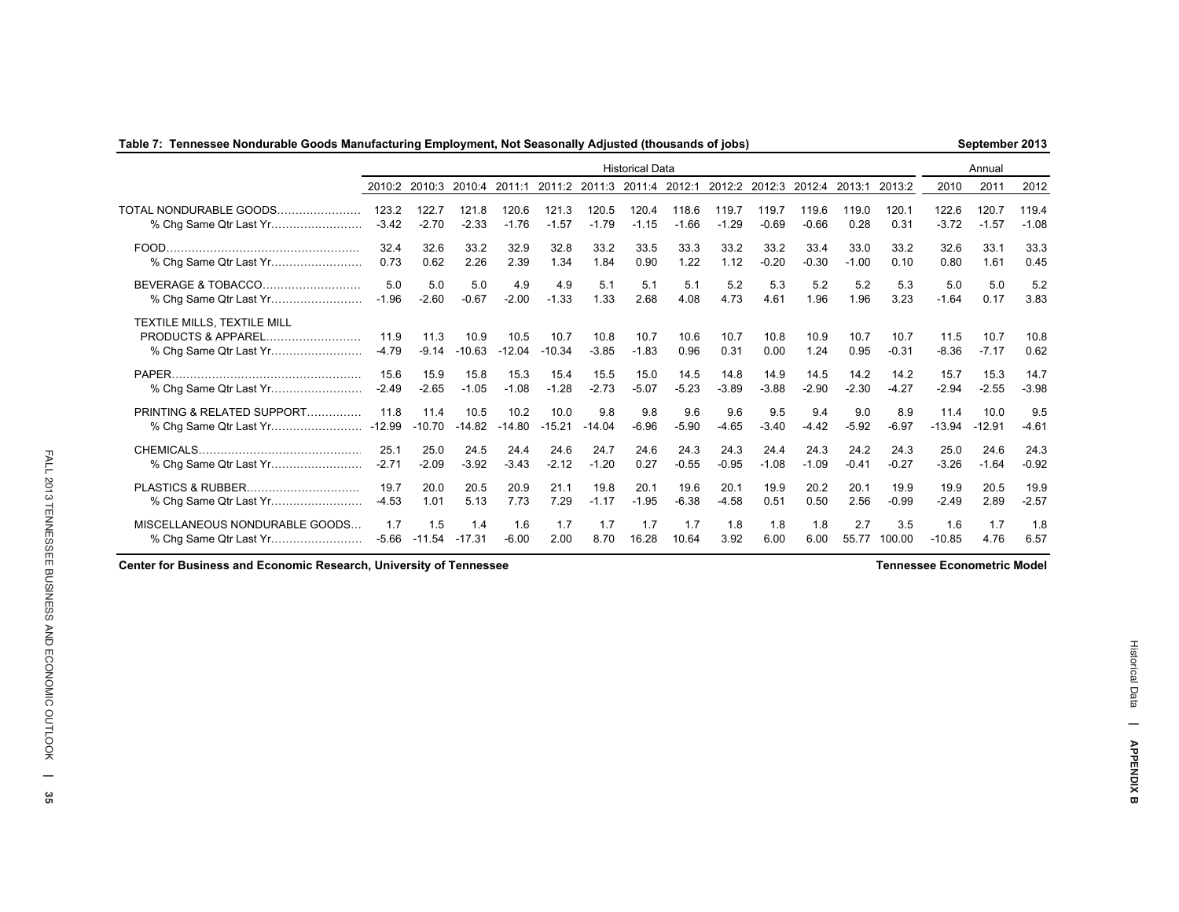**Table 7: Tennessee Nondurable Goods Manufacturing Employment, Not Seasonally Adjusted (thousands of jobs)** September 2013

| | Historical Data | | | | | | | | | | | | | Annual | | |
|---|---|---|---|---|---|---|---|---|---|---|---|---|---|---|---|---|
| | 2010:2 | 2010:3 | 2010:4 | 2011:1 | 2011:2 | 2011:3 | 2011:4 | 2012:1 | 2012:2 | 2012:3 | 2012:4 | 2013:1 | 2013:2 | 2010 | 2011 | 2012 |
| TOTAL NONDURABLE GOODS | 123.2 | 122.7 | 121.8 | 120.6 | 121.3 | 120.5 | 120.4 | 118.6 | 119.7 | 119.7 | 119.6 | 119.0 | 120.1 | 122.6 | 120.7 | 119.4 |
| % Chg Same Qtr Last Yr | -3.42 | -2.70 | -2.33 | -1.76 | -1.57 | -1.79 | -1.15 | -1.66 | -1.29 | -0.69 | -0.66 | 0.28 | 0.31 | -3.72 | -1.57 | -1.08 |
| FOOD | 32.4 | 32.6 | 33.2 | 32.9 | 32.8 | 33.2 | 33.5 | 33.3 | 33.2 | 33.2 | 33.4 | 33.0 | 33.2 | 32.6 | 33.1 | 33.3 |
| % Chg Same Qtr Last Yr | 0.73 | 0.62 | 2.26 | 2.39 | 1.34 | 1.84 | 0.90 | 1.22 | 1.12 | -0.20 | -0.30 | -1.00 | 0.10 | 0.80 | 1.61 | 0.45 |
| BEVERAGE & TOBACCO | 5.0 | 5.0 | 5.0 | 4.9 | 4.9 | 5.1 | 5.1 | 5.1 | 5.2 | 5.3 | 5.2 | 5.2 | 5.3 | 5.0 | 5.0 | 5.2 |
| % Chg Same Qtr Last Yr | -1.96 | -2.60 | -0.67 | -2.00 | -1.33 | 1.33 | 2.68 | 4.08 | 4.73 | 4.61 | 1.96 | 1.96 | 3.23 | -1.64 | 0.17 | 3.83 |
| TEXTILE MILLS, TEXTILE MILL PRODUCTS & APPAREL | 11.9 | 11.3 | 10.9 | 10.5 | 10.7 | 10.8 | 10.7 | 10.6 | 10.7 | 10.8 | 10.9 | 10.7 | 10.7 | 11.5 | 10.7 | 10.8 |
| % Chg Same Qtr Last Yr | -4.79 | -9.14 | -10.63 | -12.04 | -10.34 | -3.85 | -1.83 | 0.96 | 0.31 | 0.00 | 1.24 | 0.95 | -0.31 | -8.36 | -7.17 | 0.62 |
| PAPER | 15.6 | 15.9 | 15.8 | 15.3 | 15.4 | 15.5 | 15.0 | 14.5 | 14.8 | 14.9 | 14.5 | 14.2 | 14.2 | 15.7 | 15.3 | 14.7 |
| % Chg Same Qtr Last Yr | -2.49 | -2.65 | -1.05 | -1.08 | -1.28 | -2.73 | -5.07 | -5.23 | -3.89 | -3.88 | -2.90 | -2.30 | -4.27 | -2.94 | -2.55 | -3.98 |
| PRINTING & RELATED SUPPORT | 11.8 | 11.4 | 10.5 | 10.2 | 10.0 | 9.8 | 9.8 | 9.6 | 9.6 | 9.5 | 9.4 | 9.0 | 8.9 | 11.4 | 10.0 | 9.5 |
| % Chg Same Qtr Last Yr | -12.99 | -10.70 | -14.82 | -14.80 | -15.21 | -14.04 | -6.96 | -5.90 | -4.65 | -3.40 | -4.42 | -5.92 | -6.97 | -13.94 | -12.91 | -4.61 |
| CHEMICALS | 25.1 | 25.0 | 24.5 | 24.4 | 24.6 | 24.7 | 24.6 | 24.3 | 24.3 | 24.4 | 24.3 | 24.2 | 24.3 | 25.0 | 24.6 | 24.3 |
| % Chg Same Qtr Last Yr | -2.71 | -2.09 | -3.92 | -3.43 | -2.12 | -1.20 | 0.27 | -0.55 | -0.95 | -1.08 | -1.09 | -0.41 | -0.27 | -3.26 | -1.64 | -0.92 |
| PLASTICS & RUBBER | 19.7 | 20.0 | 20.5 | 20.9 | 21.1 | 19.8 | 20.1 | 19.6 | 20.1 | 19.9 | 20.2 | 20.1 | 19.9 | 19.9 | 20.5 | 19.9 |
| % Chg Same Qtr Last Yr | -4.53 | 1.01 | 5.13 | 7.73 | 7.29 | -1.17 | -1.95 | -6.38 | -4.58 | 0.51 | 0.50 | 2.56 | -0.99 | -2.49 | 2.89 | -2.57 |
| MISCELLANEOUS NONDURABLE GOODS | 1.7 | 1.5 | 1.4 | 1.6 | 1.7 | 1.7 | 1.7 | 1.7 | 1.8 | 1.8 | 1.8 | 2.7 | 3.5 | 1.6 | 1.7 | 1.8 |
| % Chg Same Qtr Last Yr | -5.66 | -11.54 | -17.31 | -6.00 | 2.00 | 8.70 | 16.28 | 10.64 | 3.92 | 6.00 | 6.00 | 55.77 | 100.00 | -10.85 | 4.76 | 6.57 |

Center for Business and Economic Research, University of Tennessee — Tennessee Econometric Model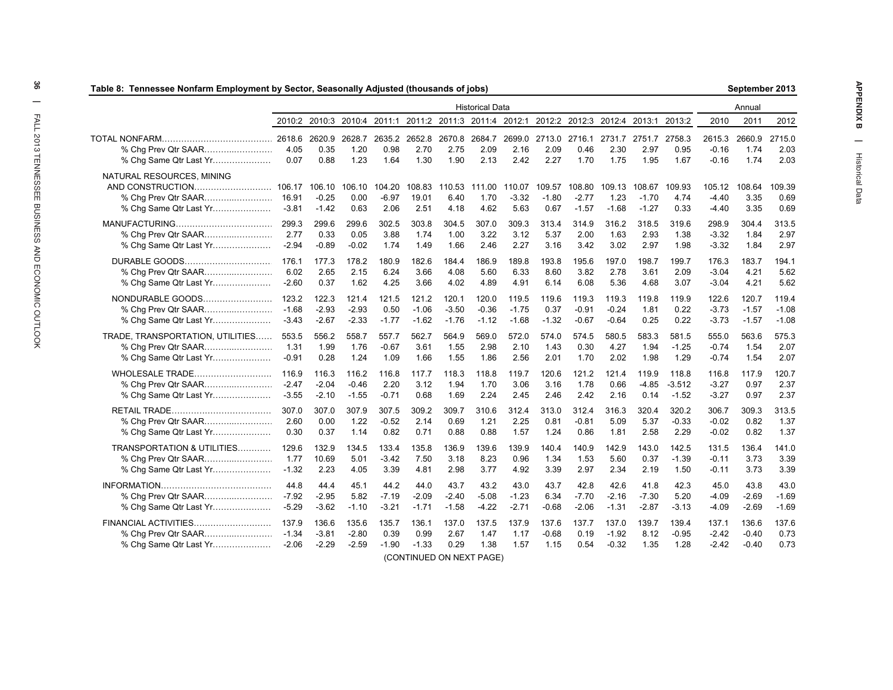## Table 8: Tennessee Nonfarm Employment by Sector, Seasonally Adjusted (thousands of jobs)

September 2013

| | Historical Data | | | | | | | | | | | | | Annual | | |
|---|---|---|---|---|---|---|---|---|---|---|---|---|---|---|---|---|
| | 2010:2 | 2010:3 | 2010:4 | 2011:1 | 2011:2 | 2011:3 | 2011:4 | 2012:1 | 2012:2 | 2012:3 | 2012:4 | 2013:1 | 2013:2 | 2010 | 2011 | 2012 |
| TOTAL NONFARM | 2618.6 | 2620.9 | 2628.7 | 2635.2 | 2652.8 | 2670.8 | 2684.7 | 2699.0 | 2713.0 | 2716.1 | 2731.7 | 2751.7 | 2758.3 | 2615.3 | 2660.9 | 2715.0 |
| % Chg Prev Qtr SAAR | 4.05 | 0.35 | 1.20 | 0.98 | 2.70 | 2.75 | 2.09 | 2.16 | 2.09 | 0.46 | 2.30 | 2.97 | 0.95 | -0.16 | 1.74 | 2.03 |
| % Chg Same Qtr Last Yr | 0.07 | 0.88 | 1.23 | 1.64 | 1.30 | 1.90 | 2.13 | 2.42 | 2.27 | 1.70 | 1.75 | 1.95 | 1.67 | -0.16 | 1.74 | 2.03 |
| NATURAL RESOURCES, MINING AND CONSTRUCTION | 106.17 | 106.10 | 106.10 | 104.20 | 108.83 | 110.53 | 111.00 | 110.07 | 109.57 | 108.80 | 109.13 | 108.67 | 109.93 | 105.12 | 108.64 | 109.39 |
| % Chg Prev Qtr SAAR | 16.91 | -0.25 | 0.00 | -6.97 | 19.01 | 6.40 | 1.70 | -3.32 | -1.80 | -2.77 | 1.23 | -1.70 | 4.74 | -4.40 | 3.35 | 0.69 |
| % Chg Same Qtr Last Yr | -3.81 | -1.42 | 0.63 | 2.06 | 2.51 | 4.18 | 4.62 | 5.63 | 0.67 | -1.57 | -1.68 | -1.27 | 0.33 | -4.40 | 3.35 | 0.69 |
| MANUFACTURING | 299.3 | 299.6 | 299.6 | 302.5 | 303.8 | 304.5 | 307.0 | 309.3 | 313.4 | 314.9 | 316.2 | 318.5 | 319.6 | 298.9 | 304.4 | 313.5 |
| % Chg Prev Qtr SAAR | 2.77 | 0.33 | 0.05 | 3.88 | 1.74 | 1.00 | 3.22 | 3.12 | 5.37 | 2.00 | 1.63 | 2.93 | 1.38 | -3.32 | 1.84 | 2.97 |
| % Chg Same Qtr Last Yr | -2.94 | -0.89 | -0.02 | 1.74 | 1.49 | 1.66 | 2.46 | 2.27 | 3.16 | 3.42 | 3.02 | 2.97 | 1.98 | -3.32 | 1.84 | 2.97 |
| DURABLE GOODS | 176.1 | 177.3 | 178.2 | 180.9 | 182.6 | 184.4 | 186.9 | 189.8 | 193.8 | 195.6 | 197.0 | 198.7 | 199.7 | 176.3 | 183.7 | 194.1 |
| % Chg Prev Qtr SAAR | 6.02 | 2.65 | 2.15 | 6.24 | 3.66 | 4.08 | 5.60 | 6.33 | 8.60 | 3.82 | 2.78 | 3.61 | 2.09 | -3.04 | 4.21 | 5.62 |
| % Chg Same Qtr Last Yr | -2.60 | 0.37 | 1.62 | 4.25 | 3.66 | 4.02 | 4.89 | 4.91 | 6.14 | 6.08 | 5.36 | 4.68 | 3.07 | -3.04 | 4.21 | 5.62 |
| NONDURABLE GOODS | 123.2 | 122.3 | 121.4 | 121.5 | 121.2 | 120.1 | 120.0 | 119.5 | 119.6 | 119.3 | 119.3 | 119.8 | 119.9 | 122.6 | 120.7 | 119.4 |
| % Chg Prev Qtr SAAR | -1.68 | -2.93 | -2.93 | 0.50 | -1.06 | -3.50 | -0.36 | -1.75 | 0.37 | -0.91 | -0.24 | 1.81 | 0.22 | -3.73 | -1.57 | -1.08 |
| % Chg Same Qtr Last Yr | -3.43 | -2.67 | -2.33 | -1.77 | -1.62 | -1.76 | -1.12 | -1.68 | -1.32 | -0.67 | -0.64 | 0.25 | 0.22 | -3.73 | -1.57 | -1.08 |
| TRADE, TRANSPORTATION, UTILITIES | 553.5 | 556.2 | 558.7 | 557.7 | 562.7 | 564.9 | 569.0 | 572.0 | 574.0 | 574.5 | 580.5 | 583.3 | 581.5 | 555.0 | 563.6 | 575.3 |
| % Chg Prev Qtr SAAR | 1.31 | 1.99 | 1.76 | -0.67 | 3.61 | 1.55 | 2.98 | 2.10 | 1.43 | 0.30 | 4.27 | 1.94 | -1.25 | -0.74 | 1.54 | 2.07 |
| % Chg Same Qtr Last Yr | -0.91 | 0.28 | 1.24 | 1.09 | 1.66 | 1.55 | 1.86 | 2.56 | 2.01 | 1.70 | 2.02 | 1.98 | 1.29 | -0.74 | 1.54 | 2.07 |
| WHOLESALE TRADE | 116.9 | 116.3 | 116.2 | 116.8 | 117.7 | 118.3 | 118.8 | 119.7 | 120.6 | 121.2 | 121.4 | 119.9 | 118.8 | 116.8 | 117.9 | 120.7 |
| % Chg Prev Qtr SAAR | -2.47 | -2.04 | -0.46 | 2.20 | 3.12 | 1.94 | 1.70 | 3.06 | 3.16 | 1.78 | 0.66 | -4.85 | -3.512 | -3.27 | 0.97 | 2.37 |
| % Chg Same Qtr Last Yr | -3.55 | -2.10 | -1.55 | -0.71 | 0.68 | 1.69 | 2.24 | 2.45 | 2.46 | 2.42 | 2.16 | 0.14 | -1.52 | -3.27 | 0.97 | 2.37 |
| RETAIL TRADE | 307.0 | 307.0 | 307.9 | 307.5 | 309.2 | 309.7 | 310.6 | 312.4 | 313.0 | 312.4 | 316.3 | 320.4 | 320.2 | 306.7 | 309.3 | 313.5 |
| % Chg Prev Qtr SAAR | 2.60 | 0.00 | 1.22 | -0.52 | 2.14 | 0.69 | 1.21 | 2.25 | 0.81 | -0.81 | 5.09 | 5.37 | -0.33 | -0.02 | 0.82 | 1.37 |
| % Chg Same Qtr Last Yr | 0.30 | 0.37 | 1.14 | 0.82 | 0.71 | 0.88 | 0.88 | 1.57 | 1.24 | 0.86 | 1.81 | 2.58 | 2.29 | -0.02 | 0.82 | 1.37 |
| TRANSPORTATION & UTILITIES | 129.6 | 132.9 | 134.5 | 133.4 | 135.8 | 136.9 | 139.6 | 139.9 | 140.4 | 140.9 | 142.9 | 143.0 | 142.5 | 131.5 | 136.4 | 141.0 |
| % Chg Prev Qtr SAAR | 1.77 | 10.69 | 5.01 | -3.42 | 7.50 | 3.18 | 8.23 | 0.96 | 1.34 | 1.53 | 5.60 | 0.37 | -1.39 | -0.11 | 3.73 | 3.39 |
| % Chg Same Qtr Last Yr | -1.32 | 2.23 | 4.05 | 3.39 | 4.81 | 2.98 | 3.77 | 4.92 | 3.39 | 2.97 | 2.34 | 2.19 | 1.50 | -0.11 | 3.73 | 3.39 |
| INFORMATION | 44.8 | 44.4 | 45.1 | 44.2 | 44.0 | 43.7 | 43.2 | 43.0 | 43.7 | 42.8 | 42.6 | 41.8 | 42.3 | 45.0 | 43.8 | 43.0 |
| % Chg Prev Qtr SAAR | -7.92 | -2.95 | 5.82 | -7.19 | -2.09 | -2.40 | -5.08 | -1.23 | 6.34 | -7.70 | -2.16 | -7.30 | 5.20 | -4.09 | -2.69 | -1.69 |
| % Chg Same Qtr Last Yr | -5.29 | -3.62 | -1.10 | -3.21 | -1.71 | -1.58 | -4.22 | -2.71 | -0.68 | -2.06 | -1.31 | -2.87 | -3.13 | -4.09 | -2.69 | -1.69 |
| FINANCIAL ACTIVITIES | 137.9 | 136.6 | 135.6 | 135.7 | 136.1 | 137.0 | 137.5 | 137.9 | 137.6 | 137.7 | 137.0 | 139.7 | 139.4 | 137.1 | 136.6 | 137.6 |
| % Chg Prev Qtr SAAR | -1.34 | -3.81 | -2.80 | 0.39 | 0.99 | 2.67 | 1.47 | 1.17 | -0.68 | 0.19 | -1.92 | 8.12 | -0.95 | -2.42 | -0.40 | 0.73 |
| % Chg Same Qtr Last Yr | -2.06 | -2.29 | -2.59 | -1.90 | -1.33 | 0.29 | 1.38 | 1.57 | 1.15 | 0.54 | -0.32 | 1.35 | 1.28 | -2.42 | -0.40 | 0.73 |

(CONTINUED ON NEXT PAGE)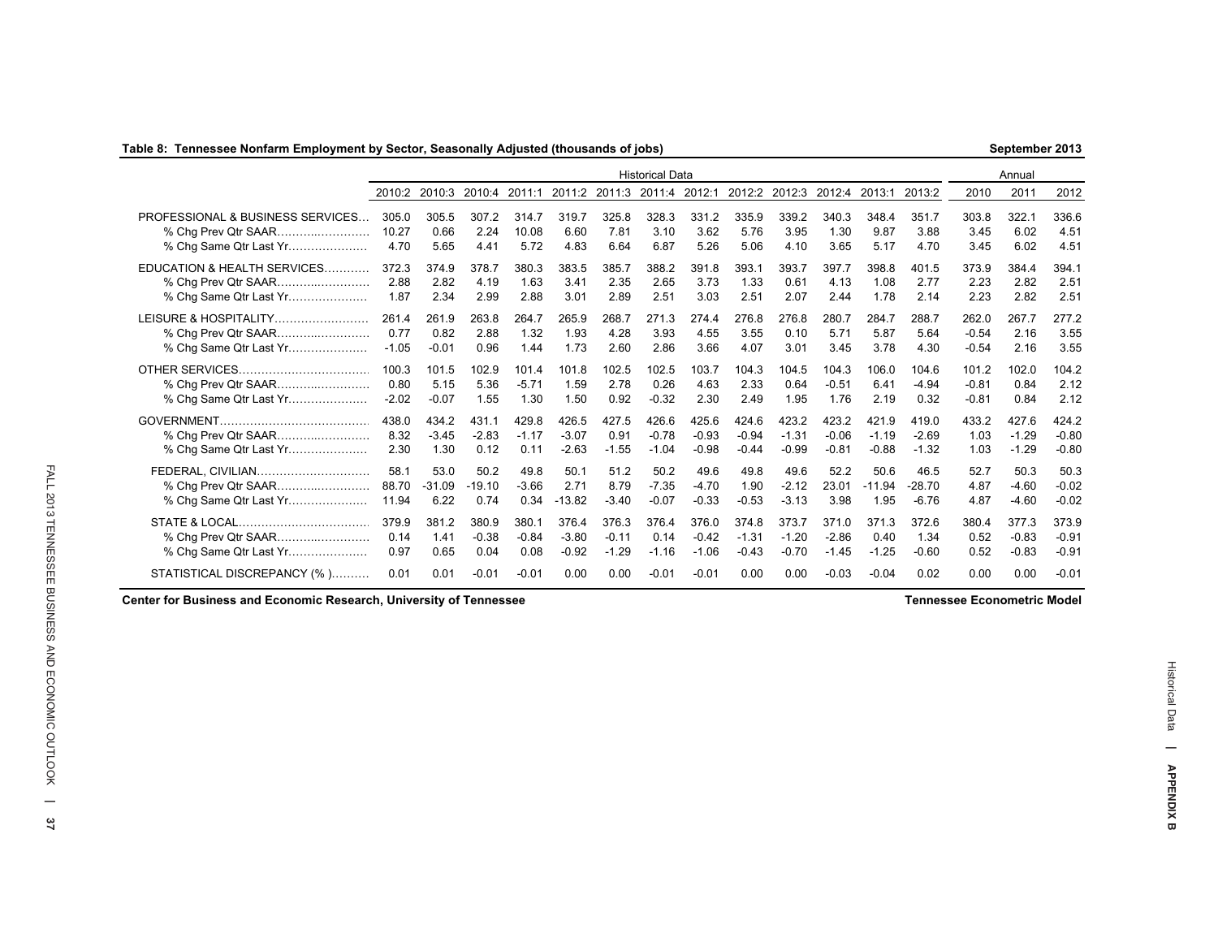**Table 8: Tennessee Nonfarm Employment by Sector, Seasonally Adjusted (thousands of jobs)** — September 2013

| | Historical Data | | | | | | | | | | | | | Annual | | |
|---|---|---|---|---|---|---|---|---|---|---|---|---|---|---|---|---|
| | 2010:2 | 2010:3 | 2010:4 | 2011:1 | 2011:2 | 2011:3 | 2011:4 | 2012:1 | 2012:2 | 2012:3 | 2012:4 | 2013:1 | 2013:2 | 2010 | 2011 | 2012 |
| PROFESSIONAL & BUSINESS SERVICES | 305.0 | 305.5 | 307.2 | 314.7 | 319.7 | 325.8 | 328.3 | 331.2 | 335.9 | 339.2 | 340.3 | 348.4 | 351.7 | 303.8 | 322.1 | 336.6 |
| % Chg Prev Qtr SAAR | 10.27 | 0.66 | 2.24 | 10.08 | 6.60 | 7.81 | 3.10 | 3.62 | 5.76 | 3.95 | 1.30 | 9.87 | 3.88 | 3.45 | 6.02 | 4.51 |
| % Chg Same Qtr Last Yr | 4.70 | 5.65 | 4.41 | 5.72 | 4.83 | 6.64 | 6.87 | 5.26 | 5.06 | 4.10 | 3.65 | 5.17 | 4.70 | 3.45 | 6.02 | 4.51 |
| EDUCATION & HEALTH SERVICES | 372.3 | 374.9 | 378.7 | 380.3 | 383.5 | 385.7 | 388.2 | 391.8 | 393.1 | 393.7 | 397.7 | 398.8 | 401.5 | 373.9 | 384.4 | 394.1 |
| % Chg Prev Qtr SAAR | 2.88 | 2.82 | 4.19 | 1.63 | 3.41 | 2.35 | 2.65 | 3.73 | 1.33 | 0.61 | 4.13 | 1.08 | 2.77 | 2.23 | 2.82 | 2.51 |
| % Chg Same Qtr Last Yr | 1.87 | 2.34 | 2.99 | 2.88 | 3.01 | 2.89 | 2.51 | 3.03 | 2.51 | 2.07 | 2.44 | 1.78 | 2.14 | 2.23 | 2.82 | 2.51 |
| LEISURE & HOSPITALITY | 261.4 | 261.9 | 263.8 | 264.7 | 265.9 | 268.7 | 271.3 | 274.4 | 276.8 | 276.8 | 280.7 | 284.7 | 288.7 | 262.0 | 267.7 | 277.2 |
| % Chg Prev Qtr SAAR | 0.77 | 0.82 | 2.88 | 1.32 | 1.93 | 4.28 | 3.93 | 4.55 | 3.55 | 0.10 | 5.71 | 5.87 | 5.64 | -0.54 | 2.16 | 3.55 |
| % Chg Same Qtr Last Yr | -1.05 | -0.01 | 0.96 | 1.44 | 1.73 | 2.60 | 2.86 | 3.66 | 4.07 | 3.01 | 3.45 | 3.78 | 4.30 | -0.54 | 2.16 | 3.55 |
| OTHER SERVICES | 100.3 | 101.5 | 102.9 | 101.4 | 101.8 | 102.5 | 102.5 | 103.7 | 104.3 | 104.5 | 104.3 | 106.0 | 104.6 | 101.2 | 102.0 | 104.2 |
| % Chg Prev Qtr SAAR | 0.80 | 5.15 | 5.36 | -5.71 | 1.59 | 2.78 | 0.26 | 4.63 | 2.33 | 0.64 | -0.51 | 6.41 | -4.94 | -0.81 | 0.84 | 2.12 |
| % Chg Same Qtr Last Yr | -2.02 | -0.07 | 1.55 | 1.30 | 1.50 | 0.92 | -0.32 | 2.30 | 2.49 | 1.95 | 1.76 | 2.19 | 0.32 | -0.81 | 0.84 | 2.12 |
| GOVERNMENT | 438.0 | 434.2 | 431.1 | 429.8 | 426.5 | 427.5 | 426.6 | 425.6 | 424.6 | 423.2 | 423.2 | 421.9 | 419.0 | 433.2 | 427.6 | 424.2 |
| % Chg Prev Qtr SAAR | 8.32 | -3.45 | -2.83 | -1.17 | -3.07 | 0.91 | -0.78 | -0.93 | -0.94 | -1.31 | -0.06 | -1.19 | -2.69 | 1.03 | -1.29 | -0.80 |
| % Chg Same Qtr Last Yr | 2.30 | 1.30 | 0.12 | 0.11 | -2.63 | -1.55 | -1.04 | -0.98 | -0.44 | -0.99 | -0.81 | -0.88 | -1.32 | 1.03 | -1.29 | -0.80 |
| FEDERAL, CIVILIAN | 58.1 | 53.0 | 50.2 | 49.8 | 50.1 | 51.2 | 50.2 | 49.6 | 49.8 | 49.6 | 52.2 | 50.6 | 46.5 | 52.7 | 50.3 | 50.3 |
| % Chg Prev Qtr SAAR | 88.70 | -31.09 | -19.10 | -3.66 | 2.71 | 8.79 | -7.35 | -4.70 | 1.90 | -2.12 | 23.01 | -11.94 | -28.70 | 4.87 | -4.60 | -0.02 |
| % Chg Same Qtr Last Yr | 11.94 | 6.22 | 0.74 | 0.34 | -13.82 | -3.40 | -0.07 | -0.33 | -0.53 | -3.13 | 3.98 | 1.95 | -6.76 | 4.87 | -4.60 | -0.02 |
| STATE & LOCAL | 379.9 | 381.2 | 380.9 | 380.1 | 376.4 | 376.3 | 376.4 | 376.0 | 374.8 | 373.7 | 371.0 | 371.3 | 372.6 | 380.4 | 377.3 | 373.9 |
| % Chg Prev Qtr SAAR | 0.14 | 1.41 | -0.38 | -0.84 | -3.80 | -0.11 | 0.14 | -0.42 | -1.31 | -1.20 | -2.86 | 0.40 | 1.34 | 0.52 | -0.83 | -0.91 |
| % Chg Same Qtr Last Yr | 0.97 | 0.65 | 0.04 | 0.08 | -0.92 | -1.29 | -1.16 | -1.06 | -0.43 | -0.70 | -1.45 | -1.25 | -0.60 | 0.52 | -0.83 | -0.91 |
| STATISTICAL DISCREPANCY (% ) | 0.01 | 0.01 | -0.01 | -0.01 | 0.00 | 0.00 | -0.01 | -0.01 | 0.00 | 0.00 | -0.03 | -0.04 | 0.02 | 0.00 | 0.00 | -0.01 |

Center for Business and Economic Research, University of Tennessee — Tennessee Econometric Model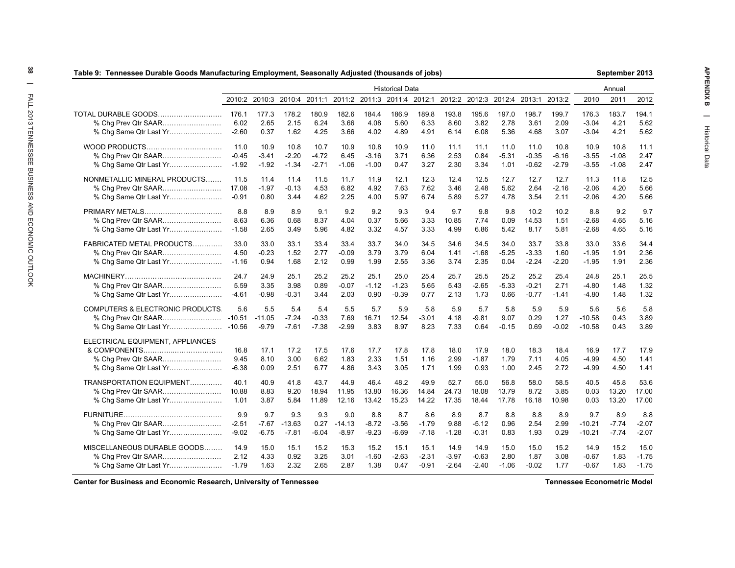## Table 9: Tennessee Durable Goods Manufacturing Employment, Seasonally Adjusted (thousands of jobs)

September 2013

| | Historical Data | | | | | | | | | | | | | Annual | | |
|---|---|---|---|---|---|---|---|---|---|---|---|---|---|---|---|---|
| | 2010:2 | 2010:3 | 2010:4 | 2011:1 | 2011:2 | 2011:3 | 2011:4 | 2012:1 | 2012:2 | 2012:3 | 2012:4 | 2013:1 | 2013:2 | 2010 | 2011 | 2012 |
| TOTAL DURABLE GOODS | 176.1 | 177.3 | 178.2 | 180.9 | 182.6 | 184.4 | 186.9 | 189.8 | 193.8 | 195.6 | 197.0 | 198.7 | 199.7 | 176.3 | 183.7 | 194.1 |
| % Chg Prev Qtr SAAR | 6.02 | 2.65 | 2.15 | 6.24 | 3.66 | 4.08 | 5.60 | 6.33 | 8.60 | 3.82 | 2.78 | 3.61 | 2.09 | -3.04 | 4.21 | 5.62 |
| % Chg Same Qtr Last Yr | -2.60 | 0.37 | 1.62 | 4.25 | 3.66 | 4.02 | 4.89 | 4.91 | 6.14 | 6.08 | 5.36 | 4.68 | 3.07 | -3.04 | 4.21 | 5.62 |
| WOOD PRODUCTS | 11.0 | 10.9 | 10.8 | 10.7 | 10.9 | 10.8 | 10.9 | 11.0 | 11.1 | 11.1 | 11.0 | 11.0 | 10.8 | 10.9 | 10.8 | 11.1 |
| % Chg Prev Qtr SAAR | -0.45 | -3.41 | -2.20 | -4.72 | 6.45 | -3.16 | 3.71 | 6.36 | 2.53 | 0.84 | -5.31 | -0.35 | -6.16 | -3.55 | -1.08 | 2.47 |
| % Chg Same Qtr Last Yr | -1.92 | -1.92 | -1.34 | -2.71 | -1.06 | -1.00 | 0.47 | 3.27 | 2.30 | 3.34 | 1.01 | -0.62 | -2.79 | -3.55 | -1.08 | 2.47 |
| NONMETALLIC MINERAL PRODUCTS | 11.5 | 11.4 | 11.4 | 11.5 | 11.7 | 11.9 | 12.1 | 12.3 | 12.4 | 12.5 | 12.7 | 12.7 | 12.7 | 11.3 | 11.8 | 12.5 |
| % Chg Prev Qtr SAAR | 17.08 | -1.97 | -0.13 | 4.53 | 6.82 | 4.92 | 7.63 | 7.62 | 3.46 | 2.48 | 5.62 | 2.64 | -2.16 | -2.06 | 4.20 | 5.66 |
| % Chg Same Qtr Last Yr | -0.91 | 0.80 | 3.44 | 4.62 | 2.25 | 4.00 | 5.97 | 6.74 | 5.89 | 5.27 | 4.78 | 3.54 | 2.11 | -2.06 | 4.20 | 5.66 |
| PRIMARY METALS | 8.8 | 8.9 | 8.9 | 9.1 | 9.2 | 9.2 | 9.3 | 9.4 | 9.7 | 9.8 | 9.8 | 10.2 | 10.2 | 8.8 | 9.2 | 9.7 |
| % Chg Prev Qtr SAAR | 8.63 | 6.36 | 0.68 | 8.37 | 4.04 | 0.37 | 5.66 | 3.33 | 10.85 | 7.74 | 0.09 | 14.53 | 1.51 | -2.68 | 4.65 | 5.16 |
| % Chg Same Qtr Last Yr | -1.58 | 2.65 | 3.49 | 5.96 | 4.82 | 3.32 | 4.57 | 3.33 | 4.99 | 6.86 | 5.42 | 8.17 | 5.81 | -2.68 | 4.65 | 5.16 |
| FABRICATED METAL PRODUCTS | 33.0 | 33.0 | 33.1 | 33.4 | 33.4 | 33.7 | 34.0 | 34.5 | 34.6 | 34.5 | 34.0 | 33.7 | 33.8 | 33.0 | 33.6 | 34.4 |
| % Chg Prev Qtr SAAR | 4.50 | -0.23 | 1.52 | 2.77 | -0.09 | 3.79 | 3.79 | 6.04 | 1.41 | -1.68 | -5.25 | -3.33 | 1.60 | -1.95 | 1.91 | 2.36 |
| % Chg Same Qtr Last Yr | -1.16 | 0.94 | 1.68 | 2.12 | 0.99 | 1.99 | 2.55 | 3.36 | 3.74 | 2.35 | 0.04 | -2.24 | -2.20 | -1.95 | 1.91 | 2.36 |
| MACHINERY | 24.7 | 24.9 | 25.1 | 25.2 | 25.2 | 25.1 | 25.0 | 25.4 | 25.7 | 25.5 | 25.2 | 25.2 | 25.4 | 24.8 | 25.1 | 25.5 |
| % Chg Prev Qtr SAAR | 5.59 | 3.35 | 3.98 | 0.89 | -0.07 | -1.12 | -1.23 | 5.65 | 5.43 | -2.65 | -5.33 | -0.21 | 2.71 | -4.80 | 1.48 | 1.32 |
| % Chg Same Qtr Last Yr | -4.61 | -0.98 | -0.31 | 3.44 | 2.03 | 0.90 | -0.39 | 0.77 | 2.13 | 1.73 | 0.66 | -0.77 | -1.41 | -4.80 | 1.48 | 1.32 |
| COMPUTERS & ELECTRONIC PRODUCTS | 5.6 | 5.5 | 5.4 | 5.4 | 5.5 | 5.7 | 5.9 | 5.8 | 5.9 | 5.7 | 5.8 | 5.9 | 5.9 | 5.6 | 5.6 | 5.8 |
| % Chg Prev Qtr SAAR | -10.51 | -11.05 | -7.24 | -0.33 | 7.69 | 16.71 | 12.54 | -3.01 | 4.18 | -9.81 | 9.07 | 0.29 | 1.27 | -10.58 | 0.43 | 3.89 |
| % Chg Same Qtr Last Yr | -10.56 | -9.79 | -7.61 | -7.38 | -2.99 | 3.83 | 8.97 | 8.23 | 7.33 | 0.64 | -0.15 | 0.69 | -0.02 | -10.58 | 0.43 | 3.89 |
| ELECTRICAL EQUIPMENT, APPLIANCES & COMPONENTS | 16.8 | 17.1 | 17.2 | 17.5 | 17.6 | 17.7 | 17.8 | 17.8 | 18.0 | 17.9 | 18.0 | 18.3 | 18.4 | 16.9 | 17.7 | 17.9 |
| % Chg Prev Qtr SAAR | 9.45 | 8.10 | 3.00 | 6.62 | 1.83 | 2.33 | 1.51 | 1.16 | 2.99 | -1.87 | 1.79 | 7.11 | 4.05 | -4.99 | 4.50 | 1.41 |
| % Chg Same Qtr Last Yr | -6.38 | 0.09 | 2.51 | 6.77 | 4.86 | 3.43 | 3.05 | 1.71 | 1.99 | 0.93 | 1.00 | 2.45 | 2.72 | -4.99 | 4.50 | 1.41 |
| TRANSPORTATION EQUIPMENT | 40.1 | 40.9 | 41.8 | 43.7 | 44.9 | 46.4 | 48.2 | 49.9 | 52.7 | 55.0 | 56.8 | 58.0 | 58.5 | 40.5 | 45.8 | 53.6 |
| % Chg Prev Qtr SAAR | 10.88 | 8.83 | 9.20 | 18.94 | 11.95 | 13.80 | 16.36 | 14.84 | 24.73 | 18.08 | 13.79 | 8.72 | 3.85 | 0.03 | 13.20 | 17.00 |
| % Chg Same Qtr Last Yr | 1.01 | 3.87 | 5.84 | 11.89 | 12.16 | 13.42 | 15.23 | 14.22 | 17.35 | 18.44 | 17.78 | 16.18 | 10.98 | 0.03 | 13.20 | 17.00 |
| FURNITURE | 9.9 | 9.7 | 9.3 | 9.3 | 9.0 | 8.8 | 8.7 | 8.6 | 8.9 | 8.7 | 8.8 | 8.8 | 8.9 | 9.7 | 8.9 | 8.8 |
| % Chg Prev Qtr SAAR | -2.51 | -7.67 | -13.63 | 0.27 | -14.13 | -8.72 | -3.56 | -1.79 | 9.88 | -5.12 | 0.96 | 2.54 | 2.99 | -10.21 | -7.74 | -2.07 |
| % Chg Same Qtr Last Yr | -9.02 | -6.75 | -7.81 | -6.04 | -8.97 | -9.23 | -6.69 | -7.18 | -1.28 | -0.31 | 0.83 | 1.93 | 0.29 | -10.21 | -7.74 | -2.07 |
| MISCELLANEOUS DURABLE GOODS | 14.9 | 15.0 | 15.1 | 15.2 | 15.3 | 15.2 | 15.1 | 15.1 | 14.9 | 14.9 | 15.0 | 15.0 | 15.2 | 14.9 | 15.2 | 15.0 |
| % Chg Prev Qtr SAAR | 2.12 | 4.33 | 0.92 | 3.25 | 3.01 | -1.60 | -2.63 | -2.31 | -3.97 | -0.63 | 2.80 | 1.87 | 3.08 | -0.67 | 1.83 | -1.75 |
| % Chg Same Qtr Last Yr | -1.79 | 1.63 | 2.32 | 2.65 | 2.87 | 1.38 | 0.47 | -0.91 | -2.64 | -2.40 | -1.06 | -0.02 | 1.77 | -0.67 | 1.83 | -1.75 |

Center for Business and Economic Research, University of Tennessee — Tennessee Econometric Model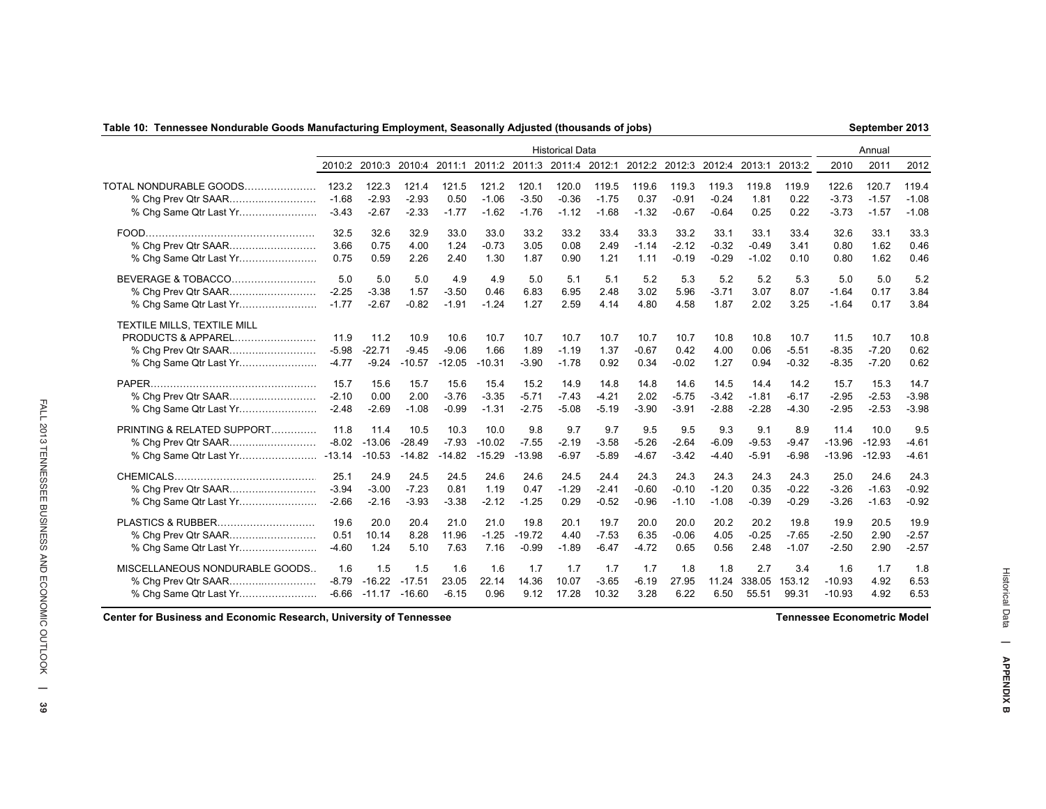**Table 10: Tennessee Nondurable Goods Manufacturing Employment, Seasonally Adjusted (thousands of jobs)** — September 2013

| | Historical Data | | | | | | | | | | | | | Annual | | |
|---|---|---|---|---|---|---|---|---|---|---|---|---|---|---|---|---|
| | 2010:2 | 2010:3 | 2010:4 | 2011:1 | 2011:2 | 2011:3 | 2011:4 | 2012:1 | 2012:2 | 2012:3 | 2012:4 | 2013:1 | 2013:2 | 2010 | 2011 | 2012 |
| TOTAL NONDURABLE GOODS | 123.2 | 122.3 | 121.4 | 121.5 | 121.2 | 120.1 | 120.0 | 119.5 | 119.6 | 119.3 | 119.3 | 119.8 | 119.9 | 122.6 | 120.7 | 119.4 |
| % Chg Prev Qtr SAAR | -1.68 | -2.93 | -2.93 | 0.50 | -1.06 | -3.50 | -0.36 | -1.75 | 0.37 | -0.91 | -0.24 | 1.81 | 0.22 | -3.73 | -1.57 | -1.08 |
| % Chg Same Qtr Last Yr | -3.43 | -2.67 | -2.33 | -1.77 | -1.62 | -1.76 | -1.12 | -1.68 | -1.32 | -0.67 | -0.64 | 0.25 | 0.22 | -3.73 | -1.57 | -1.08 |
| FOOD | 32.5 | 32.6 | 32.9 | 33.0 | 33.0 | 33.2 | 33.2 | 33.4 | 33.3 | 33.2 | 33.1 | 33.1 | 33.4 | 32.6 | 33.1 | 33.3 |
| % Chg Prev Qtr SAAR | 3.66 | 0.75 | 4.00 | 1.24 | -0.73 | 3.05 | 0.08 | 2.49 | -1.14 | -2.12 | -0.32 | -0.49 | 3.41 | 0.80 | 1.62 | 0.46 |
| % Chg Same Qtr Last Yr | 0.75 | 0.59 | 2.26 | 2.40 | 1.30 | 1.87 | 0.90 | 1.21 | 1.11 | -0.19 | -0.29 | -1.02 | 0.10 | 0.80 | 1.62 | 0.46 |
| BEVERAGE & TOBACCO | 5.0 | 5.0 | 5.0 | 4.9 | 4.9 | 5.0 | 5.1 | 5.1 | 5.2 | 5.3 | 5.2 | 5.2 | 5.3 | 5.0 | 5.0 | 5.2 |
| % Chg Prev Qtr SAAR | -2.25 | -3.38 | 1.57 | -3.50 | 0.46 | 6.83 | 6.95 | 2.48 | 3.02 | 5.96 | -3.71 | 3.07 | 8.07 | -1.64 | 0.17 | 3.84 |
| % Chg Same Qtr Last Yr | -1.77 | -2.67 | -0.82 | -1.91 | -1.24 | 1.27 | 2.59 | 4.14 | 4.80 | 4.58 | 1.87 | 2.02 | 3.25 | -1.64 | 0.17 | 3.84 |
| TEXTILE MILLS, TEXTILE MILL PRODUCTS & APPAREL | 11.9 | 11.2 | 10.9 | 10.6 | 10.7 | 10.7 | 10.7 | 10.7 | 10.7 | 10.7 | 10.8 | 10.8 | 10.7 | 11.5 | 10.7 | 10.8 |
| % Chg Prev Qtr SAAR | -5.98 | -22.71 | -9.45 | -9.06 | 1.66 | 1.89 | -1.19 | 1.37 | -0.67 | 0.42 | 4.00 | 0.06 | -5.51 | -8.35 | -7.20 | 0.62 |
| % Chg Same Qtr Last Yr | -4.77 | -9.24 | -10.57 | -12.05 | -10.31 | -3.90 | -1.78 | 0.92 | 0.34 | -0.02 | 1.27 | 0.94 | -0.32 | -8.35 | -7.20 | 0.62 |
| PAPER | 15.7 | 15.6 | 15.7 | 15.6 | 15.4 | 15.2 | 14.9 | 14.8 | 14.8 | 14.6 | 14.5 | 14.4 | 14.2 | 15.7 | 15.3 | 14.7 |
| % Chg Prev Qtr SAAR | -2.10 | 0.00 | 2.00 | -3.76 | -3.35 | -5.71 | -7.43 | -4.21 | 2.02 | -5.75 | -3.42 | -1.81 | -6.17 | -2.95 | -2.53 | -3.98 |
| % Chg Same Qtr Last Yr | -2.48 | -2.69 | -1.08 | -0.99 | -1.31 | -2.75 | -5.08 | -5.19 | -3.90 | -3.91 | -2.88 | -2.28 | -4.30 | -2.95 | -2.53 | -3.98 |
| PRINTING & RELATED SUPPORT | 11.8 | 11.4 | 10.5 | 10.3 | 10.0 | 9.8 | 9.7 | 9.7 | 9.5 | 9.5 | 9.3 | 9.1 | 8.9 | 11.4 | 10.0 | 9.5 |
| % Chg Prev Qtr SAAR | -8.02 | -13.06 | -28.49 | -7.93 | -10.02 | -7.55 | -2.19 | -3.58 | -5.26 | -2.64 | -6.09 | -9.53 | -9.47 | -13.96 | -12.93 | -4.61 |
| % Chg Same Qtr Last Yr | -13.14 | -10.53 | -14.82 | -14.82 | -15.29 | -13.98 | -6.97 | -5.89 | -4.67 | -3.42 | -4.40 | -5.91 | -6.98 | -13.96 | -12.93 | -4.61 |
| CHEMICALS | 25.1 | 24.9 | 24.5 | 24.5 | 24.6 | 24.6 | 24.5 | 24.4 | 24.3 | 24.3 | 24.3 | 24.3 | 24.3 | 25.0 | 24.6 | 24.3 |
| % Chg Prev Qtr SAAR | -3.94 | -3.00 | -7.23 | 0.81 | 1.19 | 0.47 | -1.29 | -2.41 | -0.60 | -0.10 | -1.20 | 0.35 | -0.22 | -3.26 | -1.63 | -0.92 |
| % Chg Same Qtr Last Yr | -2.66 | -2.16 | -3.93 | -3.38 | -2.12 | -1.25 | 0.29 | -0.52 | -0.96 | -1.10 | -1.08 | -0.39 | -0.29 | -3.26 | -1.63 | -0.92 |
| PLASTICS & RUBBER | 19.6 | 20.0 | 20.4 | 21.0 | 21.0 | 19.8 | 20.1 | 19.7 | 20.0 | 20.0 | 20.2 | 20.2 | 19.8 | 19.9 | 20.5 | 19.9 |
| % Chg Prev Qtr SAAR | 0.51 | 10.14 | 8.28 | 11.96 | -1.25 | -19.72 | 4.40 | -7.53 | 6.35 | -0.06 | 4.05 | -0.25 | -7.65 | -2.50 | 2.90 | -2.57 |
| % Chg Same Qtr Last Yr | -4.60 | 1.24 | 5.10 | 7.63 | 7.16 | -0.99 | -1.89 | -6.47 | -4.72 | 0.65 | 0.56 | 2.48 | -1.07 | -2.50 | 2.90 | -2.57 |
| MISCELLANEOUS NONDURABLE GOODS | 1.6 | 1.5 | 1.5 | 1.6 | 1.6 | 1.7 | 1.7 | 1.7 | 1.7 | 1.8 | 1.8 | 2.7 | 3.4 | 1.6 | 1.7 | 1.8 |
| % Chg Prev Qtr SAAR | -8.79 | -16.22 | -17.51 | 23.05 | 22.14 | 14.36 | 10.07 | -3.65 | -6.19 | 27.95 | 11.24 | 338.05 | 153.12 | -10.93 | 4.92 | 6.53 |
| % Chg Same Qtr Last Yr | -6.66 | -11.17 | -16.60 | -6.15 | 0.96 | 9.12 | 17.28 | 10.32 | 3.28 | 6.22 | 6.50 | 55.51 | 99.31 | -10.93 | 4.92 | 6.53 |

Center for Business and Economic Research, University of Tennessee — Tennessee Econometric Model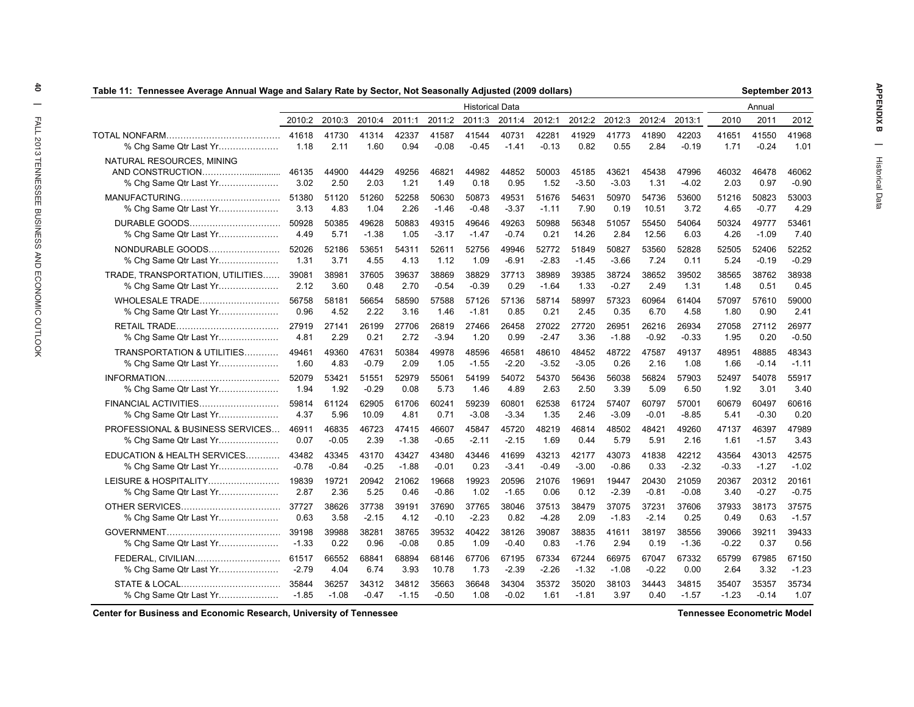**Table 11: Tennessee Average Annual Wage and Salary Rate by Sector, Not Seasonally Adjusted (2009 dollars)** — September 2013

| | Historical Data | | | | | | | | | | | | Annual | | |
|---|---|---|---|---|---|---|---|---|---|---|---|---|---|---|---|
| | 2010:2 | 2010:3 | 2010:4 | 2011:1 | 2011:2 | 2011:3 | 2011:4 | 2012:1 | 2012:2 | 2012:3 | 2012:4 | 2013:1 | 2010 | 2011 | 2012 |
| TOTAL NONFARM | 41618 | 41730 | 41314 | 42337 | 41587 | 41544 | 40731 | 42281 | 41929 | 41773 | 41890 | 42203 | 41651 | 41550 | 41968 |
| % Chg Same Qtr Last Yr | 1.18 | 2.11 | 1.60 | 0.94 | -0.08 | -0.45 | -1.41 | -0.13 | 0.82 | 0.55 | 2.84 | -0.19 | 1.71 | -0.24 | 1.01 |
| NATURAL RESOURCES, MINING AND CONSTRUCTION | 46135 | 44900 | 44429 | 49256 | 46821 | 44982 | 44852 | 50003 | 45185 | 43621 | 45438 | 47996 | 46032 | 46478 | 46062 |
| % Chg Same Qtr Last Yr | 3.02 | 2.50 | 2.03 | 1.21 | 1.49 | 0.18 | 0.95 | 1.52 | -3.50 | -3.03 | 1.31 | -4.02 | 2.03 | 0.97 | -0.90 |
| MANUFACTURING | 51380 | 51120 | 51260 | 52258 | 50630 | 50873 | 49531 | 51676 | 54631 | 50970 | 54736 | 53600 | 51216 | 50823 | 53003 |
| % Chg Same Qtr Last Yr | 3.13 | 4.83 | 1.04 | 2.26 | -1.46 | -0.48 | -3.37 | -1.11 | 7.90 | 0.19 | 10.51 | 3.72 | 4.65 | -0.77 | 4.29 |
| DURABLE GOODS | 50928 | 50385 | 49628 | 50883 | 49315 | 49646 | 49263 | 50988 | 56348 | 51057 | 55450 | 54064 | 50324 | 49777 | 53461 |
| % Chg Same Qtr Last Yr | 4.49 | 5.71 | -1.38 | 1.05 | -3.17 | -1.47 | -0.74 | 0.21 | 14.26 | 2.84 | 12.56 | 6.03 | 4.26 | -1.09 | 7.40 |
| NONDURABLE GOODS | 52026 | 52186 | 53651 | 54311 | 52611 | 52756 | 49946 | 52772 | 51849 | 50827 | 53560 | 52828 | 52505 | 52406 | 52252 |
| % Chg Same Qtr Last Yr | 1.31 | 3.71 | 4.55 | 4.13 | 1.12 | 1.09 | -6.91 | -2.83 | -1.45 | -3.66 | 7.24 | 0.11 | 5.24 | -0.19 | -0.29 |
| TRADE, TRANSPORTATION, UTILITIES | 39081 | 38981 | 37605 | 39637 | 38869 | 38829 | 37713 | 38989 | 39385 | 38724 | 38652 | 39502 | 38565 | 38762 | 38938 |
| % Chg Same Qtr Last Yr | 2.12 | 3.60 | 0.48 | 2.70 | -0.54 | -0.39 | 0.29 | -1.64 | 1.33 | -0.27 | 2.49 | 1.31 | 1.48 | 0.51 | 0.45 |
| WHOLESALE TRADE | 56758 | 58181 | 56654 | 58590 | 57588 | 57126 | 57136 | 58714 | 58997 | 57323 | 60964 | 61404 | 57097 | 57610 | 59000 |
| % Chg Same Qtr Last Yr | 0.96 | 4.52 | 2.22 | 3.16 | 1.46 | -1.81 | 0.85 | 0.21 | 2.45 | 0.35 | 6.70 | 4.58 | 1.80 | 0.90 | 2.41 |
| RETAIL TRADE | 27919 | 27141 | 26199 | 27706 | 26819 | 27466 | 26458 | 27022 | 27720 | 26951 | 26216 | 26934 | 27058 | 27112 | 26977 |
| % Chg Same Qtr Last Yr | 4.81 | 2.29 | 0.21 | 2.72 | -3.94 | 1.20 | 0.99 | -2.47 | 3.36 | -1.88 | -0.92 | -0.33 | 1.95 | 0.20 | -0.50 |
| TRANSPORTATION & UTILITIES | 49461 | 49360 | 47631 | 50384 | 49978 | 48596 | 46581 | 48610 | 48452 | 48722 | 47587 | 49137 | 48951 | 48885 | 48343 |
| % Chg Same Qtr Last Yr | 1.60 | 4.83 | -0.79 | 2.09 | 1.05 | -1.55 | -2.20 | -3.52 | -3.05 | 0.26 | 2.16 | 1.08 | 1.66 | -0.14 | -1.11 |
| INFORMATION | 52079 | 53421 | 51551 | 52979 | 55061 | 54199 | 54072 | 54370 | 56436 | 56038 | 56824 | 57903 | 52497 | 54078 | 55917 |
| % Chg Same Qtr Last Yr | 1.94 | 1.92 | -0.29 | 0.08 | 5.73 | 1.46 | 4.89 | 2.63 | 2.50 | 3.39 | 5.09 | 6.50 | 1.92 | 3.01 | 3.40 |
| FINANCIAL ACTIVITIES | 59814 | 61124 | 62905 | 61706 | 60241 | 59239 | 60801 | 62538 | 61724 | 57407 | 60797 | 57001 | 60679 | 60497 | 60616 |
| % Chg Same Qtr Last Yr | 5.37 | 5.96 | 10.09 | 4.81 | 0.71 | -3.08 | -3.34 | 1.35 | 2.46 | -3.09 | -0.01 | -8.85 | 5.41 | -0.30 | 0.20 |
| PROFESSIONAL & BUSINESS SERVICES | 46911 | 46835 | 46723 | 47415 | 46607 | 45847 | 45720 | 48219 | 46814 | 48502 | 48421 | 49260 | 47137 | 46397 | 47989 |
| % Chg Same Qtr Last Yr | 0.07 | -0.05 | 2.39 | -1.38 | -0.65 | -2.11 | -2.15 | 1.69 | 0.44 | 5.79 | 5.91 | 2.16 | 1.61 | -1.57 | 3.43 |
| EDUCATION & HEALTH SERVICES | 43482 | 43345 | 43170 | 43427 | 43480 | 43446 | 41699 | 43213 | 42177 | 43073 | 41838 | 42212 | 43564 | 43013 | 42575 |
| % Chg Same Qtr Last Yr | -0.78 | -0.84 | -0.25 | -1.88 | -0.01 | 0.23 | -3.41 | -0.49 | -3.00 | -0.86 | 0.33 | -2.32 | -0.33 | -1.27 | -1.02 |
| LEISURE & HOSPITALITY | 19839 | 19721 | 20942 | 21062 | 19668 | 19923 | 20596 | 21076 | 19691 | 19447 | 20430 | 21059 | 20367 | 20312 | 20161 |
| % Chg Same Qtr Last Yr | 2.87 | 2.36 | 5.25 | 0.46 | -0.86 | 1.02 | -1.65 | 0.06 | 0.12 | -2.39 | -0.81 | -0.08 | 3.40 | -0.27 | -0.75 |
| OTHER SERVICES | 37727 | 38626 | 37738 | 39191 | 37690 | 37765 | 38046 | 37513 | 38479 | 37075 | 37231 | 37606 | 37933 | 38173 | 37575 |
| % Chg Same Qtr Last Yr | 0.63 | 3.58 | -2.15 | 4.12 | -0.10 | -2.23 | 0.82 | -4.28 | 2.09 | -1.83 | -2.14 | 0.25 | 0.49 | 0.63 | -1.57 |
| GOVERNMENT | 39198 | 39988 | 38281 | 38765 | 39532 | 40422 | 38126 | 39087 | 38835 | 41611 | 38197 | 38556 | 39066 | 39211 | 39433 |
| % Chg Same Qtr Last Yr | -1.33 | 0.22 | 0.96 | -0.08 | 0.85 | 1.09 | -0.40 | 0.83 | -1.76 | 2.94 | 0.19 | -1.36 | -0.22 | 0.37 | 0.56 |
| FEDERAL, CIVILIAN | 61517 | 66552 | 68841 | 68894 | 68146 | 67706 | 67195 | 67334 | 67244 | 66975 | 67047 | 67332 | 65799 | 67985 | 67150 |
| % Chg Same Qtr Last Yr | -2.79 | 4.04 | 6.74 | 3.93 | 10.78 | 1.73 | -2.39 | -2.26 | -1.32 | -1.08 | -0.22 | 0.00 | 2.64 | 3.32 | -1.23 |
| STATE & LOCAL | 35844 | 36257 | 34312 | 34812 | 35663 | 36648 | 34304 | 35372 | 35020 | 38103 | 34443 | 34815 | 35407 | 35357 | 35734 |
| % Chg Same Qtr Last Yr | -1.85 | -1.08 | -0.47 | -1.15 | -0.50 | 1.08 | -0.02 | 1.61 | -1.81 | 3.97 | 0.40 | -1.57 | -1.23 | -0.14 | 1.07 |

Center for Business and Economic Research, University of Tennessee — Tennessee Econometric Model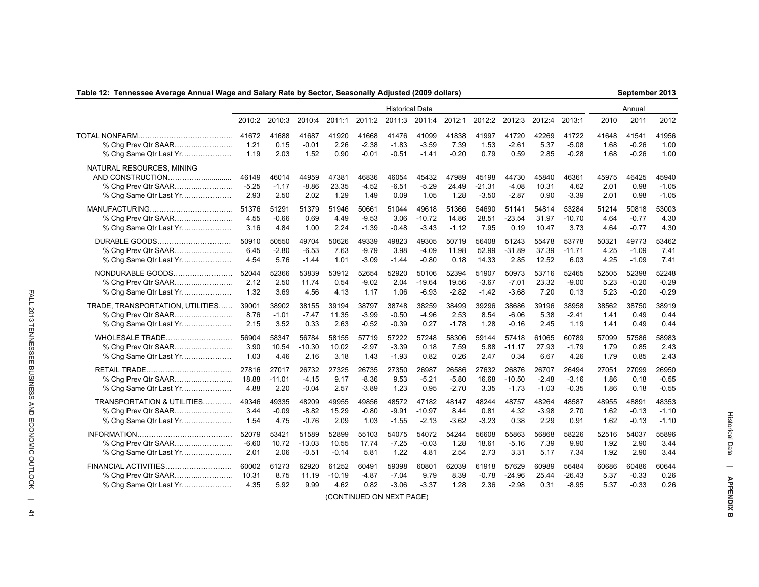**Table 12: Tennessee Average Annual Wage and Salary Rate by Sector, Seasonally Adjusted (2009 dollars)**

September 2013

| | Historical Data | | | | | | | | | | | | Annual | | |
|---|---|---|---|---|---|---|---|---|---|---|---|---|---|---|---|
| | 2010:2 | 2010:3 | 2010:4 | 2011:1 | 2011:2 | 2011:3 | 2011:4 | 2012:1 | 2012:2 | 2012:3 | 2012:4 | 2013:1 | 2010 | 2011 | 2012 |
| TOTAL NONFARM | 41672 | 41688 | 41687 | 41920 | 41668 | 41476 | 41099 | 41838 | 41997 | 41720 | 42269 | 41722 | 41648 | 41541 | 41956 |
| % Chg Prev Qtr SAAR | 1.21 | 0.15 | -0.01 | 2.26 | -2.38 | -1.83 | -3.59 | 7.39 | 1.53 | -2.61 | 5.37 | -5.08 | 1.68 | -0.26 | 1.00 |
| % Chg Same Qtr Last Yr | 1.19 | 2.03 | 1.52 | 0.90 | -0.01 | -0.51 | -1.41 | -0.20 | 0.79 | 0.59 | 2.85 | -0.28 | 1.68 | -0.26 | 1.00 |
| NATURAL RESOURCES, MINING AND CONSTRUCTION | 46149 | 46014 | 44959 | 47381 | 46836 | 46054 | 45432 | 47989 | 45198 | 44730 | 45840 | 46361 | 45975 | 46425 | 45940 |
| % Chg Prev Qtr SAAR | -5.25 | -1.17 | -8.86 | 23.35 | -4.52 | -6.51 | -5.29 | 24.49 | -21.31 | -4.08 | 10.31 | 4.62 | 2.01 | 0.98 | -1.05 |
| % Chg Same Qtr Last Yr | 2.93 | 2.50 | 2.02 | 1.29 | 1.49 | 0.09 | 1.05 | 1.28 | -3.50 | -2.87 | 0.90 | -3.39 | 2.01 | 0.98 | -1.05 |
| MANUFACTURING | 51376 | 51291 | 51379 | 51946 | 50661 | 51044 | 49618 | 51366 | 54690 | 51141 | 54814 | 53284 | 51214 | 50818 | 53003 |
| % Chg Prev Qtr SAAR | 4.55 | -0.66 | 0.69 | 4.49 | -9.53 | 3.06 | -10.72 | 14.86 | 28.51 | -23.54 | 31.97 | -10.70 | 4.64 | -0.77 | 4.30 |
| % Chg Same Qtr Last Yr | 3.16 | 4.84 | 1.00 | 2.24 | -1.39 | -0.48 | -3.43 | -1.12 | 7.95 | 0.19 | 10.47 | 3.73 | 4.64 | -0.77 | 4.30 |
| DURABLE GOODS | 50910 | 50550 | 49704 | 50626 | 49339 | 49823 | 49305 | 50719 | 56408 | 51243 | 55478 | 53778 | 50321 | 49773 | 53462 |
| % Chg Prev Qtr SAAR | 6.45 | -2.80 | -6.53 | 7.63 | -9.79 | 3.98 | -4.09 | 11.98 | 52.99 | -31.89 | 37.39 | -11.71 | 4.25 | -1.09 | 7.41 |
| % Chg Same Qtr Last Yr | 4.54 | 5.76 | -1.44 | 1.01 | -3.09 | -1.44 | -0.80 | 0.18 | 14.33 | 2.85 | 12.52 | 6.03 | 4.25 | -1.09 | 7.41 |
| NONDURABLE GOODS | 52044 | 52366 | 53839 | 53912 | 52654 | 52920 | 50106 | 52394 | 51907 | 50973 | 53716 | 52465 | 52505 | 52398 | 52248 |
| % Chg Prev Qtr SAAR | 2.12 | 2.50 | 11.74 | 0.54 | -9.02 | 2.04 | -19.64 | 19.56 | -3.67 | -7.01 | 23.32 | -9.00 | 5.23 | -0.20 | -0.29 |
| % Chg Same Qtr Last Yr | 1.32 | 3.69 | 4.56 | 4.13 | 1.17 | 1.06 | -6.93 | -2.82 | -1.42 | -3.68 | 7.20 | 0.13 | 5.23 | -0.20 | -0.29 |
| TRADE, TRANSPORTATION, UTILITIES | 39001 | 38902 | 38155 | 39194 | 38797 | 38748 | 38259 | 38499 | 39296 | 38686 | 39196 | 38958 | 38562 | 38750 | 38919 |
| % Chg Prev Qtr SAAR | 8.76 | -1.01 | -7.47 | 11.35 | -3.99 | -0.50 | -4.96 | 2.53 | 8.54 | -6.06 | 5.38 | -2.41 | 1.41 | 0.49 | 0.44 |
| % Chg Same Qtr Last Yr | 2.15 | 3.52 | 0.33 | 2.63 | -0.52 | -0.39 | 0.27 | -1.78 | 1.28 | -0.16 | 2.45 | 1.19 | 1.41 | 0.49 | 0.44 |
| WHOLESALE TRADE | 56904 | 58347 | 56784 | 58155 | 57719 | 57222 | 57248 | 58306 | 59144 | 57418 | 61065 | 60789 | 57099 | 57586 | 58983 |
| % Chg Prev Qtr SAAR | 3.90 | 10.54 | -10.30 | 10.02 | -2.97 | -3.39 | 0.18 | 7.59 | 5.88 | -11.17 | 27.93 | -1.79 | 1.79 | 0.85 | 2.43 |
| % Chg Same Qtr Last Yr | 1.03 | 4.46 | 2.16 | 3.18 | 1.43 | -1.93 | 0.82 | 0.26 | 2.47 | 0.34 | 6.67 | 4.26 | 1.79 | 0.85 | 2.43 |
| RETAIL TRADE | 27816 | 27017 | 26732 | 27325 | 26735 | 27350 | 26987 | 26586 | 27632 | 26876 | 26707 | 26494 | 27051 | 27099 | 26950 |
| % Chg Prev Qtr SAAR | 18.88 | -11.01 | -4.15 | 9.17 | -8.36 | 9.53 | -5.21 | -5.80 | 16.68 | -10.50 | -2.48 | -3.16 | 1.86 | 0.18 | -0.55 |
| % Chg Same Qtr Last Yr | 4.88 | 2.20 | -0.04 | 2.57 | -3.89 | 1.23 | 0.95 | -2.70 | 3.35 | -1.73 | -1.03 | -0.35 | 1.86 | 0.18 | -0.55 |
| TRANSPORTATION & UTILITIES | 49346 | 49335 | 48209 | 49955 | 49856 | 48572 | 47182 | 48147 | 48244 | 48757 | 48264 | 48587 | 48955 | 48891 | 48353 |
| % Chg Prev Qtr SAAR | 3.44 | -0.09 | -8.82 | 15.29 | -0.80 | -9.91 | -10.97 | 8.44 | 0.81 | 4.32 | -3.98 | 2.70 | 1.62 | -0.13 | -1.10 |
| % Chg Same Qtr Last Yr | 1.54 | 4.75 | -0.76 | 2.09 | 1.03 | -1.55 | -2.13 | -3.62 | -3.23 | 0.38 | 2.29 | 0.91 | 1.62 | -0.13 | -1.10 |
| INFORMATION | 52079 | 53421 | 51589 | 52899 | 55103 | 54075 | 54072 | 54244 | 56608 | 55863 | 56868 | 58226 | 52516 | 54037 | 55896 |
| % Chg Prev Qtr SAAR | -6.60 | 10.72 | -13.03 | 10.55 | 17.74 | -7.25 | -0.03 | 1.28 | 18.61 | -5.16 | 7.39 | 9.90 | 1.92 | 2.90 | 3.44 |
| % Chg Same Qtr Last Yr | 2.01 | 2.06 | -0.51 | -0.14 | 5.81 | 1.22 | 4.81 | 2.54 | 2.73 | 3.31 | 5.17 | 7.34 | 1.92 | 2.90 | 3.44 |
| FINANCIAL ACTIVITIES | 60002 | 61273 | 62920 | 61252 | 60491 | 59398 | 60801 | 62039 | 61918 | 57629 | 60989 | 56484 | 60686 | 60486 | 60644 |
| % Chg Prev Qtr SAAR | 10.31 | 8.75 | 11.19 | -10.19 | -4.87 | -7.04 | 9.79 | 8.39 | -0.78 | -24.96 | 25.44 | -26.43 | 5.37 | -0.33 | 0.26 |
| % Chg Same Qtr Last Yr | 4.35 | 5.92 | 9.99 | 4.62 | 0.82 | -3.06 | -3.37 | 1.28 | 2.36 | -2.98 | 0.31 | -8.95 | 5.37 | -0.33 | 0.26 |

(CONTINUED ON NEXT PAGE)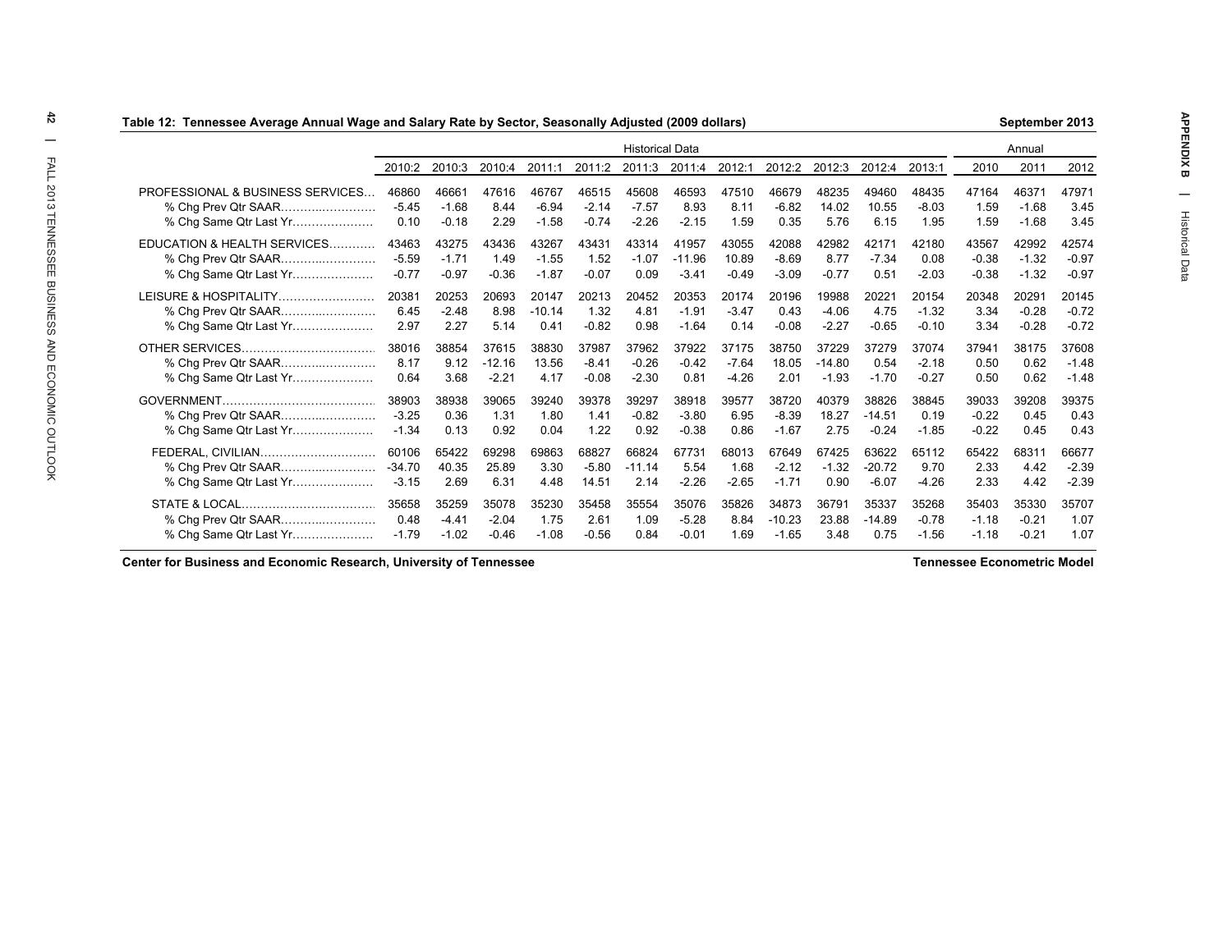**Table 12: Tennessee Average Annual Wage and Salary Rate by Sector, Seasonally Adjusted (2009 dollars)**

**September 2013**

| | Historical Data | | | | | | | | | | | | Annual | | |
|---|---|---|---|---|---|---|---|---|---|---|---|---|---|---|---|
| | 2010:2 | 2010:3 | 2010:4 | 2011:1 | 2011:2 | 2011:3 | 2011:4 | 2012:1 | 2012:2 | 2012:3 | 2012:4 | 2013:1 | 2010 | 2011 | 2012 |
| PROFESSIONAL & BUSINESS SERVICES | 46860 | 46661 | 47616 | 46767 | 46515 | 45608 | 46593 | 47510 | 46679 | 48235 | 49460 | 48435 | 47164 | 46371 | 47971 |
| % Chg Prev Qtr SAAR | -5.45 | -1.68 | 8.44 | -6.94 | -2.14 | -7.57 | 8.93 | 8.11 | -6.82 | 14.02 | 10.55 | -8.03 | 1.59 | -1.68 | 3.45 |
| % Chg Same Qtr Last Yr | 0.10 | -0.18 | 2.29 | -1.58 | -0.74 | -2.26 | -2.15 | 1.59 | 0.35 | 5.76 | 6.15 | 1.95 | 1.59 | -1.68 | 3.45 |
| EDUCATION & HEALTH SERVICES | 43463 | 43275 | 43436 | 43267 | 43431 | 43314 | 41957 | 43055 | 42088 | 42982 | 42171 | 42180 | 43567 | 42992 | 42574 |
| % Chg Prev Qtr SAAR | -5.59 | -1.71 | 1.49 | -1.55 | 1.52 | -1.07 | -11.96 | 10.89 | -8.69 | 8.77 | -7.34 | 0.08 | -0.38 | -1.32 | -0.97 |
| % Chg Same Qtr Last Yr | -0.77 | -0.97 | -0.36 | -1.87 | -0.07 | 0.09 | -3.41 | -0.49 | -3.09 | -0.77 | 0.51 | -2.03 | -0.38 | -1.32 | -0.97 |
| LEISURE & HOSPITALITY | 20381 | 20253 | 20693 | 20147 | 20213 | 20452 | 20353 | 20174 | 20196 | 19988 | 20221 | 20154 | 20348 | 20291 | 20145 |
| % Chg Prev Qtr SAAR | 6.45 | -2.48 | 8.98 | -10.14 | 1.32 | 4.81 | -1.91 | -3.47 | 0.43 | -4.06 | 4.75 | -1.32 | 3.34 | -0.28 | -0.72 |
| % Chg Same Qtr Last Yr | 2.97 | 2.27 | 5.14 | 0.41 | -0.82 | 0.98 | -1.64 | 0.14 | -0.08 | -2.27 | -0.65 | -0.10 | 3.34 | -0.28 | -0.72 |
| OTHER SERVICES | 38016 | 38854 | 37615 | 38830 | 37987 | 37962 | 37922 | 37175 | 38750 | 37229 | 37279 | 37074 | 37941 | 38175 | 37608 |
| % Chg Prev Qtr SAAR | 8.17 | 9.12 | -12.16 | 13.56 | -8.41 | -0.26 | -0.42 | -7.64 | 18.05 | -14.80 | 0.54 | -2.18 | 0.50 | 0.62 | -1.48 |
| % Chg Same Qtr Last Yr | 0.64 | 3.68 | -2.21 | 4.17 | -0.08 | -2.30 | 0.81 | -4.26 | 2.01 | -1.93 | -1.70 | -0.27 | 0.50 | 0.62 | -1.48 |
| GOVERNMENT | 38903 | 38938 | 39065 | 39240 | 39378 | 39297 | 38918 | 39577 | 38720 | 40379 | 38826 | 38845 | 39033 | 39208 | 39375 |
| % Chg Prev Qtr SAAR | -3.25 | 0.36 | 1.31 | 1.80 | 1.41 | -0.82 | -3.80 | 6.95 | -8.39 | 18.27 | -14.51 | 0.19 | -0.22 | 0.45 | 0.43 |
| % Chg Same Qtr Last Yr | -1.34 | 0.13 | 0.92 | 0.04 | 1.22 | 0.92 | -0.38 | 0.86 | -1.67 | 2.75 | -0.24 | -1.85 | -0.22 | 0.45 | 0.43 |
| FEDERAL, CIVILIAN | 60106 | 65422 | 69298 | 69863 | 68827 | 66824 | 67731 | 68013 | 67649 | 67425 | 63622 | 65112 | 65422 | 68311 | 66677 |
| % Chg Prev Qtr SAAR | -34.70 | 40.35 | 25.89 | 3.30 | -5.80 | -11.14 | 5.54 | 1.68 | -2.12 | -1.32 | -20.72 | 9.70 | 2.33 | 4.42 | -2.39 |
| % Chg Same Qtr Last Yr | -3.15 | 2.69 | 6.31 | 4.48 | 14.51 | 2.14 | -2.26 | -2.65 | -1.71 | 0.90 | -6.07 | -4.26 | 2.33 | 4.42 | -2.39 |
| STATE & LOCAL | 35658 | 35259 | 35078 | 35230 | 35458 | 35554 | 35076 | 35826 | 34873 | 36791 | 35337 | 35268 | 35403 | 35330 | 35707 |
| % Chg Prev Qtr SAAR | 0.48 | -4.41 | -2.04 | 1.75 | 2.61 | 1.09 | -5.28 | 8.84 | -10.23 | 23.88 | -14.89 | -0.78 | -1.18 | -0.21 | 1.07 |
| % Chg Same Qtr Last Yr | -1.79 | -1.02 | -0.46 | -1.08 | -0.56 | 0.84 | -0.01 | 1.69 | -1.65 | 3.48 | 0.75 | -1.56 | -1.18 | -0.21 | 1.07 |

**Center for Business and Economic Research, University of Tennessee** — **Tennessee Econometric Model**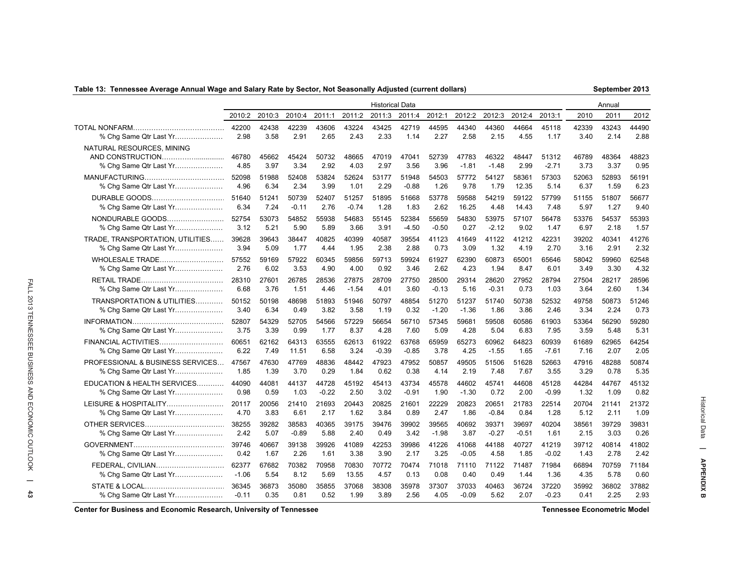**Table 13: Tennessee Average Annual Wage and Salary Rate by Sector, Not Seasonally Adjusted (current dollars)**

September 2013

| | Historical Data | | | | | | | | | | | | Annual | | |
|---|---|---|---|---|---|---|---|---|---|---|---|---|---|---|---|
| | 2010:2 | 2010:3 | 2010:4 | 2011:1 | 2011:2 | 2011:3 | 2011:4 | 2012:1 | 2012:2 | 2012:3 | 2012:4 | 2013:1 | 2010 | 2011 | 2012 |
| TOTAL NONFARM | 42200 | 42438 | 42239 | 43606 | 43224 | 43425 | 42719 | 44595 | 44340 | 44360 | 44664 | 45118 | 42339 | 43243 | 44490 |
| % Chg Same Qtr Last Yr | 2.98 | 3.58 | 2.91 | 2.65 | 2.43 | 2.33 | 1.14 | 2.27 | 2.58 | 2.15 | 4.55 | 1.17 | 3.40 | 2.14 | 2.88 |
| NATURAL RESOURCES, MINING AND CONSTRUCTION | 46780 | 45662 | 45424 | 50732 | 48665 | 47019 | 47041 | 52739 | 47783 | 46322 | 48447 | 51312 | 46789 | 48364 | 48823 |
| % Chg Same Qtr Last Yr | 4.85 | 3.97 | 3.34 | 2.92 | 4.03 | 2.97 | 3.56 | 3.96 | -1.81 | -1.48 | 2.99 | -2.71 | 3.73 | 3.37 | 0.95 |
| MANUFACTURING | 52098 | 51988 | 52408 | 53824 | 52624 | 53177 | 51948 | 54503 | 57772 | 54127 | 58361 | 57303 | 52063 | 52893 | 56191 |
| % Chg Same Qtr Last Yr | 4.96 | 6.34 | 2.34 | 3.99 | 1.01 | 2.29 | -0.88 | 1.26 | 9.78 | 1.79 | 12.35 | 5.14 | 6.37 | 1.59 | 6.23 |
| DURABLE GOODS | 51640 | 51241 | 50739 | 52407 | 51257 | 51895 | 51668 | 53778 | 59588 | 54219 | 59122 | 57799 | 51155 | 51807 | 56677 |
| % Chg Same Qtr Last Yr | 6.34 | 7.24 | -0.11 | 2.76 | -0.74 | 1.28 | 1.83 | 2.62 | 16.25 | 4.48 | 14.43 | 7.48 | 5.97 | 1.27 | 9.40 |
| NONDURABLE GOODS | 52754 | 53073 | 54852 | 55938 | 54683 | 55145 | 52384 | 55659 | 54830 | 53975 | 57107 | 56478 | 53376 | 54537 | 55393 |
| % Chg Same Qtr Last Yr | 3.12 | 5.21 | 5.90 | 5.89 | 3.66 | 3.91 | -4.50 | -0.50 | 0.27 | -2.12 | 9.02 | 1.47 | 6.97 | 2.18 | 1.57 |
| TRADE, TRANSPORTATION, UTILITIES | 39628 | 39643 | 38447 | 40825 | 40399 | 40587 | 39554 | 41123 | 41649 | 41122 | 41212 | 42231 | 39202 | 40341 | 41276 |
| % Chg Same Qtr Last Yr | 3.94 | 5.09 | 1.77 | 4.44 | 1.95 | 2.38 | 2.88 | 0.73 | 3.09 | 1.32 | 4.19 | 2.70 | 3.16 | 2.91 | 2.32 |
| WHOLESALE TRADE | 57552 | 59169 | 57922 | 60345 | 59856 | 59713 | 59924 | 61927 | 62390 | 60873 | 65001 | 65646 | 58042 | 59960 | 62548 |
| % Chg Same Qtr Last Yr | 2.76 | 6.02 | 3.53 | 4.90 | 4.00 | 0.92 | 3.46 | 2.62 | 4.23 | 1.94 | 8.47 | 6.01 | 3.49 | 3.30 | 4.32 |
| RETAIL TRADE | 28310 | 27601 | 26785 | 28536 | 27875 | 28709 | 27750 | 28500 | 29314 | 28620 | 27952 | 28794 | 27504 | 28217 | 28596 |
| % Chg Same Qtr Last Yr | 6.68 | 3.76 | 1.51 | 4.46 | -1.54 | 4.01 | 3.60 | -0.13 | 5.16 | -0.31 | 0.73 | 1.03 | 3.64 | 2.60 | 1.34 |
| TRANSPORTATION & UTILITIES | 50152 | 50198 | 48698 | 51893 | 51946 | 50797 | 48854 | 51270 | 51237 | 51740 | 50738 | 52532 | 49758 | 50873 | 51246 |
| % Chg Same Qtr Last Yr | 3.40 | 6.34 | 0.49 | 3.82 | 3.58 | 1.19 | 0.32 | -1.20 | -1.36 | 1.86 | 3.86 | 2.46 | 3.34 | 2.24 | 0.73 |
| INFORMATION | 52807 | 54329 | 52705 | 54566 | 57229 | 56654 | 56710 | 57345 | 59681 | 59508 | 60586 | 61903 | 53364 | 56290 | 59280 |
| % Chg Same Qtr Last Yr | 3.75 | 3.39 | 0.99 | 1.77 | 8.37 | 4.28 | 7.60 | 5.09 | 4.28 | 5.04 | 6.83 | 7.95 | 3.59 | 5.48 | 5.31 |
| FINANCIAL ACTIVITIES | 60651 | 62162 | 64313 | 63555 | 62613 | 61922 | 63768 | 65959 | 65273 | 60962 | 64823 | 60939 | 61689 | 62965 | 64254 |
| % Chg Same Qtr Last Yr | 6.22 | 7.49 | 11.51 | 6.58 | 3.24 | -0.39 | -0.85 | 3.78 | 4.25 | -1.55 | 1.65 | -7.61 | 7.16 | 2.07 | 2.05 |
| PROFESSIONAL & BUSINESS SERVICES | 47567 | 47630 | 47769 | 48836 | 48442 | 47923 | 47952 | 50857 | 49505 | 51506 | 51628 | 52663 | 47916 | 48288 | 50874 |
| % Chg Same Qtr Last Yr | 1.85 | 1.39 | 3.70 | 0.29 | 1.84 | 0.62 | 0.38 | 4.14 | 2.19 | 7.48 | 7.67 | 3.55 | 3.29 | 0.78 | 5.35 |
| EDUCATION & HEALTH SERVICES | 44090 | 44081 | 44137 | 44728 | 45192 | 45413 | 43734 | 45578 | 44602 | 45741 | 44608 | 45128 | 44284 | 44767 | 45132 |
| % Chg Same Qtr Last Yr | 0.98 | 0.59 | 1.03 | -0.22 | 2.50 | 3.02 | -0.91 | 1.90 | -1.30 | 0.72 | 2.00 | -0.99 | 1.32 | 1.09 | 0.82 |
| LEISURE & HOSPITALITY | 20117 | 20056 | 21410 | 21693 | 20443 | 20825 | 21601 | 22229 | 20823 | 20651 | 21783 | 22514 | 20704 | 21141 | 21372 |
| % Chg Same Qtr Last Yr | 4.70 | 3.83 | 6.61 | 2.17 | 1.62 | 3.84 | 0.89 | 2.47 | 1.86 | -0.84 | 0.84 | 1.28 | 5.12 | 2.11 | 1.09 |
| OTHER SERVICES | 38255 | 39282 | 38583 | 40365 | 39175 | 39476 | 39902 | 39565 | 40692 | 39371 | 39697 | 40204 | 38561 | 39729 | 39831 |
| % Chg Same Qtr Last Yr | 2.42 | 5.07 | -0.89 | 5.88 | 2.40 | 0.49 | 3.42 | -1.98 | 3.87 | -0.27 | -0.51 | 1.61 | 2.15 | 3.03 | 0.26 |
| GOVERNMENT | 39746 | 40667 | 39138 | 39926 | 41089 | 42253 | 39986 | 41226 | 41068 | 44188 | 40727 | 41219 | 39712 | 40814 | 41802 |
| % Chg Same Qtr Last Yr | 0.42 | 1.67 | 2.26 | 1.61 | 3.38 | 3.90 | 2.17 | 3.25 | -0.05 | 4.58 | 1.85 | -0.02 | 1.43 | 2.78 | 2.42 |
| FEDERAL, CIVILIAN | 62377 | 67682 | 70382 | 70958 | 70830 | 70772 | 70474 | 71018 | 71110 | 71122 | 71487 | 71984 | 66894 | 70759 | 71184 |
| % Chg Same Qtr Last Yr | -1.06 | 5.54 | 8.12 | 5.69 | 13.55 | 4.57 | 0.13 | 0.08 | 0.40 | 0.49 | 1.44 | 1.36 | 4.35 | 5.78 | 0.60 |
| STATE & LOCAL | 36345 | 36873 | 35080 | 35855 | 37068 | 38308 | 35978 | 37307 | 37033 | 40463 | 36724 | 37220 | 35992 | 36802 | 37882 |
| % Chg Same Qtr Last Yr | -0.11 | 0.35 | 0.81 | 0.52 | 1.99 | 3.89 | 2.56 | 4.05 | -0.09 | 5.62 | 2.07 | -0.23 | 0.41 | 2.25 | 2.93 |

Center for Business and Economic Research, University of Tennessee — Tennessee Econometric Model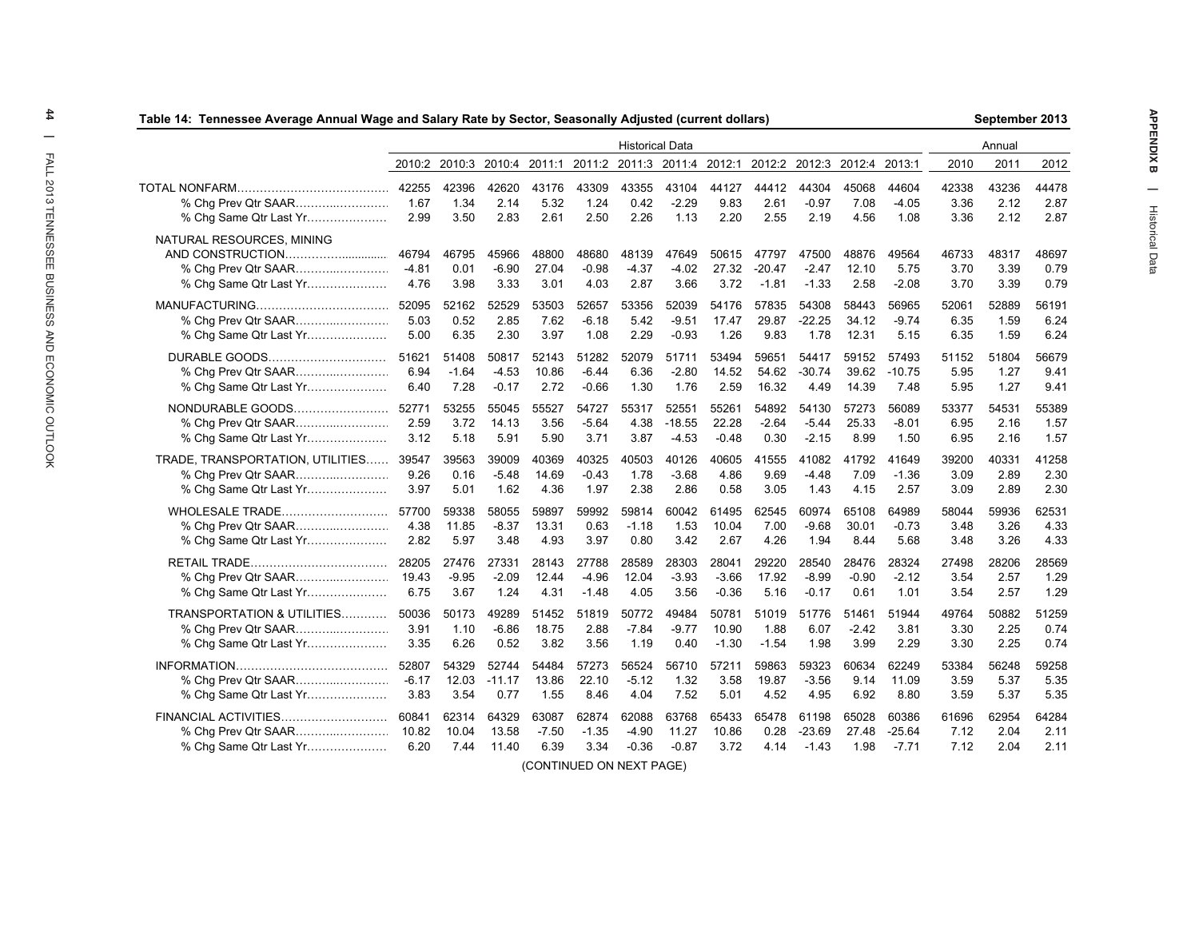**Table 14: Tennessee Average Annual Wage and Salary Rate by Sector, Seasonally Adjusted (current dollars)** — September 2013

| | Historical Data | | | | | | | | | | | | Annual | | |
|---|---|---|---|---|---|---|---|---|---|---|---|---|---|---|---|
| | 2010:2 | 2010:3 | 2010:4 | 2011:1 | 2011:2 | 2011:3 | 2011:4 | 2012:1 | 2012:2 | 2012:3 | 2012:4 | 2013:1 | 2010 | 2011 | 2012 |
| TOTAL NONFARM | 42255 | 42396 | 42620 | 43176 | 43309 | 43355 | 43104 | 44127 | 44412 | 44304 | 45068 | 44604 | 42338 | 43236 | 44478 |
| % Chg Prev Qtr SAAR | 1.67 | 1.34 | 2.14 | 5.32 | 1.24 | 0.42 | -2.29 | 9.83 | 2.61 | -0.97 | 7.08 | -4.05 | 3.36 | 2.12 | 2.87 |
| % Chg Same Qtr Last Yr | 2.99 | 3.50 | 2.83 | 2.61 | 2.50 | 2.26 | 1.13 | 2.20 | 2.55 | 2.19 | 4.56 | 1.08 | 3.36 | 2.12 | 2.87 |
| NATURAL RESOURCES, MINING AND CONSTRUCTION | 46794 | 46795 | 45966 | 48800 | 48680 | 48139 | 47649 | 50615 | 47797 | 47500 | 48876 | 49564 | 46733 | 48317 | 48697 |
| % Chg Prev Qtr SAAR | -4.81 | 0.01 | -6.90 | 27.04 | -0.98 | -4.37 | -4.02 | 27.32 | -20.47 | -2.47 | 12.10 | 5.75 | 3.70 | 3.39 | 0.79 |
| % Chg Same Qtr Last Yr | 4.76 | 3.98 | 3.33 | 3.01 | 4.03 | 2.87 | 3.66 | 3.72 | -1.81 | -1.33 | 2.58 | -2.08 | 3.70 | 3.39 | 0.79 |
| MANUFACTURING | 52095 | 52162 | 52529 | 53503 | 52657 | 53356 | 52039 | 54176 | 57835 | 54308 | 58443 | 56965 | 52061 | 52889 | 56191 |
| % Chg Prev Qtr SAAR | 5.03 | 0.52 | 2.85 | 7.62 | -6.18 | 5.42 | -9.51 | 17.47 | 29.87 | -22.25 | 34.12 | -9.74 | 6.35 | 1.59 | 6.24 |
| % Chg Same Qtr Last Yr | 5.00 | 6.35 | 2.30 | 3.97 | 1.08 | 2.29 | -0.93 | 1.26 | 9.83 | 1.78 | 12.31 | 5.15 | 6.35 | 1.59 | 6.24 |
| DURABLE GOODS | 51621 | 51408 | 50817 | 52143 | 51282 | 52079 | 51711 | 53494 | 59651 | 54417 | 59152 | 57493 | 51152 | 51804 | 56679 |
| % Chg Prev Qtr SAAR | 6.94 | -1.64 | -4.53 | 10.86 | -6.44 | 6.36 | -2.80 | 14.52 | 54.62 | -30.74 | 39.62 | -10.75 | 5.95 | 1.27 | 9.41 |
| % Chg Same Qtr Last Yr | 6.40 | 7.28 | -0.17 | 2.72 | -0.66 | 1.30 | 1.76 | 2.59 | 16.32 | 4.49 | 14.39 | 7.48 | 5.95 | 1.27 | 9.41 |
| NONDURABLE GOODS | 52771 | 53255 | 55045 | 55527 | 54727 | 55317 | 52551 | 55261 | 54892 | 54130 | 57273 | 56089 | 53377 | 54531 | 55389 |
| % Chg Prev Qtr SAAR | 2.59 | 3.72 | 14.13 | 3.56 | -5.64 | 4.38 | -18.55 | 22.28 | -2.64 | -5.44 | 25.33 | -8.01 | 6.95 | 2.16 | 1.57 |
| % Chg Same Qtr Last Yr | 3.12 | 5.18 | 5.91 | 5.90 | 3.71 | 3.87 | -4.53 | -0.48 | 0.30 | -2.15 | 8.99 | 1.50 | 6.95 | 2.16 | 1.57 |
| TRADE, TRANSPORTATION, UTILITIES | 39547 | 39563 | 39009 | 40369 | 40325 | 40503 | 40126 | 40605 | 41555 | 41082 | 41792 | 41649 | 39200 | 40331 | 41258 |
| % Chg Prev Qtr SAAR | 9.26 | 0.16 | -5.48 | 14.69 | -0.43 | 1.78 | -3.68 | 4.86 | 9.69 | -4.48 | 7.09 | -1.36 | 3.09 | 2.89 | 2.30 |
| % Chg Same Qtr Last Yr | 3.97 | 5.01 | 1.62 | 4.36 | 1.97 | 2.38 | 2.86 | 0.58 | 3.05 | 1.43 | 4.15 | 2.57 | 3.09 | 2.89 | 2.30 |
| WHOLESALE TRADE | 57700 | 59338 | 58055 | 59897 | 59992 | 59814 | 60042 | 61495 | 62545 | 60974 | 65108 | 64989 | 58044 | 59936 | 62531 |
| % Chg Prev Qtr SAAR | 4.38 | 11.85 | -8.37 | 13.31 | 0.63 | -1.18 | 1.53 | 10.04 | 7.00 | -9.68 | 30.01 | -0.73 | 3.48 | 3.26 | 4.33 |
| % Chg Same Qtr Last Yr | 2.82 | 5.97 | 3.48 | 4.93 | 3.97 | 0.80 | 3.42 | 2.67 | 4.26 | 1.94 | 8.44 | 5.68 | 3.48 | 3.26 | 4.33 |
| RETAIL TRADE | 28205 | 27476 | 27331 | 28143 | 27788 | 28589 | 28303 | 28041 | 29220 | 28540 | 28476 | 28324 | 27498 | 28206 | 28569 |
| % Chg Prev Qtr SAAR | 19.43 | -9.95 | -2.09 | 12.44 | -4.96 | 12.04 | -3.93 | -3.66 | 17.92 | -8.99 | -0.90 | -2.12 | 3.54 | 2.57 | 1.29 |
| % Chg Same Qtr Last Yr | 6.75 | 3.67 | 1.24 | 4.31 | -1.48 | 4.05 | 3.56 | -0.36 | 5.16 | -0.17 | 0.61 | 1.01 | 3.54 | 2.57 | 1.29 |
| TRANSPORTATION & UTILITIES | 50036 | 50173 | 49289 | 51452 | 51819 | 50772 | 49484 | 50781 | 51019 | 51776 | 51461 | 51944 | 49764 | 50882 | 51259 |
| % Chg Prev Qtr SAAR | 3.91 | 1.10 | -6.86 | 18.75 | 2.88 | -7.84 | -9.77 | 10.90 | 1.88 | 6.07 | -2.42 | 3.81 | 3.30 | 2.25 | 0.74 |
| % Chg Same Qtr Last Yr | 3.35 | 6.26 | 0.52 | 3.82 | 3.56 | 1.19 | 0.40 | -1.30 | -1.54 | 1.98 | 3.99 | 2.29 | 3.30 | 2.25 | 0.74 |
| INFORMATION | 52807 | 54329 | 52744 | 54484 | 57273 | 56524 | 56710 | 57211 | 59863 | 59323 | 60634 | 62249 | 53384 | 56248 | 59258 |
| % Chg Prev Qtr SAAR | -6.17 | 12.03 | -11.17 | 13.86 | 22.10 | -5.12 | 1.32 | 3.58 | 19.87 | -3.56 | 9.14 | 11.09 | 3.59 | 5.37 | 5.35 |
| % Chg Same Qtr Last Yr | 3.83 | 3.54 | 0.77 | 1.55 | 8.46 | 4.04 | 7.52 | 5.01 | 4.52 | 4.95 | 6.92 | 8.80 | 3.59 | 5.37 | 5.35 |
| FINANCIAL ACTIVITIES | 60841 | 62314 | 64329 | 63087 | 62874 | 62088 | 63768 | 65433 | 65478 | 61198 | 65028 | 60386 | 61696 | 62954 | 64284 |
| % Chg Prev Qtr SAAR | 10.82 | 10.04 | 13.58 | -7.50 | -1.35 | -4.90 | 11.27 | 10.86 | 0.28 | -23.69 | 27.48 | -25.64 | 7.12 | 2.04 | 2.11 |
| % Chg Same Qtr Last Yr | 6.20 | 7.44 | 11.40 | 6.39 | 3.34 | -0.36 | -0.87 | 3.72 | 4.14 | -1.43 | 1.98 | -7.71 | 7.12 | 2.04 | 2.11 |

(CONTINUED ON NEXT PAGE)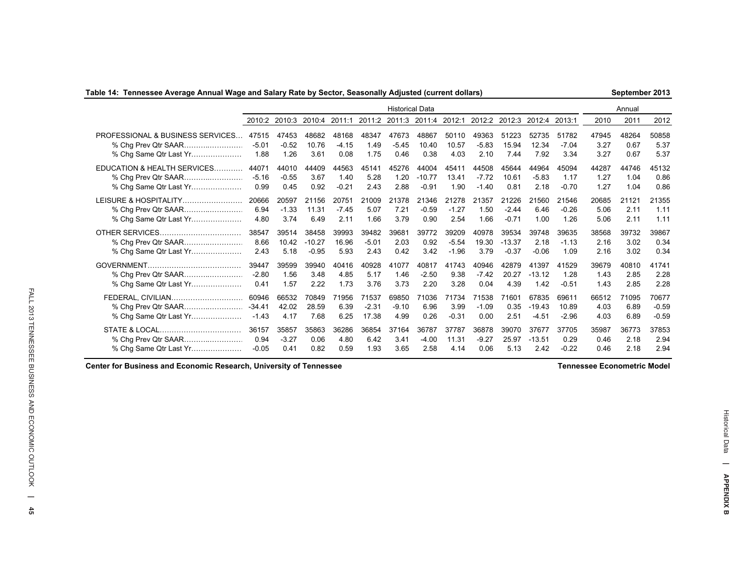**Table 14: Tennessee Average Annual Wage and Salary Rate by Sector, Seasonally Adjusted (current dollars)** — September 2013

| | Historical Data | | | | | | | | | | | | Annual | | |
|---|---|---|---|---|---|---|---|---|---|---|---|---|---|---|---|
| | 2010:2 | 2010:3 | 2010:4 | 2011:1 | 2011:2 | 2011:3 | 2011:4 | 2012:1 | 2012:2 | 2012:3 | 2012:4 | 2013:1 | 2010 | 2011 | 2012 |
| PROFESSIONAL & BUSINESS SERVICES | 47515 | 47453 | 48682 | 48168 | 48347 | 47673 | 48867 | 50110 | 49363 | 51223 | 52735 | 51782 | 47945 | 48264 | 50858 |
| % Chg Prev Qtr SAAR | -5.01 | -0.52 | 10.76 | -4.15 | 1.49 | -5.45 | 10.40 | 10.57 | -5.83 | 15.94 | 12.34 | -7.04 | 3.27 | 0.67 | 5.37 |
| % Chg Same Qtr Last Yr | 1.88 | 1.26 | 3.61 | 0.08 | 1.75 | 0.46 | 0.38 | 4.03 | 2.10 | 7.44 | 7.92 | 3.34 | 3.27 | 0.67 | 5.37 |
| EDUCATION & HEALTH SERVICES | 44071 | 44010 | 44409 | 44563 | 45141 | 45276 | 44004 | 45411 | 44508 | 45644 | 44964 | 45094 | 44287 | 44746 | 45132 |
| % Chg Prev Qtr SAAR | -5.16 | -0.55 | 3.67 | 1.40 | 5.28 | 1.20 | -10.77 | 13.41 | -7.72 | 10.61 | -5.83 | 1.17 | 1.27 | 1.04 | 0.86 |
| % Chg Same Qtr Last Yr | 0.99 | 0.45 | 0.92 | -0.21 | 2.43 | 2.88 | -0.91 | 1.90 | -1.40 | 0.81 | 2.18 | -0.70 | 1.27 | 1.04 | 0.86 |
| LEISURE & HOSPITALITY | 20666 | 20597 | 21156 | 20751 | 21009 | 21378 | 21346 | 21278 | 21357 | 21226 | 21560 | 21546 | 20685 | 21121 | 21355 |
| % Chg Prev Qtr SAAR | 6.94 | -1.33 | 11.31 | -7.45 | 5.07 | 7.21 | -0.59 | -1.27 | 1.50 | -2.44 | 6.46 | -0.26 | 5.06 | 2.11 | 1.11 |
| % Chg Same Qtr Last Yr | 4.80 | 3.74 | 6.49 | 2.11 | 1.66 | 3.79 | 0.90 | 2.54 | 1.66 | -0.71 | 1.00 | 1.26 | 5.06 | 2.11 | 1.11 |
| OTHER SERVICES | 38547 | 39514 | 38458 | 39993 | 39482 | 39681 | 39772 | 39209 | 40978 | 39534 | 39748 | 39635 | 38568 | 39732 | 39867 |
| % Chg Prev Qtr SAAR | 8.66 | 10.42 | -10.27 | 16.96 | -5.01 | 2.03 | 0.92 | -5.54 | 19.30 | -13.37 | 2.18 | -1.13 | 2.16 | 3.02 | 0.34 |
| % Chg Same Qtr Last Yr | 2.43 | 5.18 | -0.95 | 5.93 | 2.43 | 0.42 | 3.42 | -1.96 | 3.79 | -0.37 | -0.06 | 1.09 | 2.16 | 3.02 | 0.34 |
| GOVERNMENT | 39447 | 39599 | 39940 | 40416 | 40928 | 41077 | 40817 | 41743 | 40946 | 42879 | 41397 | 41529 | 39679 | 40810 | 41741 |
| % Chg Prev Qtr SAAR | -2.80 | 1.56 | 3.48 | 4.85 | 5.17 | 1.46 | -2.50 | 9.38 | -7.42 | 20.27 | -13.12 | 1.28 | 1.43 | 2.85 | 2.28 |
| % Chg Same Qtr Last Yr | 0.41 | 1.57 | 2.22 | 1.73 | 3.76 | 3.73 | 2.20 | 3.28 | 0.04 | 4.39 | 1.42 | -0.51 | 1.43 | 2.85 | 2.28 |
| FEDERAL, CIVILIAN | 60946 | 66532 | 70849 | 71956 | 71537 | 69850 | 71036 | 71734 | 71538 | 71601 | 67835 | 69611 | 66512 | 71095 | 70677 |
| % Chg Prev Qtr SAAR | -34.41 | 42.02 | 28.59 | 6.39 | -2.31 | -9.10 | 6.96 | 3.99 | -1.09 | 0.35 | -19.43 | 10.89 | 4.03 | 6.89 | -0.59 |
| % Chg Same Qtr Last Yr | -1.43 | 4.17 | 7.68 | 6.25 | 17.38 | 4.99 | 0.26 | -0.31 | 0.00 | 2.51 | -4.51 | -2.96 | 4.03 | 6.89 | -0.59 |
| STATE & LOCAL | 36157 | 35857 | 35863 | 36286 | 36854 | 37164 | 36787 | 37787 | 36878 | 39070 | 37677 | 37705 | 35987 | 36773 | 37853 |
| % Chg Prev Qtr SAAR | 0.94 | -3.27 | 0.06 | 4.80 | 6.42 | 3.41 | -4.00 | 11.31 | -9.27 | 25.97 | -13.51 | 0.29 | 0.46 | 2.18 | 2.94 |
| % Chg Same Qtr Last Yr | -0.05 | 0.41 | 0.82 | 0.59 | 1.93 | 3.65 | 2.58 | 4.14 | 0.06 | 5.13 | 2.42 | -0.22 | 0.46 | 2.18 | 2.94 |

Center for Business and Economic Research, University of Tennessee — Tennessee Econometric Model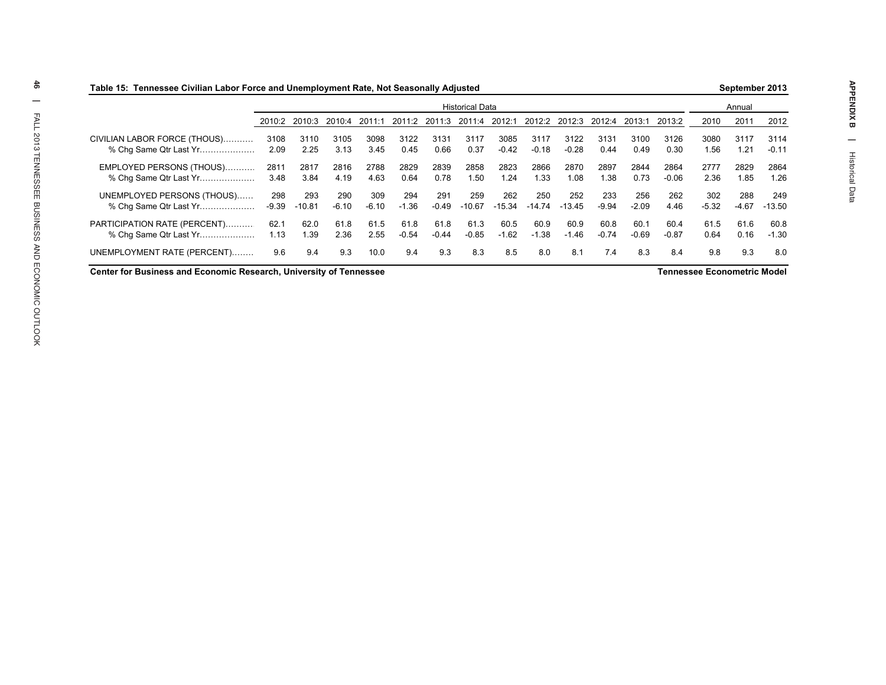**Table 15: Tennessee Civilian Labor Force and Unemployment Rate, Not Seasonally Adjusted** — September 2013

| | Historical Data | | | | | | | | | | | | | Annual | | |
|---|---|---|---|---|---|---|---|---|---|---|---|---|---|---|---|---|
| | 2010:2 | 2010:3 | 2010:4 | 2011:1 | 2011:2 | 2011:3 | 2011:4 | 2012:1 | 2012:2 | 2012:3 | 2012:4 | 2013:1 | 2013:2 | 2010 | 2011 | 2012 |
| CIVILIAN LABOR FORCE (THOUS)………. | 3108 | 3110 | 3105 | 3098 | 3122 | 3131 | 3117 | 3085 | 3117 | 3122 | 3131 | 3100 | 3126 | 3080 | 3117 | 3114 |
| % Chg Same Qtr Last Yr………………. | 2.09 | 2.25 | 3.13 | 3.45 | 0.45 | 0.66 | 0.37 | -0.42 | -0.18 | -0.28 | 0.44 | 0.49 | 0.30 | 1.56 | 1.21 | -0.11 |
| EMPLOYED PERSONS (THOUS)………. | 2811 | 2817 | 2816 | 2788 | 2829 | 2839 | 2858 | 2823 | 2866 | 2870 | 2897 | 2844 | 2864 | 2777 | 2829 | 2864 |
| % Chg Same Qtr Last Yr………………. | 3.48 | 3.84 | 4.19 | 4.63 | 0.64 | 0.78 | 1.50 | 1.24 | 1.33 | 1.08 | 1.38 | 0.73 | -0.06 | 2.36 | 1.85 | 1.26 |
| UNEMPLOYED PERSONS (THOUS)…… | 298 | 293 | 290 | 309 | 294 | 291 | 259 | 262 | 250 | 252 | 233 | 256 | 262 | 302 | 288 | 249 |
| % Chg Same Qtr Last Yr………………. | -9.39 | -10.81 | -6.10 | -6.10 | -1.36 | -0.49 | -10.67 | -15.34 | -14.74 | -13.45 | -9.94 | -2.09 | 4.46 | -5.32 | -4.67 | -13.50 |
| PARTICIPATION RATE (PERCENT)………. | 62.1 | 62.0 | 61.8 | 61.5 | 61.8 | 61.8 | 61.3 | 60.5 | 60.9 | 60.9 | 60.8 | 60.1 | 60.4 | 61.5 | 61.6 | 60.8 |
| % Chg Same Qtr Last Yr………………. | 1.13 | 1.39 | 2.36 | 2.55 | -0.54 | -0.44 | -0.85 | -1.62 | -1.38 | -1.46 | -0.74 | -0.69 | -0.87 | 0.64 | 0.16 | -1.30 |
| UNEMPLOYMENT RATE (PERCENT)…….. | 9.6 | 9.4 | 9.3 | 10.0 | 9.4 | 9.3 | 8.3 | 8.5 | 8.0 | 8.1 | 7.4 | 8.3 | 8.4 | 9.8 | 9.3 | 8.0 |

**Center for Business and Economic Research, University of Tennessee** — **Tennessee Econometric Model**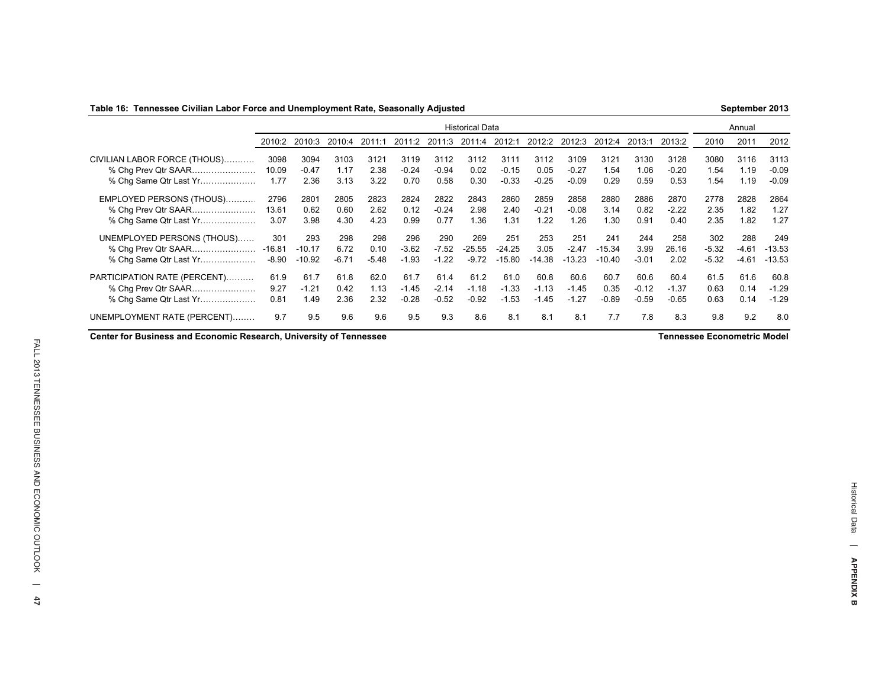**Table 16: Tennessee Civilian Labor Force and Unemployment Rate, Seasonally Adjusted** | **September 2013**

| | Historical Data | | | | | | | | | | | | | Annual | | |
|---|---|---|---|---|---|---|---|---|---|---|---|---|---|---|---|---|
| | 2010:2 | 2010:3 | 2010:4 | 2011:1 | 2011:2 | 2011:3 | 2011:4 | 2012:1 | 2012:2 | 2012:3 | 2012:4 | 2013:1 | 2013:2 | 2010 | 2011 | 2012 |
| CIVILIAN LABOR FORCE (THOUS)………… | 3098 | 3094 | 3103 | 3121 | 3119 | 3112 | 3112 | 3111 | 3112 | 3109 | 3121 | 3130 | 3128 | 3080 | 3116 | 3113 |
| % Chg Prev Qtr SAAR…………………… | 10.09 | -0.47 | 1.17 | 2.38 | -0.24 | -0.94 | 0.02 | -0.15 | 0.05 | -0.27 | 1.54 | 1.06 | -0.20 | 1.54 | 1.19 | -0.09 |
| % Chg Same Qtr Last Yr………………… | 1.77 | 2.36 | 3.13 | 3.22 | 0.70 | 0.58 | 0.30 | -0.33 | -0.25 | -0.09 | 0.29 | 0.59 | 0.53 | 1.54 | 1.19 | -0.09 |
| EMPLOYED PERSONS (THOUS)………… | 2796 | 2801 | 2805 | 2823 | 2824 | 2822 | 2843 | 2860 | 2859 | 2858 | 2880 | 2886 | 2870 | 2778 | 2828 | 2864 |
| % Chg Prev Qtr SAAR…………………… | 13.61 | 0.62 | 0.60 | 2.62 | 0.12 | -0.24 | 2.98 | 2.40 | -0.21 | -0.08 | 3.14 | 0.82 | -2.22 | 2.35 | 1.82 | 1.27 |
| % Chg Same Qtr Last Yr………………… | 3.07 | 3.98 | 4.30 | 4.23 | 0.99 | 0.77 | 1.36 | 1.31 | 1.22 | 1.26 | 1.30 | 0.91 | 0.40 | 2.35 | 1.82 | 1.27 |
| UNEMPLOYED PERSONS (THOUS)…… | 301 | 293 | 298 | 298 | 296 | 290 | 269 | 251 | 253 | 251 | 241 | 244 | 258 | 302 | 288 | 249 |
| % Chg Prev Qtr SAAR…………………… | -16.81 | -10.17 | 6.72 | 0.10 | -3.62 | -7.52 | -25.55 | -24.25 | 3.05 | -2.47 | -15.34 | 3.99 | 26.16 | -5.32 | -4.61 | -13.53 |
| % Chg Same Qtr Last Yr………………… | -8.90 | -10.92 | -6.71 | -5.48 | -1.93 | -1.22 | -9.72 | -15.80 | -14.38 | -13.23 | -10.40 | -3.01 | 2.02 | -5.32 | -4.61 | -13.53 |
| PARTICIPATION RATE (PERCENT)………. | 61.9 | 61.7 | 61.8 | 62.0 | 61.7 | 61.4 | 61.2 | 61.0 | 60.8 | 60.6 | 60.7 | 60.6 | 60.4 | 61.5 | 61.6 | 60.8 |
| % Chg Prev Qtr SAAR…………………… | 9.27 | -1.21 | 0.42 | 1.13 | -1.45 | -2.14 | -1.18 | -1.33 | -1.13 | -1.45 | 0.35 | -0.12 | -1.37 | 0.63 | 0.14 | -1.29 |
| % Chg Same Qtr Last Yr………………… | 0.81 | 1.49 | 2.36 | 2.32 | -0.28 | -0.52 | -0.92 | -1.53 | -1.45 | -1.27 | -0.89 | -0.59 | -0.65 | 0.63 | 0.14 | -1.29 |
| UNEMPLOYMENT RATE (PERCENT)…….. | 9.7 | 9.5 | 9.6 | 9.6 | 9.5 | 9.3 | 8.6 | 8.1 | 8.1 | 8.1 | 7.7 | 7.8 | 8.3 | 9.8 | 9.2 | 8.0 |

**Center for Business and Economic Research, University of Tennessee** | **Tennessee Econometric Model**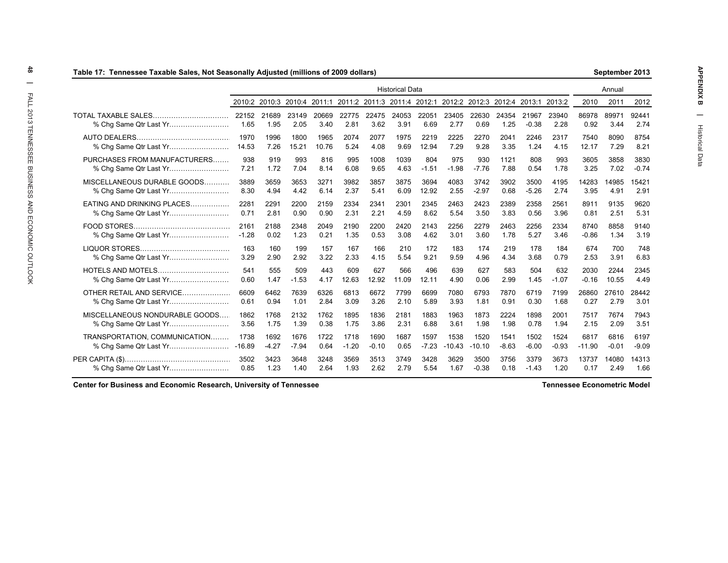## Table 17: Tennessee Taxable Sales, Not Seasonally Adjusted (millions of 2009 dollars)

September 2013

| | Historical Data | | | | | | | | | | | | | Annual | | |
|---|---|---|---|---|---|---|---|---|---|---|---|---|---|---|---|---|
| | 2010:2 | 2010:3 | 2010:4 | 2011:1 | 2011:2 | 2011:3 | 2011:4 | 2012:1 | 2012:2 | 2012:3 | 2012:4 | 2013:1 | 2013:2 | 2010 | 2011 | 2012 |
| TOTAL TAXABLE SALES | 22152 | 21689 | 23149 | 20669 | 22775 | 22475 | 24053 | 22051 | 23405 | 22630 | 24354 | 21967 | 23940 | 86978 | 89971 | 92441 |
| % Chg Same Qtr Last Yr | 1.65 | 1.95 | 2.05 | 3.40 | 2.81 | 3.62 | 3.91 | 6.69 | 2.77 | 0.69 | 1.25 | -0.38 | 2.28 | 0.92 | 3.44 | 2.74 |
| AUTO DEALERS | 1970 | 1996 | 1800 | 1965 | 2074 | 2077 | 1975 | 2219 | 2225 | 2270 | 2041 | 2246 | 2317 | 7540 | 8090 | 8754 |
| % Chg Same Qtr Last Yr | 14.53 | 7.26 | 15.21 | 10.76 | 5.24 | 4.08 | 9.69 | 12.94 | 7.29 | 9.28 | 3.35 | 1.24 | 4.15 | 12.17 | 7.29 | 8.21 |
| PURCHASES FROM MANUFACTURERS | 938 | 919 | 993 | 816 | 995 | 1008 | 1039 | 804 | 975 | 930 | 1121 | 808 | 993 | 3605 | 3858 | 3830 |
| % Chg Same Qtr Last Yr | 7.21 | 1.72 | 7.04 | 8.14 | 6.08 | 9.65 | 4.63 | -1.51 | -1.98 | -7.76 | 7.88 | 0.54 | 1.78 | 3.25 | 7.02 | -0.74 |
| MISCELLANEOUS DURABLE GOODS | 3889 | 3659 | 3653 | 3271 | 3982 | 3857 | 3875 | 3694 | 4083 | 3742 | 3902 | 3500 | 4195 | 14283 | 14985 | 15421 |
| % Chg Same Qtr Last Yr | 8.30 | 4.94 | 4.42 | 6.14 | 2.37 | 5.41 | 6.09 | 12.92 | 2.55 | -2.97 | 0.68 | -5.26 | 2.74 | 3.95 | 4.91 | 2.91 |
| EATING AND DRINKING PLACES | 2281 | 2291 | 2200 | 2159 | 2334 | 2341 | 2301 | 2345 | 2463 | 2423 | 2389 | 2358 | 2561 | 8911 | 9135 | 9620 |
| % Chg Same Qtr Last Yr | 0.71 | 2.81 | 0.90 | 0.90 | 2.31 | 2.21 | 4.59 | 8.62 | 5.54 | 3.50 | 3.83 | 0.56 | 3.96 | 0.81 | 2.51 | 5.31 |
| FOOD STORES | 2161 | 2188 | 2348 | 2049 | 2190 | 2200 | 2420 | 2143 | 2256 | 2279 | 2463 | 2256 | 2334 | 8740 | 8858 | 9140 |
| % Chg Same Qtr Last Yr | -1.28 | 0.02 | 1.23 | 0.21 | 1.35 | 0.53 | 3.08 | 4.62 | 3.01 | 3.60 | 1.78 | 5.27 | 3.46 | -0.86 | 1.34 | 3.19 |
| LIQUOR STORES | 163 | 160 | 199 | 157 | 167 | 166 | 210 | 172 | 183 | 174 | 219 | 178 | 184 | 674 | 700 | 748 |
| % Chg Same Qtr Last Yr | 3.29 | 2.90 | 2.92 | 3.22 | 2.33 | 4.15 | 5.54 | 9.21 | 9.59 | 4.96 | 4.34 | 3.68 | 0.79 | 2.53 | 3.91 | 6.83 |
| HOTELS AND MOTELS | 541 | 555 | 509 | 443 | 609 | 627 | 566 | 496 | 639 | 627 | 583 | 504 | 632 | 2030 | 2244 | 2345 |
| % Chg Same Qtr Last Yr | 0.60 | 1.47 | -1.53 | 4.17 | 12.63 | 12.92 | 11.09 | 12.11 | 4.90 | 0.06 | 2.99 | 1.45 | -1.07 | -0.16 | 10.55 | 4.49 |
| OTHER RETAIL AND SERVICE | 6609 | 6462 | 7639 | 6326 | 6813 | 6672 | 7799 | 6699 | 7080 | 6793 | 7870 | 6719 | 7199 | 26860 | 27610 | 28442 |
| % Chg Same Qtr Last Yr | 0.61 | 0.94 | 1.01 | 2.84 | 3.09 | 3.26 | 2.10 | 5.89 | 3.93 | 1.81 | 0.91 | 0.30 | 1.68 | 0.27 | 2.79 | 3.01 |
| MISCELLANEOUS NONDURABLE GOODS | 1862 | 1768 | 2132 | 1762 | 1895 | 1836 | 2181 | 1883 | 1963 | 1873 | 2224 | 1898 | 2001 | 7517 | 7674 | 7943 |
| % Chg Same Qtr Last Yr | 3.56 | 1.75 | 1.39 | 0.38 | 1.75 | 3.86 | 2.31 | 6.88 | 3.61 | 1.98 | 1.98 | 0.78 | 1.94 | 2.15 | 2.09 | 3.51 |
| TRANSPORTATION, COMMUNICATION | 1738 | 1692 | 1676 | 1722 | 1718 | 1690 | 1687 | 1597 | 1538 | 1520 | 1541 | 1502 | 1524 | 6817 | 6816 | 6197 |
| % Chg Same Qtr Last Yr | -16.89 | -4.27 | -7.94 | 0.64 | -1.20 | -0.10 | 0.65 | -7.23 | -10.43 | -10.10 | -8.63 | -6.00 | -0.93 | -11.90 | -0.01 | -9.09 |
| PER CAPITA ($) | 3502 | 3423 | 3648 | 3248 | 3569 | 3513 | 3749 | 3428 | 3629 | 3500 | 3756 | 3379 | 3673 | 13737 | 14080 | 14313 |
| % Chg Same Qtr Last Yr | 0.85 | 1.23 | 1.40 | 2.64 | 1.93 | 2.62 | 2.79 | 5.54 | 1.67 | -0.38 | 0.18 | -1.43 | 1.20 | 0.17 | 2.49 | 1.66 |

Center for Business and Economic Research, University of Tennessee — Tennessee Econometric Model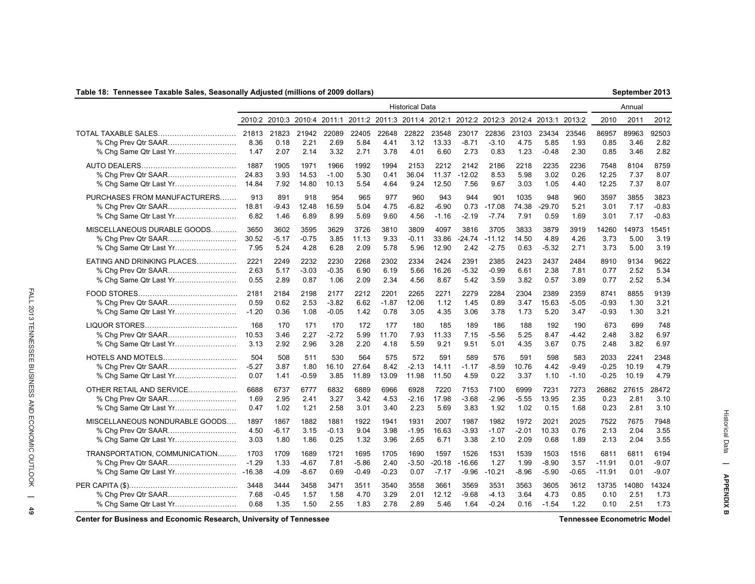**Table 18: Tennessee Taxable Sales, Seasonally Adjusted (millions of 2009 dollars)** **September 2013**

| | Historical Data | | | | | | | | | | | | | Annual | | |
|---|---|---|---|---|---|---|---|---|---|---|---|---|---|---|---|---|
| | 2010:2 | 2010:3 | 2010:4 | 2011:1 | 2011:2 | 2011:3 | 2011:4 | 2012:1 | 2012:2 | 2012:3 | 2012:4 | 2013:1 | 2013:2 | 2010 | 2011 | 2012 |
| TOTAL TAXABLE SALES | 21813 | 21823 | 21942 | 22089 | 22405 | 22648 | 22822 | 23548 | 23017 | 22836 | 23103 | 23434 | 23546 | 86957 | 89963 | 92503 |
| % Chg Prev Qtr SAAR | 8.36 | 0.18 | 2.21 | 2.69 | 5.84 | 4.41 | 3.12 | 13.33 | -8.71 | -3.10 | 4.75 | 5.85 | 1.93 | 0.85 | 3.46 | 2.82 |
| % Chg Same Qtr Last Yr | 1.47 | 2.07 | 2.14 | 3.32 | 2.71 | 3.78 | 4.01 | 6.60 | 2.73 | 0.83 | 1.23 | -0.48 | 2.30 | 0.85 | 3.46 | 2.82 |
| AUTO DEALERS | 1887 | 1905 | 1971 | 1966 | 1992 | 1994 | 2153 | 2212 | 2142 | 2186 | 2218 | 2235 | 2236 | 7548 | 8104 | 8759 |
| % Chg Prev Qtr SAAR | 24.83 | 3.93 | 14.53 | -1.00 | 5.30 | 0.41 | 36.04 | 11.37 | -12.02 | 8.53 | 5.98 | 3.02 | 0.26 | 12.25 | 7.37 | 8.07 |
| % Chg Same Qtr Last Yr | 14.84 | 7.92 | 14.80 | 10.13 | 5.54 | 4.64 | 9.24 | 12.50 | 7.56 | 9.67 | 3.03 | 1.05 | 4.40 | 12.25 | 7.37 | 8.07 |
| PURCHASES FROM MANUFACTURERS | 913 | 891 | 918 | 954 | 965 | 977 | 960 | 943 | 944 | 901 | 1035 | 948 | 960 | 3597 | 3855 | 3823 |
| % Chg Prev Qtr SAAR | 18.81 | -9.43 | 12.48 | 16.59 | 5.04 | 4.75 | -6.82 | -6.90 | 0.73 | -17.08 | 74.38 | -29.70 | 5.21 | 3.01 | 7.17 | -0.83 |
| % Chg Same Qtr Last Yr | 6.82 | 1.46 | 6.89 | 8.99 | 5.69 | 9.60 | 4.56 | -1.16 | -2.19 | -7.74 | 7.91 | 0.59 | 1.69 | 3.01 | 7.17 | -0.83 |
| MISCELLANEOUS DURABLE GOODS | 3650 | 3602 | 3595 | 3629 | 3726 | 3810 | 3809 | 4097 | 3816 | 3705 | 3833 | 3879 | 3919 | 14260 | 14973 | 15451 |
| % Chg Prev Qtr SAAR | 30.52 | -5.17 | -0.75 | 3.85 | 11.13 | 9.33 | -0.11 | 33.86 | -24.74 | -11.12 | 14.50 | 4.89 | 4.26 | 3.73 | 5.00 | 3.19 |
| % Chg Same Qtr Last Yr | 7.95 | 5.24 | 4.28 | 6.28 | 2.09 | 5.78 | 5.96 | 12.90 | 2.42 | -2.75 | 0.63 | -5.32 | 2.71 | 3.73 | 5.00 | 3.19 |
| EATING AND DRINKING PLACES | 2221 | 2249 | 2232 | 2230 | 2268 | 2302 | 2334 | 2424 | 2391 | 2385 | 2423 | 2437 | 2484 | 8910 | 9134 | 9622 |
| % Chg Prev Qtr SAAR | 2.63 | 5.17 | -3.03 | -0.35 | 6.90 | 6.19 | 5.66 | 16.26 | -5.32 | -0.99 | 6.61 | 2.38 | 7.81 | 0.77 | 2.52 | 5.34 |
| % Chg Same Qtr Last Yr | 0.55 | 2.89 | 0.87 | 1.06 | 2.09 | 2.34 | 4.56 | 8.67 | 5.42 | 3.59 | 3.82 | 0.57 | 3.89 | 0.77 | 2.52 | 5.34 |
| FOOD STORES | 2181 | 2184 | 2198 | 2177 | 2212 | 2201 | 2265 | 2271 | 2279 | 2284 | 2304 | 2389 | 2359 | 8741 | 8855 | 9139 |
| % Chg Prev Qtr SAAR | 0.59 | 0.62 | 2.53 | -3.82 | 6.62 | -1.87 | 12.06 | 1.12 | 1.45 | 0.89 | 3.47 | 15.63 | -5.05 | -0.93 | 1.30 | 3.21 |
| % Chg Same Qtr Last Yr | -1.20 | 0.36 | 1.08 | -0.05 | 1.42 | 0.78 | 3.05 | 4.35 | 3.06 | 3.78 | 1.73 | 5.20 | 3.47 | -0.93 | 1.30 | 3.21 |
| LIQUOR STORES | 168 | 170 | 171 | 170 | 172 | 177 | 180 | 185 | 189 | 186 | 188 | 192 | 190 | 673 | 699 | 748 |
| % Chg Prev Qtr SAAR | 10.53 | 3.46 | 2.27 | -2.72 | 5.99 | 11.70 | 7.93 | 11.33 | 7.15 | -5.56 | 5.25 | 8.47 | -4.42 | 2.48 | 3.82 | 6.97 |
| % Chg Same Qtr Last Yr | 3.13 | 2.92 | 2.96 | 3.28 | 2.20 | 4.18 | 5.59 | 9.21 | 9.51 | 5.01 | 4.35 | 3.67 | 0.75 | 2.48 | 3.82 | 6.97 |
| HOTELS AND MOTELS | 504 | 508 | 511 | 530 | 564 | 575 | 572 | 591 | 589 | 576 | 591 | 598 | 583 | 2033 | 2241 | 2348 |
| % Chg Prev Qtr SAAR | -5.27 | 3.87 | 1.80 | 16.10 | 27.64 | 8.42 | -2.13 | 14.11 | -1.17 | -8.59 | 10.76 | 4.42 | -9.49 | -0.25 | 10.19 | 4.79 |
| % Chg Same Qtr Last Yr | 0.07 | 1.41 | -0.59 | 3.85 | 11.89 | 13.09 | 11.98 | 11.50 | 4.59 | 0.22 | 3.37 | 1.10 | -1.10 | -0.25 | 10.19 | 4.79 |
| OTHER RETAIL AND SERVICE | 6688 | 6737 | 6777 | 6832 | 6889 | 6966 | 6928 | 7220 | 7153 | 7100 | 6999 | 7231 | 7273 | 26862 | 27615 | 28472 |
| % Chg Prev Qtr SAAR | 1.69 | 2.95 | 2.41 | 3.27 | 3.42 | 4.53 | -2.16 | 17.98 | -3.68 | -2.96 | -5.55 | 13.95 | 2.35 | 0.23 | 2.81 | 3.10 |
| % Chg Same Qtr Last Yr | 0.47 | 1.02 | 1.21 | 2.58 | 3.01 | 3.40 | 2.23 | 5.69 | 3.83 | 1.92 | 1.02 | 0.15 | 1.68 | 0.23 | 2.81 | 3.10 |
| MISCELLANEOUS NONDURABLE GOODS | 1897 | 1867 | 1882 | 1881 | 1922 | 1941 | 1931 | 2007 | 1987 | 1982 | 1972 | 2021 | 2025 | 7522 | 7675 | 7948 |
| % Chg Prev Qtr SAAR | 4.50 | -6.17 | 3.15 | -0.13 | 9.04 | 3.98 | -1.95 | 16.63 | -3.93 | -1.07 | -2.01 | 10.33 | 0.76 | 2.13 | 2.04 | 3.55 |
| % Chg Same Qtr Last Yr | 3.03 | 1.80 | 1.86 | 0.25 | 1.32 | 3.96 | 2.65 | 6.71 | 3.38 | 2.10 | 2.09 | 0.68 | 1.89 | 2.13 | 2.04 | 3.55 |
| TRANSPORTATION, COMMUNICATION | 1703 | 1709 | 1689 | 1721 | 1695 | 1705 | 1690 | 1597 | 1526 | 1531 | 1539 | 1503 | 1516 | 6811 | 6811 | 6194 |
| % Chg Prev Qtr SAAR | -1.29 | 1.33 | -4.67 | 7.81 | -5.86 | 2.40 | -3.50 | -20.18 | -16.66 | 1.27 | 1.99 | -8.90 | 3.57 | -11.91 | 0.01 | -9.07 |
| % Chg Same Qtr Last Yr | -16.38 | -4.09 | -8.67 | 0.69 | -0.49 | -0.23 | 0.07 | -7.17 | -9.96 | -10.21 | -8.96 | -5.90 | -0.65 | -11.91 | 0.01 | -9.07 |
| PER CAPITA ($) | 3448 | 3444 | 3458 | 3471 | 3511 | 3540 | 3558 | 3661 | 3569 | 3531 | 3563 | 3605 | 3612 | 13735 | 14080 | 14324 |
| % Chg Prev Qtr SAAR | 7.68 | -0.45 | 1.57 | 1.58 | 4.70 | 3.29 | 2.01 | 12.12 | -9.68 | -4.13 | 3.64 | 4.73 | 0.85 | 0.10 | 2.51 | 1.73 |
| % Chg Same Qtr Last Yr | 0.68 | 1.35 | 1.50 | 2.55 | 1.83 | 2.78 | 2.89 | 5.46 | 1.64 | -0.24 | 0.16 | -1.54 | 1.22 | 0.10 | 2.51 | 1.73 |

**Center for Business and Economic Research, University of Tennessee** **Tennessee Econometric Model**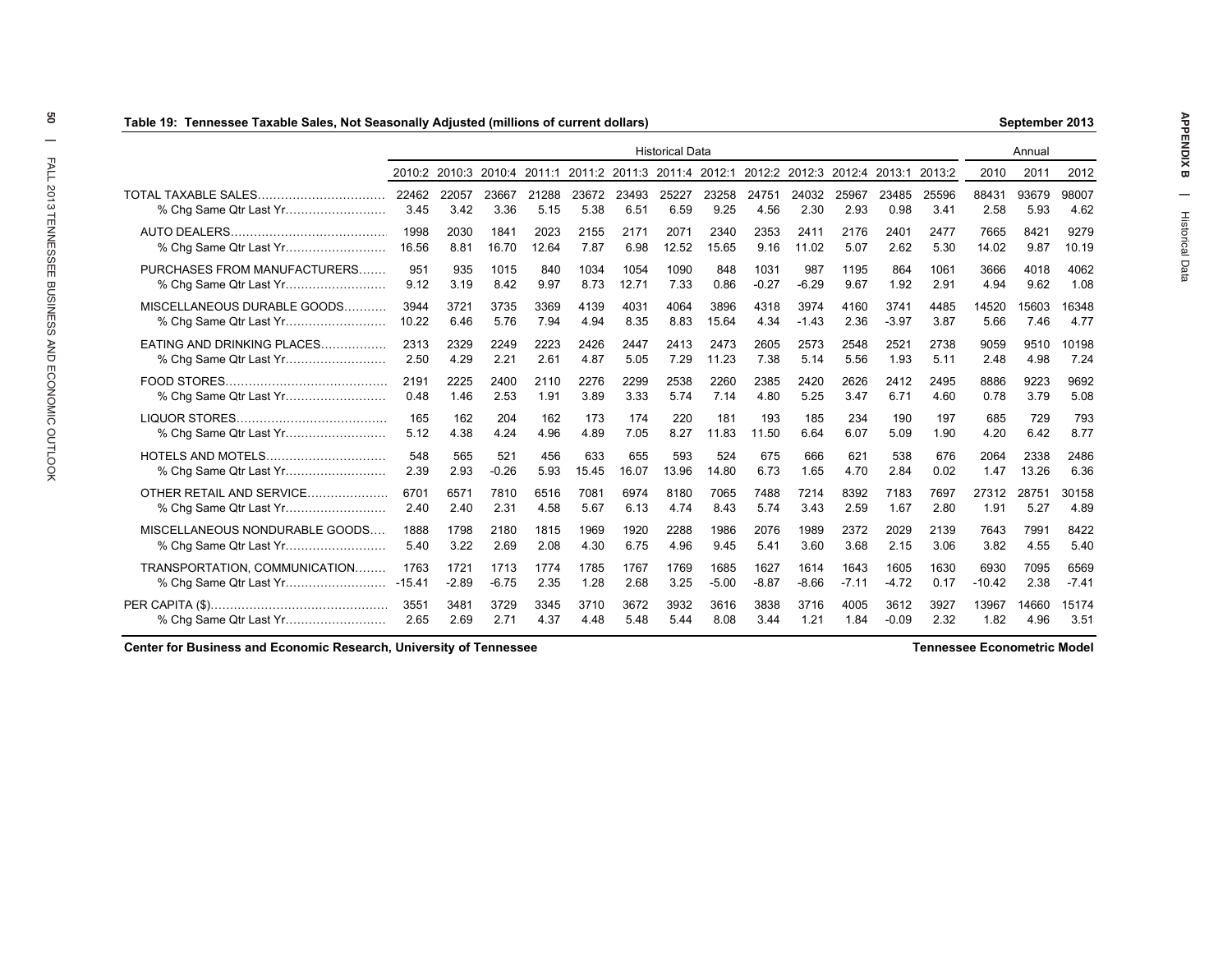**Table 19: Tennessee Taxable Sales, Not Seasonally Adjusted (millions of current dollars)** — September 2013

| | Historical Data | | | | | | | | | | | | | Annual | | |
|---|---|---|---|---|---|---|---|---|---|---|---|---|---|---|---|---|
| | 2010:2 | 2010:3 | 2010:4 | 2011:1 | 2011:2 | 2011:3 | 2011:4 | 2012:1 | 2012:2 | 2012:3 | 2012:4 | 2013:1 | 2013:2 | 2010 | 2011 | 2012 |
| TOTAL TAXABLE SALES | 22462 | 22057 | 23667 | 21288 | 23672 | 23493 | 25227 | 23258 | 24751 | 24032 | 25967 | 23485 | 25596 | 88431 | 93679 | 98007 |
| % Chg Same Qtr Last Yr | 3.45 | 3.42 | 3.36 | 5.15 | 5.38 | 6.51 | 6.59 | 9.25 | 4.56 | 2.30 | 2.93 | 0.98 | 3.41 | 2.58 | 5.93 | 4.62 |
| AUTO DEALERS | 1998 | 2030 | 1841 | 2023 | 2155 | 2171 | 2071 | 2340 | 2353 | 2411 | 2176 | 2401 | 2477 | 7665 | 8421 | 9279 |
| % Chg Same Qtr Last Yr | 16.56 | 8.81 | 16.70 | 12.64 | 7.87 | 6.98 | 12.52 | 15.65 | 9.16 | 11.02 | 5.07 | 2.62 | 5.30 | 14.02 | 9.87 | 10.19 |
| PURCHASES FROM MANUFACTURERS | 951 | 935 | 1015 | 840 | 1034 | 1054 | 1090 | 848 | 1031 | 987 | 1195 | 864 | 1061 | 3666 | 4018 | 4062 |
| % Chg Same Qtr Last Yr | 9.12 | 3.19 | 8.42 | 9.97 | 8.73 | 12.71 | 7.33 | 0.86 | -0.27 | -6.29 | 9.67 | 1.92 | 2.91 | 4.94 | 9.62 | 1.08 |
| MISCELLANEOUS DURABLE GOODS | 3944 | 3721 | 3735 | 3369 | 4139 | 4031 | 4064 | 3896 | 4318 | 3974 | 4160 | 3741 | 4485 | 14520 | 15603 | 16348 |
| % Chg Same Qtr Last Yr | 10.22 | 6.46 | 5.76 | 7.94 | 4.94 | 8.35 | 8.83 | 15.64 | 4.34 | -1.43 | 2.36 | -3.97 | 3.87 | 5.66 | 7.46 | 4.77 |
| EATING AND DRINKING PLACES | 2313 | 2329 | 2249 | 2223 | 2426 | 2447 | 2413 | 2473 | 2605 | 2573 | 2548 | 2521 | 2738 | 9059 | 9510 | 10198 |
| % Chg Same Qtr Last Yr | 2.50 | 4.29 | 2.21 | 2.61 | 4.87 | 5.05 | 7.29 | 11.23 | 7.38 | 5.14 | 5.56 | 1.93 | 5.11 | 2.48 | 4.98 | 7.24 |
| FOOD STORES | 2191 | 2225 | 2400 | 2110 | 2276 | 2299 | 2538 | 2260 | 2385 | 2420 | 2626 | 2412 | 2495 | 8886 | 9223 | 9692 |
| % Chg Same Qtr Last Yr | 0.48 | 1.46 | 2.53 | 1.91 | 3.89 | 3.33 | 5.74 | 7.14 | 4.80 | 5.25 | 3.47 | 6.71 | 4.60 | 0.78 | 3.79 | 5.08 |
| LIQUOR STORES | 165 | 162 | 204 | 162 | 173 | 174 | 220 | 181 | 193 | 185 | 234 | 190 | 197 | 685 | 729 | 793 |
| % Chg Same Qtr Last Yr | 5.12 | 4.38 | 4.24 | 4.96 | 4.89 | 7.05 | 8.27 | 11.83 | 11.50 | 6.64 | 6.07 | 5.09 | 1.90 | 4.20 | 6.42 | 8.77 |
| HOTELS AND MOTELS | 548 | 565 | 521 | 456 | 633 | 655 | 593 | 524 | 675 | 666 | 621 | 538 | 676 | 2064 | 2338 | 2486 |
| % Chg Same Qtr Last Yr | 2.39 | 2.93 | -0.26 | 5.93 | 15.45 | 16.07 | 13.96 | 14.80 | 6.73 | 1.65 | 4.70 | 2.84 | 0.02 | 1.47 | 13.26 | 6.36 |
| OTHER RETAIL AND SERVICE | 6701 | 6571 | 7810 | 6516 | 7081 | 6974 | 8180 | 7065 | 7488 | 7214 | 8392 | 7183 | 7697 | 27312 | 28751 | 30158 |
| % Chg Same Qtr Last Yr | 2.40 | 2.40 | 2.31 | 4.58 | 5.67 | 6.13 | 4.74 | 8.43 | 5.74 | 3.43 | 2.59 | 1.67 | 2.80 | 1.91 | 5.27 | 4.89 |
| MISCELLANEOUS NONDURABLE GOODS | 1888 | 1798 | 2180 | 1815 | 1969 | 1920 | 2288 | 1986 | 2076 | 1989 | 2372 | 2029 | 2139 | 7643 | 7991 | 8422 |
| % Chg Same Qtr Last Yr | 5.40 | 3.22 | 2.69 | 2.08 | 4.30 | 6.75 | 4.96 | 9.45 | 5.41 | 3.60 | 3.68 | 2.15 | 3.06 | 3.82 | 4.55 | 5.40 |
| TRANSPORTATION, COMMUNICATION | 1763 | 1721 | 1713 | 1774 | 1785 | 1767 | 1769 | 1685 | 1627 | 1614 | 1643 | 1605 | 1630 | 6930 | 7095 | 6569 |
| % Chg Same Qtr Last Yr | -15.41 | -2.89 | -6.75 | 2.35 | 1.28 | 2.68 | 3.25 | -5.00 | -8.87 | -8.66 | -7.11 | -4.72 | 0.17 | -10.42 | 2.38 | -7.41 |
| PER CAPITA ($) | 3551 | 3481 | 3729 | 3345 | 3710 | 3672 | 3932 | 3616 | 3838 | 3716 | 4005 | 3612 | 3927 | 13967 | 14660 | 15174 |
| % Chg Same Qtr Last Yr | 2.65 | 2.69 | 2.71 | 4.37 | 4.48 | 5.48 | 5.44 | 8.08 | 3.44 | 1.21 | 1.84 | -0.09 | 2.32 | 1.82 | 4.96 | 3.51 |

Center for Business and Economic Research, University of Tennessee — Tennessee Econometric Model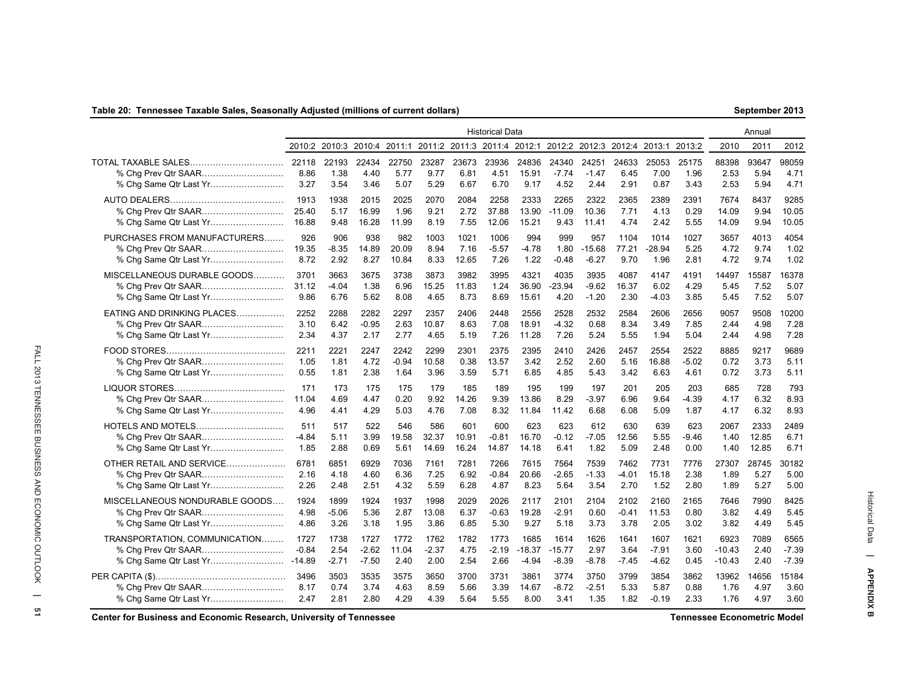**Table 20: Tennessee Taxable Sales, Seasonally Adjusted (millions of current dollars)** September 2013

| | Historical Data | | | | | | | | | | | | | Annual | | |
|---|---|---|---|---|---|---|---|---|---|---|---|---|---|---|---|---|
| | 2010:2 | 2010:3 | 2010:4 | 2011:1 | 2011:2 | 2011:3 | 2011:4 | 2012:1 | 2012:2 | 2012:3 | 2012:4 | 2013:1 | 2013:2 | 2010 | 2011 | 2012 |
| TOTAL TAXABLE SALES | 22118 | 22193 | 22434 | 22750 | 23287 | 23673 | 23936 | 24836 | 24340 | 24251 | 24633 | 25053 | 25175 | 88398 | 93647 | 98059 |
| % Chg Prev Qtr SAAR | 8.86 | 1.38 | 4.40 | 5.77 | 9.77 | 6.81 | 4.51 | 15.91 | -7.74 | -1.47 | 6.45 | 7.00 | 1.96 | 2.53 | 5.94 | 4.71 |
| % Chg Same Qtr Last Yr | 3.27 | 3.54 | 3.46 | 5.07 | 5.29 | 6.67 | 6.70 | 9.17 | 4.52 | 2.44 | 2.91 | 0.87 | 3.43 | 2.53 | 5.94 | 4.71 |
| AUTO DEALERS | 1913 | 1938 | 2015 | 2025 | 2070 | 2084 | 2258 | 2333 | 2265 | 2322 | 2365 | 2389 | 2391 | 7674 | 8437 | 9285 |
| % Chg Prev Qtr SAAR | 25.40 | 5.17 | 16.99 | 1.96 | 9.21 | 2.72 | 37.88 | 13.90 | -11.09 | 10.36 | 7.71 | 4.13 | 0.29 | 14.09 | 9.94 | 10.05 |
| % Chg Same Qtr Last Yr | 16.88 | 9.48 | 16.28 | 11.99 | 8.19 | 7.55 | 12.06 | 15.21 | 9.43 | 11.41 | 4.74 | 2.42 | 5.55 | 14.09 | 9.94 | 10.05 |
| PURCHASES FROM MANUFACTURERS | 926 | 906 | 938 | 982 | 1003 | 1021 | 1006 | 994 | 999 | 957 | 1104 | 1014 | 1027 | 3657 | 4013 | 4054 |
| % Chg Prev Qtr SAAR | 19.35 | -8.35 | 14.89 | 20.09 | 8.94 | 7.16 | -5.57 | -4.78 | 1.80 | -15.68 | 77.21 | -28.94 | 5.25 | 4.72 | 9.74 | 1.02 |
| % Chg Same Qtr Last Yr | 8.72 | 2.92 | 8.27 | 10.84 | 8.33 | 12.65 | 7.26 | 1.22 | -0.48 | -6.27 | 9.70 | 1.96 | 2.81 | 4.72 | 9.74 | 1.02 |
| MISCELLANEOUS DURABLE GOODS | 3701 | 3663 | 3675 | 3738 | 3873 | 3982 | 3995 | 4321 | 4035 | 3935 | 4087 | 4147 | 4191 | 14497 | 15587 | 16378 |
| % Chg Prev Qtr SAAR | 31.12 | -4.04 | 1.38 | 6.96 | 15.25 | 11.83 | 1.24 | 36.90 | -23.94 | -9.62 | 16.37 | 6.02 | 4.29 | 5.45 | 7.52 | 5.07 |
| % Chg Same Qtr Last Yr | 9.86 | 6.76 | 5.62 | 8.08 | 4.65 | 8.73 | 8.69 | 15.61 | 4.20 | -1.20 | 2.30 | -4.03 | 3.85 | 5.45 | 7.52 | 5.07 |
| EATING AND DRINKING PLACES | 2252 | 2288 | 2282 | 2297 | 2357 | 2406 | 2448 | 2556 | 2528 | 2532 | 2584 | 2606 | 2656 | 9057 | 9508 | 10200 |
| % Chg Prev Qtr SAAR | 3.10 | 6.42 | -0.95 | 2.63 | 10.87 | 8.63 | 7.08 | 18.91 | -4.32 | 0.68 | 8.34 | 3.49 | 7.85 | 2.44 | 4.98 | 7.28 |
| % Chg Same Qtr Last Yr | 2.34 | 4.37 | 2.17 | 2.77 | 4.65 | 5.19 | 7.26 | 11.28 | 7.26 | 5.24 | 5.55 | 1.94 | 5.04 | 2.44 | 4.98 | 7.28 |
| FOOD STORES | 2211 | 2221 | 2247 | 2242 | 2299 | 2301 | 2375 | 2395 | 2410 | 2426 | 2457 | 2554 | 2522 | 8885 | 9217 | 9689 |
| % Chg Prev Qtr SAAR | 1.05 | 1.81 | 4.72 | -0.94 | 10.58 | 0.38 | 13.57 | 3.42 | 2.52 | 2.60 | 5.16 | 16.88 | -5.02 | 0.72 | 3.73 | 5.11 |
| % Chg Same Qtr Last Yr | 0.55 | 1.81 | 2.38 | 1.64 | 3.96 | 3.59 | 5.71 | 6.85 | 4.85 | 5.43 | 3.42 | 6.63 | 4.61 | 0.72 | 3.73 | 5.11 |
| LIQUOR STORES | 171 | 173 | 175 | 175 | 179 | 185 | 189 | 195 | 199 | 197 | 201 | 205 | 203 | 685 | 728 | 793 |
| % Chg Prev Qtr SAAR | 11.04 | 4.69 | 4.47 | 0.20 | 9.92 | 14.26 | 9.39 | 13.86 | 8.29 | -3.97 | 6.96 | 9.64 | -4.39 | 4.17 | 6.32 | 8.93 |
| % Chg Same Qtr Last Yr | 4.96 | 4.41 | 4.29 | 5.03 | 4.76 | 7.08 | 8.32 | 11.84 | 11.42 | 6.68 | 6.08 | 5.09 | 1.87 | 4.17 | 6.32 | 8.93 |
| HOTELS AND MOTELS | 511 | 517 | 522 | 546 | 586 | 601 | 600 | 623 | 623 | 612 | 630 | 639 | 623 | 2067 | 2333 | 2489 |
| % Chg Prev Qtr SAAR | -4.84 | 5.11 | 3.99 | 19.58 | 32.37 | 10.91 | -0.81 | 16.70 | -0.12 | -7.05 | 12.56 | 5.55 | -9.46 | 1.40 | 12.85 | 6.71 |
| % Chg Same Qtr Last Yr | 1.85 | 2.88 | 0.69 | 5.61 | 14.69 | 16.24 | 14.87 | 14.18 | 6.41 | 1.82 | 5.09 | 2.48 | 0.00 | 1.40 | 12.85 | 6.71 |
| OTHER RETAIL AND SERVICE | 6781 | 6851 | 6929 | 7036 | 7161 | 7281 | 7266 | 7615 | 7564 | 7539 | 7462 | 7731 | 7776 | 27307 | 28745 | 30182 |
| % Chg Prev Qtr SAAR | 2.16 | 4.18 | 4.60 | 6.36 | 7.25 | 6.92 | -0.84 | 20.66 | -2.65 | -1.33 | -4.01 | 15.18 | 2.38 | 1.89 | 5.27 | 5.00 |
| % Chg Same Qtr Last Yr | 2.26 | 2.48 | 2.51 | 4.32 | 5.59 | 6.28 | 4.87 | 8.23 | 5.64 | 3.54 | 2.70 | 1.52 | 2.80 | 1.89 | 5.27 | 5.00 |
| MISCELLANEOUS NONDURABLE GOODS | 1924 | 1899 | 1924 | 1937 | 1998 | 2029 | 2026 | 2117 | 2101 | 2104 | 2102 | 2160 | 2165 | 7646 | 7990 | 8425 |
| % Chg Prev Qtr SAAR | 4.98 | -5.06 | 5.36 | 2.87 | 13.08 | 6.37 | -0.63 | 19.28 | -2.91 | 0.60 | -0.41 | 11.53 | 0.80 | 3.82 | 4.49 | 5.45 |
| % Chg Same Qtr Last Yr | 4.86 | 3.26 | 3.18 | 1.95 | 3.86 | 6.85 | 5.30 | 9.27 | 5.18 | 3.73 | 3.78 | 2.05 | 3.02 | 3.82 | 4.49 | 5.45 |
| TRANSPORTATION, COMMUNICATION | 1727 | 1738 | 1727 | 1772 | 1762 | 1782 | 1773 | 1685 | 1614 | 1626 | 1641 | 1607 | 1621 | 6923 | 7089 | 6565 |
| % Chg Prev Qtr SAAR | -0.84 | 2.54 | -2.62 | 11.04 | -2.37 | 4.75 | -2.19 | -18.37 | -15.77 | 2.97 | 3.64 | -7.91 | 3.60 | -10.43 | 2.40 | -7.39 |
| % Chg Same Qtr Last Yr | -14.89 | -2.71 | -7.50 | 2.40 | 2.00 | 2.54 | 2.66 | -4.94 | -8.39 | -8.78 | -7.45 | -4.62 | 0.45 | -10.43 | 2.40 | -7.39 |
| PER CAPITA ($) | 3496 | 3503 | 3535 | 3575 | 3650 | 3700 | 3731 | 3861 | 3774 | 3750 | 3799 | 3854 | 3862 | 13962 | 14656 | 15184 |
| % Chg Prev Qtr SAAR | 8.17 | 0.74 | 3.74 | 4.63 | 8.59 | 5.66 | 3.39 | 14.67 | -8.72 | -2.51 | 5.33 | 5.87 | 0.88 | 1.76 | 4.97 | 3.60 |
| % Chg Same Qtr Last Yr | 2.47 | 2.81 | 2.80 | 4.29 | 4.39 | 5.64 | 5.55 | 8.00 | 3.41 | 1.35 | 1.82 | -0.19 | 2.33 | 1.76 | 4.97 | 3.60 |

Center for Business and Economic Research, University of Tennessee — Tennessee Econometric Model